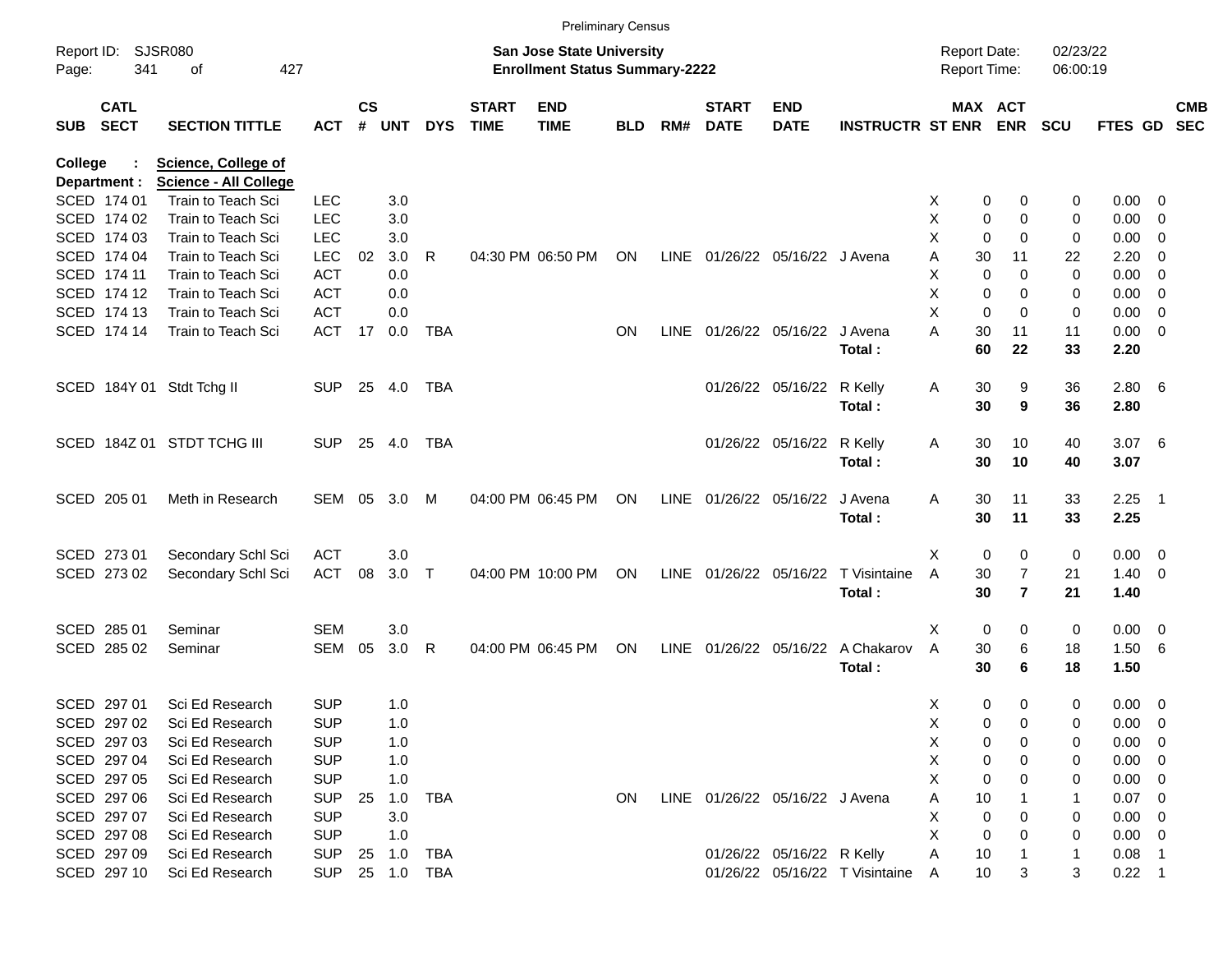Preliminary Census

Report ID: SJSR080 | San Jose State University | Report Date: 02/23/22
Page: 341 of 427 | Enrollment Status Summary-2222 | Report Time: 06:00:19

College : Science, College of
Department : Science - All College

| SUB | CATL SECT | SECTION TITTLE | ACT | CS # | UNT | DYS | START TIME | END TIME | BLD | RM# | START DATE | END DATE | INSTRUCTR | ST | MAX ENR | ACT ENR | SCU | FTES | GD | CMB SEC |
|---|---|---|---|---|---|---|---|---|---|---|---|---|---|---|---|---|---|---|---|---|
| SCED | 174 01 | Train to Teach Sci | LEC | | 3.0 | | | | | | | | | X | 0 | 0 | 0 | 0.00 | 0 | |
| SCED | 174 02 | Train to Teach Sci | LEC | | 3.0 | | | | | | | | | X | 0 | 0 | 0 | 0.00 | 0 | |
| SCED | 174 03 | Train to Teach Sci | LEC | | 3.0 | | | | | | | | | X | 0 | 0 | 0 | 0.00 | 0 | |
| SCED | 174 04 | Train to Teach Sci | LEC | 02 | 3.0 | R | 04:30 PM | 06:50 PM | ON | LINE | 01/26/22 | 05/16/22 | J Avena | A | 30 | 11 | 22 | 2.20 | 0 | |
| SCED | 174 11 | Train to Teach Sci | ACT | | 0.0 | | | | | | | | | X | 0 | 0 | 0 | 0.00 | 0 | |
| SCED | 174 12 | Train to Teach Sci | ACT | | 0.0 | | | | | | | | | X | 0 | 0 | 0 | 0.00 | 0 | |
| SCED | 174 13 | Train to Teach Sci | ACT | | 0.0 | | | | | | | | | X | 0 | 0 | 0 | 0.00 | 0 | |
| SCED | 174 14 | Train to Teach Sci | ACT | 17 | 0.0 | TBA | | | ON | LINE | 01/26/22 | 05/16/22 | J Avena | A | 30 | 11 | 11 | 0.00 | 0 | |
| | | | | | | | | | | | | | **Total :** | | **60** | **22** | **33** | **2.20** | | |
| SCED | 184Y 01 | Stdt Tchg II | SUP | 25 | 4.0 | TBA | | | | | 01/26/22 | 05/16/22 | R Kelly | A | 30 | 9 | 36 | 2.80 | 6 | |
| | | | | | | | | | | | | | **Total :** | | **30** | **9** | **36** | **2.80** | | |
| SCED | 184Z 01 | STDT TCHG III | SUP | 25 | 4.0 | TBA | | | | | 01/26/22 | 05/16/22 | R Kelly | A | 30 | 10 | 40 | 3.07 | 6 | |
| | | | | | | | | | | | | | **Total :** | | **30** | **10** | **40** | **3.07** | | |
| SCED | 205 01 | Meth in Research | SEM | 05 | 3.0 | M | 04:00 PM | 06:45 PM | ON | LINE | 01/26/22 | 05/16/22 | J Avena | A | 30 | 11 | 33 | 2.25 | 1 | |
| | | | | | | | | | | | | | **Total :** | | **30** | **11** | **33** | **2.25** | | |
| SCED | 273 01 | Secondary Schl Sci | ACT | | 3.0 | | | | | | | | | X | 0 | 0 | 0 | 0.00 | 0 | |
| SCED | 273 02 | Secondary Schl Sci | ACT | 08 | 3.0 | T | 04:00 PM | 10:00 PM | ON | LINE | 01/26/22 | 05/16/22 | T Visintaine | A | 30 | 7 | 21 | 1.40 | 0 | |
| | | | | | | | | | | | | | **Total :** | | **30** | **7** | **21** | **1.40** | | |
| SCED | 285 01 | Seminar | SEM | | 3.0 | | | | | | | | | X | 0 | 0 | 0 | 0.00 | 0 | |
| SCED | 285 02 | Seminar | SEM | 05 | 3.0 | R | 04:00 PM | 06:45 PM | ON | LINE | 01/26/22 | 05/16/22 | A Chakarov | A | 30 | 6 | 18 | 1.50 | 6 | |
| | | | | | | | | | | | | | **Total :** | | **30** | **6** | **18** | **1.50** | | |
| SCED | 297 01 | Sci Ed Research | SUP | | 1.0 | | | | | | | | | X | 0 | 0 | 0 | 0.00 | 0 | |
| SCED | 297 02 | Sci Ed Research | SUP | | 1.0 | | | | | | | | | X | 0 | 0 | 0 | 0.00 | 0 | |
| SCED | 297 03 | Sci Ed Research | SUP | | 1.0 | | | | | | | | | X | 0 | 0 | 0 | 0.00 | 0 | |
| SCED | 297 04 | Sci Ed Research | SUP | | 1.0 | | | | | | | | | X | 0 | 0 | 0 | 0.00 | 0 | |
| SCED | 297 05 | Sci Ed Research | SUP | | 1.0 | | | | | | | | | X | 0 | 0 | 0 | 0.00 | 0 | |
| SCED | 297 06 | Sci Ed Research | SUP | 25 | 1.0 | TBA | | | ON | LINE | 01/26/22 | 05/16/22 | J Avena | A | 10 | 1 | 1 | 0.07 | 0 | |
| SCED | 297 07 | Sci Ed Research | SUP | | 3.0 | | | | | | | | | X | 0 | 0 | 0 | 0.00 | 0 | |
| SCED | 297 08 | Sci Ed Research | SUP | | 1.0 | | | | | | | | | X | 0 | 0 | 0 | 0.00 | 0 | |
| SCED | 297 09 | Sci Ed Research | SUP | 25 | 1.0 | TBA | | | | | 01/26/22 | 05/16/22 | R Kelly | A | 10 | 1 | 1 | 0.08 | 1 | |
| SCED | 297 10 | Sci Ed Research | SUP | 25 | 1.0 | TBA | | | | | 01/26/22 | 05/16/22 | T Visintaine | A | 10 | 3 | 3 | 0.22 | 1 | |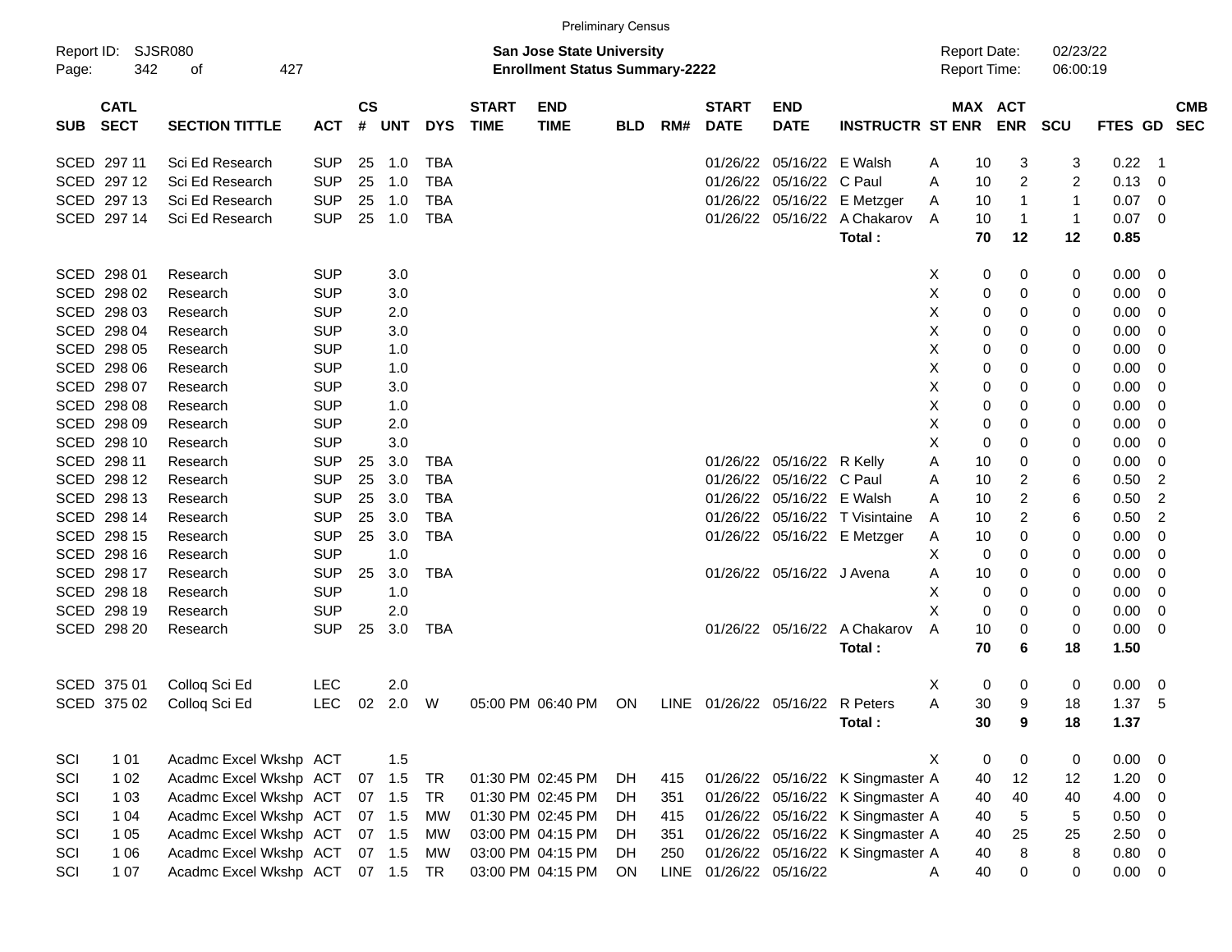Preliminary Census

Report ID: SJSR080

**San Jose State University**
**Enrollment Status Summary-2222**

Report Date: 02/23/22
Report Time: 06:00:19

| SUB | CATL SECT | SECTION TITTLE | ACT | CS # | UNT | DYS | START TIME | END TIME | BLD | RM# | START DATE | END DATE | INSTRUCTR | ST | MAX ENR | ACT ENR | SCU | FTES | GD | CMB SEC |
|---|---|---|---|---|---|---|---|---|---|---|---|---|---|---|---|---|---|---|---|---|
| SCED | 297 11 | Sci Ed Research | SUP | 25 | 1.0 | TBA | | | | | 01/26/22 | 05/16/22 | E Walsh | A | 10 | 3 | 3 | 0.22 | 1 | |
| SCED | 297 12 | Sci Ed Research | SUP | 25 | 1.0 | TBA | | | | | 01/26/22 | 05/16/22 | C Paul | A | 10 | 2 | 2 | 0.13 | 0 | |
| SCED | 297 13 | Sci Ed Research | SUP | 25 | 1.0 | TBA | | | | | 01/26/22 | 05/16/22 | E Metzger | A | 10 | 1 | 1 | 0.07 | 0 | |
| SCED | 297 14 | Sci Ed Research | SUP | 25 | 1.0 | TBA | | | | | 01/26/22 | 05/16/22 | A Chakarov | A | 10 | 1 | 1 | 0.07 | 0 | |
| | | | | | | | | | | | | | **Total :** | | **70** | **12** | **12** | **0.85** | | |
| SCED | 298 01 | Research | SUP | | 3.0 | | | | | | | | | X | 0 | 0 | 0 | 0.00 | 0 | |
| SCED | 298 02 | Research | SUP | | 3.0 | | | | | | | | | X | 0 | 0 | 0 | 0.00 | 0 | |
| SCED | 298 03 | Research | SUP | | 2.0 | | | | | | | | | X | 0 | 0 | 0 | 0.00 | 0 | |
| SCED | 298 04 | Research | SUP | | 3.0 | | | | | | | | | X | 0 | 0 | 0 | 0.00 | 0 | |
| SCED | 298 05 | Research | SUP | | 1.0 | | | | | | | | | X | 0 | 0 | 0 | 0.00 | 0 | |
| SCED | 298 06 | Research | SUP | | 1.0 | | | | | | | | | X | 0 | 0 | 0 | 0.00 | 0 | |
| SCED | 298 07 | Research | SUP | | 3.0 | | | | | | | | | X | 0 | 0 | 0 | 0.00 | 0 | |
| SCED | 298 08 | Research | SUP | | 1.0 | | | | | | | | | X | 0 | 0 | 0 | 0.00 | 0 | |
| SCED | 298 09 | Research | SUP | | 2.0 | | | | | | | | | X | 0 | 0 | 0 | 0.00 | 0 | |
| SCED | 298 10 | Research | SUP | | 3.0 | | | | | | | | | X | 0 | 0 | 0 | 0.00 | 0 | |
| SCED | 298 11 | Research | SUP | 25 | 3.0 | TBA | | | | | 01/26/22 | 05/16/22 | R Kelly | A | 10 | 0 | 0 | 0.00 | 0 | |
| SCED | 298 12 | Research | SUP | 25 | 3.0 | TBA | | | | | 01/26/22 | 05/16/22 | C Paul | A | 10 | 2 | 6 | 0.50 | 2 | |
| SCED | 298 13 | Research | SUP | 25 | 3.0 | TBA | | | | | 01/26/22 | 05/16/22 | E Walsh | A | 10 | 2 | 6 | 0.50 | 2 | |
| SCED | 298 14 | Research | SUP | 25 | 3.0 | TBA | | | | | 01/26/22 | 05/16/22 | T Visintaine | A | 10 | 2 | 6 | 0.50 | 2 | |
| SCED | 298 15 | Research | SUP | 25 | 3.0 | TBA | | | | | 01/26/22 | 05/16/22 | E Metzger | A | 10 | 0 | 0 | 0.00 | 0 | |
| SCED | 298 16 | Research | SUP | | 1.0 | | | | | | | | | X | 0 | 0 | 0 | 0.00 | 0 | |
| SCED | 298 17 | Research | SUP | 25 | 3.0 | TBA | | | | | 01/26/22 | 05/16/22 | J Avena | A | 10 | 0 | 0 | 0.00 | 0 | |
| SCED | 298 18 | Research | SUP | | 1.0 | | | | | | | | | X | 0 | 0 | 0 | 0.00 | 0 | |
| SCED | 298 19 | Research | SUP | | 2.0 | | | | | | | | | X | 0 | 0 | 0 | 0.00 | 0 | |
| SCED | 298 20 | Research | SUP | 25 | 3.0 | TBA | | | | | 01/26/22 | 05/16/22 | A Chakarov | A | 10 | 0 | 0 | 0.00 | 0 | |
| | | | | | | | | | | | | | **Total :** | | **70** | **6** | **18** | **1.50** | | |
| SCED | 375 01 | Colloq Sci Ed | LEC | | 2.0 | | | | | | | | | X | 0 | 0 | 0 | 0.00 | 0 | |
| SCED | 375 02 | Colloq Sci Ed | LEC | 02 | 2.0 | W | 05:00 PM | 06:40 PM | ON | LINE | 01/26/22 | 05/16/22 | R Peters | A | 30 | 9 | 18 | 1.37 | 5 | |
| | | | | | | | | | | | | | **Total :** | | **30** | **9** | **18** | **1.37** | | |
| SCI | 1 01 | Acadmc Excel Wkshp | ACT | | 1.5 | | | | | | | | | X | 0 | 0 | 0 | 0.00 | 0 | |
| SCI | 1 02 | Acadmc Excel Wkshp | ACT | 07 | 1.5 | TR | 01:30 PM | 02:45 PM | DH | 415 | 01/26/22 | 05/16/22 | K Singmaster | A | 40 | 12 | 12 | 1.20 | 0 | |
| SCI | 1 03 | Acadmc Excel Wkshp | ACT | 07 | 1.5 | TR | 01:30 PM | 02:45 PM | DH | 351 | 01/26/22 | 05/16/22 | K Singmaster | A | 40 | 40 | 40 | 4.00 | 0 | |
| SCI | 1 04 | Acadmc Excel Wkshp | ACT | 07 | 1.5 | MW | 01:30 PM | 02:45 PM | DH | 415 | 01/26/22 | 05/16/22 | K Singmaster | A | 40 | 5 | 5 | 0.50 | 0 | |
| SCI | 1 05 | Acadmc Excel Wkshp | ACT | 07 | 1.5 | MW | 03:00 PM | 04:15 PM | DH | 351 | 01/26/22 | 05/16/22 | K Singmaster | A | 40 | 25 | 25 | 2.50 | 0 | |
| SCI | 1 06 | Acadmc Excel Wkshp | ACT | 07 | 1.5 | MW | 03:00 PM | 04:15 PM | DH | 250 | 01/26/22 | 05/16/22 | K Singmaster | A | 40 | 8 | 8 | 0.80 | 0 | |
| SCI | 1 07 | Acadmc Excel Wkshp | ACT | 07 | 1.5 | TR | 03:00 PM | 04:15 PM | ON | LINE | 01/26/22 | 05/16/22 | | A | 40 | 0 | 0 | 0.00 | 0 | |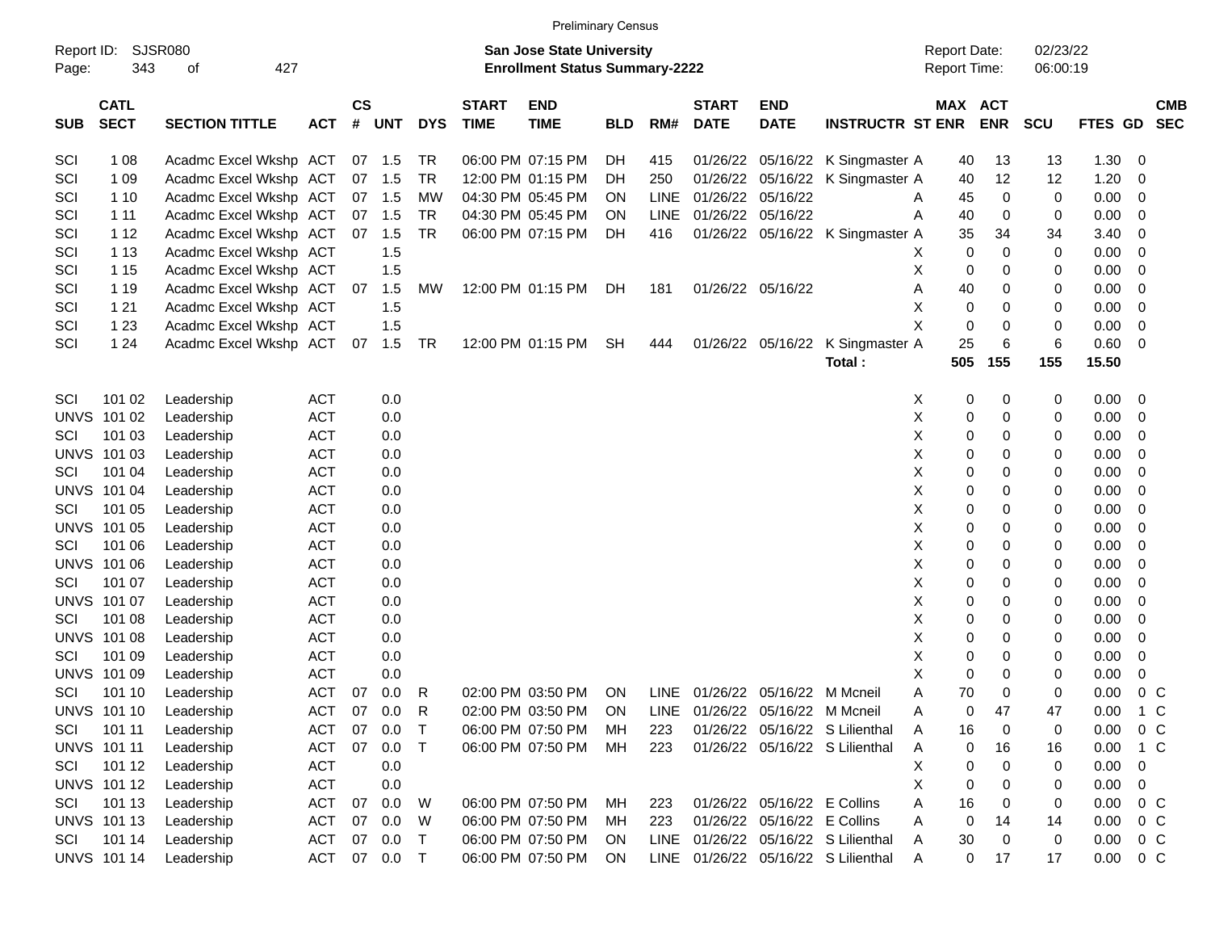Preliminary Census

Report ID: SJSR080

**San Jose State University**
**Enrollment Status Summary-2222**

Report Date: 02/23/22
Report Time: 06:00:19

| SUB | CATL SECT | SECTION TITTLE | ACT | CS # | UNT | DYS | START TIME | END TIME | BLD | RM# | START DATE | END DATE | INSTRUCTR | ST | MAX ENR | ACT ENR | SCU | FTES | GD | CMB SEC |
|---|---|---|---|---|---|---|---|---|---|---|---|---|---|---|---|---|---|---|---|---|
| SCI | 1 08 | Acadmc Excel Wkshp | ACT | 07 | 1.5 | TR | 06:00 PM | 07:15 PM | DH | 415 | 01/26/22 | 05/16/22 | K Singmaster | A | 40 | 13 | 13 | 1.30 | 0 | |
| SCI | 1 09 | Acadmc Excel Wkshp | ACT | 07 | 1.5 | TR | 12:00 PM | 01:15 PM | DH | 250 | 01/26/22 | 05/16/22 | K Singmaster | A | 40 | 12 | 12 | 1.20 | 0 | |
| SCI | 1 10 | Acadmc Excel Wkshp | ACT | 07 | 1.5 | MW | 04:30 PM | 05:45 PM | ON | LINE | 01/26/22 | 05/16/22 | | A | 45 | 0 | 0 | 0.00 | 0 | |
| SCI | 1 11 | Acadmc Excel Wkshp | ACT | 07 | 1.5 | TR | 04:30 PM | 05:45 PM | ON | LINE | 01/26/22 | 05/16/22 | | A | 40 | 0 | 0 | 0.00 | 0 | |
| SCI | 1 12 | Acadmc Excel Wkshp | ACT | 07 | 1.5 | TR | 06:00 PM | 07:15 PM | DH | 416 | 01/26/22 | 05/16/22 | K Singmaster | A | 35 | 34 | 34 | 3.40 | 0 | |
| SCI | 1 13 | Acadmc Excel Wkshp | ACT | | 1.5 | | | | | | | | | X | 0 | 0 | 0 | 0.00 | 0 | |
| SCI | 1 15 | Acadmc Excel Wkshp | ACT | | 1.5 | | | | | | | | | X | 0 | 0 | 0 | 0.00 | 0 | |
| SCI | 1 19 | Acadmc Excel Wkshp | ACT | 07 | 1.5 | MW | 12:00 PM | 01:15 PM | DH | 181 | 01/26/22 | 05/16/22 | | A | 40 | 0 | 0 | 0.00 | 0 | |
| SCI | 1 21 | Acadmc Excel Wkshp | ACT | | 1.5 | | | | | | | | | X | 0 | 0 | 0 | 0.00 | 0 | |
| SCI | 1 23 | Acadmc Excel Wkshp | ACT | | 1.5 | | | | | | | | | X | 0 | 0 | 0 | 0.00 | 0 | |
| SCI | 1 24 | Acadmc Excel Wkshp | ACT | 07 | 1.5 | TR | 12:00 PM | 01:15 PM | SH | 444 | 01/26/22 | 05/16/22 | K Singmaster | A | 25 | 6 | 6 | 0.60 | 0 | |
| | | | | | | | | | | | | | Total : | | 505 | 155 | 155 | 15.50 | | |
| SCI | 101 02 | Leadership | ACT | | 0.0 | | | | | | | | | X | 0 | 0 | 0 | 0.00 | 0 | |
| UNVS | 101 02 | Leadership | ACT | | 0.0 | | | | | | | | | X | 0 | 0 | 0 | 0.00 | 0 | |
| SCI | 101 03 | Leadership | ACT | | 0.0 | | | | | | | | | X | 0 | 0 | 0 | 0.00 | 0 | |
| UNVS | 101 03 | Leadership | ACT | | 0.0 | | | | | | | | | X | 0 | 0 | 0 | 0.00 | 0 | |
| SCI | 101 04 | Leadership | ACT | | 0.0 | | | | | | | | | X | 0 | 0 | 0 | 0.00 | 0 | |
| UNVS | 101 04 | Leadership | ACT | | 0.0 | | | | | | | | | X | 0 | 0 | 0 | 0.00 | 0 | |
| SCI | 101 05 | Leadership | ACT | | 0.0 | | | | | | | | | X | 0 | 0 | 0 | 0.00 | 0 | |
| UNVS | 101 05 | Leadership | ACT | | 0.0 | | | | | | | | | X | 0 | 0 | 0 | 0.00 | 0 | |
| SCI | 101 06 | Leadership | ACT | | 0.0 | | | | | | | | | X | 0 | 0 | 0 | 0.00 | 0 | |
| UNVS | 101 06 | Leadership | ACT | | 0.0 | | | | | | | | | X | 0 | 0 | 0 | 0.00 | 0 | |
| SCI | 101 07 | Leadership | ACT | | 0.0 | | | | | | | | | X | 0 | 0 | 0 | 0.00 | 0 | |
| UNVS | 101 07 | Leadership | ACT | | 0.0 | | | | | | | | | X | 0 | 0 | 0 | 0.00 | 0 | |
| SCI | 101 08 | Leadership | ACT | | 0.0 | | | | | | | | | X | 0 | 0 | 0 | 0.00 | 0 | |
| UNVS | 101 08 | Leadership | ACT | | 0.0 | | | | | | | | | X | 0 | 0 | 0 | 0.00 | 0 | |
| SCI | 101 09 | Leadership | ACT | | 0.0 | | | | | | | | | X | 0 | 0 | 0 | 0.00 | 0 | |
| UNVS | 101 09 | Leadership | ACT | | 0.0 | | | | | | | | | X | 0 | 0 | 0 | 0.00 | 0 | |
| SCI | 101 10 | Leadership | ACT | 07 | 0.0 | R | 02:00 PM | 03:50 PM | ON | LINE | 01/26/22 | 05/16/22 | M Mcneil | A | 70 | 0 | 0 | 0.00 | 0 | C |
| UNVS | 101 10 | Leadership | ACT | 07 | 0.0 | R | 02:00 PM | 03:50 PM | ON | LINE | 01/26/22 | 05/16/22 | M Mcneil | A | 0 | 47 | 47 | 0.00 | 1 | C |
| SCI | 101 11 | Leadership | ACT | 07 | 0.0 | T | 06:00 PM | 07:50 PM | MH | 223 | 01/26/22 | 05/16/22 | S Lilienthal | A | 16 | 0 | 0 | 0.00 | 0 | C |
| UNVS | 101 11 | Leadership | ACT | 07 | 0.0 | T | 06:00 PM | 07:50 PM | MH | 223 | 01/26/22 | 05/16/22 | S Lilienthal | A | 0 | 16 | 16 | 0.00 | 1 | C |
| SCI | 101 12 | Leadership | ACT | | 0.0 | | | | | | | | | X | 0 | 0 | 0 | 0.00 | 0 | |
| UNVS | 101 12 | Leadership | ACT | | 0.0 | | | | | | | | | X | 0 | 0 | 0 | 0.00 | 0 | |
| SCI | 101 13 | Leadership | ACT | 07 | 0.0 | W | 06:00 PM | 07:50 PM | MH | 223 | 01/26/22 | 05/16/22 | E Collins | A | 16 | 0 | 0 | 0.00 | 0 | C |
| UNVS | 101 13 | Leadership | ACT | 07 | 0.0 | W | 06:00 PM | 07:50 PM | MH | 223 | 01/26/22 | 05/16/22 | E Collins | A | 0 | 14 | 14 | 0.00 | 0 | C |
| SCI | 101 14 | Leadership | ACT | 07 | 0.0 | T | 06:00 PM | 07:50 PM | ON | LINE | 01/26/22 | 05/16/22 | S Lilienthal | A | 30 | 0 | 0 | 0.00 | 0 | C |
| UNVS | 101 14 | Leadership | ACT | 07 | 0.0 | T | 06:00 PM | 07:50 PM | ON | LINE | 01/26/22 | 05/16/22 | S Lilienthal | A | 0 | 17 | 17 | 0.00 | 0 | C |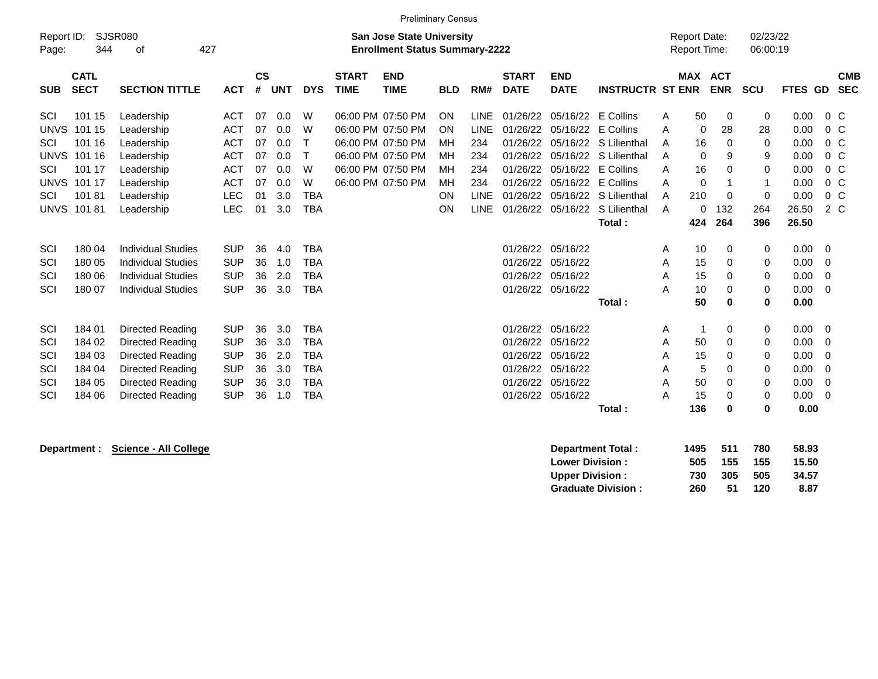Preliminary Census

Report ID: SJSR080

**San Jose State University**
**Enrollment Status Summary-2222**

Report Date: 02/23/22
Report Time: 06:00:19

| SUB | CATL SECT | SECTION TITTLE | ACT | CS # | UNT | DYS | START TIME | END TIME | BLD | RM# | START DATE | END DATE | INSTRUCTR | ST | MAX ENR | ACT ENR | SCU | FTES | GD | CMB SEC |
|---|---|---|---|---|---|---|---|---|---|---|---|---|---|---|---|---|---|---|---|---|
| SCI | 101 15 | Leadership | ACT | 07 | 0.0 | W | 06:00 PM | 07:50 PM | ON | LINE | 01/26/22 | 05/16/22 | E Collins | A | 50 | 0 | 0 | 0.00 | 0 | C |
| UNVS | 101 15 | Leadership | ACT | 07 | 0.0 | W | 06:00 PM | 07:50 PM | ON | LINE | 01/26/22 | 05/16/22 | E Collins | A | 0 | 28 | 28 | 0.00 | 0 | C |
| SCI | 101 16 | Leadership | ACT | 07 | 0.0 | T | 06:00 PM | 07:50 PM | MH | 234 | 01/26/22 | 05/16/22 | S Lilienthal | A | 16 | 0 | 0 | 0.00 | 0 | C |
| UNVS | 101 16 | Leadership | ACT | 07 | 0.0 | T | 06:00 PM | 07:50 PM | MH | 234 | 01/26/22 | 05/16/22 | S Lilienthal | A | 0 | 9 | 9 | 0.00 | 0 | C |
| SCI | 101 17 | Leadership | ACT | 07 | 0.0 | W | 06:00 PM | 07:50 PM | MH | 234 | 01/26/22 | 05/16/22 | E Collins | A | 16 | 0 | 0 | 0.00 | 0 | C |
| UNVS | 101 17 | Leadership | ACT | 07 | 0.0 | W | 06:00 PM | 07:50 PM | MH | 234 | 01/26/22 | 05/16/22 | E Collins | A | 0 | 1 | 1 | 0.00 | 0 | C |
| SCI | 101 81 | Leadership | LEC | 01 | 3.0 | TBA | | | ON | LINE | 01/26/22 | 05/16/22 | S Lilienthal | A | 210 | 0 | 0 | 0.00 | 0 | C |
| UNVS | 101 81 | Leadership | LEC | 01 | 3.0 | TBA | | | ON | LINE | 01/26/22 | 05/16/22 | S Lilienthal | A | 0 | 132 | 264 | 26.50 | 2 | C |
| | | | | | | | | | | | | | **Total :** | | **424** | **264** | **396** | **26.50** | | |
| SCI | 180 04 | Individual Studies | SUP | 36 | 4.0 | TBA | | | | | 01/26/22 | 05/16/22 | | A | 10 | 0 | 0 | 0.00 | 0 | |
| SCI | 180 05 | Individual Studies | SUP | 36 | 1.0 | TBA | | | | | 01/26/22 | 05/16/22 | | A | 15 | 0 | 0 | 0.00 | 0 | |
| SCI | 180 06 | Individual Studies | SUP | 36 | 2.0 | TBA | | | | | 01/26/22 | 05/16/22 | | A | 15 | 0 | 0 | 0.00 | 0 | |
| SCI | 180 07 | Individual Studies | SUP | 36 | 3.0 | TBA | | | | | 01/26/22 | 05/16/22 | | A | 10 | 0 | 0 | 0.00 | 0 | |
| | | | | | | | | | | | | | **Total :** | | **50** | **0** | **0** | **0.00** | | |
| SCI | 184 01 | Directed Reading | SUP | 36 | 3.0 | TBA | | | | | 01/26/22 | 05/16/22 | | A | 1 | 0 | 0 | 0.00 | 0 | |
| SCI | 184 02 | Directed Reading | SUP | 36 | 3.0 | TBA | | | | | 01/26/22 | 05/16/22 | | A | 50 | 0 | 0 | 0.00 | 0 | |
| SCI | 184 03 | Directed Reading | SUP | 36 | 2.0 | TBA | | | | | 01/26/22 | 05/16/22 | | A | 15 | 0 | 0 | 0.00 | 0 | |
| SCI | 184 04 | Directed Reading | SUP | 36 | 3.0 | TBA | | | | | 01/26/22 | 05/16/22 | | A | 5 | 0 | 0 | 0.00 | 0 | |
| SCI | 184 05 | Directed Reading | SUP | 36 | 3.0 | TBA | | | | | 01/26/22 | 05/16/22 | | A | 50 | 0 | 0 | 0.00 | 0 | |
| SCI | 184 06 | Directed Reading | SUP | 36 | 1.0 | TBA | | | | | 01/26/22 | 05/16/22 | | A | 15 | 0 | 0 | 0.00 | 0 | |
| | | | | | | | | | | | | | **Total :** | | **136** | **0** | **0** | **0.00** | | |

**Department :** **Science - All College**

| | MAX ENR | ACT ENR | SCU | FTES |
|---|---|---|---|---|
| **Department Total :** | **1495** | **511** | **780** | **58.93** |
| **Lower Division :** | **505** | **155** | **155** | **15.50** |
| **Upper Division :** | **730** | **305** | **505** | **34.57** |
| **Graduate Division :** | **260** | **51** | **120** | **8.87** |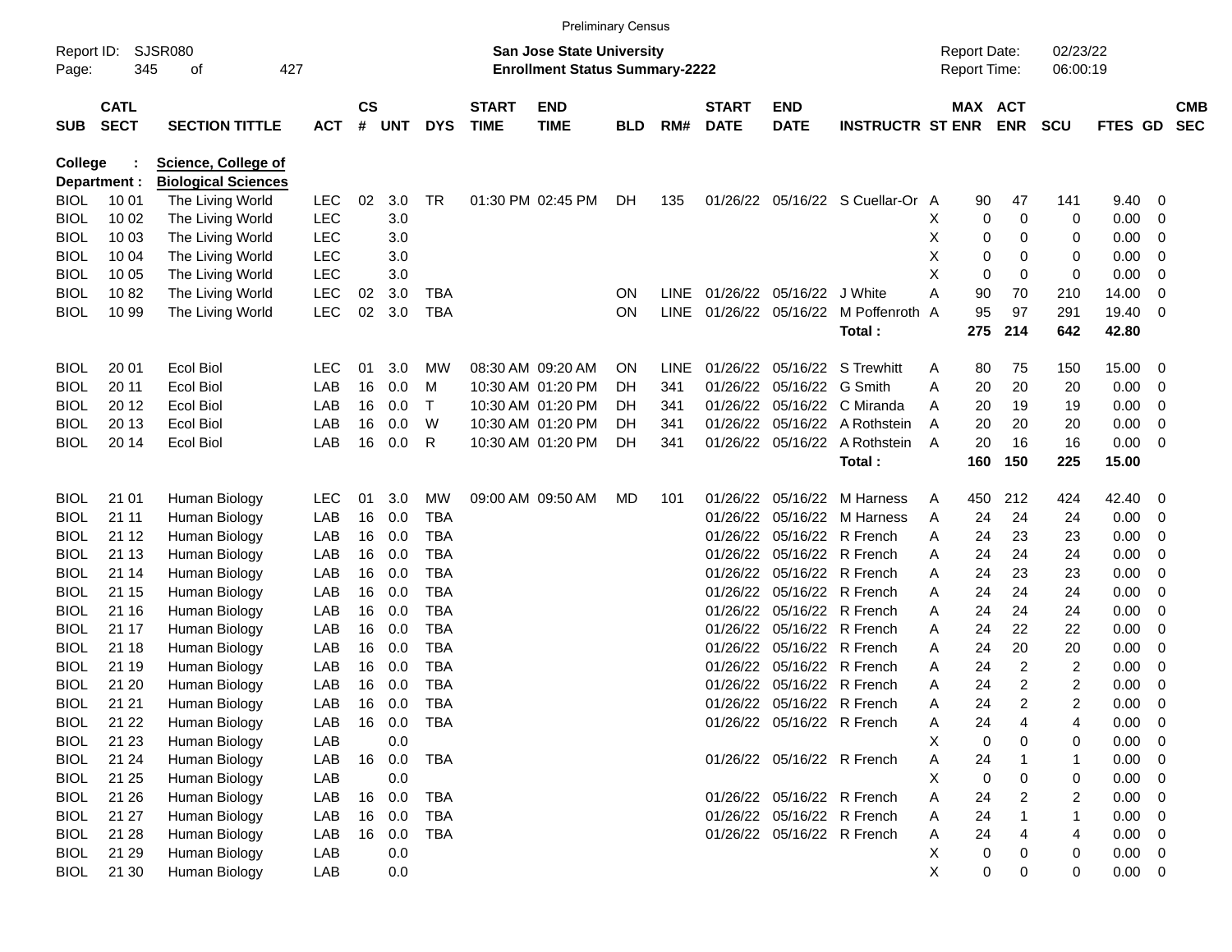Preliminary Census

Report ID: SJSR080

**San Jose State University**
**Enrollment Status Summary-2222**

Report Date: 02/23/22
Report Time: 06:00:19

**College : Science, College of**
**Department : Biological Sciences**

| SUB | CATL SECT | SECTION TITTLE | ACT | CS # | UNT | DYS | START TIME | END TIME | BLD | RM# | START DATE | END DATE | INSTRUCTR | ST | MAX ENR | ACT ENR | SCU | FTES | GD | CMB SEC |
|---|---|---|---|---|---|---|---|---|---|---|---|---|---|---|---|---|---|---|---|---|
| BIOL | 10 01 | The Living World | LEC | 02 | 3.0 | TR | 01:30 PM | 02:45 PM | DH | 135 | 01/26/22 | 05/16/22 | S Cuellar-Or | A | 90 | 47 | 141 | 9.40 | 0 | |
| BIOL | 10 02 | The Living World | LEC | | 3.0 | | | | | | | | | X | 0 | 0 | 0 | 0.00 | 0 | |
| BIOL | 10 03 | The Living World | LEC | | 3.0 | | | | | | | | | X | 0 | 0 | 0 | 0.00 | 0 | |
| BIOL | 10 04 | The Living World | LEC | | 3.0 | | | | | | | | | X | 0 | 0 | 0 | 0.00 | 0 | |
| BIOL | 10 05 | The Living World | LEC | | 3.0 | | | | | | | | | X | 0 | 0 | 0 | 0.00 | 0 | |
| BIOL | 10 82 | The Living World | LEC | 02 | 3.0 | TBA | | | ON | LINE | 01/26/22 | 05/16/22 | J White | A | 90 | 70 | 210 | 14.00 | 0 | |
| BIOL | 10 99 | The Living World | LEC | 02 | 3.0 | TBA | | | ON | LINE | 01/26/22 | 05/16/22 | M Poffenroth | A | 95 | 97 | 291 | 19.40 | 0 | |
| | | | | | | | | | | | | | **Total :** | | **275** | **214** | **642** | **42.80** | | |
| BIOL | 20 01 | Ecol Biol | LEC | 01 | 3.0 | MW | 08:30 AM | 09:20 AM | ON | LINE | 01/26/22 | 05/16/22 | S Trewhitt | A | 80 | 75 | 150 | 15.00 | 0 | |
| BIOL | 20 11 | Ecol Biol | LAB | 16 | 0.0 | M | 10:30 AM | 01:20 PM | DH | 341 | 01/26/22 | 05/16/22 | G Smith | A | 20 | 20 | 20 | 0.00 | 0 | |
| BIOL | 20 12 | Ecol Biol | LAB | 16 | 0.0 | T | 10:30 AM | 01:20 PM | DH | 341 | 01/26/22 | 05/16/22 | C Miranda | A | 20 | 19 | 19 | 0.00 | 0 | |
| BIOL | 20 13 | Ecol Biol | LAB | 16 | 0.0 | W | 10:30 AM | 01:20 PM | DH | 341 | 01/26/22 | 05/16/22 | A Rothstein | A | 20 | 20 | 20 | 0.00 | 0 | |
| BIOL | 20 14 | Ecol Biol | LAB | 16 | 0.0 | R | 10:30 AM | 01:20 PM | DH | 341 | 01/26/22 | 05/16/22 | A Rothstein | A | 20 | 16 | 16 | 0.00 | 0 | |
| | | | | | | | | | | | | | **Total :** | | **160** | **150** | **225** | **15.00** | | |
| BIOL | 21 01 | Human Biology | LEC | 01 | 3.0 | MW | 09:00 AM | 09:50 AM | MD | 101 | 01/26/22 | 05/16/22 | M Harness | A | 450 | 212 | 424 | 42.40 | 0 | |
| BIOL | 21 11 | Human Biology | LAB | 16 | 0.0 | TBA | | | | | 01/26/22 | 05/16/22 | M Harness | A | 24 | 24 | 24 | 0.00 | 0 | |
| BIOL | 21 12 | Human Biology | LAB | 16 | 0.0 | TBA | | | | | 01/26/22 | 05/16/22 | R French | A | 24 | 23 | 23 | 0.00 | 0 | |
| BIOL | 21 13 | Human Biology | LAB | 16 | 0.0 | TBA | | | | | 01/26/22 | 05/16/22 | R French | A | 24 | 24 | 24 | 0.00 | 0 | |
| BIOL | 21 14 | Human Biology | LAB | 16 | 0.0 | TBA | | | | | 01/26/22 | 05/16/22 | R French | A | 24 | 23 | 23 | 0.00 | 0 | |
| BIOL | 21 15 | Human Biology | LAB | 16 | 0.0 | TBA | | | | | 01/26/22 | 05/16/22 | R French | A | 24 | 24 | 24 | 0.00 | 0 | |
| BIOL | 21 16 | Human Biology | LAB | 16 | 0.0 | TBA | | | | | 01/26/22 | 05/16/22 | R French | A | 24 | 24 | 24 | 0.00 | 0 | |
| BIOL | 21 17 | Human Biology | LAB | 16 | 0.0 | TBA | | | | | 01/26/22 | 05/16/22 | R French | A | 24 | 22 | 22 | 0.00 | 0 | |
| BIOL | 21 18 | Human Biology | LAB | 16 | 0.0 | TBA | | | | | 01/26/22 | 05/16/22 | R French | A | 24 | 20 | 20 | 0.00 | 0 | |
| BIOL | 21 19 | Human Biology | LAB | 16 | 0.0 | TBA | | | | | 01/26/22 | 05/16/22 | R French | A | 24 | 2 | 2 | 0.00 | 0 | |
| BIOL | 21 20 | Human Biology | LAB | 16 | 0.0 | TBA | | | | | 01/26/22 | 05/16/22 | R French | A | 24 | 2 | 2 | 0.00 | 0 | |
| BIOL | 21 21 | Human Biology | LAB | 16 | 0.0 | TBA | | | | | 01/26/22 | 05/16/22 | R French | A | 24 | 2 | 2 | 0.00 | 0 | |
| BIOL | 21 22 | Human Biology | LAB | 16 | 0.0 | TBA | | | | | 01/26/22 | 05/16/22 | R French | A | 24 | 4 | 4 | 0.00 | 0 | |
| BIOL | 21 23 | Human Biology | LAB | | 0.0 | | | | | | | | | X | 0 | 0 | 0 | 0.00 | 0 | |
| BIOL | 21 24 | Human Biology | LAB | 16 | 0.0 | TBA | | | | | 01/26/22 | 05/16/22 | R French | A | 24 | 1 | 1 | 0.00 | 0 | |
| BIOL | 21 25 | Human Biology | LAB | | 0.0 | | | | | | | | | X | 0 | 0 | 0 | 0.00 | 0 | |
| BIOL | 21 26 | Human Biology | LAB | 16 | 0.0 | TBA | | | | | 01/26/22 | 05/16/22 | R French | A | 24 | 2 | 2 | 0.00 | 0 | |
| BIOL | 21 27 | Human Biology | LAB | 16 | 0.0 | TBA | | | | | 01/26/22 | 05/16/22 | R French | A | 24 | 1 | 1 | 0.00 | 0 | |
| BIOL | 21 28 | Human Biology | LAB | 16 | 0.0 | TBA | | | | | 01/26/22 | 05/16/22 | R French | A | 24 | 4 | 4 | 0.00 | 0 | |
| BIOL | 21 29 | Human Biology | LAB | | 0.0 | | | | | | | | | X | 0 | 0 | 0 | 0.00 | 0 | |
| BIOL | 21 30 | Human Biology | LAB | | 0.0 | | | | | | | | | X | 0 | 0 | 0 | 0.00 | 0 | |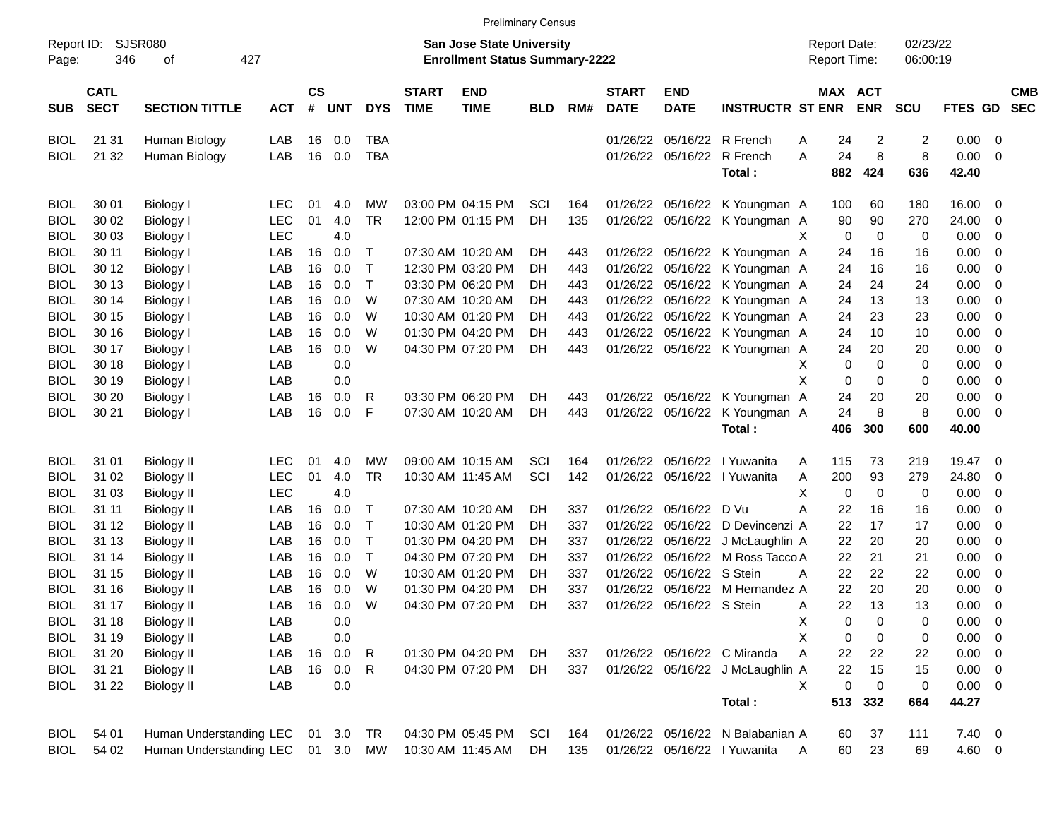Preliminary Census

Report ID: SJSR080
Page: 346 of 427

**San Jose State University**
**Enrollment Status Summary-2222**

Report Date: 02/23/22
Report Time: 06:00:19

| SUB | CATL SECT | SECTION TITTLE | ACT | CS # | UNT | DYS | START TIME | END TIME | BLD | RM# | START DATE | END DATE | INSTRUCTR | ST | MAX ENR | ACT ENR | SCU | FTES | GD | CMB SEC |
|---|---|---|---|---|---|---|---|---|---|---|---|---|---|---|---|---|---|---|---|---|
| BIOL | 21 31 | Human Biology | LAB | 16 | 0.0 | TBA | | | | | 01/26/22 | 05/16/22 | R French | A | 24 | 2 | 2 | 0.00 | 0 | |
| BIOL | 21 32 | Human Biology | LAB | 16 | 0.0 | TBA | | | | | 01/26/22 | 05/16/22 | R French | A | 24 | 8 | 8 | 0.00 | 0 | |
| | | | | | | | | | | | | | Total : | | 882 | 424 | 636 | 42.40 | | |
| BIOL | 30 01 | Biology I | LEC | 01 | 4.0 | MW | 03:00 PM | 04:15 PM | SCI | 164 | 01/26/22 | 05/16/22 | K Youngman | A | 100 | 60 | 180 | 16.00 | 0 | |
| BIOL | 30 02 | Biology I | LEC | 01 | 4.0 | TR | 12:00 PM | 01:15 PM | DH | 135 | 01/26/22 | 05/16/22 | K Youngman | A | 90 | 90 | 270 | 24.00 | 0 | |
| BIOL | 30 03 | Biology I | LEC | | 4.0 | | | | | | | | | X | 0 | 0 | 0 | 0.00 | 0 | |
| BIOL | 30 11 | Biology I | LAB | 16 | 0.0 | T | 07:30 AM | 10:20 AM | DH | 443 | 01/26/22 | 05/16/22 | K Youngman | A | 24 | 16 | 16 | 0.00 | 0 | |
| BIOL | 30 12 | Biology I | LAB | 16 | 0.0 | T | 12:30 PM | 03:20 PM | DH | 443 | 01/26/22 | 05/16/22 | K Youngman | A | 24 | 16 | 16 | 0.00 | 0 | |
| BIOL | 30 13 | Biology I | LAB | 16 | 0.0 | T | 03:30 PM | 06:20 PM | DH | 443 | 01/26/22 | 05/16/22 | K Youngman | A | 24 | 24 | 24 | 0.00 | 0 | |
| BIOL | 30 14 | Biology I | LAB | 16 | 0.0 | W | 07:30 AM | 10:20 AM | DH | 443 | 01/26/22 | 05/16/22 | K Youngman | A | 24 | 13 | 13 | 0.00 | 0 | |
| BIOL | 30 15 | Biology I | LAB | 16 | 0.0 | W | 10:30 AM | 01:20 PM | DH | 443 | 01/26/22 | 05/16/22 | K Youngman | A | 24 | 23 | 23 | 0.00 | 0 | |
| BIOL | 30 16 | Biology I | LAB | 16 | 0.0 | W | 01:30 PM | 04:20 PM | DH | 443 | 01/26/22 | 05/16/22 | K Youngman | A | 24 | 10 | 10 | 0.00 | 0 | |
| BIOL | 30 17 | Biology I | LAB | 16 | 0.0 | W | 04:30 PM | 07:20 PM | DH | 443 | 01/26/22 | 05/16/22 | K Youngman | A | 24 | 20 | 20 | 0.00 | 0 | |
| BIOL | 30 18 | Biology I | LAB | | 0.0 | | | | | | | | | X | 0 | 0 | 0 | 0.00 | 0 | |
| BIOL | 30 19 | Biology I | LAB | | 0.0 | | | | | | | | | X | 0 | 0 | 0 | 0.00 | 0 | |
| BIOL | 30 20 | Biology I | LAB | 16 | 0.0 | R | 03:30 PM | 06:20 PM | DH | 443 | 01/26/22 | 05/16/22 | K Youngman | A | 24 | 20 | 20 | 0.00 | 0 | |
| BIOL | 30 21 | Biology I | LAB | 16 | 0.0 | F | 07:30 AM | 10:20 AM | DH | 443 | 01/26/22 | 05/16/22 | K Youngman | A | 24 | 8 | 8 | 0.00 | 0 | |
| | | | | | | | | | | | | | Total : | | 406 | 300 | 600 | 40.00 | | |
| BIOL | 31 01 | Biology II | LEC | 01 | 4.0 | MW | 09:00 AM | 10:15 AM | SCI | 164 | 01/26/22 | 05/16/22 | I Yuwanita | A | 115 | 73 | 219 | 19.47 | 0 | |
| BIOL | 31 02 | Biology II | LEC | 01 | 4.0 | TR | 10:30 AM | 11:45 AM | SCI | 142 | 01/26/22 | 05/16/22 | I Yuwanita | A | 200 | 93 | 279 | 24.80 | 0 | |
| BIOL | 31 03 | Biology II | LEC | | 4.0 | | | | | | | | | X | 0 | 0 | 0 | 0.00 | 0 | |
| BIOL | 31 11 | Biology II | LAB | 16 | 0.0 | T | 07:30 AM | 10:20 AM | DH | 337 | 01/26/22 | 05/16/22 | D Vu | A | 22 | 16 | 16 | 0.00 | 0 | |
| BIOL | 31 12 | Biology II | LAB | 16 | 0.0 | T | 10:30 AM | 01:20 PM | DH | 337 | 01/26/22 | 05/16/22 | D Devincenzi | A | 22 | 17 | 17 | 0.00 | 0 | |
| BIOL | 31 13 | Biology II | LAB | 16 | 0.0 | T | 01:30 PM | 04:20 PM | DH | 337 | 01/26/22 | 05/16/22 | J McLaughlin | A | 22 | 20 | 20 | 0.00 | 0 | |
| BIOL | 31 14 | Biology II | LAB | 16 | 0.0 | T | 04:30 PM | 07:20 PM | DH | 337 | 01/26/22 | 05/16/22 | M Ross Tacco | A | 22 | 21 | 21 | 0.00 | 0 | |
| BIOL | 31 15 | Biology II | LAB | 16 | 0.0 | W | 10:30 AM | 01:20 PM | DH | 337 | 01/26/22 | 05/16/22 | S Stein | A | 22 | 22 | 22 | 0.00 | 0 | |
| BIOL | 31 16 | Biology II | LAB | 16 | 0.0 | W | 01:30 PM | 04:20 PM | DH | 337 | 01/26/22 | 05/16/22 | M Hernandez | A | 22 | 20 | 20 | 0.00 | 0 | |
| BIOL | 31 17 | Biology II | LAB | 16 | 0.0 | W | 04:30 PM | 07:20 PM | DH | 337 | 01/26/22 | 05/16/22 | S Stein | A | 22 | 13 | 13 | 0.00 | 0 | |
| BIOL | 31 18 | Biology II | LAB | | 0.0 | | | | | | | | | X | 0 | 0 | 0 | 0.00 | 0 | |
| BIOL | 31 19 | Biology II | LAB | | 0.0 | | | | | | | | | X | 0 | 0 | 0 | 0.00 | 0 | |
| BIOL | 31 20 | Biology II | LAB | 16 | 0.0 | R | 01:30 PM | 04:20 PM | DH | 337 | 01/26/22 | 05/16/22 | C Miranda | A | 22 | 22 | 22 | 0.00 | 0 | |
| BIOL | 31 21 | Biology II | LAB | 16 | 0.0 | R | 04:30 PM | 07:20 PM | DH | 337 | 01/26/22 | 05/16/22 | J McLaughlin | A | 22 | 15 | 15 | 0.00 | 0 | |
| BIOL | 31 22 | Biology II | LAB | | 0.0 | | | | | | | | | X | 0 | 0 | 0 | 0.00 | 0 | |
| | | | | | | | | | | | | | Total : | | 513 | 332 | 664 | 44.27 | | |
| BIOL | 54 01 | Human Understanding | LEC | 01 | 3.0 | TR | 04:30 PM | 05:45 PM | SCI | 164 | 01/26/22 | 05/16/22 | N Balabanian | A | 60 | 37 | 111 | 7.40 | 0 | |
| BIOL | 54 02 | Human Understanding | LEC | 01 | 3.0 | MW | 10:30 AM | 11:45 AM | DH | 135 | 01/26/22 | 05/16/22 | I Yuwanita | A | 60 | 23 | 69 | 4.60 | 0 | |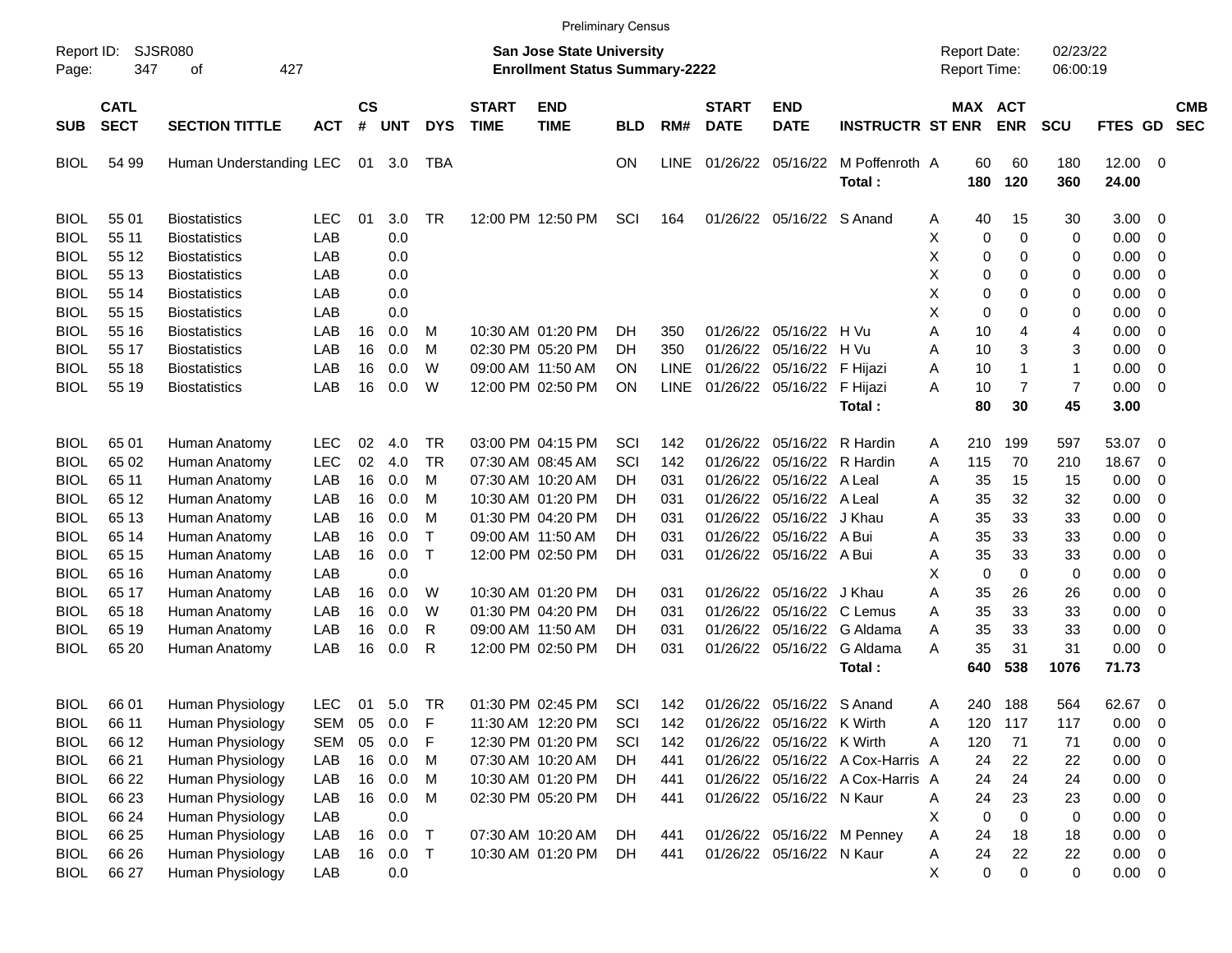Preliminary Census

Report ID: SJSR080
Page: 347 of 427

**San Jose State University**
**Enrollment Status Summary-2222**

Report Date: 02/23/22
Report Time: 06:00:19

| SUB | CATL SECT | SECTION TITTLE | ACT | CS # | UNT | DYS | START TIME | END TIME | BLD | RM# | START DATE | END DATE | INSTRUCTR | ST | MAX ENR | ACT ENR | SCU | FTES | GD | CMB SEC |
|---|---|---|---|---|---|---|---|---|---|---|---|---|---|---|---|---|---|---|---|---|
| BIOL | 54 99 | Human Understanding | LEC | 01 | 3.0 | TBA | | | ON | LINE | 01/26/22 | 05/16/22 | M Poffenroth | A | 60 | 60 | 180 | 12.00 | 0 | |
| | | | | | | | | | | | | | **Total :** | | **180** | **120** | **360** | **24.00** | | |
| BIOL | 55 01 | Biostatistics | LEC | 01 | 3.0 | TR | 12:00 PM | 12:50 PM | SCI | 164 | 01/26/22 | 05/16/22 | S Anand | A | 40 | 15 | 30 | 3.00 | 0 | |
| BIOL | 55 11 | Biostatistics | LAB | | 0.0 | | | | | | | | | X | 0 | 0 | 0 | 0.00 | 0 | |
| BIOL | 55 12 | Biostatistics | LAB | | 0.0 | | | | | | | | | X | 0 | 0 | 0 | 0.00 | 0 | |
| BIOL | 55 13 | Biostatistics | LAB | | 0.0 | | | | | | | | | X | 0 | 0 | 0 | 0.00 | 0 | |
| BIOL | 55 14 | Biostatistics | LAB | | 0.0 | | | | | | | | | X | 0 | 0 | 0 | 0.00 | 0 | |
| BIOL | 55 15 | Biostatistics | LAB | | 0.0 | | | | | | | | | X | 0 | 0 | 0 | 0.00 | 0 | |
| BIOL | 55 16 | Biostatistics | LAB | 16 | 0.0 | M | 10:30 AM | 01:20 PM | DH | 350 | 01/26/22 | 05/16/22 | H Vu | A | 10 | 4 | 4 | 0.00 | 0 | |
| BIOL | 55 17 | Biostatistics | LAB | 16 | 0.0 | M | 02:30 PM | 05:20 PM | DH | 350 | 01/26/22 | 05/16/22 | H Vu | A | 10 | 3 | 3 | 0.00 | 0 | |
| BIOL | 55 18 | Biostatistics | LAB | 16 | 0.0 | W | 09:00 AM | 11:50 AM | ON | LINE | 01/26/22 | 05/16/22 | F Hijazi | A | 10 | 1 | 1 | 0.00 | 0 | |
| BIOL | 55 19 | Biostatistics | LAB | 16 | 0.0 | W | 12:00 PM | 02:50 PM | ON | LINE | 01/26/22 | 05/16/22 | F Hijazi | A | 10 | 7 | 7 | 0.00 | 0 | |
| | | | | | | | | | | | | | **Total :** | | **80** | **30** | **45** | **3.00** | | |
| BIOL | 65 01 | Human Anatomy | LEC | 02 | 4.0 | TR | 03:00 PM | 04:15 PM | SCI | 142 | 01/26/22 | 05/16/22 | R Hardin | A | 210 | 199 | 597 | 53.07 | 0 | |
| BIOL | 65 02 | Human Anatomy | LEC | 02 | 4.0 | TR | 07:30 AM | 08:45 AM | SCI | 142 | 01/26/22 | 05/16/22 | R Hardin | A | 115 | 70 | 210 | 18.67 | 0 | |
| BIOL | 65 11 | Human Anatomy | LAB | 16 | 0.0 | M | 07:30 AM | 10:20 AM | DH | 031 | 01/26/22 | 05/16/22 | A Leal | A | 35 | 15 | 15 | 0.00 | 0 | |
| BIOL | 65 12 | Human Anatomy | LAB | 16 | 0.0 | M | 10:30 AM | 01:20 PM | DH | 031 | 01/26/22 | 05/16/22 | A Leal | A | 35 | 32 | 32 | 0.00 | 0 | |
| BIOL | 65 13 | Human Anatomy | LAB | 16 | 0.0 | M | 01:30 PM | 04:20 PM | DH | 031 | 01/26/22 | 05/16/22 | J Khau | A | 35 | 33 | 33 | 0.00 | 0 | |
| BIOL | 65 14 | Human Anatomy | LAB | 16 | 0.0 | T | 09:00 AM | 11:50 AM | DH | 031 | 01/26/22 | 05/16/22 | A Bui | A | 35 | 33 | 33 | 0.00 | 0 | |
| BIOL | 65 15 | Human Anatomy | LAB | 16 | 0.0 | T | 12:00 PM | 02:50 PM | DH | 031 | 01/26/22 | 05/16/22 | A Bui | A | 35 | 33 | 33 | 0.00 | 0 | |
| BIOL | 65 16 | Human Anatomy | LAB | | 0.0 | | | | | | | | | X | 0 | 0 | 0 | 0.00 | 0 | |
| BIOL | 65 17 | Human Anatomy | LAB | 16 | 0.0 | W | 10:30 AM | 01:20 PM | DH | 031 | 01/26/22 | 05/16/22 | J Khau | A | 35 | 26 | 26 | 0.00 | 0 | |
| BIOL | 65 18 | Human Anatomy | LAB | 16 | 0.0 | W | 01:30 PM | 04:20 PM | DH | 031 | 01/26/22 | 05/16/22 | C Lemus | A | 35 | 33 | 33 | 0.00 | 0 | |
| BIOL | 65 19 | Human Anatomy | LAB | 16 | 0.0 | R | 09:00 AM | 11:50 AM | DH | 031 | 01/26/22 | 05/16/22 | G Aldama | A | 35 | 33 | 33 | 0.00 | 0 | |
| BIOL | 65 20 | Human Anatomy | LAB | 16 | 0.0 | R | 12:00 PM | 02:50 PM | DH | 031 | 01/26/22 | 05/16/22 | G Aldama | A | 35 | 31 | 31 | 0.00 | 0 | |
| | | | | | | | | | | | | | **Total :** | | **640** | **538** | **1076** | **71.73** | | |
| BIOL | 66 01 | Human Physiology | LEC | 01 | 5.0 | TR | 01:30 PM | 02:45 PM | SCI | 142 | 01/26/22 | 05/16/22 | S Anand | A | 240 | 188 | 564 | 62.67 | 0 | |
| BIOL | 66 11 | Human Physiology | SEM | 05 | 0.0 | F | 11:30 AM | 12:20 PM | SCI | 142 | 01/26/22 | 05/16/22 | K Wirth | A | 120 | 117 | 117 | 0.00 | 0 | |
| BIOL | 66 12 | Human Physiology | SEM | 05 | 0.0 | F | 12:30 PM | 01:20 PM | SCI | 142 | 01/26/22 | 05/16/22 | K Wirth | A | 120 | 71 | 71 | 0.00 | 0 | |
| BIOL | 66 21 | Human Physiology | LAB | 16 | 0.0 | M | 07:30 AM | 10:20 AM | DH | 441 | 01/26/22 | 05/16/22 | A Cox-Harris | A | 24 | 22 | 22 | 0.00 | 0 | |
| BIOL | 66 22 | Human Physiology | LAB | 16 | 0.0 | M | 10:30 AM | 01:20 PM | DH | 441 | 01/26/22 | 05/16/22 | A Cox-Harris | A | 24 | 24 | 24 | 0.00 | 0 | |
| BIOL | 66 23 | Human Physiology | LAB | 16 | 0.0 | M | 02:30 PM | 05:20 PM | DH | 441 | 01/26/22 | 05/16/22 | N Kaur | A | 24 | 23 | 23 | 0.00 | 0 | |
| BIOL | 66 24 | Human Physiology | LAB | | 0.0 | | | | | | | | | X | 0 | 0 | 0 | 0.00 | 0 | |
| BIOL | 66 25 | Human Physiology | LAB | 16 | 0.0 | T | 07:30 AM | 10:20 AM | DH | 441 | 01/26/22 | 05/16/22 | M Penney | A | 24 | 18 | 18 | 0.00 | 0 | |
| BIOL | 66 26 | Human Physiology | LAB | 16 | 0.0 | T | 10:30 AM | 01:20 PM | DH | 441 | 01/26/22 | 05/16/22 | N Kaur | A | 24 | 22 | 22 | 0.00 | 0 | |
| BIOL | 66 27 | Human Physiology | LAB | | 0.0 | | | | | | | | | X | 0 | 0 | 0 | 0.00 | 0 | |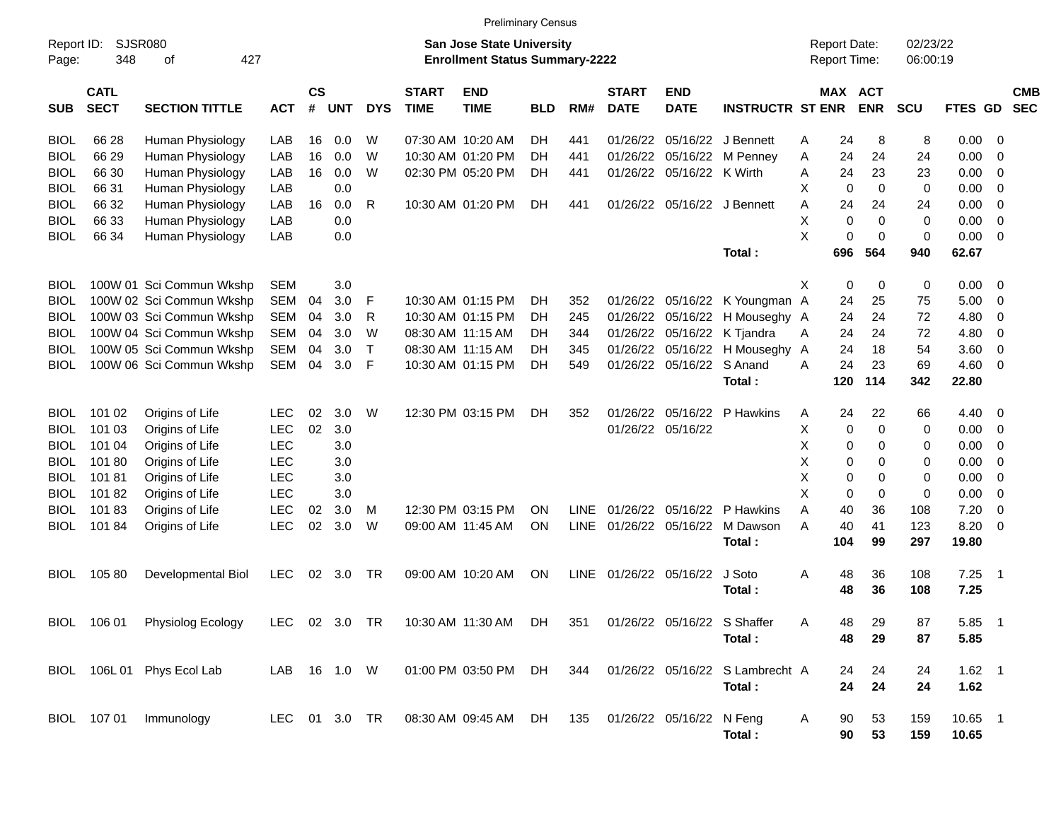Preliminary Census

Report ID: SJSR080
Page: 348 of 427

**San Jose State University**
**Enrollment Status Summary-2222**

Report Date: 02/23/22
Report Time: 06:00:19

| SUB | CATL SECT | SECTION TITTLE | ACT | CS # | UNT | DYS | START TIME | END TIME | BLD | RM# | START DATE | END DATE | INSTRUCTR | ST | MAX ENR | ACT ENR | SCU | FTES | GD | CMB SEC |
|---|---|---|---|---|---|---|---|---|---|---|---|---|---|---|---|---|---|---|---|---|
| BIOL | 66 28 | Human Physiology | LAB | 16 | 0.0 | W | 07:30 AM | 10:20 AM | DH | 441 | 01/26/22 | 05/16/22 | J Bennett | A | 24 | 8 | 8 | 0.00 | 0 | |
| BIOL | 66 29 | Human Physiology | LAB | 16 | 0.0 | W | 10:30 AM | 01:20 PM | DH | 441 | 01/26/22 | 05/16/22 | M Penney | A | 24 | 24 | 24 | 0.00 | 0 | |
| BIOL | 66 30 | Human Physiology | LAB | 16 | 0.0 | W | 02:30 PM | 05:20 PM | DH | 441 | 01/26/22 | 05/16/22 | K Wirth | A | 24 | 23 | 23 | 0.00 | 0 | |
| BIOL | 66 31 | Human Physiology | LAB | | 0.0 | | | | | | | | | X | 0 | 0 | 0 | 0.00 | 0 | |
| BIOL | 66 32 | Human Physiology | LAB | 16 | 0.0 | R | 10:30 AM | 01:20 PM | DH | 441 | 01/26/22 | 05/16/22 | J Bennett | A | 24 | 24 | 24 | 0.00 | 0 | |
| BIOL | 66 33 | Human Physiology | LAB | | 0.0 | | | | | | | | | X | 0 | 0 | 0 | 0.00 | 0 | |
| BIOL | 66 34 | Human Physiology | LAB | | 0.0 | | | | | | | | | X | 0 | 0 | 0 | 0.00 | 0 | |
| | | | | | | | | | | | | | **Total :** | | **696** | **564** | **940** | **62.67** | | |
| BIOL | 100W 01 | Sci Commun Wkshp | SEM | | 3.0 | | | | | | | | | X | 0 | 0 | 0 | 0.00 | 0 | |
| BIOL | 100W 02 | Sci Commun Wkshp | SEM | 04 | 3.0 | F | 10:30 AM | 01:15 PM | DH | 352 | 01/26/22 | 05/16/22 | K Youngman | A | 24 | 25 | 75 | 5.00 | 0 | |
| BIOL | 100W 03 | Sci Commun Wkshp | SEM | 04 | 3.0 | R | 10:30 AM | 01:15 PM | DH | 245 | 01/26/22 | 05/16/22 | H Mouseghy | A | 24 | 24 | 72 | 4.80 | 0 | |
| BIOL | 100W 04 | Sci Commun Wkshp | SEM | 04 | 3.0 | W | 08:30 AM | 11:15 AM | DH | 344 | 01/26/22 | 05/16/22 | K Tjandra | A | 24 | 24 | 72 | 4.80 | 0 | |
| BIOL | 100W 05 | Sci Commun Wkshp | SEM | 04 | 3.0 | T | 08:30 AM | 11:15 AM | DH | 345 | 01/26/22 | 05/16/22 | H Mouseghy | A | 24 | 18 | 54 | 3.60 | 0 | |
| BIOL | 100W 06 | Sci Commun Wkshp | SEM | 04 | 3.0 | F | 10:30 AM | 01:15 PM | DH | 549 | 01/26/22 | 05/16/22 | S Anand | A | 24 | 23 | 69 | 4.60 | 0 | |
| | | | | | | | | | | | | | **Total :** | | **120** | **114** | **342** | **22.80** | | |
| BIOL | 101 02 | Origins of Life | LEC | 02 | 3.0 | W | 12:30 PM | 03:15 PM | DH | 352 | 01/26/22 | 05/16/22 | P Hawkins | A | 24 | 22 | 66 | 4.40 | 0 | |
| BIOL | 101 03 | Origins of Life | LEC | 02 | 3.0 | | | | | | 01/26/22 | 05/16/22 | | X | 0 | 0 | 0 | 0.00 | 0 | |
| BIOL | 101 04 | Origins of Life | LEC | | 3.0 | | | | | | | | | X | 0 | 0 | 0 | 0.00 | 0 | |
| BIOL | 101 80 | Origins of Life | LEC | | 3.0 | | | | | | | | | X | 0 | 0 | 0 | 0.00 | 0 | |
| BIOL | 101 81 | Origins of Life | LEC | | 3.0 | | | | | | | | | X | 0 | 0 | 0 | 0.00 | 0 | |
| BIOL | 101 82 | Origins of Life | LEC | | 3.0 | | | | | | | | | X | 0 | 0 | 0 | 0.00 | 0 | |
| BIOL | 101 83 | Origins of Life | LEC | 02 | 3.0 | M | 12:30 PM | 03:15 PM | ON | LINE | 01/26/22 | 05/16/22 | P Hawkins | A | 40 | 36 | 108 | 7.20 | 0 | |
| BIOL | 101 84 | Origins of Life | LEC | 02 | 3.0 | W | 09:00 AM | 11:45 AM | ON | LINE | 01/26/22 | 05/16/22 | M Dawson | A | 40 | 41 | 123 | 8.20 | 0 | |
| | | | | | | | | | | | | | **Total :** | | **104** | **99** | **297** | **19.80** | | |
| BIOL | 105 80 | Developmental Biol | LEC | 02 | 3.0 | TR | 09:00 AM | 10:20 AM | ON | LINE | 01/26/22 | 05/16/22 | J Soto | A | 48 | 36 | 108 | 7.25 | 1 | |
| | | | | | | | | | | | | | **Total :** | | **48** | **36** | **108** | **7.25** | | |
| BIOL | 106 01 | Physiolog Ecology | LEC | 02 | 3.0 | TR | 10:30 AM | 11:30 AM | DH | 351 | 01/26/22 | 05/16/22 | S Shaffer | A | 48 | 29 | 87 | 5.85 | 1 | |
| | | | | | | | | | | | | | **Total :** | | **48** | **29** | **87** | **5.85** | | |
| BIOL | 106L 01 | Phys Ecol Lab | LAB | 16 | 1.0 | W | 01:00 PM | 03:50 PM | DH | 344 | 01/26/22 | 05/16/22 | S Lambrecht | A | 24 | 24 | 24 | 1.62 | 1 | |
| | | | | | | | | | | | | | **Total :** | | **24** | **24** | **24** | **1.62** | | |
| BIOL | 107 01 | Immunology | LEC | 01 | 3.0 | TR | 08:30 AM | 09:45 AM | DH | 135 | 01/26/22 | 05/16/22 | N Feng | A | 90 | 53 | 159 | 10.65 | 1 | |
| | | | | | | | | | | | | | **Total :** | | **90** | **53** | **159** | **10.65** | | |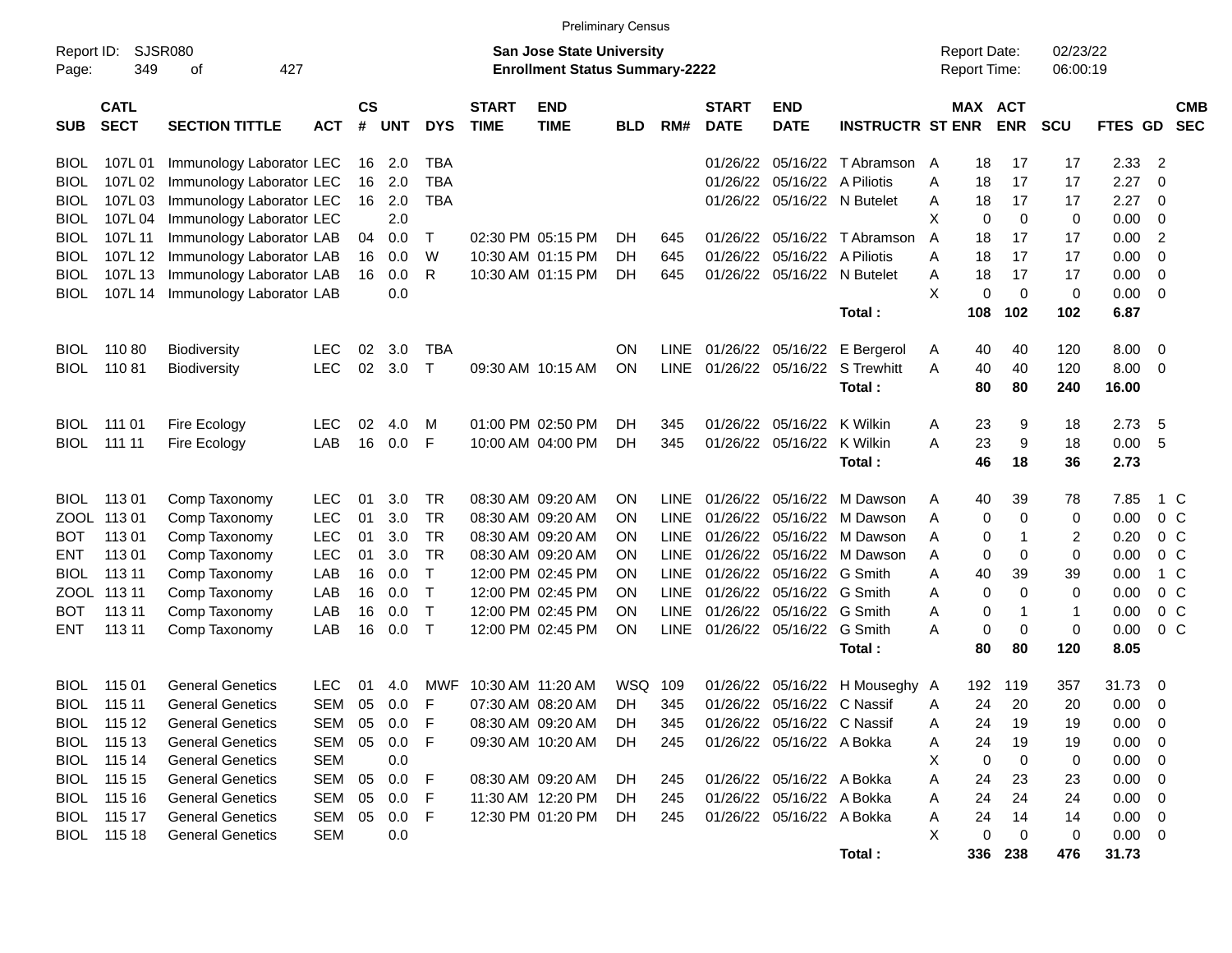Preliminary Census

Report ID: SJSR080
Page: 349 of 427

**San Jose State University**
**Enrollment Status Summary-2222**

Report Date: 02/23/22
Report Time: 06:00:19

| SUB | CATL SECT | SECTION TITTLE | ACT | CS # | UNT | DYS | START TIME | END TIME | BLD | RM# | START DATE | END DATE | INSTRUCTR | ST | MAX ENR | ACT ENR | SCU | FTES | GD | CMB SEC |
|---|---|---|---|---|---|---|---|---|---|---|---|---|---|---|---|---|---|---|---|---|
| BIOL | 107L 01 | Immunology Laborator | LEC | 16 | 2.0 | TBA | | | | | 01/26/22 | 05/16/22 | T Abramson | A | 18 | 17 | 17 | 2.33 | 2 | |
| BIOL | 107L 02 | Immunology Laborator | LEC | 16 | 2.0 | TBA | | | | | 01/26/22 | 05/16/22 | A Piliotis | A | 18 | 17 | 17 | 2.27 | 0 | |
| BIOL | 107L 03 | Immunology Laborator | LEC | 16 | 2.0 | TBA | | | | | 01/26/22 | 05/16/22 | N Butelet | A | 18 | 17 | 17 | 2.27 | 0 | |
| BIOL | 107L 04 | Immunology Laborator | LEC | | 2.0 | | | | | | | | | X | 0 | 0 | 0 | 0.00 | 0 | |
| BIOL | 107L 11 | Immunology Laborator | LAB | 04 | 0.0 | T | 02:30 PM | 05:15 PM | DH | 645 | 01/26/22 | 05/16/22 | T Abramson | A | 18 | 17 | 17 | 0.00 | 2 | |
| BIOL | 107L 12 | Immunology Laborator | LAB | 16 | 0.0 | W | 10:30 AM | 01:15 PM | DH | 645 | 01/26/22 | 05/16/22 | A Piliotis | A | 18 | 17 | 17 | 0.00 | 0 | |
| BIOL | 107L 13 | Immunology Laborator | LAB | 16 | 0.0 | R | 10:30 AM | 01:15 PM | DH | 645 | 01/26/22 | 05/16/22 | N Butelet | A | 18 | 17 | 17 | 0.00 | 0 | |
| BIOL | 107L 14 | Immunology Laborator | LAB | | 0.0 | | | | | | | | | X | 0 | 0 | 0 | 0.00 | 0 | |
| | | | | | | | | | | | | | **Total :** | | **108** | **102** | **102** | **6.87** | | |
| BIOL | 110 80 | Biodiversity | LEC | 02 | 3.0 | TBA | | | ON | LINE | 01/26/22 | 05/16/22 | E Bergerol | A | 40 | 40 | 120 | 8.00 | 0 | |
| BIOL | 110 81 | Biodiversity | LEC | 02 | 3.0 | T | 09:30 AM | 10:15 AM | ON | LINE | 01/26/22 | 05/16/22 | S Trewhitt | A | 40 | 40 | 120 | 8.00 | 0 | |
| | | | | | | | | | | | | | **Total :** | | **80** | **80** | **240** | **16.00** | | |
| BIOL | 111 01 | Fire Ecology | LEC | 02 | 4.0 | M | 01:00 PM | 02:50 PM | DH | 345 | 01/26/22 | 05/16/22 | K Wilkin | A | 23 | 9 | 18 | 2.73 | 5 | |
| BIOL | 111 11 | Fire Ecology | LAB | 16 | 0.0 | F | 10:00 AM | 04:00 PM | DH | 345 | 01/26/22 | 05/16/22 | K Wilkin | A | 23 | 9 | 18 | 0.00 | 5 | |
| | | | | | | | | | | | | | **Total :** | | **46** | **18** | **36** | **2.73** | | |
| BIOL | 113 01 | Comp Taxonomy | LEC | 01 | 3.0 | TR | 08:30 AM | 09:20 AM | ON | LINE | 01/26/22 | 05/16/22 | M Dawson | A | 40 | 39 | 78 | 7.85 | 1 | C |
| ZOOL | 113 01 | Comp Taxonomy | LEC | 01 | 3.0 | TR | 08:30 AM | 09:20 AM | ON | LINE | 01/26/22 | 05/16/22 | M Dawson | A | 0 | 0 | 0 | 0.00 | 0 | C |
| BOT | 113 01 | Comp Taxonomy | LEC | 01 | 3.0 | TR | 08:30 AM | 09:20 AM | ON | LINE | 01/26/22 | 05/16/22 | M Dawson | A | 0 | 1 | 2 | 0.20 | 0 | C |
| ENT | 113 01 | Comp Taxonomy | LEC | 01 | 3.0 | TR | 08:30 AM | 09:20 AM | ON | LINE | 01/26/22 | 05/16/22 | M Dawson | A | 0 | 0 | 0 | 0.00 | 0 | C |
| BIOL | 113 11 | Comp Taxonomy | LAB | 16 | 0.0 | T | 12:00 PM | 02:45 PM | ON | LINE | 01/26/22 | 05/16/22 | G Smith | A | 40 | 39 | 39 | 0.00 | 1 | C |
| ZOOL | 113 11 | Comp Taxonomy | LAB | 16 | 0.0 | T | 12:00 PM | 02:45 PM | ON | LINE | 01/26/22 | 05/16/22 | G Smith | A | 0 | 0 | 0 | 0.00 | 0 | C |
| BOT | 113 11 | Comp Taxonomy | LAB | 16 | 0.0 | T | 12:00 PM | 02:45 PM | ON | LINE | 01/26/22 | 05/16/22 | G Smith | A | 0 | 1 | 1 | 0.00 | 0 | C |
| ENT | 113 11 | Comp Taxonomy | LAB | 16 | 0.0 | T | 12:00 PM | 02:45 PM | ON | LINE | 01/26/22 | 05/16/22 | G Smith | A | 0 | 0 | 0 | 0.00 | 0 | C |
| | | | | | | | | | | | | | **Total :** | | **80** | **80** | **120** | **8.05** | | |
| BIOL | 115 01 | General Genetics | LEC | 01 | 4.0 | MWF | 10:30 AM | 11:20 AM | WSQ | 109 | 01/26/22 | 05/16/22 | H Mouseghy | A | 192 | 119 | 357 | 31.73 | 0 | |
| BIOL | 115 11 | General Genetics | SEM | 05 | 0.0 | F | 07:30 AM | 08:20 AM | DH | 345 | 01/26/22 | 05/16/22 | C Nassif | A | 24 | 20 | 20 | 0.00 | 0 | |
| BIOL | 115 12 | General Genetics | SEM | 05 | 0.0 | F | 08:30 AM | 09:20 AM | DH | 345 | 01/26/22 | 05/16/22 | C Nassif | A | 24 | 19 | 19 | 0.00 | 0 | |
| BIOL | 115 13 | General Genetics | SEM | 05 | 0.0 | F | 09:30 AM | 10:20 AM | DH | 245 | 01/26/22 | 05/16/22 | A Bokka | A | 24 | 19 | 19 | 0.00 | 0 | |
| BIOL | 115 14 | General Genetics | SEM | | 0.0 | | | | | | | | | X | 0 | 0 | 0 | 0.00 | 0 | |
| BIOL | 115 15 | General Genetics | SEM | 05 | 0.0 | F | 08:30 AM | 09:20 AM | DH | 245 | 01/26/22 | 05/16/22 | A Bokka | A | 24 | 23 | 23 | 0.00 | 0 | |
| BIOL | 115 16 | General Genetics | SEM | 05 | 0.0 | F | 11:30 AM | 12:20 PM | DH | 245 | 01/26/22 | 05/16/22 | A Bokka | A | 24 | 24 | 24 | 0.00 | 0 | |
| BIOL | 115 17 | General Genetics | SEM | 05 | 0.0 | F | 12:30 PM | 01:20 PM | DH | 245 | 01/26/22 | 05/16/22 | A Bokka | A | 24 | 14 | 14 | 0.00 | 0 | |
| BIOL | 115 18 | General Genetics | SEM | | 0.0 | | | | | | | | | X | 0 | 0 | 0 | 0.00 | 0 | |
| | | | | | | | | | | | | | **Total :** | | **336** | **238** | **476** | **31.73** | | |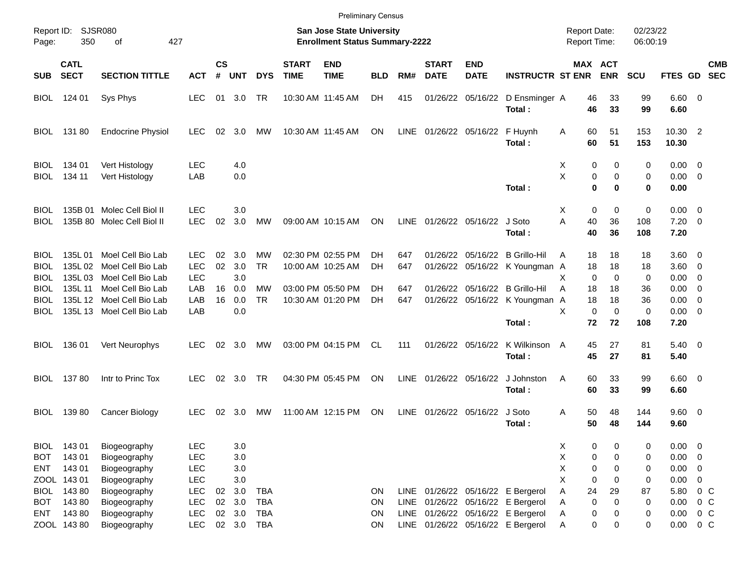Preliminary Census

Report ID: SJSR080
San Jose State University
Enrollment Status Summary-2222
Report Date: 02/23/22
Report Time: 06:00:19

| SUB | CATL SECT | SECTION TITTLE | ACT | CS # | UNT | DYS | START TIME | END TIME | BLD | RM# | START DATE | END DATE | INSTRUCTR | ST | MAX ENR | ACT ENR | SCU | FTES | GD | CMB SEC |
|---|---|---|---|---|---|---|---|---|---|---|---|---|---|---|---|---|---|---|---|---|
| BIOL | 124 01 | Sys Phys | LEC | 01 | 3.0 | TR | 10:30 AM | 11:45 AM | DH | 415 | 01/26/22 | 05/16/22 | D Ensminger | A | 46 | 33 | 99 | 6.60 | 0 | |
| | | | | | | | | | | | | | **Total :** | | **46** | **33** | **99** | **6.60** | | |
| BIOL | 131 80 | Endocrine Physiol | LEC | 02 | 3.0 | MW | 10:30 AM | 11:45 AM | ON | LINE | 01/26/22 | 05/16/22 | F Huynh | A | 60 | 51 | 153 | 10.30 | 2 | |
| | | | | | | | | | | | | | **Total :** | | **60** | **51** | **153** | **10.30** | | |
| BIOL | 134 01 | Vert Histology | LEC | | 4.0 | | | | | | | | | X | 0 | 0 | 0 | 0.00 | 0 | |
| BIOL | 134 11 | Vert Histology | LAB | | 0.0 | | | | | | | | | X | 0 | 0 | 0 | 0.00 | 0 | |
| | | | | | | | | | | | | | **Total :** | | **0** | **0** | **0** | **0.00** | | |
| BIOL | 135B 01 | Molec Cell Biol II | LEC | | 3.0 | | | | | | | | | X | 0 | 0 | 0 | 0.00 | 0 | |
| BIOL | 135B 80 | Molec Cell Biol II | LEC | 02 | 3.0 | MW | 09:00 AM | 10:15 AM | ON | LINE | 01/26/22 | 05/16/22 | J Soto | A | 40 | 36 | 108 | 7.20 | 0 | |
| | | | | | | | | | | | | | **Total :** | | **40** | **36** | **108** | **7.20** | | |
| BIOL | 135L 01 | Moel Cell Bio Lab | LEC | 02 | 3.0 | MW | 02:30 PM | 02:55 PM | DH | 647 | 01/26/22 | 05/16/22 | B Grillo-Hil | A | 18 | 18 | 18 | 3.60 | 0 | |
| BIOL | 135L 02 | Moel Cell Bio Lab | LEC | 02 | 3.0 | TR | 10:00 AM | 10:25 AM | DH | 647 | 01/26/22 | 05/16/22 | K Youngman | A | 18 | 18 | 18 | 3.60 | 0 | |
| BIOL | 135L 03 | Moel Cell Bio Lab | LEC | | 3.0 | | | | | | | | | X | 0 | 0 | 0 | 0.00 | 0 | |
| BIOL | 135L 11 | Moel Cell Bio Lab | LAB | 16 | 0.0 | MW | 03:00 PM | 05:50 PM | DH | 647 | 01/26/22 | 05/16/22 | B Grillo-Hil | A | 18 | 18 | 36 | 0.00 | 0 | |
| BIOL | 135L 12 | Moel Cell Bio Lab | LAB | 16 | 0.0 | TR | 10:30 AM | 01:20 PM | DH | 647 | 01/26/22 | 05/16/22 | K Youngman | A | 18 | 18 | 36 | 0.00 | 0 | |
| BIOL | 135L 13 | Moel Cell Bio Lab | LAB | | 0.0 | | | | | | | | | X | 0 | 0 | 0 | 0.00 | 0 | |
| | | | | | | | | | | | | | **Total :** | | **72** | **72** | **108** | **7.20** | | |
| BIOL | 136 01 | Vert Neurophys | LEC | 02 | 3.0 | MW | 03:00 PM | 04:15 PM | CL | 111 | 01/26/22 | 05/16/22 | K Wilkinson | A | 45 | 27 | 81 | 5.40 | 0 | |
| | | | | | | | | | | | | | **Total :** | | **45** | **27** | **81** | **5.40** | | |
| BIOL | 137 80 | Intr to Princ Tox | LEC | 02 | 3.0 | TR | 04:30 PM | 05:45 PM | ON | LINE | 01/26/22 | 05/16/22 | J Johnston | A | 60 | 33 | 99 | 6.60 | 0 | |
| | | | | | | | | | | | | | **Total :** | | **60** | **33** | **99** | **6.60** | | |
| BIOL | 139 80 | Cancer Biology | LEC | 02 | 3.0 | MW | 11:00 AM | 12:15 PM | ON | LINE | 01/26/22 | 05/16/22 | J Soto | A | 50 | 48 | 144 | 9.60 | 0 | |
| | | | | | | | | | | | | | **Total :** | | **50** | **48** | **144** | **9.60** | | |
| BIOL | 143 01 | Biogeography | LEC | | 3.0 | | | | | | | | | X | 0 | 0 | 0 | 0.00 | 0 | |
| BOT | 143 01 | Biogeography | LEC | | 3.0 | | | | | | | | | X | 0 | 0 | 0 | 0.00 | 0 | |
| ENT | 143 01 | Biogeography | LEC | | 3.0 | | | | | | | | | X | 0 | 0 | 0 | 0.00 | 0 | |
| ZOOL | 143 01 | Biogeography | LEC | | 3.0 | | | | | | | | | X | 0 | 0 | 0 | 0.00 | 0 | |
| BIOL | 143 80 | Biogeography | LEC | 02 | 3.0 | TBA | | | ON | LINE | 01/26/22 | 05/16/22 | E Bergerol | A | 24 | 29 | 87 | 5.80 | 0 | C |
| BOT | 143 80 | Biogeography | LEC | 02 | 3.0 | TBA | | | ON | LINE | 01/26/22 | 05/16/22 | E Bergerol | A | 0 | 0 | 0 | 0.00 | 0 | C |
| ENT | 143 80 | Biogeography | LEC | 02 | 3.0 | TBA | | | ON | LINE | 01/26/22 | 05/16/22 | E Bergerol | A | 0 | 0 | 0 | 0.00 | 0 | C |
| ZOOL | 143 80 | Biogeography | LEC | 02 | 3.0 | TBA | | | ON | LINE | 01/26/22 | 05/16/22 | E Bergerol | A | 0 | 0 | 0 | 0.00 | 0 | C |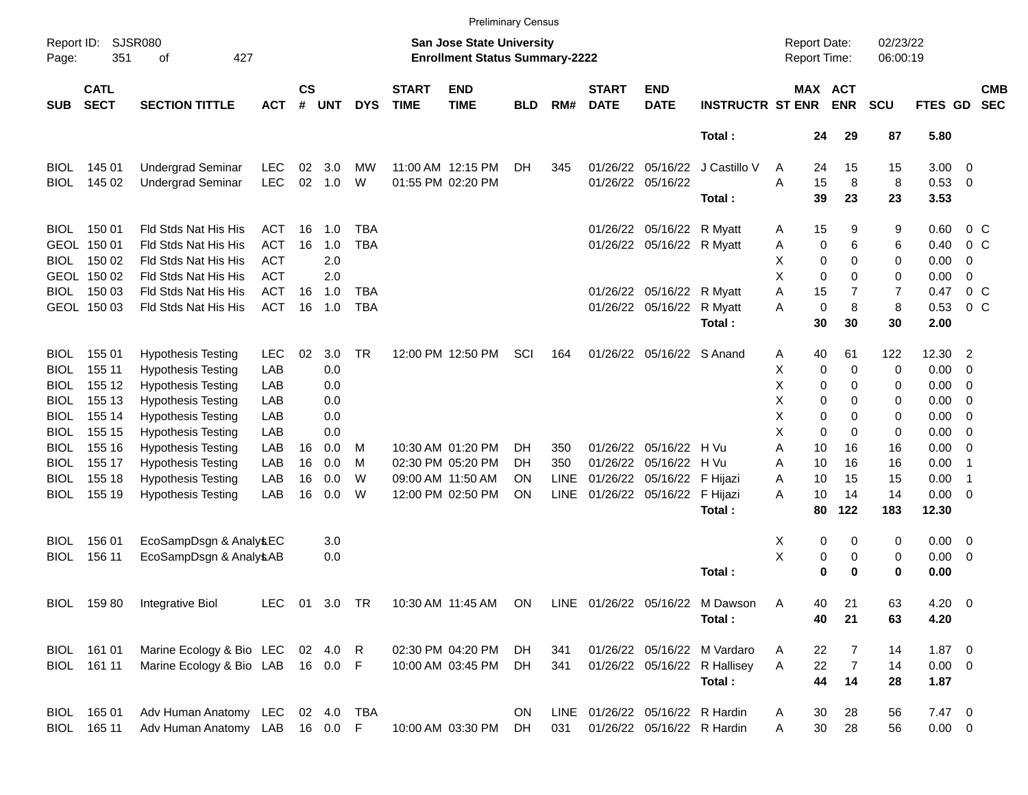Preliminary Census

Report ID: SJSR080
Page: 351 of 427

**San Jose State University**
**Enrollment Status Summary-2222**

Report Date: 02/23/22
Report Time: 06:00:19

| SUB | CATL SECT | SECTION TITTLE | ACT | CS # | UNT | DYS | START TIME | END TIME | BLD | RM# | START DATE | END DATE | INSTRUCTR | ST | MAX ENR | ACT ENR | SCU | FTES | GD | CMB SEC |
|---|---|---|---|---|---|---|---|---|---|---|---|---|---|---|---|---|---|---|---|---|
| | | | | | | | | | | | | | **Total :** | | **24** | **29** | **87** | **5.80** | | |
| BIOL | 145 01 | Undergrad Seminar | LEC | 02 | 3.0 | MW | 11:00 AM | 12:15 PM | DH | 345 | 01/26/22 | 05/16/22 | J Castillo V | A | 24 | 15 | 15 | 3.00 | 0 | |
| BIOL | 145 02 | Undergrad Seminar | LEC | 02 | 1.0 | W | 01:55 PM | 02:20 PM | | | 01/26/22 | 05/16/22 | | A | 15 | 8 | 8 | 0.53 | 0 | |
| | | | | | | | | | | | | | **Total :** | | **39** | **23** | **23** | **3.53** | | |
| BIOL | 150 01 | Fld Stds Nat His His | ACT | 16 | 1.0 | TBA | | | | | 01/26/22 | 05/16/22 | R Myatt | A | 15 | 9 | 9 | 0.60 | 0 | C |
| GEOL | 150 01 | Fld Stds Nat His His | ACT | 16 | 1.0 | TBA | | | | | 01/26/22 | 05/16/22 | R Myatt | A | 0 | 6 | 6 | 0.40 | 0 | C |
| BIOL | 150 02 | Fld Stds Nat His His | ACT | | 2.0 | | | | | | | | | X | 0 | 0 | 0 | 0.00 | 0 | |
| GEOL | 150 02 | Fld Stds Nat His His | ACT | | 2.0 | | | | | | | | | X | 0 | 0 | 0 | 0.00 | 0 | |
| BIOL | 150 03 | Fld Stds Nat His His | ACT | 16 | 1.0 | TBA | | | | | 01/26/22 | 05/16/22 | R Myatt | A | 15 | 7 | 7 | 0.47 | 0 | C |
| GEOL | 150 03 | Fld Stds Nat His His | ACT | 16 | 1.0 | TBA | | | | | 01/26/22 | 05/16/22 | R Myatt | A | 0 | 8 | 8 | 0.53 | 0 | C |
| | | | | | | | | | | | | | **Total :** | | **30** | **30** | **30** | **2.00** | | |
| BIOL | 155 01 | Hypothesis Testing | LEC | 02 | 3.0 | TR | 12:00 PM | 12:50 PM | SCI | 164 | 01/26/22 | 05/16/22 | S Anand | A | 40 | 61 | 122 | 12.30 | 2 | |
| BIOL | 155 11 | Hypothesis Testing | LAB | | 0.0 | | | | | | | | | X | 0 | 0 | 0 | 0.00 | 0 | |
| BIOL | 155 12 | Hypothesis Testing | LAB | | 0.0 | | | | | | | | | X | 0 | 0 | 0 | 0.00 | 0 | |
| BIOL | 155 13 | Hypothesis Testing | LAB | | 0.0 | | | | | | | | | X | 0 | 0 | 0 | 0.00 | 0 | |
| BIOL | 155 14 | Hypothesis Testing | LAB | | 0.0 | | | | | | | | | X | 0 | 0 | 0 | 0.00 | 0 | |
| BIOL | 155 15 | Hypothesis Testing | LAB | | 0.0 | | | | | | | | | X | 0 | 0 | 0 | 0.00 | 0 | |
| BIOL | 155 16 | Hypothesis Testing | LAB | 16 | 0.0 | M | 10:30 AM | 01:20 PM | DH | 350 | 01/26/22 | 05/16/22 | H Vu | A | 10 | 16 | 16 | 0.00 | 0 | |
| BIOL | 155 17 | Hypothesis Testing | LAB | 16 | 0.0 | M | 02:30 PM | 05:20 PM | DH | 350 | 01/26/22 | 05/16/22 | H Vu | A | 10 | 16 | 16 | 0.00 | 1 | |
| BIOL | 155 18 | Hypothesis Testing | LAB | 16 | 0.0 | W | 09:00 AM | 11:50 AM | ON | LINE | 01/26/22 | 05/16/22 | F Hijazi | A | 10 | 15 | 15 | 0.00 | 1 | |
| BIOL | 155 19 | Hypothesis Testing | LAB | 16 | 0.0 | W | 12:00 PM | 02:50 PM | ON | LINE | 01/26/22 | 05/16/22 | F Hijazi | A | 10 | 14 | 14 | 0.00 | 0 | |
| | | | | | | | | | | | | | **Total :** | | **80** | **122** | **183** | **12.30** | | |
| BIOL | 156 01 | EcoSampDsgn & Analys | LEC | | 3.0 | | | | | | | | | X | 0 | 0 | 0 | 0.00 | 0 | |
| BIOL | 156 11 | EcoSampDsgn & Analys | LAB | | 0.0 | | | | | | | | | X | 0 | 0 | 0 | 0.00 | 0 | |
| | | | | | | | | | | | | | **Total :** | | **0** | **0** | **0** | **0.00** | | |
| BIOL | 159 80 | Integrative Biol | LEC | 01 | 3.0 | TR | 10:30 AM | 11:45 AM | ON | LINE | 01/26/22 | 05/16/22 | M Dawson | A | 40 | 21 | 63 | 4.20 | 0 | |
| | | | | | | | | | | | | | **Total :** | | **40** | **21** | **63** | **4.20** | | |
| BIOL | 161 01 | Marine Ecology & Bio | LEC | 02 | 4.0 | R | 02:30 PM | 04:20 PM | DH | 341 | 01/26/22 | 05/16/22 | M Vardaro | A | 22 | 7 | 14 | 1.87 | 0 | |
| BIOL | 161 11 | Marine Ecology & Bio | LAB | 16 | 0.0 | F | 10:00 AM | 03:45 PM | DH | 341 | 01/26/22 | 05/16/22 | R Hallisey | A | 22 | 7 | 14 | 0.00 | 0 | |
| | | | | | | | | | | | | | **Total :** | | **44** | **14** | **28** | **1.87** | | |
| BIOL | 165 01 | Adv Human Anatomy | LEC | 02 | 4.0 | TBA | | | ON | LINE | 01/26/22 | 05/16/22 | R Hardin | A | 30 | 28 | 56 | 7.47 | 0 | |
| BIOL | 165 11 | Adv Human Anatomy | LAB | 16 | 0.0 | F | 10:00 AM | 03:30 PM | DH | 031 | 01/26/22 | 05/16/22 | R Hardin | A | 30 | 28 | 56 | 0.00 | 0 | |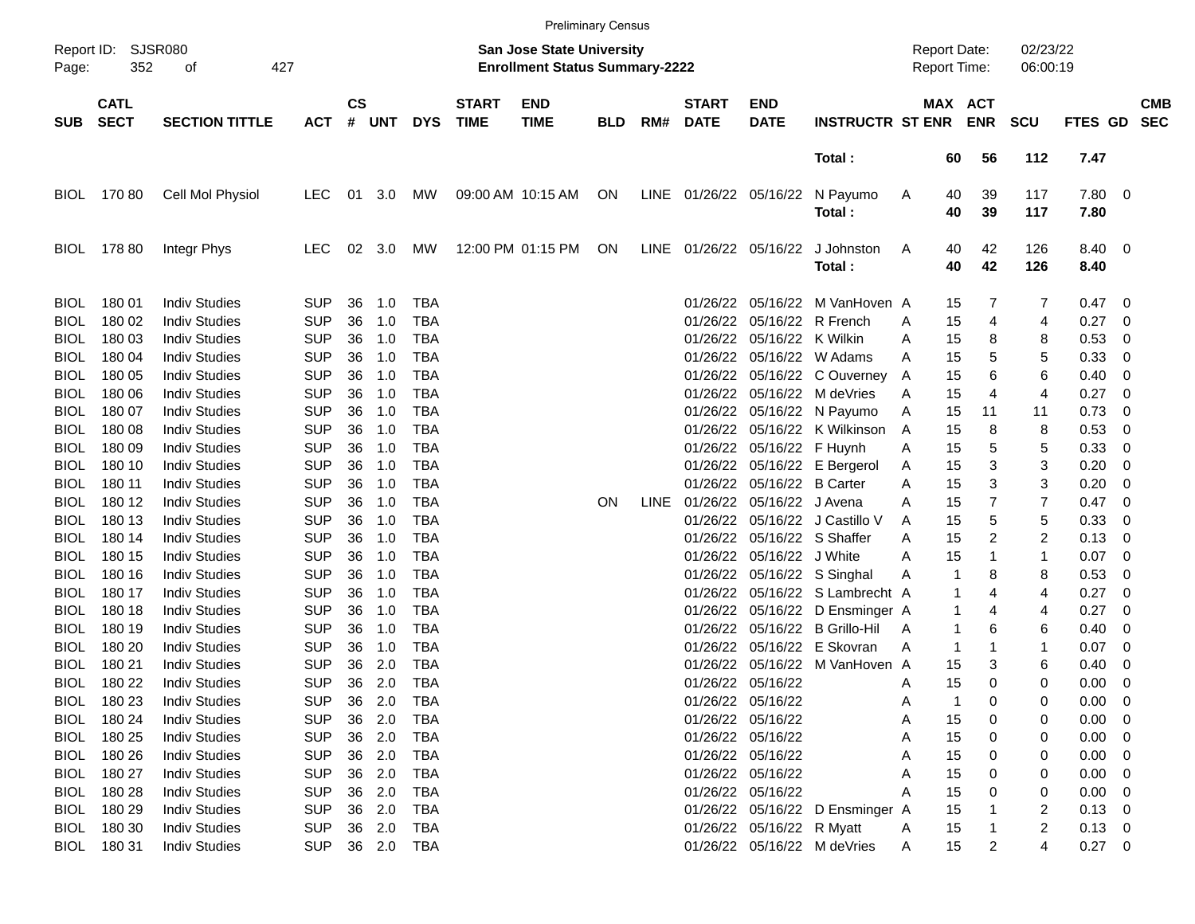Preliminary Census

Report ID: SJSR080
Page: 352 of 427

**San Jose State University**
**Enrollment Status Summary-2222**

Report Date: 02/23/22
Report Time: 06:00:19

| SUB | CATL SECT | SECTION TITTLE | ACT | CS # | UNT | DYS | START TIME | END TIME | BLD | RM# | START DATE | END DATE | INSTRUCTR | ST | MAX ENR | ACT ENR | SCU | FTES | GD | CMB SEC |
|---|---|---|---|---|---|---|---|---|---|---|---|---|---|---|---|---|---|---|---|---|
| | | | | | | | | | | | | | **Total :** | | **60** | **56** | **112** | **7.47** | | |
| BIOL | 170 80 | Cell Mol Physiol | LEC | 01 | 3.0 | MW | 09:00 AM | 10:15 AM | ON | LINE | 01/26/22 | 05/16/22 | N Payumo | A | 40 | 39 | 117 | 7.80 | 0 | |
| | | | | | | | | | | | | | **Total :** | | **40** | **39** | **117** | **7.80** | | |
| BIOL | 178 80 | Integr Phys | LEC | 02 | 3.0 | MW | 12:00 PM | 01:15 PM | ON | LINE | 01/26/22 | 05/16/22 | J Johnston | A | 40 | 42 | 126 | 8.40 | 0 | |
| | | | | | | | | | | | | | **Total :** | | **40** | **42** | **126** | **8.40** | | |
| BIOL | 180 01 | Indiv Studies | SUP | 36 | 1.0 | TBA | | | | | 01/26/22 | 05/16/22 | M VanHoven | A | 15 | 7 | 7 | 0.47 | 0 | |
| BIOL | 180 02 | Indiv Studies | SUP | 36 | 1.0 | TBA | | | | | 01/26/22 | 05/16/22 | R French | A | 15 | 4 | 4 | 0.27 | 0 | |
| BIOL | 180 03 | Indiv Studies | SUP | 36 | 1.0 | TBA | | | | | 01/26/22 | 05/16/22 | K Wilkin | A | 15 | 8 | 8 | 0.53 | 0 | |
| BIOL | 180 04 | Indiv Studies | SUP | 36 | 1.0 | TBA | | | | | 01/26/22 | 05/16/22 | W Adams | A | 15 | 5 | 5 | 0.33 | 0 | |
| BIOL | 180 05 | Indiv Studies | SUP | 36 | 1.0 | TBA | | | | | 01/26/22 | 05/16/22 | C Ouverney | A | 15 | 6 | 6 | 0.40 | 0 | |
| BIOL | 180 06 | Indiv Studies | SUP | 36 | 1.0 | TBA | | | | | 01/26/22 | 05/16/22 | M deVries | A | 15 | 4 | 4 | 0.27 | 0 | |
| BIOL | 180 07 | Indiv Studies | SUP | 36 | 1.0 | TBA | | | | | 01/26/22 | 05/16/22 | N Payumo | A | 15 | 11 | 11 | 0.73 | 0 | |
| BIOL | 180 08 | Indiv Studies | SUP | 36 | 1.0 | TBA | | | | | 01/26/22 | 05/16/22 | K Wilkinson | A | 15 | 8 | 8 | 0.53 | 0 | |
| BIOL | 180 09 | Indiv Studies | SUP | 36 | 1.0 | TBA | | | | | 01/26/22 | 05/16/22 | F Huynh | A | 15 | 5 | 5 | 0.33 | 0 | |
| BIOL | 180 10 | Indiv Studies | SUP | 36 | 1.0 | TBA | | | | | 01/26/22 | 05/16/22 | E Bergerol | A | 15 | 3 | 3 | 0.20 | 0 | |
| BIOL | 180 11 | Indiv Studies | SUP | 36 | 1.0 | TBA | | | | | 01/26/22 | 05/16/22 | B Carter | A | 15 | 3 | 3 | 0.20 | 0 | |
| BIOL | 180 12 | Indiv Studies | SUP | 36 | 1.0 | TBA | | | ON | LINE | 01/26/22 | 05/16/22 | J Avena | A | 15 | 7 | 7 | 0.47 | 0 | |
| BIOL | 180 13 | Indiv Studies | SUP | 36 | 1.0 | TBA | | | | | 01/26/22 | 05/16/22 | J Castillo V | A | 15 | 5 | 5 | 0.33 | 0 | |
| BIOL | 180 14 | Indiv Studies | SUP | 36 | 1.0 | TBA | | | | | 01/26/22 | 05/16/22 | S Shaffer | A | 15 | 2 | 2 | 0.13 | 0 | |
| BIOL | 180 15 | Indiv Studies | SUP | 36 | 1.0 | TBA | | | | | 01/26/22 | 05/16/22 | J White | A | 15 | 1 | 1 | 0.07 | 0 | |
| BIOL | 180 16 | Indiv Studies | SUP | 36 | 1.0 | TBA | | | | | 01/26/22 | 05/16/22 | S Singhal | A | 1 | 8 | 8 | 0.53 | 0 | |
| BIOL | 180 17 | Indiv Studies | SUP | 36 | 1.0 | TBA | | | | | 01/26/22 | 05/16/22 | S Lambrecht | A | 1 | 4 | 4 | 0.27 | 0 | |
| BIOL | 180 18 | Indiv Studies | SUP | 36 | 1.0 | TBA | | | | | 01/26/22 | 05/16/22 | D Ensminger | A | 1 | 4 | 4 | 0.27 | 0 | |
| BIOL | 180 19 | Indiv Studies | SUP | 36 | 1.0 | TBA | | | | | 01/26/22 | 05/16/22 | B Grillo-Hil | A | 1 | 6 | 6 | 0.40 | 0 | |
| BIOL | 180 20 | Indiv Studies | SUP | 36 | 1.0 | TBA | | | | | 01/26/22 | 05/16/22 | E Skovran | A | 1 | 1 | 1 | 0.07 | 0 | |
| BIOL | 180 21 | Indiv Studies | SUP | 36 | 2.0 | TBA | | | | | 01/26/22 | 05/16/22 | M VanHoven | A | 15 | 3 | 6 | 0.40 | 0 | |
| BIOL | 180 22 | Indiv Studies | SUP | 36 | 2.0 | TBA | | | | | 01/26/22 | 05/16/22 | | A | 15 | 0 | 0 | 0.00 | 0 | |
| BIOL | 180 23 | Indiv Studies | SUP | 36 | 2.0 | TBA | | | | | 01/26/22 | 05/16/22 | | A | 1 | 0 | 0 | 0.00 | 0 | |
| BIOL | 180 24 | Indiv Studies | SUP | 36 | 2.0 | TBA | | | | | 01/26/22 | 05/16/22 | | A | 15 | 0 | 0 | 0.00 | 0 | |
| BIOL | 180 25 | Indiv Studies | SUP | 36 | 2.0 | TBA | | | | | 01/26/22 | 05/16/22 | | A | 15 | 0 | 0 | 0.00 | 0 | |
| BIOL | 180 26 | Indiv Studies | SUP | 36 | 2.0 | TBA | | | | | 01/26/22 | 05/16/22 | | A | 15 | 0 | 0 | 0.00 | 0 | |
| BIOL | 180 27 | Indiv Studies | SUP | 36 | 2.0 | TBA | | | | | 01/26/22 | 05/16/22 | | A | 15 | 0 | 0 | 0.00 | 0 | |
| BIOL | 180 28 | Indiv Studies | SUP | 36 | 2.0 | TBA | | | | | 01/26/22 | 05/16/22 | | A | 15 | 0 | 0 | 0.00 | 0 | |
| BIOL | 180 29 | Indiv Studies | SUP | 36 | 2.0 | TBA | | | | | 01/26/22 | 05/16/22 | D Ensminger | A | 15 | 1 | 2 | 0.13 | 0 | |
| BIOL | 180 30 | Indiv Studies | SUP | 36 | 2.0 | TBA | | | | | 01/26/22 | 05/16/22 | R Myatt | A | 15 | 1 | 2 | 0.13 | 0 | |
| BIOL | 180 31 | Indiv Studies | SUP | 36 | 2.0 | TBA | | | | | 01/26/22 | 05/16/22 | M deVries | A | 15 | 2 | 4 | 0.27 | 0 | |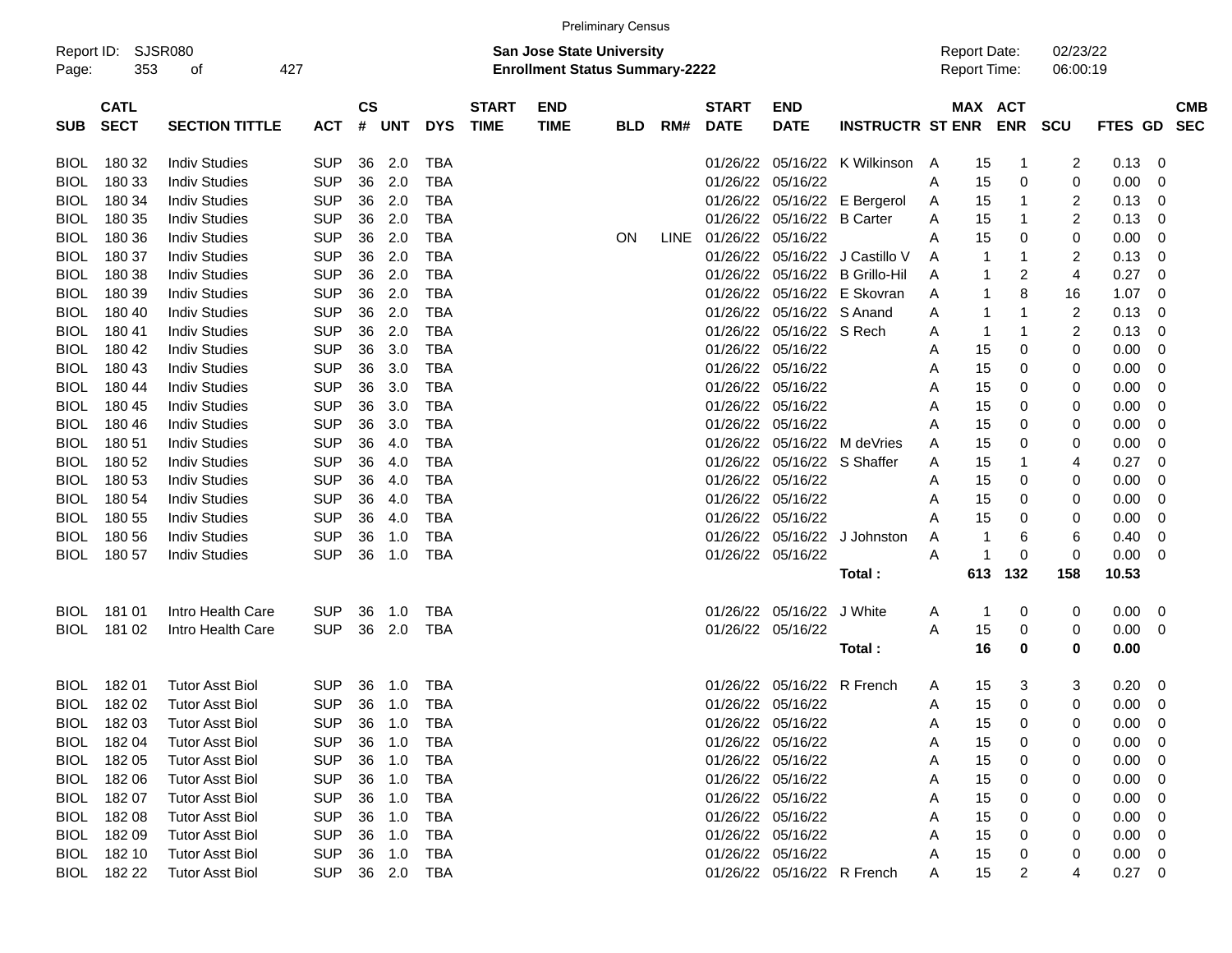Preliminary Census

Report ID: SJSR080
San Jose State University
Enrollment Status Summary-2222
Report Date: 02/23/22
Report Time: 06:00:19

| SUB | CATL SECT | SECTION TITTLE | ACT | CS # | UNT | DYS | START TIME | END TIME | BLD | RM# | START DATE | END DATE | INSTRUCTR | ST | MAX ENR | ACT ENR | SCU | FTES | GD | CMB SEC |
|---|---|---|---|---|---|---|---|---|---|---|---|---|---|---|---|---|---|---|---|---|
| BIOL | 180 32 | Indiv Studies | SUP | 36 | 2.0 | TBA | | | | | 01/26/22 | 05/16/22 | K Wilkinson | A | 15 | 1 | 2 | 0.13 | 0 | |
| BIOL | 180 33 | Indiv Studies | SUP | 36 | 2.0 | TBA | | | | | 01/26/22 | 05/16/22 | | A | 15 | 0 | 0 | 0.00 | 0 | |
| BIOL | 180 34 | Indiv Studies | SUP | 36 | 2.0 | TBA | | | | | 01/26/22 | 05/16/22 | E Bergerol | A | 15 | 1 | 2 | 0.13 | 0 | |
| BIOL | 180 35 | Indiv Studies | SUP | 36 | 2.0 | TBA | | | | | 01/26/22 | 05/16/22 | B Carter | A | 15 | 1 | 2 | 0.13 | 0 | |
| BIOL | 180 36 | Indiv Studies | SUP | 36 | 2.0 | TBA | | | ON | LINE | 01/26/22 | 05/16/22 | | A | 15 | 0 | 0 | 0.00 | 0 | |
| BIOL | 180 37 | Indiv Studies | SUP | 36 | 2.0 | TBA | | | | | 01/26/22 | 05/16/22 | J Castillo V | A | 1 | 1 | 2 | 0.13 | 0 | |
| BIOL | 180 38 | Indiv Studies | SUP | 36 | 2.0 | TBA | | | | | 01/26/22 | 05/16/22 | B Grillo-Hil | A | 1 | 2 | 4 | 0.27 | 0 | |
| BIOL | 180 39 | Indiv Studies | SUP | 36 | 2.0 | TBA | | | | | 01/26/22 | 05/16/22 | E Skovran | A | 1 | 8 | 16 | 1.07 | 0 | |
| BIOL | 180 40 | Indiv Studies | SUP | 36 | 2.0 | TBA | | | | | 01/26/22 | 05/16/22 | S Anand | A | 1 | 1 | 2 | 0.13 | 0 | |
| BIOL | 180 41 | Indiv Studies | SUP | 36 | 2.0 | TBA | | | | | 01/26/22 | 05/16/22 | S Rech | A | 1 | 1 | 2 | 0.13 | 0 | |
| BIOL | 180 42 | Indiv Studies | SUP | 36 | 3.0 | TBA | | | | | 01/26/22 | 05/16/22 | | A | 15 | 0 | 0 | 0.00 | 0 | |
| BIOL | 180 43 | Indiv Studies | SUP | 36 | 3.0 | TBA | | | | | 01/26/22 | 05/16/22 | | A | 15 | 0 | 0 | 0.00 | 0 | |
| BIOL | 180 44 | Indiv Studies | SUP | 36 | 3.0 | TBA | | | | | 01/26/22 | 05/16/22 | | A | 15 | 0 | 0 | 0.00 | 0 | |
| BIOL | 180 45 | Indiv Studies | SUP | 36 | 3.0 | TBA | | | | | 01/26/22 | 05/16/22 | | A | 15 | 0 | 0 | 0.00 | 0 | |
| BIOL | 180 46 | Indiv Studies | SUP | 36 | 3.0 | TBA | | | | | 01/26/22 | 05/16/22 | | A | 15 | 0 | 0 | 0.00 | 0 | |
| BIOL | 180 51 | Indiv Studies | SUP | 36 | 4.0 | TBA | | | | | 01/26/22 | 05/16/22 | M deVries | A | 15 | 0 | 0 | 0.00 | 0 | |
| BIOL | 180 52 | Indiv Studies | SUP | 36 | 4.0 | TBA | | | | | 01/26/22 | 05/16/22 | S Shaffer | A | 15 | 1 | 4 | 0.27 | 0 | |
| BIOL | 180 53 | Indiv Studies | SUP | 36 | 4.0 | TBA | | | | | 01/26/22 | 05/16/22 | | A | 15 | 0 | 0 | 0.00 | 0 | |
| BIOL | 180 54 | Indiv Studies | SUP | 36 | 4.0 | TBA | | | | | 01/26/22 | 05/16/22 | | A | 15 | 0 | 0 | 0.00 | 0 | |
| BIOL | 180 55 | Indiv Studies | SUP | 36 | 4.0 | TBA | | | | | 01/26/22 | 05/16/22 | | A | 15 | 0 | 0 | 0.00 | 0 | |
| BIOL | 180 56 | Indiv Studies | SUP | 36 | 1.0 | TBA | | | | | 01/26/22 | 05/16/22 | J Johnston | A | 1 | 6 | 6 | 0.40 | 0 | |
| BIOL | 180 57 | Indiv Studies | SUP | 36 | 1.0 | TBA | | | | | 01/26/22 | 05/16/22 | | A | 1 | 0 | 0 | 0.00 | 0 | |
| | | | | | | | | | | | | | **Total :** | | **613** | **132** | **158** | **10.53** | | |
| BIOL | 181 01 | Intro Health Care | SUP | 36 | 1.0 | TBA | | | | | 01/26/22 | 05/16/22 | J White | A | 1 | 0 | 0 | 0.00 | 0 | |
| BIOL | 181 02 | Intro Health Care | SUP | 36 | 2.0 | TBA | | | | | 01/26/22 | 05/16/22 | | A | 15 | 0 | 0 | 0.00 | 0 | |
| | | | | | | | | | | | | | **Total :** | | **16** | **0** | **0** | **0.00** | | |
| BIOL | 182 01 | Tutor Asst Biol | SUP | 36 | 1.0 | TBA | | | | | 01/26/22 | 05/16/22 | R French | A | 15 | 3 | 3 | 0.20 | 0 | |
| BIOL | 182 02 | Tutor Asst Biol | SUP | 36 | 1.0 | TBA | | | | | 01/26/22 | 05/16/22 | | A | 15 | 0 | 0 | 0.00 | 0 | |
| BIOL | 182 03 | Tutor Asst Biol | SUP | 36 | 1.0 | TBA | | | | | 01/26/22 | 05/16/22 | | A | 15 | 0 | 0 | 0.00 | 0 | |
| BIOL | 182 04 | Tutor Asst Biol | SUP | 36 | 1.0 | TBA | | | | | 01/26/22 | 05/16/22 | | A | 15 | 0 | 0 | 0.00 | 0 | |
| BIOL | 182 05 | Tutor Asst Biol | SUP | 36 | 1.0 | TBA | | | | | 01/26/22 | 05/16/22 | | A | 15 | 0 | 0 | 0.00 | 0 | |
| BIOL | 182 06 | Tutor Asst Biol | SUP | 36 | 1.0 | TBA | | | | | 01/26/22 | 05/16/22 | | A | 15 | 0 | 0 | 0.00 | 0 | |
| BIOL | 182 07 | Tutor Asst Biol | SUP | 36 | 1.0 | TBA | | | | | 01/26/22 | 05/16/22 | | A | 15 | 0 | 0 | 0.00 | 0 | |
| BIOL | 182 08 | Tutor Asst Biol | SUP | 36 | 1.0 | TBA | | | | | 01/26/22 | 05/16/22 | | A | 15 | 0 | 0 | 0.00 | 0 | |
| BIOL | 182 09 | Tutor Asst Biol | SUP | 36 | 1.0 | TBA | | | | | 01/26/22 | 05/16/22 | | A | 15 | 0 | 0 | 0.00 | 0 | |
| BIOL | 182 10 | Tutor Asst Biol | SUP | 36 | 1.0 | TBA | | | | | 01/26/22 | 05/16/22 | | A | 15 | 0 | 0 | 0.00 | 0 | |
| BIOL | 182 22 | Tutor Asst Biol | SUP | 36 | 2.0 | TBA | | | | | 01/26/22 | 05/16/22 | R French | A | 15 | 2 | 4 | 0.27 | 0 | |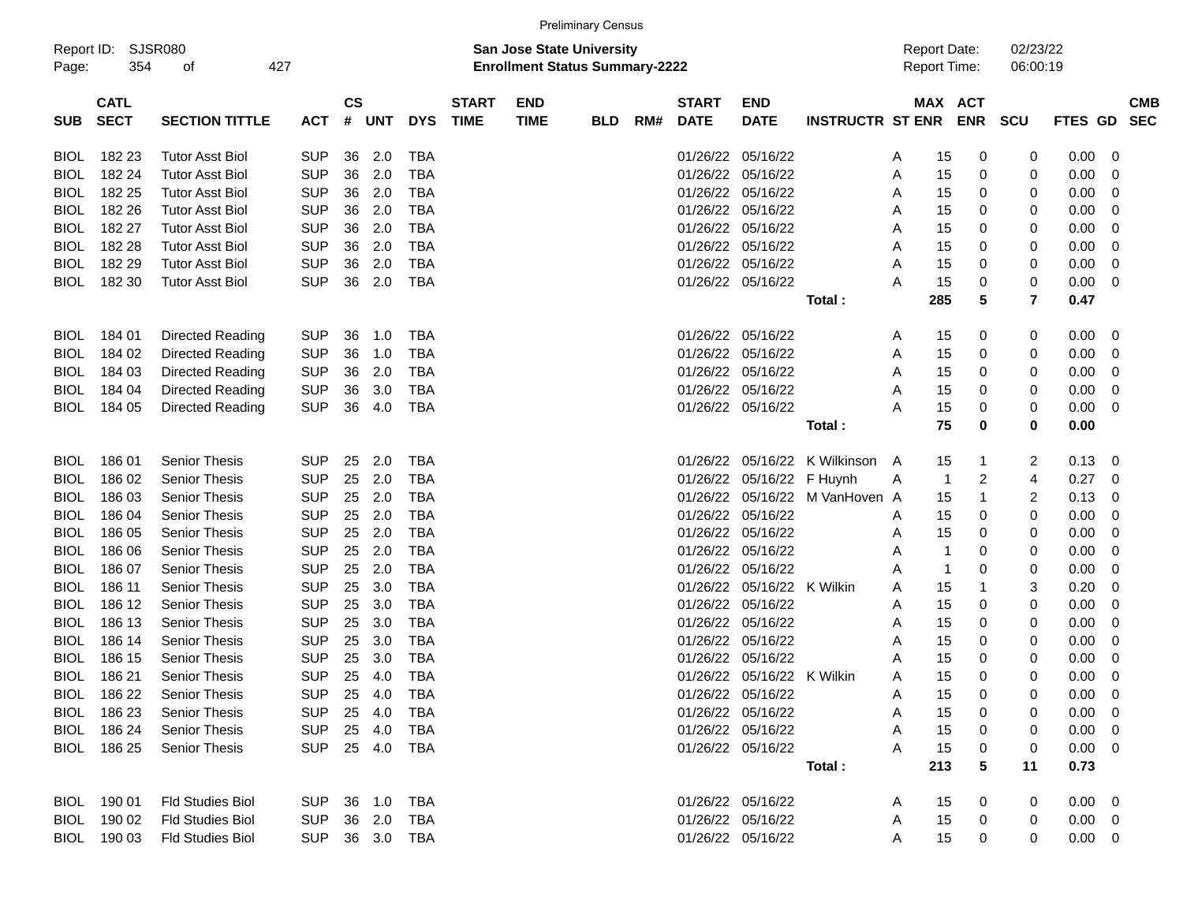Preliminary Census

Report ID: SJSR080

**San Jose State University**
**Enrollment Status Summary-2222**

Report Date: 02/23/22
Report Time: 06:00:19

| SUB | CATL SECT | SECTION TITTLE | ACT | CS # | UNT | DYS | START TIME | END TIME | BLD | RM# | START DATE | END DATE | INSTRUCTR | ST | MAX ENR | ACT ENR | SCU | FTES | GD | CMB SEC |
|---|---|---|---|---|---|---|---|---|---|---|---|---|---|---|---|---|---|---|---|---|
| BIOL | 182 23 | Tutor Asst Biol | SUP | 36 | 2.0 | TBA | | | | | 01/26/22 | 05/16/22 | | A | 15 | 0 | 0 | 0.00 | 0 | |
| BIOL | 182 24 | Tutor Asst Biol | SUP | 36 | 2.0 | TBA | | | | | 01/26/22 | 05/16/22 | | A | 15 | 0 | 0 | 0.00 | 0 | |
| BIOL | 182 25 | Tutor Asst Biol | SUP | 36 | 2.0 | TBA | | | | | 01/26/22 | 05/16/22 | | A | 15 | 0 | 0 | 0.00 | 0 | |
| BIOL | 182 26 | Tutor Asst Biol | SUP | 36 | 2.0 | TBA | | | | | 01/26/22 | 05/16/22 | | A | 15 | 0 | 0 | 0.00 | 0 | |
| BIOL | 182 27 | Tutor Asst Biol | SUP | 36 | 2.0 | TBA | | | | | 01/26/22 | 05/16/22 | | A | 15 | 0 | 0 | 0.00 | 0 | |
| BIOL | 182 28 | Tutor Asst Biol | SUP | 36 | 2.0 | TBA | | | | | 01/26/22 | 05/16/22 | | A | 15 | 0 | 0 | 0.00 | 0 | |
| BIOL | 182 29 | Tutor Asst Biol | SUP | 36 | 2.0 | TBA | | | | | 01/26/22 | 05/16/22 | | A | 15 | 0 | 0 | 0.00 | 0 | |
| BIOL | 182 30 | Tutor Asst Biol | SUP | 36 | 2.0 | TBA | | | | | 01/26/22 | 05/16/22 | | A | 15 | 0 | 0 | 0.00 | 0 | |
| | | | | | | | | | | | | | **Total :** | | **285** | **5** | **7** | **0.47** | | |
| BIOL | 184 01 | Directed Reading | SUP | 36 | 1.0 | TBA | | | | | 01/26/22 | 05/16/22 | | A | 15 | 0 | 0 | 0.00 | 0 | |
| BIOL | 184 02 | Directed Reading | SUP | 36 | 1.0 | TBA | | | | | 01/26/22 | 05/16/22 | | A | 15 | 0 | 0 | 0.00 | 0 | |
| BIOL | 184 03 | Directed Reading | SUP | 36 | 2.0 | TBA | | | | | 01/26/22 | 05/16/22 | | A | 15 | 0 | 0 | 0.00 | 0 | |
| BIOL | 184 04 | Directed Reading | SUP | 36 | 3.0 | TBA | | | | | 01/26/22 | 05/16/22 | | A | 15 | 0 | 0 | 0.00 | 0 | |
| BIOL | 184 05 | Directed Reading | SUP | 36 | 4.0 | TBA | | | | | 01/26/22 | 05/16/22 | | A | 15 | 0 | 0 | 0.00 | 0 | |
| | | | | | | | | | | | | | **Total :** | | **75** | **0** | **0** | **0.00** | | |
| BIOL | 186 01 | Senior Thesis | SUP | 25 | 2.0 | TBA | | | | | 01/26/22 | 05/16/22 | K Wilkinson | A | 15 | 1 | 2 | 0.13 | 0 | |
| BIOL | 186 02 | Senior Thesis | SUP | 25 | 2.0 | TBA | | | | | 01/26/22 | 05/16/22 | F Huynh | A | 1 | 2 | 4 | 0.27 | 0 | |
| BIOL | 186 03 | Senior Thesis | SUP | 25 | 2.0 | TBA | | | | | 01/26/22 | 05/16/22 | M VanHoven | A | 15 | 1 | 2 | 0.13 | 0 | |
| BIOL | 186 04 | Senior Thesis | SUP | 25 | 2.0 | TBA | | | | | 01/26/22 | 05/16/22 | | A | 15 | 0 | 0 | 0.00 | 0 | |
| BIOL | 186 05 | Senior Thesis | SUP | 25 | 2.0 | TBA | | | | | 01/26/22 | 05/16/22 | | A | 15 | 0 | 0 | 0.00 | 0 | |
| BIOL | 186 06 | Senior Thesis | SUP | 25 | 2.0 | TBA | | | | | 01/26/22 | 05/16/22 | | A | 1 | 0 | 0 | 0.00 | 0 | |
| BIOL | 186 07 | Senior Thesis | SUP | 25 | 2.0 | TBA | | | | | 01/26/22 | 05/16/22 | | A | 1 | 0 | 0 | 0.00 | 0 | |
| BIOL | 186 11 | Senior Thesis | SUP | 25 | 3.0 | TBA | | | | | 01/26/22 | 05/16/22 | K Wilkin | A | 15 | 1 | 3 | 0.20 | 0 | |
| BIOL | 186 12 | Senior Thesis | SUP | 25 | 3.0 | TBA | | | | | 01/26/22 | 05/16/22 | | A | 15 | 0 | 0 | 0.00 | 0 | |
| BIOL | 186 13 | Senior Thesis | SUP | 25 | 3.0 | TBA | | | | | 01/26/22 | 05/16/22 | | A | 15 | 0 | 0 | 0.00 | 0 | |
| BIOL | 186 14 | Senior Thesis | SUP | 25 | 3.0 | TBA | | | | | 01/26/22 | 05/16/22 | | A | 15 | 0 | 0 | 0.00 | 0 | |
| BIOL | 186 15 | Senior Thesis | SUP | 25 | 3.0 | TBA | | | | | 01/26/22 | 05/16/22 | | A | 15 | 0 | 0 | 0.00 | 0 | |
| BIOL | 186 21 | Senior Thesis | SUP | 25 | 4.0 | TBA | | | | | 01/26/22 | 05/16/22 | K Wilkin | A | 15 | 0 | 0 | 0.00 | 0 | |
| BIOL | 186 22 | Senior Thesis | SUP | 25 | 4.0 | TBA | | | | | 01/26/22 | 05/16/22 | | A | 15 | 0 | 0 | 0.00 | 0 | |
| BIOL | 186 23 | Senior Thesis | SUP | 25 | 4.0 | TBA | | | | | 01/26/22 | 05/16/22 | | A | 15 | 0 | 0 | 0.00 | 0 | |
| BIOL | 186 24 | Senior Thesis | SUP | 25 | 4.0 | TBA | | | | | 01/26/22 | 05/16/22 | | A | 15 | 0 | 0 | 0.00 | 0 | |
| BIOL | 186 25 | Senior Thesis | SUP | 25 | 4.0 | TBA | | | | | 01/26/22 | 05/16/22 | | A | 15 | 0 | 0 | 0.00 | 0 | |
| | | | | | | | | | | | | | **Total :** | | **213** | **5** | **11** | **0.73** | | |
| BIOL | 190 01 | Fld Studies Biol | SUP | 36 | 1.0 | TBA | | | | | 01/26/22 | 05/16/22 | | A | 15 | 0 | 0 | 0.00 | 0 | |
| BIOL | 190 02 | Fld Studies Biol | SUP | 36 | 2.0 | TBA | | | | | 01/26/22 | 05/16/22 | | A | 15 | 0 | 0 | 0.00 | 0 | |
| BIOL | 190 03 | Fld Studies Biol | SUP | 36 | 3.0 | TBA | | | | | 01/26/22 | 05/16/22 | | A | 15 | 0 | 0 | 0.00 | 0 | |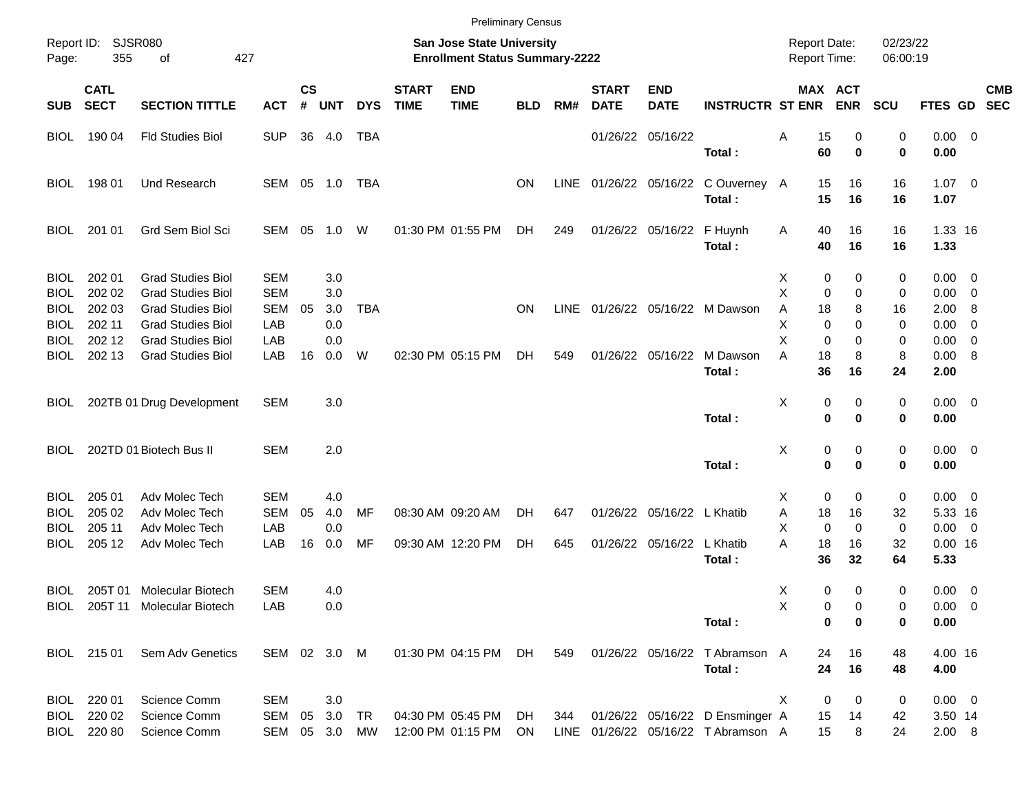Preliminary Census

Report ID: SJSR080
Page: 355 of 427

**San Jose State University**
**Enrollment Status Summary-2222**

Report Date: 02/23/22
Report Time: 06:00:19

| SUB | CATL SECT | SECTION TITTLE | ACT | CS # | UNT | DYS | START TIME | END TIME | BLD | RM# | START DATE | END DATE | INSTRUCTR | ST | MAX ENR | ACT ENR | SCU | FTES | GD | CMB SEC |
|---|---|---|---|---|---|---|---|---|---|---|---|---|---|---|---|---|---|---|---|---|
| BIOL | 190 04 | Fld Studies Biol | SUP | 36 | 4.0 | TBA | | | | | 01/26/22 | 05/16/22 | | A | 15 | 0 | 0 | 0.00 | 0 | |
| | | | | | | | | | | | | | **Total :** | | **60** | **0** | **0** | **0.00** | | |
| BIOL | 198 01 | Und Research | SEM | 05 | 1.0 | TBA | | | ON | LINE | 01/26/22 | 05/16/22 | C Ouverney | A | 15 | 16 | 16 | 1.07 | 0 | |
| | | | | | | | | | | | | | **Total :** | | **15** | **16** | **16** | **1.07** | | |
| BIOL | 201 01 | Grd Sem Biol Sci | SEM | 05 | 1.0 | W | 01:30 PM | 01:55 PM | DH | 249 | 01/26/22 | 05/16/22 | F Huynh | A | 40 | 16 | 16 | 1.33 | 16 | |
| | | | | | | | | | | | | | **Total :** | | **40** | **16** | **16** | **1.33** | | |
| BIOL | 202 01 | Grad Studies Biol | SEM | | 3.0 | | | | | | | | | X | 0 | 0 | 0 | 0.00 | 0 | |
| BIOL | 202 02 | Grad Studies Biol | SEM | | 3.0 | | | | | | | | | X | 0 | 0 | 0 | 0.00 | 0 | |
| BIOL | 202 03 | Grad Studies Biol | SEM | 05 | 3.0 | TBA | | | ON | LINE | 01/26/22 | 05/16/22 | M Dawson | A | 18 | 8 | 16 | 2.00 | 8 | |
| BIOL | 202 11 | Grad Studies Biol | LAB | | 0.0 | | | | | | | | | X | 0 | 0 | 0 | 0.00 | 0 | |
| BIOL | 202 12 | Grad Studies Biol | LAB | | 0.0 | | | | | | | | | X | 0 | 0 | 0 | 0.00 | 0 | |
| BIOL | 202 13 | Grad Studies Biol | LAB | 16 | 0.0 | W | 02:30 PM | 05:15 PM | DH | 549 | 01/26/22 | 05/16/22 | M Dawson | A | 18 | 8 | 8 | 0.00 | 8 | |
| | | | | | | | | | | | | | **Total :** | | **36** | **16** | **24** | **2.00** | | |
| BIOL | 202TB 01 | Drug Development | SEM | | 3.0 | | | | | | | | | X | 0 | 0 | 0 | 0.00 | 0 | |
| | | | | | | | | | | | | | **Total :** | | **0** | **0** | **0** | **0.00** | | |
| BIOL | 202TD 01 | Biotech Bus II | SEM | | 2.0 | | | | | | | | | X | 0 | 0 | 0 | 0.00 | 0 | |
| | | | | | | | | | | | | | **Total :** | | **0** | **0** | **0** | **0.00** | | |
| BIOL | 205 01 | Adv Molec Tech | SEM | | 4.0 | | | | | | | | | X | 0 | 0 | 0 | 0.00 | 0 | |
| BIOL | 205 02 | Adv Molec Tech | SEM | 05 | 4.0 | MF | 08:30 AM | 09:20 AM | DH | 647 | 01/26/22 | 05/16/22 | L Khatib | A | 18 | 16 | 32 | 5.33 | 16 | |
| BIOL | 205 11 | Adv Molec Tech | LAB | | 0.0 | | | | | | | | | X | 0 | 0 | 0 | 0.00 | 0 | |
| BIOL | 205 12 | Adv Molec Tech | LAB | 16 | 0.0 | MF | 09:30 AM | 12:20 PM | DH | 645 | 01/26/22 | 05/16/22 | L Khatib | A | 18 | 16 | 32 | 0.00 | 16 | |
| | | | | | | | | | | | | | **Total :** | | **36** | **32** | **64** | **5.33** | | |
| BIOL | 205T 01 | Molecular Biotech | SEM | | 4.0 | | | | | | | | | X | 0 | 0 | 0 | 0.00 | 0 | |
| BIOL | 205T 11 | Molecular Biotech | LAB | | 0.0 | | | | | | | | | X | 0 | 0 | 0 | 0.00 | 0 | |
| | | | | | | | | | | | | | **Total :** | | **0** | **0** | **0** | **0.00** | | |
| BIOL | 215 01 | Sem Adv Genetics | SEM | 02 | 3.0 | M | 01:30 PM | 04:15 PM | DH | 549 | 01/26/22 | 05/16/22 | T Abramson | A | 24 | 16 | 48 | 4.00 | 16 | |
| | | | | | | | | | | | | | **Total :** | | **24** | **16** | **48** | **4.00** | | |
| BIOL | 220 01 | Science Comm | SEM | | 3.0 | | | | | | | | | X | 0 | 0 | 0 | 0.00 | 0 | |
| BIOL | 220 02 | Science Comm | SEM | 05 | 3.0 | TR | 04:30 PM | 05:45 PM | DH | 344 | 01/26/22 | 05/16/22 | D Ensminger | A | 15 | 14 | 42 | 3.50 | 14 | |
| BIOL | 220 80 | Science Comm | SEM | 05 | 3.0 | MW | 12:00 PM | 01:15 PM | ON | LINE | 01/26/22 | 05/16/22 | T Abramson | A | 15 | 8 | 24 | 2.00 | 8 | |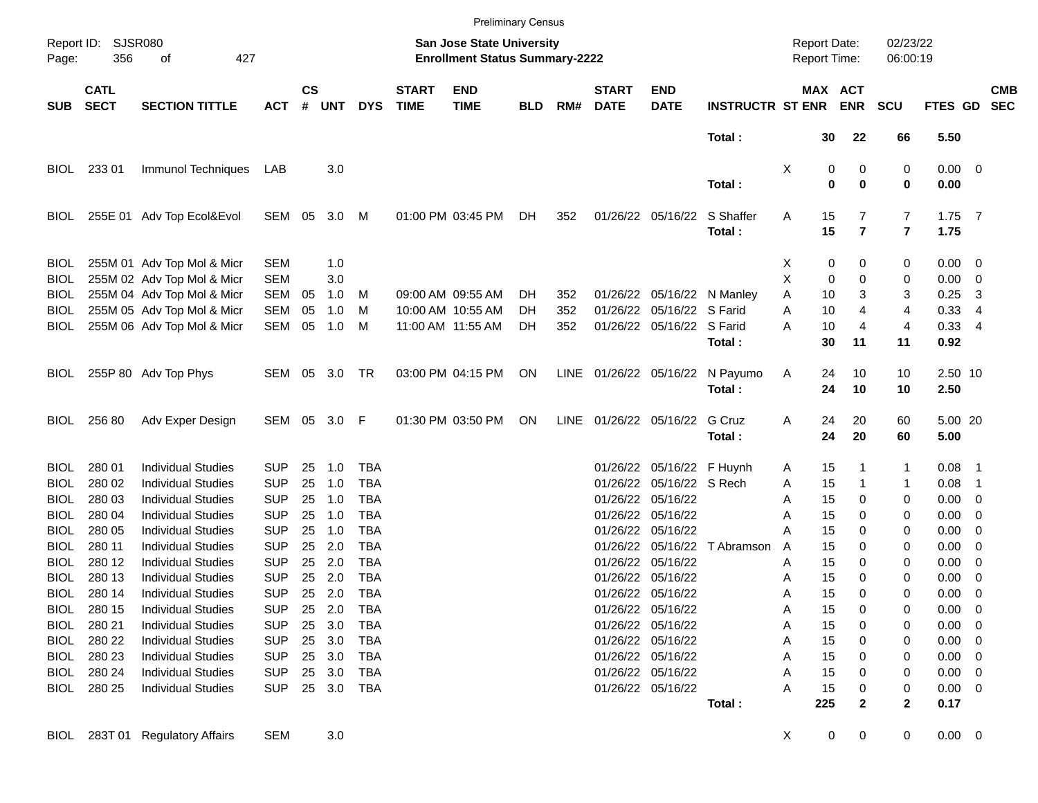Preliminary Census

Report ID: SJSR080

**San Jose State University**
**Enrollment Status Summary-2222**

Report Date: 02/23/22
Report Time: 06:00:19

| SUB | CATL SECT | SECTION TITTLE | ACT | CS # | UNT | DYS | START TIME | END TIME | BLD | RM# | START DATE | END DATE | INSTRUCTR | ST | MAX ENR | ACT ENR | SCU | FTES | GD | CMB SEC |
|---|---|---|---|---|---|---|---|---|---|---|---|---|---|---|---|---|---|---|---|---|
| | | | | | | | | | | | | | **Total :** | | **30** | **22** | **66** | **5.50** | | |
| BIOL | 233 01 | Immunol Techniques | LAB | | 3.0 | | | | | | | | | X | 0 | 0 | 0 | 0.00 | 0 | |
| | | | | | | | | | | | | | **Total :** | | **0** | **0** | **0** | **0.00** | | |
| BIOL | 255E 01 | Adv Top Ecol&Evol | SEM | 05 | 3.0 | M | 01:00 PM | 03:45 PM | DH | 352 | 01/26/22 | 05/16/22 | S Shaffer | A | 15 | 7 | 7 | 1.75 | 7 | |
| | | | | | | | | | | | | | **Total :** | | **15** | **7** | **7** | **1.75** | | |
| BIOL | 255M 01 | Adv Top Mol & Micr | SEM | | 1.0 | | | | | | | | | X | 0 | 0 | 0 | 0.00 | 0 | |
| BIOL | 255M 02 | Adv Top Mol & Micr | SEM | | 3.0 | | | | | | | | | X | 0 | 0 | 0 | 0.00 | 0 | |
| BIOL | 255M 04 | Adv Top Mol & Micr | SEM | 05 | 1.0 | M | 09:00 AM | 09:55 AM | DH | 352 | 01/26/22 | 05/16/22 | N Manley | A | 10 | 3 | 3 | 0.25 | 3 | |
| BIOL | 255M 05 | Adv Top Mol & Micr | SEM | 05 | 1.0 | M | 10:00 AM | 10:55 AM | DH | 352 | 01/26/22 | 05/16/22 | S Farid | A | 10 | 4 | 4 | 0.33 | 4 | |
| BIOL | 255M 06 | Adv Top Mol & Micr | SEM | 05 | 1.0 | M | 11:00 AM | 11:55 AM | DH | 352 | 01/26/22 | 05/16/22 | S Farid | A | 10 | 4 | 4 | 0.33 | 4 | |
| | | | | | | | | | | | | | **Total :** | | **30** | **11** | **11** | **0.92** | | |
| BIOL | 255P 80 | Adv Top Phys | SEM | 05 | 3.0 | TR | 03:00 PM | 04:15 PM | ON | LINE | 01/26/22 | 05/16/22 | N Payumo | A | 24 | 10 | 10 | 2.50 | 10 | |
| | | | | | | | | | | | | | **Total :** | | **24** | **10** | **10** | **2.50** | | |
| BIOL | 256 80 | Adv Exper Design | SEM | 05 | 3.0 | F | 01:30 PM | 03:50 PM | ON | LINE | 01/26/22 | 05/16/22 | G Cruz | A | 24 | 20 | 60 | 5.00 | 20 | |
| | | | | | | | | | | | | | **Total :** | | **24** | **20** | **60** | **5.00** | | |
| BIOL | 280 01 | Individual Studies | SUP | 25 | 1.0 | TBA | | | | | 01/26/22 | 05/16/22 | F Huynh | A | 15 | 1 | 1 | 0.08 | 1 | |
| BIOL | 280 02 | Individual Studies | SUP | 25 | 1.0 | TBA | | | | | 01/26/22 | 05/16/22 | S Rech | A | 15 | 1 | 1 | 0.08 | 1 | |
| BIOL | 280 03 | Individual Studies | SUP | 25 | 1.0 | TBA | | | | | 01/26/22 | 05/16/22 | | A | 15 | 0 | 0 | 0.00 | 0 | |
| BIOL | 280 04 | Individual Studies | SUP | 25 | 1.0 | TBA | | | | | 01/26/22 | 05/16/22 | | A | 15 | 0 | 0 | 0.00 | 0 | |
| BIOL | 280 05 | Individual Studies | SUP | 25 | 1.0 | TBA | | | | | 01/26/22 | 05/16/22 | | A | 15 | 0 | 0 | 0.00 | 0 | |
| BIOL | 280 11 | Individual Studies | SUP | 25 | 2.0 | TBA | | | | | 01/26/22 | 05/16/22 | T Abramson | A | 15 | 0 | 0 | 0.00 | 0 | |
| BIOL | 280 12 | Individual Studies | SUP | 25 | 2.0 | TBA | | | | | 01/26/22 | 05/16/22 | | A | 15 | 0 | 0 | 0.00 | 0 | |
| BIOL | 280 13 | Individual Studies | SUP | 25 | 2.0 | TBA | | | | | 01/26/22 | 05/16/22 | | A | 15 | 0 | 0 | 0.00 | 0 | |
| BIOL | 280 14 | Individual Studies | SUP | 25 | 2.0 | TBA | | | | | 01/26/22 | 05/16/22 | | A | 15 | 0 | 0 | 0.00 | 0 | |
| BIOL | 280 15 | Individual Studies | SUP | 25 | 2.0 | TBA | | | | | 01/26/22 | 05/16/22 | | A | 15 | 0 | 0 | 0.00 | 0 | |
| BIOL | 280 21 | Individual Studies | SUP | 25 | 3.0 | TBA | | | | | 01/26/22 | 05/16/22 | | A | 15 | 0 | 0 | 0.00 | 0 | |
| BIOL | 280 22 | Individual Studies | SUP | 25 | 3.0 | TBA | | | | | 01/26/22 | 05/16/22 | | A | 15 | 0 | 0 | 0.00 | 0 | |
| BIOL | 280 23 | Individual Studies | SUP | 25 | 3.0 | TBA | | | | | 01/26/22 | 05/16/22 | | A | 15 | 0 | 0 | 0.00 | 0 | |
| BIOL | 280 24 | Individual Studies | SUP | 25 | 3.0 | TBA | | | | | 01/26/22 | 05/16/22 | | A | 15 | 0 | 0 | 0.00 | 0 | |
| BIOL | 280 25 | Individual Studies | SUP | 25 | 3.0 | TBA | | | | | 01/26/22 | 05/16/22 | | A | 15 | 0 | 0 | 0.00 | 0 | |
| | | | | | | | | | | | | | **Total :** | | **225** | **2** | **2** | **0.17** | | |
| BIOL | 283T 01 | Regulatory Affairs | SEM | | 3.0 | | | | | | | | | X | 0 | 0 | 0 | 0.00 | 0 | |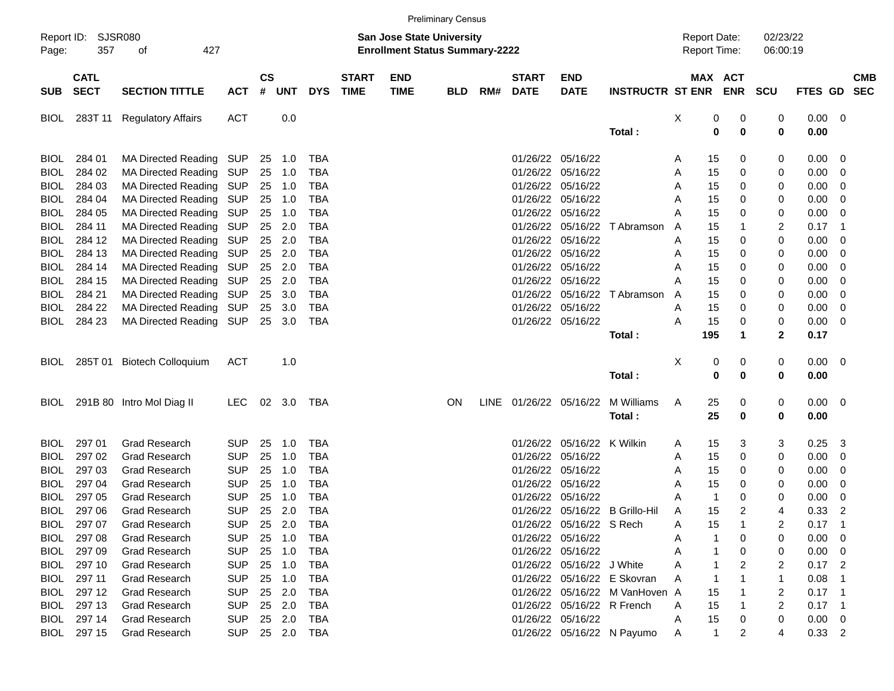Preliminary Census

Report ID: SJSR080

**San Jose State University**
**Enrollment Status Summary-2222**

Report Date: 02/23/22
Report Time: 06:00:19

| SUB | CATL SECT | SECTION TITTLE | ACT | CS # | UNT | DYS | START TIME | END TIME | BLD | RM# | START DATE | END DATE | INSTRUCTR | ST | MAX ENR | ACT ENR | SCU | FTES | GD | CMB SEC |
|---|---|---|---|---|---|---|---|---|---|---|---|---|---|---|---|---|---|---|---|---|
| BIOL | 283T 11 | Regulatory Affairs | ACT | | 0.0 | | | | | | | | | X | 0 | 0 | 0 | 0.00 | 0 | |
| | | | | | | | | | | | | | Total : | | 0 | 0 | 0 | 0.00 | | |
| BIOL | 284 01 | MA Directed Reading | SUP | 25 | 1.0 | TBA | | | | | 01/26/22 | 05/16/22 | | A | 15 | 0 | 0 | 0.00 | 0 | |
| BIOL | 284 02 | MA Directed Reading | SUP | 25 | 1.0 | TBA | | | | | 01/26/22 | 05/16/22 | | A | 15 | 0 | 0 | 0.00 | 0 | |
| BIOL | 284 03 | MA Directed Reading | SUP | 25 | 1.0 | TBA | | | | | 01/26/22 | 05/16/22 | | A | 15 | 0 | 0 | 0.00 | 0 | |
| BIOL | 284 04 | MA Directed Reading | SUP | 25 | 1.0 | TBA | | | | | 01/26/22 | 05/16/22 | | A | 15 | 0 | 0 | 0.00 | 0 | |
| BIOL | 284 05 | MA Directed Reading | SUP | 25 | 1.0 | TBA | | | | | 01/26/22 | 05/16/22 | | A | 15 | 0 | 0 | 0.00 | 0 | |
| BIOL | 284 11 | MA Directed Reading | SUP | 25 | 2.0 | TBA | | | | | 01/26/22 | 05/16/22 | T Abramson | A | 15 | 1 | 2 | 0.17 | 1 | |
| BIOL | 284 12 | MA Directed Reading | SUP | 25 | 2.0 | TBA | | | | | 01/26/22 | 05/16/22 | | A | 15 | 0 | 0 | 0.00 | 0 | |
| BIOL | 284 13 | MA Directed Reading | SUP | 25 | 2.0 | TBA | | | | | 01/26/22 | 05/16/22 | | A | 15 | 0 | 0 | 0.00 | 0 | |
| BIOL | 284 14 | MA Directed Reading | SUP | 25 | 2.0 | TBA | | | | | 01/26/22 | 05/16/22 | | A | 15 | 0 | 0 | 0.00 | 0 | |
| BIOL | 284 15 | MA Directed Reading | SUP | 25 | 2.0 | TBA | | | | | 01/26/22 | 05/16/22 | | A | 15 | 0 | 0 | 0.00 | 0 | |
| BIOL | 284 21 | MA Directed Reading | SUP | 25 | 3.0 | TBA | | | | | 01/26/22 | 05/16/22 | T Abramson | A | 15 | 0 | 0 | 0.00 | 0 | |
| BIOL | 284 22 | MA Directed Reading | SUP | 25 | 3.0 | TBA | | | | | 01/26/22 | 05/16/22 | | A | 15 | 0 | 0 | 0.00 | 0 | |
| BIOL | 284 23 | MA Directed Reading | SUP | 25 | 3.0 | TBA | | | | | 01/26/22 | 05/16/22 | | A | 15 | 0 | 0 | 0.00 | 0 | |
| | | | | | | | | | | | | | Total : | | 195 | 1 | 2 | 0.17 | | |
| BIOL | 285T 01 | Biotech Colloquium | ACT | | 1.0 | | | | | | | | | X | 0 | 0 | 0 | 0.00 | 0 | |
| | | | | | | | | | | | | | Total : | | 0 | 0 | 0 | 0.00 | | |
| BIOL | 291B 80 | Intro Mol Diag II | LEC | 02 | 3.0 | TBA | | | ON | LINE | 01/26/22 | 05/16/22 | M Williams | A | 25 | 0 | 0 | 0.00 | 0 | |
| | | | | | | | | | | | | | Total : | | 25 | 0 | 0 | 0.00 | | |
| BIOL | 297 01 | Grad Research | SUP | 25 | 1.0 | TBA | | | | | 01/26/22 | 05/16/22 | K Wilkin | A | 15 | 3 | 3 | 0.25 | 3 | |
| BIOL | 297 02 | Grad Research | SUP | 25 | 1.0 | TBA | | | | | 01/26/22 | 05/16/22 | | A | 15 | 0 | 0 | 0.00 | 0 | |
| BIOL | 297 03 | Grad Research | SUP | 25 | 1.0 | TBA | | | | | 01/26/22 | 05/16/22 | | A | 15 | 0 | 0 | 0.00 | 0 | |
| BIOL | 297 04 | Grad Research | SUP | 25 | 1.0 | TBA | | | | | 01/26/22 | 05/16/22 | | A | 15 | 0 | 0 | 0.00 | 0 | |
| BIOL | 297 05 | Grad Research | SUP | 25 | 1.0 | TBA | | | | | 01/26/22 | 05/16/22 | | A | 1 | 0 | 0 | 0.00 | 0 | |
| BIOL | 297 06 | Grad Research | SUP | 25 | 2.0 | TBA | | | | | 01/26/22 | 05/16/22 | B Grillo-Hil | A | 15 | 2 | 4 | 0.33 | 2 | |
| BIOL | 297 07 | Grad Research | SUP | 25 | 2.0 | TBA | | | | | 01/26/22 | 05/16/22 | S Rech | A | 15 | 1 | 2 | 0.17 | 1 | |
| BIOL | 297 08 | Grad Research | SUP | 25 | 1.0 | TBA | | | | | 01/26/22 | 05/16/22 | | A | 1 | 0 | 0 | 0.00 | 0 | |
| BIOL | 297 09 | Grad Research | SUP | 25 | 1.0 | TBA | | | | | 01/26/22 | 05/16/22 | | A | 1 | 0 | 0 | 0.00 | 0 | |
| BIOL | 297 10 | Grad Research | SUP | 25 | 1.0 | TBA | | | | | 01/26/22 | 05/16/22 | J White | A | 1 | 2 | 2 | 0.17 | 2 | |
| BIOL | 297 11 | Grad Research | SUP | 25 | 1.0 | TBA | | | | | 01/26/22 | 05/16/22 | E Skovran | A | 1 | 1 | 1 | 0.08 | 1 | |
| BIOL | 297 12 | Grad Research | SUP | 25 | 2.0 | TBA | | | | | 01/26/22 | 05/16/22 | M VanHoven | A | 15 | 1 | 2 | 0.17 | 1 | |
| BIOL | 297 13 | Grad Research | SUP | 25 | 2.0 | TBA | | | | | 01/26/22 | 05/16/22 | R French | A | 15 | 1 | 2 | 0.17 | 1 | |
| BIOL | 297 14 | Grad Research | SUP | 25 | 2.0 | TBA | | | | | 01/26/22 | 05/16/22 | | A | 15 | 0 | 0 | 0.00 | 0 | |
| BIOL | 297 15 | Grad Research | SUP | 25 | 2.0 | TBA | | | | | 01/26/22 | 05/16/22 | N Payumo | A | 1 | 2 | 4 | 0.33 | 2 | |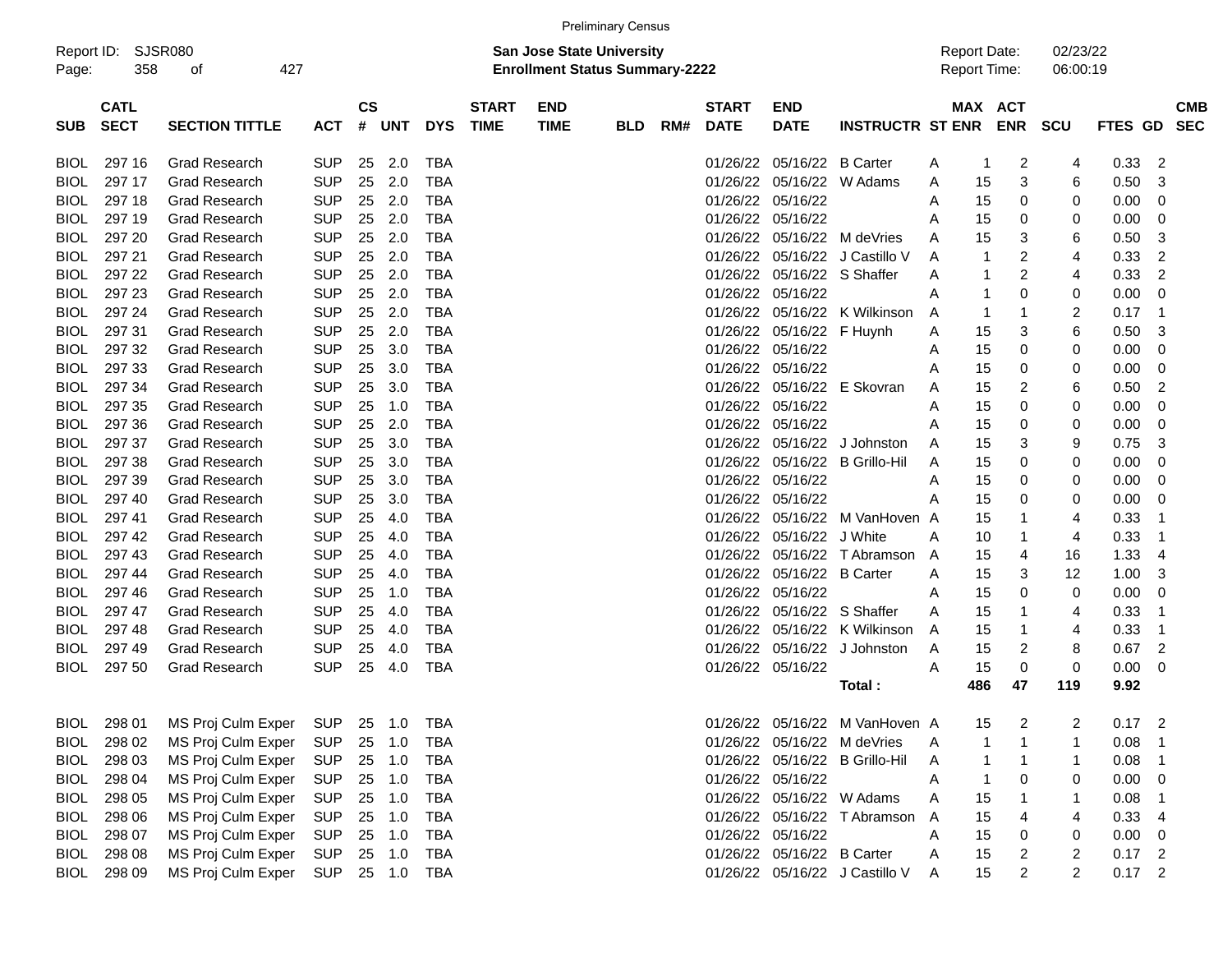Preliminary Census

Report ID: SJSR080

**San Jose State University**
**Enrollment Status Summary-2222**

Report Date: 02/23/22
Report Time: 06:00:19

| SUB | CATL SECT | SECTION TITTLE | ACT | CS # | UNT | DYS | START TIME | END TIME | BLD | RM# | START DATE | END DATE | INSTRUCTR | ST | MAX ENR | ACT ENR | SCU | FTES | GD | CMB SEC |
|---|---|---|---|---|---|---|---|---|---|---|---|---|---|---|---|---|---|---|---|---|
| BIOL | 297 16 | Grad Research | SUP | 25 | 2.0 | TBA | | | | | 01/26/22 | 05/16/22 | B Carter | A | 1 | 2 | 4 | 0.33 | 2 | |
| BIOL | 297 17 | Grad Research | SUP | 25 | 2.0 | TBA | | | | | 01/26/22 | 05/16/22 | W Adams | A | 15 | 3 | 6 | 0.50 | 3 | |
| BIOL | 297 18 | Grad Research | SUP | 25 | 2.0 | TBA | | | | | 01/26/22 | 05/16/22 | | A | 15 | 0 | 0 | 0.00 | 0 | |
| BIOL | 297 19 | Grad Research | SUP | 25 | 2.0 | TBA | | | | | 01/26/22 | 05/16/22 | | A | 15 | 0 | 0 | 0.00 | 0 | |
| BIOL | 297 20 | Grad Research | SUP | 25 | 2.0 | TBA | | | | | 01/26/22 | 05/16/22 | M deVries | A | 15 | 3 | 6 | 0.50 | 3 | |
| BIOL | 297 21 | Grad Research | SUP | 25 | 2.0 | TBA | | | | | 01/26/22 | 05/16/22 | J Castillo V | A | 1 | 2 | 4 | 0.33 | 2 | |
| BIOL | 297 22 | Grad Research | SUP | 25 | 2.0 | TBA | | | | | 01/26/22 | 05/16/22 | S Shaffer | A | 1 | 2 | 4 | 0.33 | 2 | |
| BIOL | 297 23 | Grad Research | SUP | 25 | 2.0 | TBA | | | | | 01/26/22 | 05/16/22 | | A | 1 | 0 | 0 | 0.00 | 0 | |
| BIOL | 297 24 | Grad Research | SUP | 25 | 2.0 | TBA | | | | | 01/26/22 | 05/16/22 | K Wilkinson | A | 1 | 1 | 2 | 0.17 | 1 | |
| BIOL | 297 31 | Grad Research | SUP | 25 | 2.0 | TBA | | | | | 01/26/22 | 05/16/22 | F Huynh | A | 15 | 3 | 6 | 0.50 | 3 | |
| BIOL | 297 32 | Grad Research | SUP | 25 | 3.0 | TBA | | | | | 01/26/22 | 05/16/22 | | A | 15 | 0 | 0 | 0.00 | 0 | |
| BIOL | 297 33 | Grad Research | SUP | 25 | 3.0 | TBA | | | | | 01/26/22 | 05/16/22 | | A | 15 | 0 | 0 | 0.00 | 0 | |
| BIOL | 297 34 | Grad Research | SUP | 25 | 3.0 | TBA | | | | | 01/26/22 | 05/16/22 | E Skovran | A | 15 | 2 | 6 | 0.50 | 2 | |
| BIOL | 297 35 | Grad Research | SUP | 25 | 1.0 | TBA | | | | | 01/26/22 | 05/16/22 | | A | 15 | 0 | 0 | 0.00 | 0 | |
| BIOL | 297 36 | Grad Research | SUP | 25 | 2.0 | TBA | | | | | 01/26/22 | 05/16/22 | | A | 15 | 0 | 0 | 0.00 | 0 | |
| BIOL | 297 37 | Grad Research | SUP | 25 | 3.0 | TBA | | | | | 01/26/22 | 05/16/22 | J Johnston | A | 15 | 3 | 9 | 0.75 | 3 | |
| BIOL | 297 38 | Grad Research | SUP | 25 | 3.0 | TBA | | | | | 01/26/22 | 05/16/22 | B Grillo-Hil | A | 15 | 0 | 0 | 0.00 | 0 | |
| BIOL | 297 39 | Grad Research | SUP | 25 | 3.0 | TBA | | | | | 01/26/22 | 05/16/22 | | A | 15 | 0 | 0 | 0.00 | 0 | |
| BIOL | 297 40 | Grad Research | SUP | 25 | 3.0 | TBA | | | | | 01/26/22 | 05/16/22 | | A | 15 | 0 | 0 | 0.00 | 0 | |
| BIOL | 297 41 | Grad Research | SUP | 25 | 4.0 | TBA | | | | | 01/26/22 | 05/16/22 | M VanHoven | A | 15 | 1 | 4 | 0.33 | 1 | |
| BIOL | 297 42 | Grad Research | SUP | 25 | 4.0 | TBA | | | | | 01/26/22 | 05/16/22 | J White | A | 10 | 1 | 4 | 0.33 | 1 | |
| BIOL | 297 43 | Grad Research | SUP | 25 | 4.0 | TBA | | | | | 01/26/22 | 05/16/22 | T Abramson | A | 15 | 4 | 16 | 1.33 | 4 | |
| BIOL | 297 44 | Grad Research | SUP | 25 | 4.0 | TBA | | | | | 01/26/22 | 05/16/22 | B Carter | A | 15 | 3 | 12 | 1.00 | 3 | |
| BIOL | 297 46 | Grad Research | SUP | 25 | 1.0 | TBA | | | | | 01/26/22 | 05/16/22 | | A | 15 | 0 | 0 | 0.00 | 0 | |
| BIOL | 297 47 | Grad Research | SUP | 25 | 4.0 | TBA | | | | | 01/26/22 | 05/16/22 | S Shaffer | A | 15 | 1 | 4 | 0.33 | 1 | |
| BIOL | 297 48 | Grad Research | SUP | 25 | 4.0 | TBA | | | | | 01/26/22 | 05/16/22 | K Wilkinson | A | 15 | 1 | 4 | 0.33 | 1 | |
| BIOL | 297 49 | Grad Research | SUP | 25 | 4.0 | TBA | | | | | 01/26/22 | 05/16/22 | J Johnston | A | 15 | 2 | 8 | 0.67 | 2 | |
| BIOL | 297 50 | Grad Research | SUP | 25 | 4.0 | TBA | | | | | 01/26/22 | 05/16/22 | | A | 15 | 0 | 0 | 0.00 | 0 | |
| | | | | | | | | | | | | | **Total :** | | **486** | **47** | **119** | **9.92** | | |
| BIOL | 298 01 | MS Proj Culm Exper | SUP | 25 | 1.0 | TBA | | | | | 01/26/22 | 05/16/22 | M VanHoven | A | 15 | 2 | 2 | 0.17 | 2 | |
| BIOL | 298 02 | MS Proj Culm Exper | SUP | 25 | 1.0 | TBA | | | | | 01/26/22 | 05/16/22 | M deVries | A | 1 | 1 | 1 | 0.08 | 1 | |
| BIOL | 298 03 | MS Proj Culm Exper | SUP | 25 | 1.0 | TBA | | | | | 01/26/22 | 05/16/22 | B Grillo-Hil | A | 1 | 1 | 1 | 0.08 | 1 | |
| BIOL | 298 04 | MS Proj Culm Exper | SUP | 25 | 1.0 | TBA | | | | | 01/26/22 | 05/16/22 | | A | 1 | 0 | 0 | 0.00 | 0 | |
| BIOL | 298 05 | MS Proj Culm Exper | SUP | 25 | 1.0 | TBA | | | | | 01/26/22 | 05/16/22 | W Adams | A | 15 | 1 | 1 | 0.08 | 1 | |
| BIOL | 298 06 | MS Proj Culm Exper | SUP | 25 | 1.0 | TBA | | | | | 01/26/22 | 05/16/22 | T Abramson | A | 15 | 4 | 4 | 0.33 | 4 | |
| BIOL | 298 07 | MS Proj Culm Exper | SUP | 25 | 1.0 | TBA | | | | | 01/26/22 | 05/16/22 | | A | 15 | 0 | 0 | 0.00 | 0 | |
| BIOL | 298 08 | MS Proj Culm Exper | SUP | 25 | 1.0 | TBA | | | | | 01/26/22 | 05/16/22 | B Carter | A | 15 | 2 | 2 | 0.17 | 2 | |
| BIOL | 298 09 | MS Proj Culm Exper | SUP | 25 | 1.0 | TBA | | | | | 01/26/22 | 05/16/22 | J Castillo V | A | 15 | 2 | 2 | 0.17 | 2 | |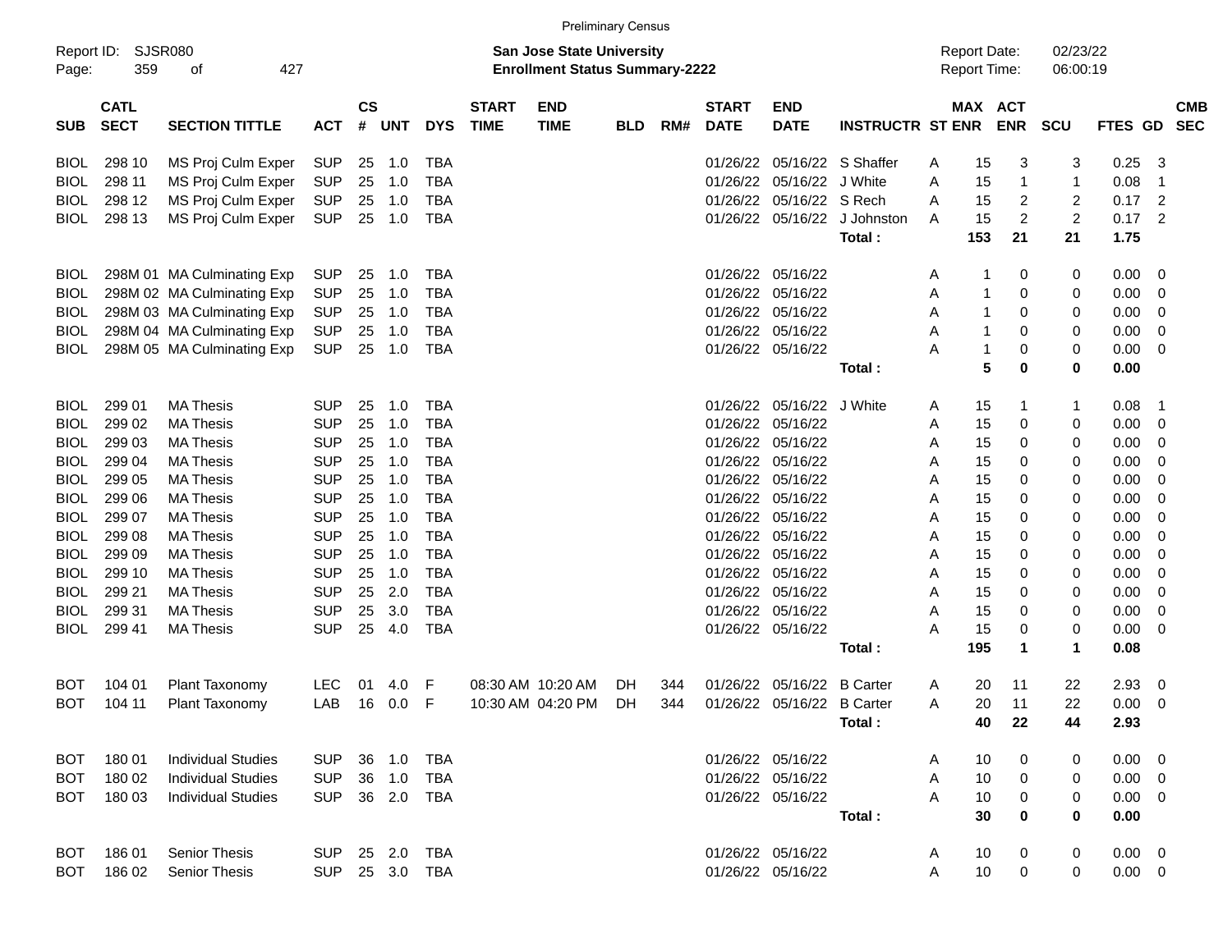Preliminary Census

Report ID: SJSR080
Page: 359 of 427

**San Jose State University**
**Enrollment Status Summary-2222**

Report Date: 02/23/22
Report Time: 06:00:19

| SUB | CATL SECT | SECTION TITTLE | ACT | CS # | UNT | DYS | START TIME | END TIME | BLD | RM# | START DATE | END DATE | INSTRUCTR | ST | MAX ENR | ACT ENR | SCU | FTES | GD | CMB SEC |
|---|---|---|---|---|---|---|---|---|---|---|---|---|---|---|---|---|---|---|---|---|
| BIOL | 298 10 | MS Proj Culm Exper | SUP | 25 | 1.0 | TBA | | | | | 01/26/22 | 05/16/22 | S Shaffer | A | 15 | 3 | 3 | 0.25 | 3 | |
| BIOL | 298 11 | MS Proj Culm Exper | SUP | 25 | 1.0 | TBA | | | | | 01/26/22 | 05/16/22 | J White | A | 15 | 1 | 1 | 0.08 | 1 | |
| BIOL | 298 12 | MS Proj Culm Exper | SUP | 25 | 1.0 | TBA | | | | | 01/26/22 | 05/16/22 | S Rech | A | 15 | 2 | 2 | 0.17 | 2 | |
| BIOL | 298 13 | MS Proj Culm Exper | SUP | 25 | 1.0 | TBA | | | | | 01/26/22 | 05/16/22 | J Johnston | A | 15 | 2 | 2 | 0.17 | 2 | |
| | | | | | | | | | | | | | **Total :** | | **153** | **21** | **21** | **1.75** | | |
| BIOL | 298M 01 | MA Culminating Exp | SUP | 25 | 1.0 | TBA | | | | | 01/26/22 | 05/16/22 | | A | 1 | 0 | 0 | 0.00 | 0 | |
| BIOL | 298M 02 | MA Culminating Exp | SUP | 25 | 1.0 | TBA | | | | | 01/26/22 | 05/16/22 | | A | 1 | 0 | 0 | 0.00 | 0 | |
| BIOL | 298M 03 | MA Culminating Exp | SUP | 25 | 1.0 | TBA | | | | | 01/26/22 | 05/16/22 | | A | 1 | 0 | 0 | 0.00 | 0 | |
| BIOL | 298M 04 | MA Culminating Exp | SUP | 25 | 1.0 | TBA | | | | | 01/26/22 | 05/16/22 | | A | 1 | 0 | 0 | 0.00 | 0 | |
| BIOL | 298M 05 | MA Culminating Exp | SUP | 25 | 1.0 | TBA | | | | | 01/26/22 | 05/16/22 | | A | 1 | 0 | 0 | 0.00 | 0 | |
| | | | | | | | | | | | | | **Total :** | | **5** | **0** | **0** | **0.00** | | |
| BIOL | 299 01 | MA Thesis | SUP | 25 | 1.0 | TBA | | | | | 01/26/22 | 05/16/22 | J White | A | 15 | 1 | 1 | 0.08 | 1 | |
| BIOL | 299 02 | MA Thesis | SUP | 25 | 1.0 | TBA | | | | | 01/26/22 | 05/16/22 | | A | 15 | 0 | 0 | 0.00 | 0 | |
| BIOL | 299 03 | MA Thesis | SUP | 25 | 1.0 | TBA | | | | | 01/26/22 | 05/16/22 | | A | 15 | 0 | 0 | 0.00 | 0 | |
| BIOL | 299 04 | MA Thesis | SUP | 25 | 1.0 | TBA | | | | | 01/26/22 | 05/16/22 | | A | 15 | 0 | 0 | 0.00 | 0 | |
| BIOL | 299 05 | MA Thesis | SUP | 25 | 1.0 | TBA | | | | | 01/26/22 | 05/16/22 | | A | 15 | 0 | 0 | 0.00 | 0 | |
| BIOL | 299 06 | MA Thesis | SUP | 25 | 1.0 | TBA | | | | | 01/26/22 | 05/16/22 | | A | 15 | 0 | 0 | 0.00 | 0 | |
| BIOL | 299 07 | MA Thesis | SUP | 25 | 1.0 | TBA | | | | | 01/26/22 | 05/16/22 | | A | 15 | 0 | 0 | 0.00 | 0 | |
| BIOL | 299 08 | MA Thesis | SUP | 25 | 1.0 | TBA | | | | | 01/26/22 | 05/16/22 | | A | 15 | 0 | 0 | 0.00 | 0 | |
| BIOL | 299 09 | MA Thesis | SUP | 25 | 1.0 | TBA | | | | | 01/26/22 | 05/16/22 | | A | 15 | 0 | 0 | 0.00 | 0 | |
| BIOL | 299 10 | MA Thesis | SUP | 25 | 1.0 | TBA | | | | | 01/26/22 | 05/16/22 | | A | 15 | 0 | 0 | 0.00 | 0 | |
| BIOL | 299 21 | MA Thesis | SUP | 25 | 2.0 | TBA | | | | | 01/26/22 | 05/16/22 | | A | 15 | 0 | 0 | 0.00 | 0 | |
| BIOL | 299 31 | MA Thesis | SUP | 25 | 3.0 | TBA | | | | | 01/26/22 | 05/16/22 | | A | 15 | 0 | 0 | 0.00 | 0 | |
| BIOL | 299 41 | MA Thesis | SUP | 25 | 4.0 | TBA | | | | | 01/26/22 | 05/16/22 | | A | 15 | 0 | 0 | 0.00 | 0 | |
| | | | | | | | | | | | | | **Total :** | | **195** | **1** | **1** | **0.08** | | |
| BOT | 104 01 | Plant Taxonomy | LEC | 01 | 4.0 | F | 08:30 AM | 10:20 AM | DH | 344 | 01/26/22 | 05/16/22 | B Carter | A | 20 | 11 | 22 | 2.93 | 0 | |
| BOT | 104 11 | Plant Taxonomy | LAB | 16 | 0.0 | F | 10:30 AM | 04:20 PM | DH | 344 | 01/26/22 | 05/16/22 | B Carter | A | 20 | 11 | 22 | 0.00 | 0 | |
| | | | | | | | | | | | | | **Total :** | | **40** | **22** | **44** | **2.93** | | |
| BOT | 180 01 | Individual Studies | SUP | 36 | 1.0 | TBA | | | | | 01/26/22 | 05/16/22 | | A | 10 | 0 | 0 | 0.00 | 0 | |
| BOT | 180 02 | Individual Studies | SUP | 36 | 1.0 | TBA | | | | | 01/26/22 | 05/16/22 | | A | 10 | 0 | 0 | 0.00 | 0 | |
| BOT | 180 03 | Individual Studies | SUP | 36 | 2.0 | TBA | | | | | 01/26/22 | 05/16/22 | | A | 10 | 0 | 0 | 0.00 | 0 | |
| | | | | | | | | | | | | | **Total :** | | **30** | **0** | **0** | **0.00** | | |
| BOT | 186 01 | Senior Thesis | SUP | 25 | 2.0 | TBA | | | | | 01/26/22 | 05/16/22 | | A | 10 | 0 | 0 | 0.00 | 0 | |
| BOT | 186 02 | Senior Thesis | SUP | 25 | 3.0 | TBA | | | | | 01/26/22 | 05/16/22 | | A | 10 | 0 | 0 | 0.00 | 0 | |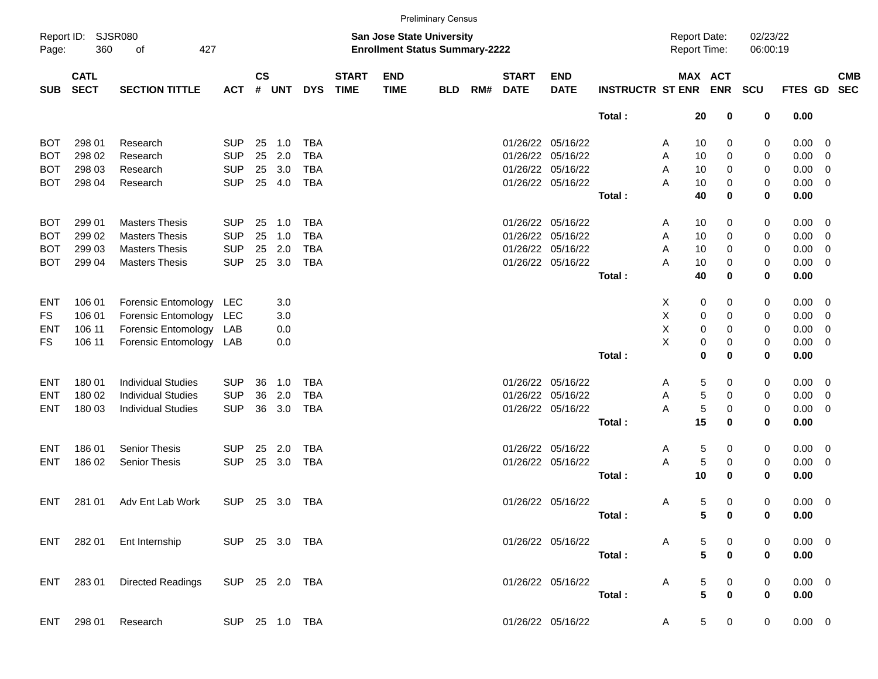Preliminary Census

Report ID: SJSR080

**San Jose State University**
**Enrollment Status Summary-2222**

Report Date: 02/23/22
Report Time: 06:00:19

| SUB | CATL SECT | SECTION TITTLE | ACT | CS # | UNT | DYS | START TIME | END TIME | BLD | RM# | START DATE | END DATE | INSTRUCTR | ST | MAX ENR | ACT ENR | SCU | FTES | GD | CMB SEC |
|---|---|---|---|---|---|---|---|---|---|---|---|---|---|---|---|---|---|---|---|---|
| | | | | | | | | | | | | | **Total :** | | **20** | **0** | **0** | **0.00** | | |
| BOT | 298 01 | Research | SUP | 25 | 1.0 | TBA | | | | | 01/26/22 | 05/16/22 | | A | 10 | 0 | 0 | 0.00 | 0 | |
| BOT | 298 02 | Research | SUP | 25 | 2.0 | TBA | | | | | 01/26/22 | 05/16/22 | | A | 10 | 0 | 0 | 0.00 | 0 | |
| BOT | 298 03 | Research | SUP | 25 | 3.0 | TBA | | | | | 01/26/22 | 05/16/22 | | A | 10 | 0 | 0 | 0.00 | 0 | |
| BOT | 298 04 | Research | SUP | 25 | 4.0 | TBA | | | | | 01/26/22 | 05/16/22 | | A | 10 | 0 | 0 | 0.00 | 0 | |
| | | | | | | | | | | | | | **Total :** | | **40** | **0** | **0** | **0.00** | | |
| BOT | 299 01 | Masters Thesis | SUP | 25 | 1.0 | TBA | | | | | 01/26/22 | 05/16/22 | | A | 10 | 0 | 0 | 0.00 | 0 | |
| BOT | 299 02 | Masters Thesis | SUP | 25 | 1.0 | TBA | | | | | 01/26/22 | 05/16/22 | | A | 10 | 0 | 0 | 0.00 | 0 | |
| BOT | 299 03 | Masters Thesis | SUP | 25 | 2.0 | TBA | | | | | 01/26/22 | 05/16/22 | | A | 10 | 0 | 0 | 0.00 | 0 | |
| BOT | 299 04 | Masters Thesis | SUP | 25 | 3.0 | TBA | | | | | 01/26/22 | 05/16/22 | | A | 10 | 0 | 0 | 0.00 | 0 | |
| | | | | | | | | | | | | | **Total :** | | **40** | **0** | **0** | **0.00** | | |
| ENT | 106 01 | Forensic Entomology | LEC | | 3.0 | | | | | | | | | X | 0 | 0 | 0 | 0.00 | 0 | |
| FS | 106 01 | Forensic Entomology | LEC | | 3.0 | | | | | | | | | X | 0 | 0 | 0 | 0.00 | 0 | |
| ENT | 106 11 | Forensic Entomology | LAB | | 0.0 | | | | | | | | | X | 0 | 0 | 0 | 0.00 | 0 | |
| FS | 106 11 | Forensic Entomology | LAB | | 0.0 | | | | | | | | | X | 0 | 0 | 0 | 0.00 | 0 | |
| | | | | | | | | | | | | | **Total :** | | **0** | **0** | **0** | **0.00** | | |
| ENT | 180 01 | Individual Studies | SUP | 36 | 1.0 | TBA | | | | | 01/26/22 | 05/16/22 | | A | 5 | 0 | 0 | 0.00 | 0 | |
| ENT | 180 02 | Individual Studies | SUP | 36 | 2.0 | TBA | | | | | 01/26/22 | 05/16/22 | | A | 5 | 0 | 0 | 0.00 | 0 | |
| ENT | 180 03 | Individual Studies | SUP | 36 | 3.0 | TBA | | | | | 01/26/22 | 05/16/22 | | A | 5 | 0 | 0 | 0.00 | 0 | |
| | | | | | | | | | | | | | **Total :** | | **15** | **0** | **0** | **0.00** | | |
| ENT | 186 01 | Senior Thesis | SUP | 25 | 2.0 | TBA | | | | | 01/26/22 | 05/16/22 | | A | 5 | 0 | 0 | 0.00 | 0 | |
| ENT | 186 02 | Senior Thesis | SUP | 25 | 3.0 | TBA | | | | | 01/26/22 | 05/16/22 | | A | 5 | 0 | 0 | 0.00 | 0 | |
| | | | | | | | | | | | | | **Total :** | | **10** | **0** | **0** | **0.00** | | |
| ENT | 281 01 | Adv Ent Lab Work | SUP | 25 | 3.0 | TBA | | | | | 01/26/22 | 05/16/22 | | A | 5 | 0 | 0 | 0.00 | 0 | |
| | | | | | | | | | | | | | **Total :** | | **5** | **0** | **0** | **0.00** | | |
| ENT | 282 01 | Ent Internship | SUP | 25 | 3.0 | TBA | | | | | 01/26/22 | 05/16/22 | | A | 5 | 0 | 0 | 0.00 | 0 | |
| | | | | | | | | | | | | | **Total :** | | **5** | **0** | **0** | **0.00** | | |
| ENT | 283 01 | Directed Readings | SUP | 25 | 2.0 | TBA | | | | | 01/26/22 | 05/16/22 | | A | 5 | 0 | 0 | 0.00 | 0 | |
| | | | | | | | | | | | | | **Total :** | | **5** | **0** | **0** | **0.00** | | |
| ENT | 298 01 | Research | SUP | 25 | 1.0 | TBA | | | | | 01/26/22 | 05/16/22 | | A | 5 | 0 | 0 | 0.00 | 0 | |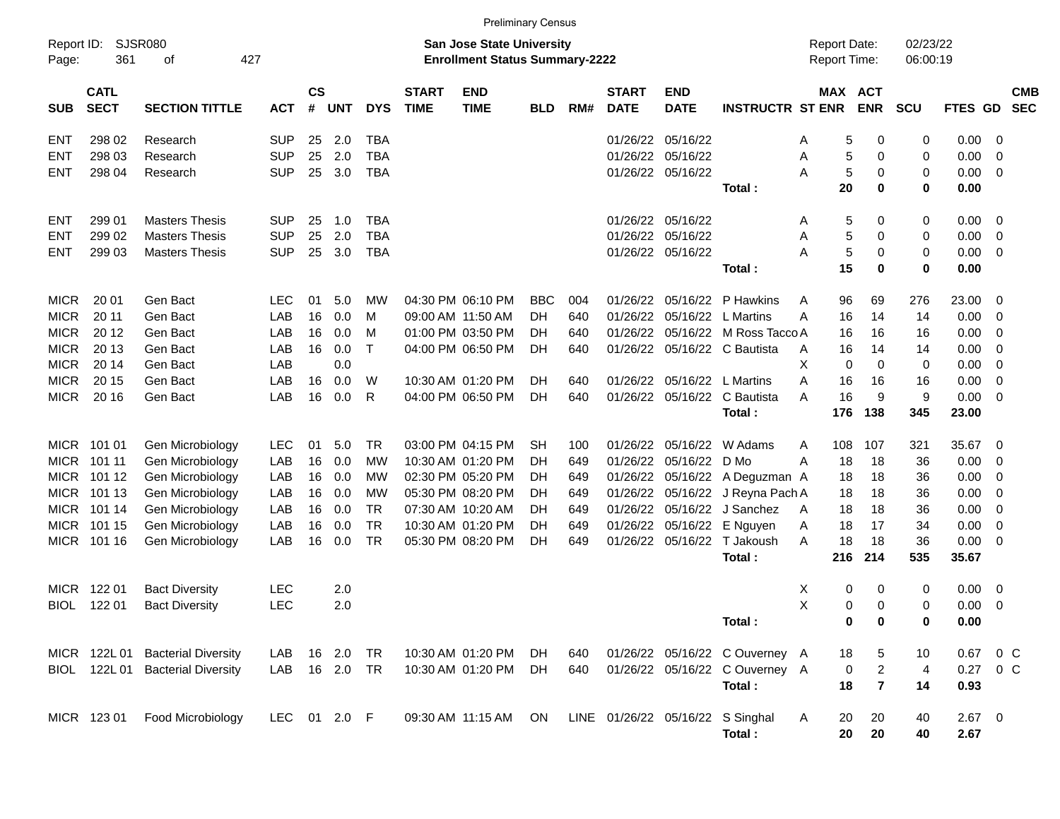Preliminary Census

Report ID: SJSR080
Page: 361 of 427

**San Jose State University**
**Enrollment Status Summary-2222**

Report Date: 02/23/22
Report Time: 06:00:19

| SUB | CATL SECT | SECTION TITTLE | ACT | CS # | UNT | DYS | START TIME | END TIME | BLD | RM# | START DATE | END DATE | INSTRUCTR | ST | MAX ENR | ACT ENR | SCU | FTES | GD | CMB SEC |
|---|---|---|---|---|---|---|---|---|---|---|---|---|---|---|---|---|---|---|---|---|
| ENT | 298 02 | Research | SUP | 25 | 2.0 | TBA | | | | | 01/26/22 | 05/16/22 | | A | 5 | 0 | 0 | 0.00 | 0 | |
| ENT | 298 03 | Research | SUP | 25 | 2.0 | TBA | | | | | 01/26/22 | 05/16/22 | | A | 5 | 0 | 0 | 0.00 | 0 | |
| ENT | 298 04 | Research | SUP | 25 | 3.0 | TBA | | | | | 01/26/22 | 05/16/22 | | A | 5 | 0 | 0 | 0.00 | 0 | |
| | | | | | | | | | | | | | **Total :** | | **20** | **0** | **0** | **0.00** | | |
| ENT | 299 01 | Masters Thesis | SUP | 25 | 1.0 | TBA | | | | | 01/26/22 | 05/16/22 | | A | 5 | 0 | 0 | 0.00 | 0 | |
| ENT | 299 02 | Masters Thesis | SUP | 25 | 2.0 | TBA | | | | | 01/26/22 | 05/16/22 | | A | 5 | 0 | 0 | 0.00 | 0 | |
| ENT | 299 03 | Masters Thesis | SUP | 25 | 3.0 | TBA | | | | | 01/26/22 | 05/16/22 | | A | 5 | 0 | 0 | 0.00 | 0 | |
| | | | | | | | | | | | | | **Total :** | | **15** | **0** | **0** | **0.00** | | |
| MICR | 20 01 | Gen Bact | LEC | 01 | 5.0 | MW | 04:30 PM | 06:10 PM | BBC | 004 | 01/26/22 | 05/16/22 | P Hawkins | A | 96 | 69 | 276 | 23.00 | 0 | |
| MICR | 20 11 | Gen Bact | LAB | 16 | 0.0 | M | 09:00 AM | 11:50 AM | DH | 640 | 01/26/22 | 05/16/22 | L Martins | A | 16 | 14 | 14 | 0.00 | 0 | |
| MICR | 20 12 | Gen Bact | LAB | 16 | 0.0 | M | 01:00 PM | 03:50 PM | DH | 640 | 01/26/22 | 05/16/22 | M Ross Tacco | A | 16 | 16 | 16 | 0.00 | 0 | |
| MICR | 20 13 | Gen Bact | LAB | 16 | 0.0 | T | 04:00 PM | 06:50 PM | DH | 640 | 01/26/22 | 05/16/22 | C Bautista | A | 16 | 14 | 14 | 0.00 | 0 | |
| MICR | 20 14 | Gen Bact | LAB | | 0.0 | | | | | | | | | X | 0 | 0 | 0 | 0.00 | 0 | |
| MICR | 20 15 | Gen Bact | LAB | 16 | 0.0 | W | 10:30 AM | 01:20 PM | DH | 640 | 01/26/22 | 05/16/22 | L Martins | A | 16 | 16 | 16 | 0.00 | 0 | |
| MICR | 20 16 | Gen Bact | LAB | 16 | 0.0 | R | 04:00 PM | 06:50 PM | DH | 640 | 01/26/22 | 05/16/22 | C Bautista | A | 16 | 9 | 9 | 0.00 | 0 | |
| | | | | | | | | | | | | | **Total :** | | **176** | **138** | **345** | **23.00** | | |
| MICR | 101 01 | Gen Microbiology | LEC | 01 | 5.0 | TR | 03:00 PM | 04:15 PM | SH | 100 | 01/26/22 | 05/16/22 | W Adams | A | 108 | 107 | 321 | 35.67 | 0 | |
| MICR | 101 11 | Gen Microbiology | LAB | 16 | 0.0 | MW | 10:30 AM | 01:20 PM | DH | 649 | 01/26/22 | 05/16/22 | D Mo | A | 18 | 18 | 36 | 0.00 | 0 | |
| MICR | 101 12 | Gen Microbiology | LAB | 16 | 0.0 | MW | 02:30 PM | 05:20 PM | DH | 649 | 01/26/22 | 05/16/22 | A Deguzman | A | 18 | 18 | 36 | 0.00 | 0 | |
| MICR | 101 13 | Gen Microbiology | LAB | 16 | 0.0 | MW | 05:30 PM | 08:20 PM | DH | 649 | 01/26/22 | 05/16/22 | J Reyna Pach | A | 18 | 18 | 36 | 0.00 | 0 | |
| MICR | 101 14 | Gen Microbiology | LAB | 16 | 0.0 | TR | 07:30 AM | 10:20 AM | DH | 649 | 01/26/22 | 05/16/22 | J Sanchez | A | 18 | 18 | 36 | 0.00 | 0 | |
| MICR | 101 15 | Gen Microbiology | LAB | 16 | 0.0 | TR | 10:30 AM | 01:20 PM | DH | 649 | 01/26/22 | 05/16/22 | E Nguyen | A | 18 | 17 | 34 | 0.00 | 0 | |
| MICR | 101 16 | Gen Microbiology | LAB | 16 | 0.0 | TR | 05:30 PM | 08:20 PM | DH | 649 | 01/26/22 | 05/16/22 | T Jakoush | A | 18 | 18 | 36 | 0.00 | 0 | |
| | | | | | | | | | | | | | **Total :** | | **216** | **214** | **535** | **35.67** | | |
| MICR | 122 01 | Bact Diversity | LEC | | 2.0 | | | | | | | | | X | 0 | 0 | 0 | 0.00 | 0 | |
| BIOL | 122 01 | Bact Diversity | LEC | | 2.0 | | | | | | | | | X | 0 | 0 | 0 | 0.00 | 0 | |
| | | | | | | | | | | | | | **Total :** | | **0** | **0** | **0** | **0.00** | | |
| MICR | 122L 01 | Bacterial Diversity | LAB | 16 | 2.0 | TR | 10:30 AM | 01:20 PM | DH | 640 | 01/26/22 | 05/16/22 | C Ouverney | A | 18 | 5 | 10 | 0.67 | 0 | C |
| BIOL | 122L 01 | Bacterial Diversity | LAB | 16 | 2.0 | TR | 10:30 AM | 01:20 PM | DH | 640 | 01/26/22 | 05/16/22 | C Ouverney | A | 0 | 2 | 4 | 0.27 | 0 | C |
| | | | | | | | | | | | | | **Total :** | | **18** | **7** | **14** | **0.93** | | |
| MICR | 123 01 | Food Microbiology | LEC | 01 | 2.0 | F | 09:30 AM | 11:15 AM | ON | LINE | 01/26/22 | 05/16/22 | S Singhal | A | 20 | 20 | 40 | 2.67 | 0 | |
| | | | | | | | | | | | | | **Total :** | | **20** | **20** | **40** | **2.67** | | |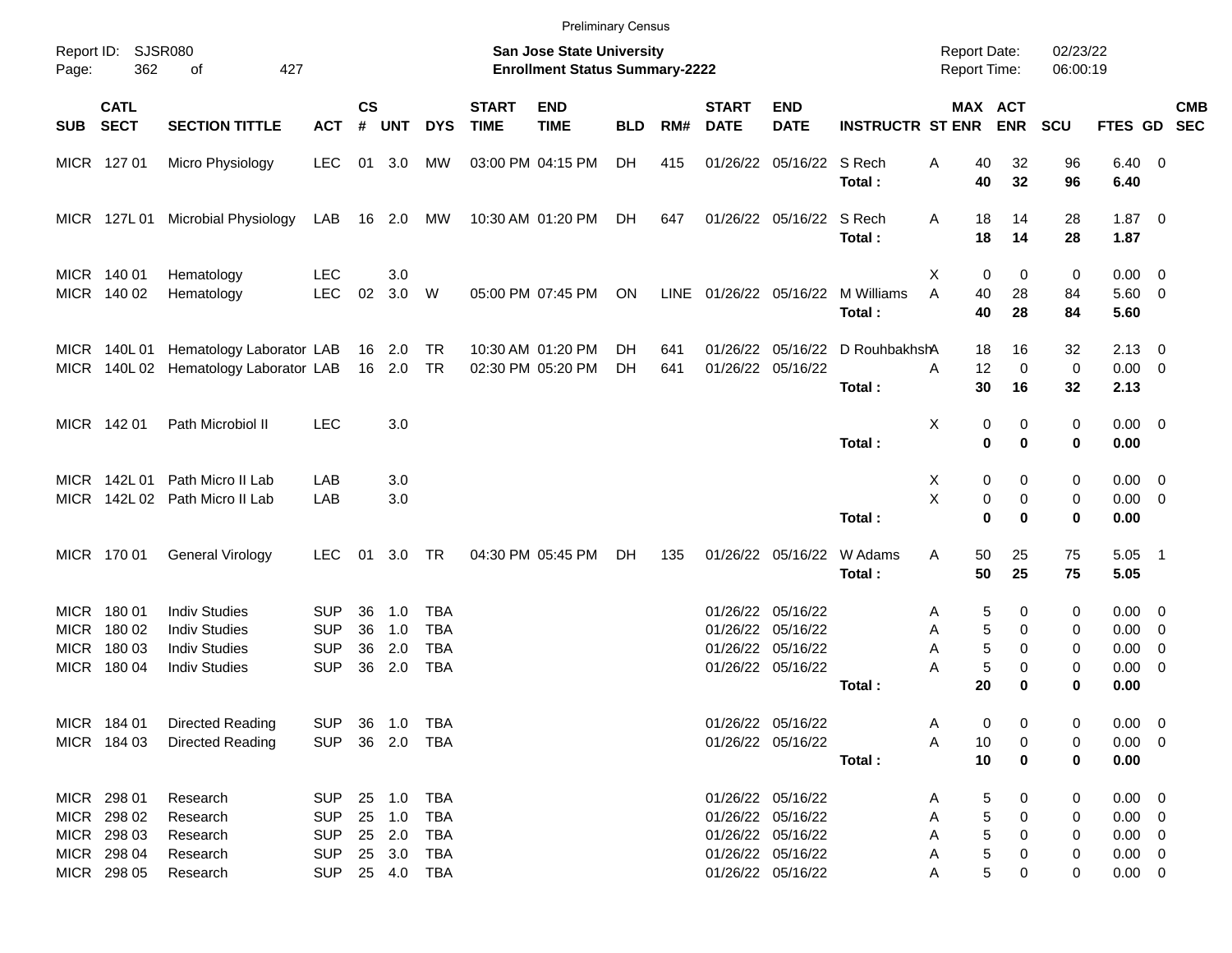Preliminary Census

Report ID: SJSR080

**San Jose State University**
**Enrollment Status Summary-2222**

Report Date: 02/23/22
Report Time: 06:00:19

| SUB | CATL SECT | SECTION TITTLE | ACT | CS # | UNT | DYS | START TIME | END TIME | BLD | RM# | START DATE | END DATE | INSTRUCTR | ST | MAX ENR | ACT ENR | SCU | FTES | GD | CMB SEC |
|---|---|---|---|---|---|---|---|---|---|---|---|---|---|---|---|---|---|---|---|---|
| MICR | 127 01 | Micro Physiology | LEC | 01 | 3.0 | MW | 03:00 PM | 04:15 PM | DH | 415 | 01/26/22 | 05/16/22 | S Rech | A | 40 | 32 | 96 | 6.40 | 0 | |
| | | | | | | | | | | | | | **Total :** | | **40** | **32** | **96** | **6.40** | | |
| MICR | 127L 01 | Microbial Physiology | LAB | 16 | 2.0 | MW | 10:30 AM | 01:20 PM | DH | 647 | 01/26/22 | 05/16/22 | S Rech | A | 18 | 14 | 28 | 1.87 | 0 | |
| | | | | | | | | | | | | | **Total :** | | **18** | **14** | **28** | **1.87** | | |
| MICR | 140 01 | Hematology | LEC | | 3.0 | | | | | | | | | X | 0 | 0 | 0 | 0.00 | 0 | |
| MICR | 140 02 | Hematology | LEC | 02 | 3.0 | W | 05:00 PM | 07:45 PM | ON | LINE | 01/26/22 | 05/16/22 | M Williams | A | 40 | 28 | 84 | 5.60 | 0 | |
| | | | | | | | | | | | | | **Total :** | | **40** | **28** | **84** | **5.60** | | |
| MICR | 140L 01 | Hematology Laborator | LAB | 16 | 2.0 | TR | 10:30 AM | 01:20 PM | DH | 641 | 01/26/22 | 05/16/22 | D Rouhbakhsh | A | 18 | 16 | 32 | 2.13 | 0 | |
| MICR | 140L 02 | Hematology Laborator | LAB | 16 | 2.0 | TR | 02:30 PM | 05:20 PM | DH | 641 | 01/26/22 | 05/16/22 | | A | 12 | 0 | 0 | 0.00 | 0 | |
| | | | | | | | | | | | | | **Total :** | | **30** | **16** | **32** | **2.13** | | |
| MICR | 142 01 | Path Microbiol II | LEC | | 3.0 | | | | | | | | | X | 0 | 0 | 0 | 0.00 | 0 | |
| | | | | | | | | | | | | | **Total :** | | **0** | **0** | **0** | **0.00** | | |
| MICR | 142L 01 | Path Micro II Lab | LAB | | 3.0 | | | | | | | | | X | 0 | 0 | 0 | 0.00 | 0 | |
| MICR | 142L 02 | Path Micro II Lab | LAB | | 3.0 | | | | | | | | | X | 0 | 0 | 0 | 0.00 | 0 | |
| | | | | | | | | | | | | | **Total :** | | **0** | **0** | **0** | **0.00** | | |
| MICR | 170 01 | General Virology | LEC | 01 | 3.0 | TR | 04:30 PM | 05:45 PM | DH | 135 | 01/26/22 | 05/16/22 | W Adams | A | 50 | 25 | 75 | 5.05 | 1 | |
| | | | | | | | | | | | | | **Total :** | | **50** | **25** | **75** | **5.05** | | |
| MICR | 180 01 | Indiv Studies | SUP | 36 | 1.0 | TBA | | | | | 01/26/22 | 05/16/22 | | A | 5 | 0 | 0 | 0.00 | 0 | |
| MICR | 180 02 | Indiv Studies | SUP | 36 | 1.0 | TBA | | | | | 01/26/22 | 05/16/22 | | A | 5 | 0 | 0 | 0.00 | 0 | |
| MICR | 180 03 | Indiv Studies | SUP | 36 | 2.0 | TBA | | | | | 01/26/22 | 05/16/22 | | A | 5 | 0 | 0 | 0.00 | 0 | |
| MICR | 180 04 | Indiv Studies | SUP | 36 | 2.0 | TBA | | | | | 01/26/22 | 05/16/22 | | A | 5 | 0 | 0 | 0.00 | 0 | |
| | | | | | | | | | | | | | **Total :** | | **20** | **0** | **0** | **0.00** | | |
| MICR | 184 01 | Directed Reading | SUP | 36 | 1.0 | TBA | | | | | 01/26/22 | 05/16/22 | | A | 0 | 0 | 0 | 0.00 | 0 | |
| MICR | 184 03 | Directed Reading | SUP | 36 | 2.0 | TBA | | | | | 01/26/22 | 05/16/22 | | A | 10 | 0 | 0 | 0.00 | 0 | |
| | | | | | | | | | | | | | **Total :** | | **10** | **0** | **0** | **0.00** | | |
| MICR | 298 01 | Research | SUP | 25 | 1.0 | TBA | | | | | 01/26/22 | 05/16/22 | | A | 5 | 0 | 0 | 0.00 | 0 | |
| MICR | 298 02 | Research | SUP | 25 | 1.0 | TBA | | | | | 01/26/22 | 05/16/22 | | A | 5 | 0 | 0 | 0.00 | 0 | |
| MICR | 298 03 | Research | SUP | 25 | 2.0 | TBA | | | | | 01/26/22 | 05/16/22 | | A | 5 | 0 | 0 | 0.00 | 0 | |
| MICR | 298 04 | Research | SUP | 25 | 3.0 | TBA | | | | | 01/26/22 | 05/16/22 | | A | 5 | 0 | 0 | 0.00 | 0 | |
| MICR | 298 05 | Research | SUP | 25 | 4.0 | TBA | | | | | 01/26/22 | 05/16/22 | | A | 5 | 0 | 0 | 0.00 | 0 | |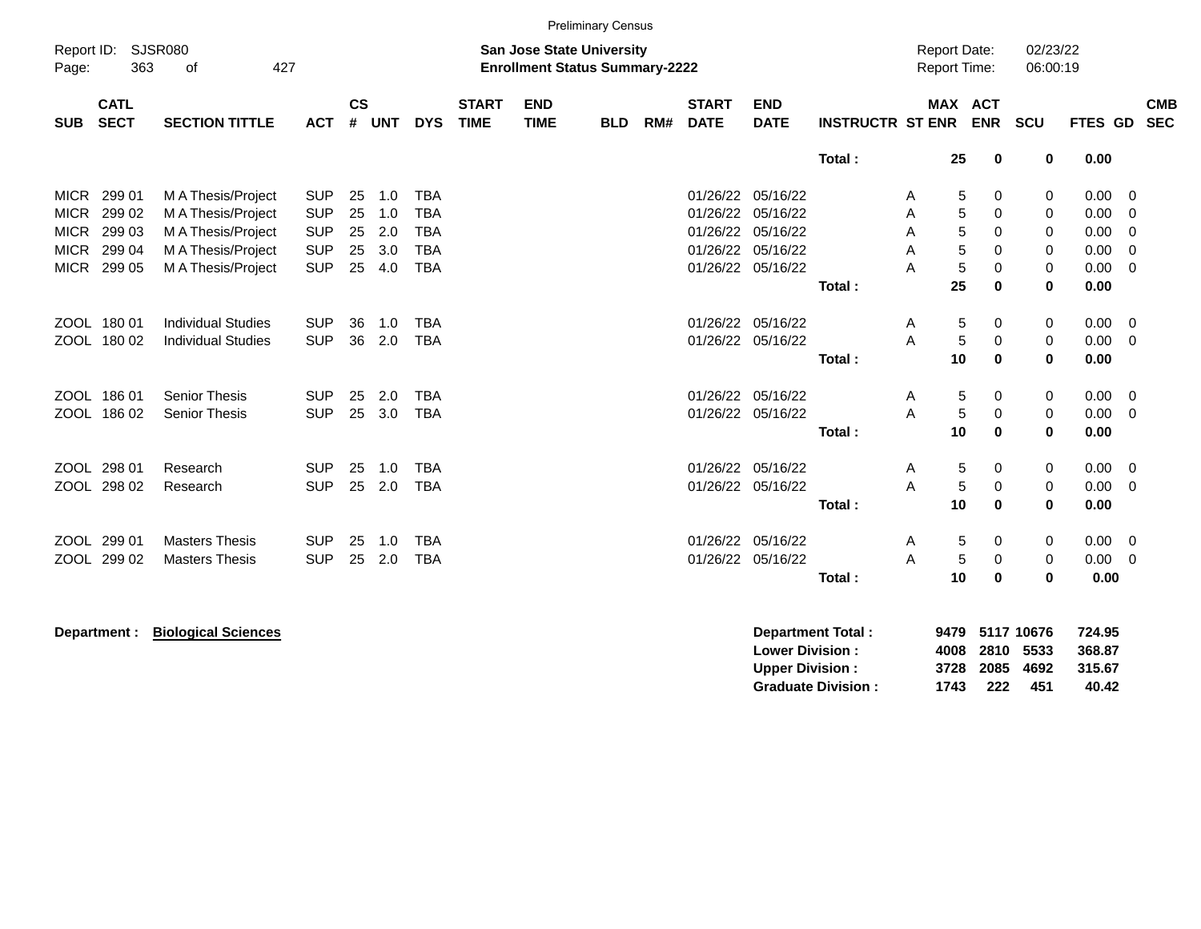Preliminary Census

Report ID: SJSR080

**San Jose State University**
**Enrollment Status Summary-2222**

Report Date: 02/23/22
Report Time: 06:00:19

| SUB | CATL SECT | SECTION TITTLE | ACT | CS # | UNT | DYS | START TIME | END TIME | BLD | RM# | START DATE | END DATE | INSTRUCTR | ST | MAX ENR | ACT ENR | SCU | FTES | GD | CMB SEC |
|---|---|---|---|---|---|---|---|---|---|---|---|---|---|---|---|---|---|---|---|---|
| | | | | | | | | | | | | | **Total :** | | **25** | **0** | **0** | **0.00** | | |
| MICR | 299 01 | M A Thesis/Project | SUP | 25 | 1.0 | TBA | | | | | 01/26/22 | 05/16/22 | | A | 5 | 0 | 0 | 0.00 | 0 | |
| MICR | 299 02 | M A Thesis/Project | SUP | 25 | 1.0 | TBA | | | | | 01/26/22 | 05/16/22 | | A | 5 | 0 | 0 | 0.00 | 0 | |
| MICR | 299 03 | M A Thesis/Project | SUP | 25 | 2.0 | TBA | | | | | 01/26/22 | 05/16/22 | | A | 5 | 0 | 0 | 0.00 | 0 | |
| MICR | 299 04 | M A Thesis/Project | SUP | 25 | 3.0 | TBA | | | | | 01/26/22 | 05/16/22 | | A | 5 | 0 | 0 | 0.00 | 0 | |
| MICR | 299 05 | M A Thesis/Project | SUP | 25 | 4.0 | TBA | | | | | 01/26/22 | 05/16/22 | | A | 5 | 0 | 0 | 0.00 | 0 | |
| | | | | | | | | | | | | | **Total :** | | **25** | **0** | **0** | **0.00** | | |
| ZOOL | 180 01 | Individual Studies | SUP | 36 | 1.0 | TBA | | | | | 01/26/22 | 05/16/22 | | A | 5 | 0 | 0 | 0.00 | 0 | |
| ZOOL | 180 02 | Individual Studies | SUP | 36 | 2.0 | TBA | | | | | 01/26/22 | 05/16/22 | | A | 5 | 0 | 0 | 0.00 | 0 | |
| | | | | | | | | | | | | | **Total :** | | **10** | **0** | **0** | **0.00** | | |
| ZOOL | 186 01 | Senior Thesis | SUP | 25 | 2.0 | TBA | | | | | 01/26/22 | 05/16/22 | | A | 5 | 0 | 0 | 0.00 | 0 | |
| ZOOL | 186 02 | Senior Thesis | SUP | 25 | 3.0 | TBA | | | | | 01/26/22 | 05/16/22 | | A | 5 | 0 | 0 | 0.00 | 0 | |
| | | | | | | | | | | | | | **Total :** | | **10** | **0** | **0** | **0.00** | | |
| ZOOL | 298 01 | Research | SUP | 25 | 1.0 | TBA | | | | | 01/26/22 | 05/16/22 | | A | 5 | 0 | 0 | 0.00 | 0 | |
| ZOOL | 298 02 | Research | SUP | 25 | 2.0 | TBA | | | | | 01/26/22 | 05/16/22 | | A | 5 | 0 | 0 | 0.00 | 0 | |
| | | | | | | | | | | | | | **Total :** | | **10** | **0** | **0** | **0.00** | | |
| ZOOL | 299 01 | Masters Thesis | SUP | 25 | 1.0 | TBA | | | | | 01/26/22 | 05/16/22 | | A | 5 | 0 | 0 | 0.00 | 0 | |
| ZOOL | 299 02 | Masters Thesis | SUP | 25 | 2.0 | TBA | | | | | 01/26/22 | 05/16/22 | | A | 5 | 0 | 0 | 0.00 | 0 | |
| | | | | | | | | | | | | | **Total :** | | **10** | **0** | **0** | **0.00** | | |

**Department :** **Biological Sciences**

| | MAX ENR | ACT ENR | SCU | FTES |
|---|---|---|---|---|
| **Department Total :** | **9479** | **5117** | **10676** | **724.95** |
| **Lower Division :** | **4008** | **2810** | **5533** | **368.87** |
| **Upper Division :** | **3728** | **2085** | **4692** | **315.67** |
| **Graduate Division :** | **1743** | **222** | **451** | **40.42** |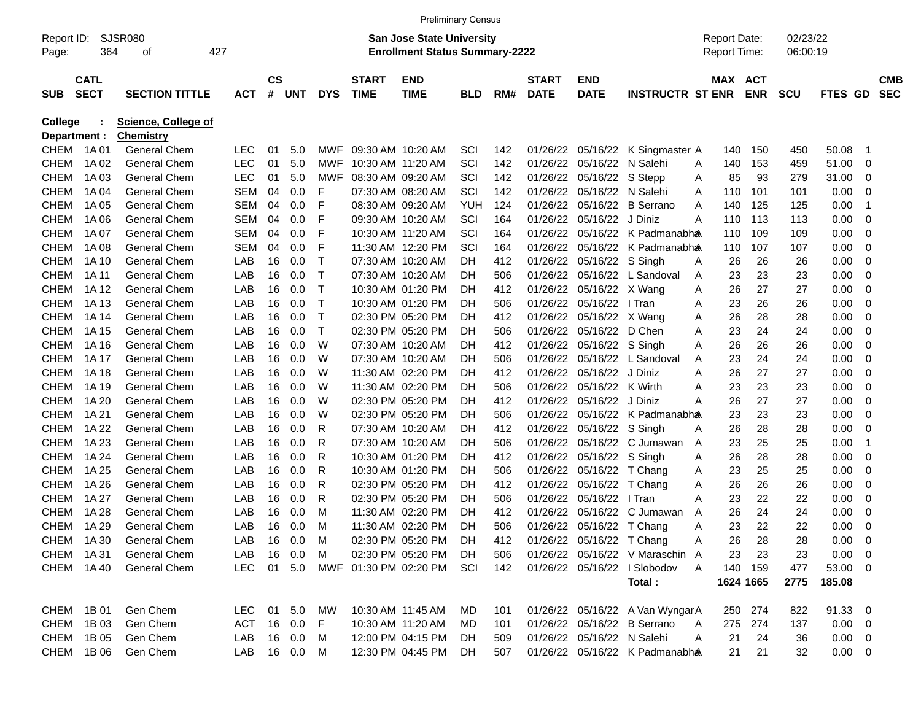Preliminary Census

Report ID: SJSR080
**San Jose State University**
**Enrollment Status Summary-2222**
Report Date: 02/23/22
Report Time: 06:00:19

**College : Science, College of**
**Department : Chemistry**

| SUB | CATL SECT | SECTION TITTLE | ACT | CS # | UNT | DYS | START TIME | END TIME | BLD | RM# | START DATE | END DATE | INSTRUCTR | ST | MAX ENR | ACT ENR | SCU | FTES | GD | CMB SEC |
|---|---|---|---|---|---|---|---|---|---|---|---|---|---|---|---|---|---|---|---|---|
| CHEM | 1A 01 | General Chem | LEC | 01 | 5.0 | MWF | 09:30 AM | 10:20 AM | SCI | 142 | 01/26/22 | 05/16/22 | K Singmaster | A | 140 | 150 | 450 | 50.08 | 1 | |
| CHEM | 1A 02 | General Chem | LEC | 01 | 5.0 | MWF | 10:30 AM | 11:20 AM | SCI | 142 | 01/26/22 | 05/16/22 | N Salehi | A | 140 | 153 | 459 | 51.00 | 0 | |
| CHEM | 1A 03 | General Chem | LEC | 01 | 5.0 | MWF | 08:30 AM | 09:20 AM | SCI | 142 | 01/26/22 | 05/16/22 | S Stepp | A | 85 | 93 | 279 | 31.00 | 0 | |
| CHEM | 1A 04 | General Chem | SEM | 04 | 0.0 | F | 07:30 AM | 08:20 AM | SCI | 142 | 01/26/22 | 05/16/22 | N Salehi | A | 110 | 101 | 101 | 0.00 | 0 | |
| CHEM | 1A 05 | General Chem | SEM | 04 | 0.0 | F | 08:30 AM | 09:20 AM | YUH | 124 | 01/26/22 | 05/16/22 | B Serrano | A | 140 | 125 | 125 | 0.00 | 1 | |
| CHEM | 1A 06 | General Chem | SEM | 04 | 0.0 | F | 09:30 AM | 10:20 AM | SCI | 164 | 01/26/22 | 05/16/22 | J Diniz | A | 110 | 113 | 113 | 0.00 | 0 | |
| CHEM | 1A 07 | General Chem | SEM | 04 | 0.0 | F | 10:30 AM | 11:20 AM | SCI | 164 | 01/26/22 | 05/16/22 | K Padmanabha | A | 110 | 109 | 109 | 0.00 | 0 | |
| CHEM | 1A 08 | General Chem | SEM | 04 | 0.0 | F | 11:30 AM | 12:20 PM | SCI | 164 | 01/26/22 | 05/16/22 | K Padmanabha | A | 110 | 107 | 107 | 0.00 | 0 | |
| CHEM | 1A 10 | General Chem | LAB | 16 | 0.0 | T | 07:30 AM | 10:20 AM | DH | 412 | 01/26/22 | 05/16/22 | S Singh | A | 26 | 26 | 26 | 0.00 | 0 | |
| CHEM | 1A 11 | General Chem | LAB | 16 | 0.0 | T | 07:30 AM | 10:20 AM | DH | 506 | 01/26/22 | 05/16/22 | L Sandoval | A | 23 | 23 | 23 | 0.00 | 0 | |
| CHEM | 1A 12 | General Chem | LAB | 16 | 0.0 | T | 10:30 AM | 01:20 PM | DH | 412 | 01/26/22 | 05/16/22 | X Wang | A | 26 | 27 | 27 | 0.00 | 0 | |
| CHEM | 1A 13 | General Chem | LAB | 16 | 0.0 | T | 10:30 AM | 01:20 PM | DH | 506 | 01/26/22 | 05/16/22 | I Tran | A | 23 | 26 | 26 | 0.00 | 0 | |
| CHEM | 1A 14 | General Chem | LAB | 16 | 0.0 | T | 02:30 PM | 05:20 PM | DH | 412 | 01/26/22 | 05/16/22 | X Wang | A | 26 | 28 | 28 | 0.00 | 0 | |
| CHEM | 1A 15 | General Chem | LAB | 16 | 0.0 | T | 02:30 PM | 05:20 PM | DH | 506 | 01/26/22 | 05/16/22 | D Chen | A | 23 | 24 | 24 | 0.00 | 0 | |
| CHEM | 1A 16 | General Chem | LAB | 16 | 0.0 | W | 07:30 AM | 10:20 AM | DH | 412 | 01/26/22 | 05/16/22 | S Singh | A | 26 | 26 | 26 | 0.00 | 0 | |
| CHEM | 1A 17 | General Chem | LAB | 16 | 0.0 | W | 07:30 AM | 10:20 AM | DH | 506 | 01/26/22 | 05/16/22 | L Sandoval | A | 23 | 24 | 24 | 0.00 | 0 | |
| CHEM | 1A 18 | General Chem | LAB | 16 | 0.0 | W | 11:30 AM | 02:20 PM | DH | 412 | 01/26/22 | 05/16/22 | J Diniz | A | 26 | 27 | 27 | 0.00 | 0 | |
| CHEM | 1A 19 | General Chem | LAB | 16 | 0.0 | W | 11:30 AM | 02:20 PM | DH | 506 | 01/26/22 | 05/16/22 | K Wirth | A | 23 | 23 | 23 | 0.00 | 0 | |
| CHEM | 1A 20 | General Chem | LAB | 16 | 0.0 | W | 02:30 PM | 05:20 PM | DH | 412 | 01/26/22 | 05/16/22 | J Diniz | A | 26 | 27 | 27 | 0.00 | 0 | |
| CHEM | 1A 21 | General Chem | LAB | 16 | 0.0 | W | 02:30 PM | 05:20 PM | DH | 506 | 01/26/22 | 05/16/22 | K Padmanabha | A | 23 | 23 | 23 | 0.00 | 0 | |
| CHEM | 1A 22 | General Chem | LAB | 16 | 0.0 | R | 07:30 AM | 10:20 AM | DH | 412 | 01/26/22 | 05/16/22 | S Singh | A | 26 | 28 | 28 | 0.00 | 0 | |
| CHEM | 1A 23 | General Chem | LAB | 16 | 0.0 | R | 07:30 AM | 10:20 AM | DH | 506 | 01/26/22 | 05/16/22 | C Jumawan | A | 23 | 25 | 25 | 0.00 | 1 | |
| CHEM | 1A 24 | General Chem | LAB | 16 | 0.0 | R | 10:30 AM | 01:20 PM | DH | 412 | 01/26/22 | 05/16/22 | S Singh | A | 26 | 28 | 28 | 0.00 | 0 | |
| CHEM | 1A 25 | General Chem | LAB | 16 | 0.0 | R | 10:30 AM | 01:20 PM | DH | 506 | 01/26/22 | 05/16/22 | T Chang | A | 23 | 25 | 25 | 0.00 | 0 | |
| CHEM | 1A 26 | General Chem | LAB | 16 | 0.0 | R | 02:30 PM | 05:20 PM | DH | 412 | 01/26/22 | 05/16/22 | T Chang | A | 26 | 26 | 26 | 0.00 | 0 | |
| CHEM | 1A 27 | General Chem | LAB | 16 | 0.0 | R | 02:30 PM | 05:20 PM | DH | 506 | 01/26/22 | 05/16/22 | I Tran | A | 23 | 22 | 22 | 0.00 | 0 | |
| CHEM | 1A 28 | General Chem | LAB | 16 | 0.0 | M | 11:30 AM | 02:20 PM | DH | 412 | 01/26/22 | 05/16/22 | C Jumawan | A | 26 | 24 | 24 | 0.00 | 0 | |
| CHEM | 1A 29 | General Chem | LAB | 16 | 0.0 | M | 11:30 AM | 02:20 PM | DH | 506 | 01/26/22 | 05/16/22 | T Chang | A | 23 | 22 | 22 | 0.00 | 0 | |
| CHEM | 1A 30 | General Chem | LAB | 16 | 0.0 | M | 02:30 PM | 05:20 PM | DH | 412 | 01/26/22 | 05/16/22 | T Chang | A | 26 | 28 | 28 | 0.00 | 0 | |
| CHEM | 1A 31 | General Chem | LAB | 16 | 0.0 | M | 02:30 PM | 05:20 PM | DH | 506 | 01/26/22 | 05/16/22 | V Maraschin | A | 23 | 23 | 23 | 0.00 | 0 | |
| CHEM | 1A 40 | General Chem | LEC | 01 | 5.0 | MWF | 01:30 PM | 02:20 PM | SCI | 142 | 01/26/22 | 05/16/22 | I Slobodov | A | 140 | 159 | 477 | 53.00 | 0 | |
| | | | | | | | | | | | | | **Total :** | | **1624** | **1665** | **2775** | **185.08** | | |
| CHEM | 1B 01 | Gen Chem | LEC | 01 | 5.0 | MW | 10:30 AM | 11:45 AM | MD | 101 | 01/26/22 | 05/16/22 | A Van Wyngar | A | 250 | 274 | 822 | 91.33 | 0 | |
| CHEM | 1B 03 | Gen Chem | ACT | 16 | 0.0 | F | 10:30 AM | 11:20 AM | MD | 101 | 01/26/22 | 05/16/22 | B Serrano | A | 275 | 274 | 137 | 0.00 | 0 | |
| CHEM | 1B 05 | Gen Chem | LAB | 16 | 0.0 | M | 12:00 PM | 04:15 PM | DH | 509 | 01/26/22 | 05/16/22 | N Salehi | A | 21 | 24 | 36 | 0.00 | 0 | |
| CHEM | 1B 06 | Gen Chem | LAB | 16 | 0.0 | M | 12:30 PM | 04:45 PM | DH | 507 | 01/26/22 | 05/16/22 | K Padmanabha | A | 21 | 21 | 32 | 0.00 | 0 | |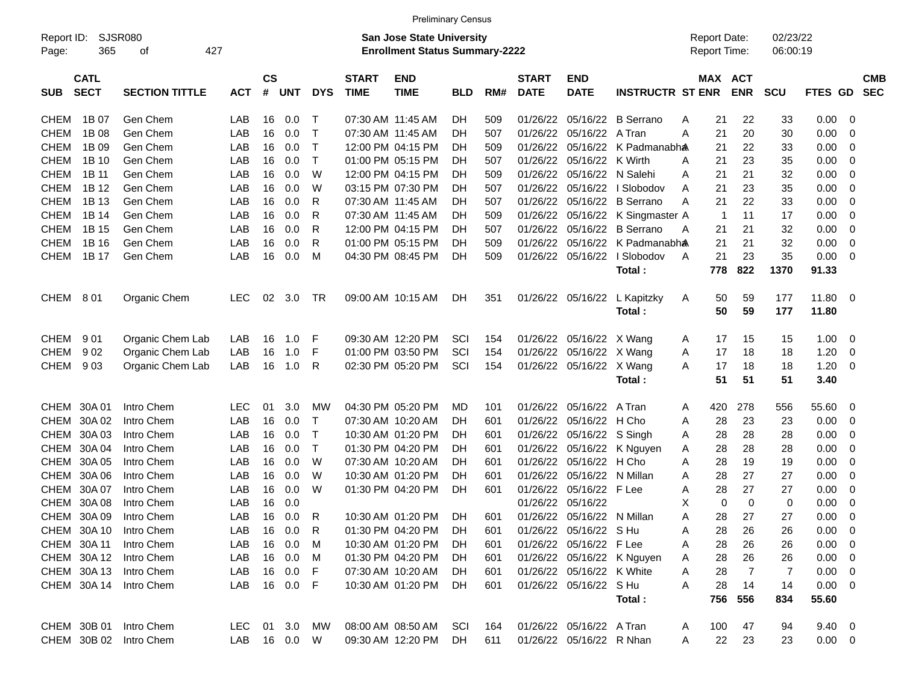Preliminary Census

Report ID: SJSR080

**San Jose State University**
**Enrollment Status Summary-2222**

Report Date: 02/23/22
Report Time: 06:00:19

| SUB | CATL SECT | SECTION TITTLE | ACT | CS # | UNT | DYS | START TIME | END TIME | BLD | RM# | START DATE | END DATE | INSTRUCTR | ST | MAX ENR | ACT ENR | SCU | FTES | GD | CMB SEC |
|---|---|---|---|---|---|---|---|---|---|---|---|---|---|---|---|---|---|---|---|---|
| CHEM | 1B 07 | Gen Chem | LAB | 16 | 0.0 | T | 07:30 AM | 11:45 AM | DH | 509 | 01/26/22 | 05/16/22 | B Serrano | A | 21 | 22 | 33 | 0.00 | 0 | |
| CHEM | 1B 08 | Gen Chem | LAB | 16 | 0.0 | T | 07:30 AM | 11:45 AM | DH | 507 | 01/26/22 | 05/16/22 | A Tran | A | 21 | 20 | 30 | 0.00 | 0 | |
| CHEM | 1B 09 | Gen Chem | LAB | 16 | 0.0 | T | 12:00 PM | 04:15 PM | DH | 509 | 01/26/22 | 05/16/22 | K Padmanabha | A | 21 | 22 | 33 | 0.00 | 0 | |
| CHEM | 1B 10 | Gen Chem | LAB | 16 | 0.0 | T | 01:00 PM | 05:15 PM | DH | 507 | 01/26/22 | 05/16/22 | K Wirth | A | 21 | 23 | 35 | 0.00 | 0 | |
| CHEM | 1B 11 | Gen Chem | LAB | 16 | 0.0 | W | 12:00 PM | 04:15 PM | DH | 509 | 01/26/22 | 05/16/22 | N Salehi | A | 21 | 21 | 32 | 0.00 | 0 | |
| CHEM | 1B 12 | Gen Chem | LAB | 16 | 0.0 | W | 03:15 PM | 07:30 PM | DH | 507 | 01/26/22 | 05/16/22 | I Slobodov | A | 21 | 23 | 35 | 0.00 | 0 | |
| CHEM | 1B 13 | Gen Chem | LAB | 16 | 0.0 | R | 07:30 AM | 11:45 AM | DH | 507 | 01/26/22 | 05/16/22 | B Serrano | A | 21 | 22 | 33 | 0.00 | 0 | |
| CHEM | 1B 14 | Gen Chem | LAB | 16 | 0.0 | R | 07:30 AM | 11:45 AM | DH | 509 | 01/26/22 | 05/16/22 | K Singmaster | A | 1 | 11 | 17 | 0.00 | 0 | |
| CHEM | 1B 15 | Gen Chem | LAB | 16 | 0.0 | R | 12:00 PM | 04:15 PM | DH | 507 | 01/26/22 | 05/16/22 | B Serrano | A | 21 | 21 | 32 | 0.00 | 0 | |
| CHEM | 1B 16 | Gen Chem | LAB | 16 | 0.0 | R | 01:00 PM | 05:15 PM | DH | 509 | 01/26/22 | 05/16/22 | K Padmanabha | A | 21 | 21 | 32 | 0.00 | 0 | |
| CHEM | 1B 17 | Gen Chem | LAB | 16 | 0.0 | M | 04:30 PM | 08:45 PM | DH | 509 | 01/26/22 | 05/16/22 | I Slobodov | A | 21 | 23 | 35 | 0.00 | 0 | |
| | | | | | | | | | | | | | **Total :** | | **778** | **822** | **1370** | **91.33** | | |
| CHEM | 8 01 | Organic Chem | LEC | 02 | 3.0 | TR | 09:00 AM | 10:15 AM | DH | 351 | 01/26/22 | 05/16/22 | L Kapitzky | A | 50 | 59 | 177 | 11.80 | 0 | |
| | | | | | | | | | | | | | **Total :** | | **50** | **59** | **177** | **11.80** | | |
| CHEM | 9 01 | Organic Chem Lab | LAB | 16 | 1.0 | F | 09:30 AM | 12:20 PM | SCI | 154 | 01/26/22 | 05/16/22 | X Wang | A | 17 | 15 | 15 | 1.00 | 0 | |
| CHEM | 9 02 | Organic Chem Lab | LAB | 16 | 1.0 | F | 01:00 PM | 03:50 PM | SCI | 154 | 01/26/22 | 05/16/22 | X Wang | A | 17 | 18 | 18 | 1.20 | 0 | |
| CHEM | 9 03 | Organic Chem Lab | LAB | 16 | 1.0 | R | 02:30 PM | 05:20 PM | SCI | 154 | 01/26/22 | 05/16/22 | X Wang | A | 17 | 18 | 18 | 1.20 | 0 | |
| | | | | | | | | | | | | | **Total :** | | **51** | **51** | **51** | **3.40** | | |
| CHEM | 30A 01 | Intro Chem | LEC | 01 | 3.0 | MW | 04:30 PM | 05:20 PM | MD | 101 | 01/26/22 | 05/16/22 | A Tran | A | 420 | 278 | 556 | 55.60 | 0 | |
| CHEM | 30A 02 | Intro Chem | LAB | 16 | 0.0 | T | 07:30 AM | 10:20 AM | DH | 601 | 01/26/22 | 05/16/22 | H Cho | A | 28 | 23 | 23 | 0.00 | 0 | |
| CHEM | 30A 03 | Intro Chem | LAB | 16 | 0.0 | T | 10:30 AM | 01:20 PM | DH | 601 | 01/26/22 | 05/16/22 | S Singh | A | 28 | 28 | 28 | 0.00 | 0 | |
| CHEM | 30A 04 | Intro Chem | LAB | 16 | 0.0 | T | 01:30 PM | 04:20 PM | DH | 601 | 01/26/22 | 05/16/22 | K Nguyen | A | 28 | 28 | 28 | 0.00 | 0 | |
| CHEM | 30A 05 | Intro Chem | LAB | 16 | 0.0 | W | 07:30 AM | 10:20 AM | DH | 601 | 01/26/22 | 05/16/22 | H Cho | A | 28 | 19 | 19 | 0.00 | 0 | |
| CHEM | 30A 06 | Intro Chem | LAB | 16 | 0.0 | W | 10:30 AM | 01:20 PM | DH | 601 | 01/26/22 | 05/16/22 | N Millan | A | 28 | 27 | 27 | 0.00 | 0 | |
| CHEM | 30A 07 | Intro Chem | LAB | 16 | 0.0 | W | 01:30 PM | 04:20 PM | DH | 601 | 01/26/22 | 05/16/22 | F Lee | A | 28 | 27 | 27 | 0.00 | 0 | |
| CHEM | 30A 08 | Intro Chem | LAB | 16 | 0.0 | | | | | | 01/26/22 | 05/16/22 | | X | 0 | 0 | 0 | 0.00 | 0 | |
| CHEM | 30A 09 | Intro Chem | LAB | 16 | 0.0 | R | 10:30 AM | 01:20 PM | DH | 601 | 01/26/22 | 05/16/22 | N Millan | A | 28 | 27 | 27 | 0.00 | 0 | |
| CHEM | 30A 10 | Intro Chem | LAB | 16 | 0.0 | R | 01:30 PM | 04:20 PM | DH | 601 | 01/26/22 | 05/16/22 | S Hu | A | 28 | 26 | 26 | 0.00 | 0 | |
| CHEM | 30A 11 | Intro Chem | LAB | 16 | 0.0 | M | 10:30 AM | 01:20 PM | DH | 601 | 01/26/22 | 05/16/22 | F Lee | A | 28 | 26 | 26 | 0.00 | 0 | |
| CHEM | 30A 12 | Intro Chem | LAB | 16 | 0.0 | M | 01:30 PM | 04:20 PM | DH | 601 | 01/26/22 | 05/16/22 | K Nguyen | A | 28 | 26 | 26 | 0.00 | 0 | |
| CHEM | 30A 13 | Intro Chem | LAB | 16 | 0.0 | F | 07:30 AM | 10:20 AM | DH | 601 | 01/26/22 | 05/16/22 | K White | A | 28 | 7 | 7 | 0.00 | 0 | |
| CHEM | 30A 14 | Intro Chem | LAB | 16 | 0.0 | F | 10:30 AM | 01:20 PM | DH | 601 | 01/26/22 | 05/16/22 | S Hu | A | 28 | 14 | 14 | 0.00 | 0 | |
| | | | | | | | | | | | | | **Total :** | | **756** | **556** | **834** | **55.60** | | |
| CHEM | 30B 01 | Intro Chem | LEC | 01 | 3.0 | MW | 08:00 AM | 08:50 AM | SCI | 164 | 01/26/22 | 05/16/22 | A Tran | A | 100 | 47 | 94 | 9.40 | 0 | |
| CHEM | 30B 02 | Intro Chem | LAB | 16 | 0.0 | W | 09:30 AM | 12:20 PM | DH | 611 | 01/26/22 | 05/16/22 | R Nhan | A | 22 | 23 | 23 | 0.00 | 0 | |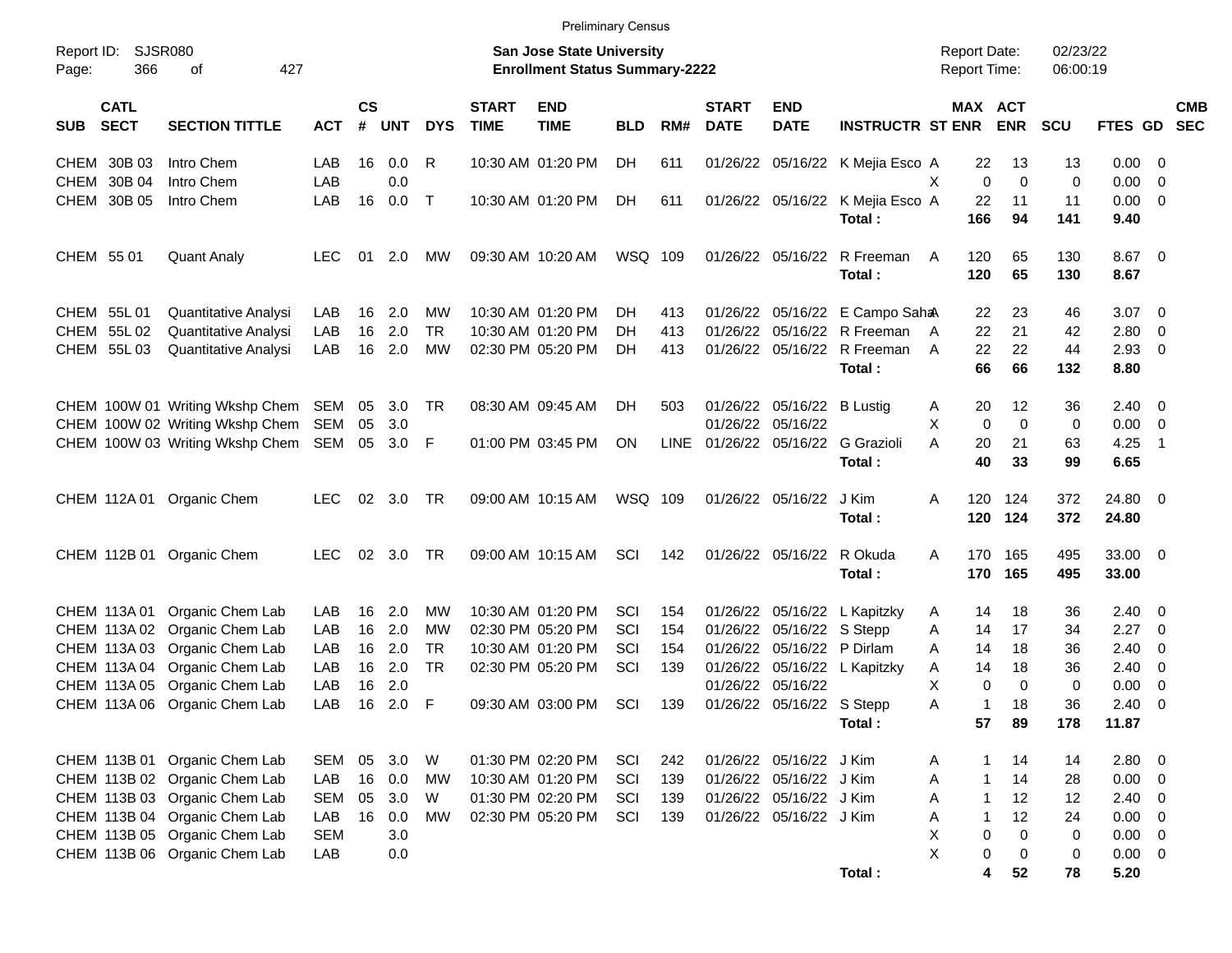Preliminary Census

Report ID: SJSR080

**San Jose State University**
**Enrollment Status Summary-2222**

Report Date: 02/23/22
Report Time: 06:00:19

| SUB | CATL SECT | SECTION TITTLE | ACT | CS # | UNT | DYS | START TIME | END TIME | BLD | RM# | START DATE | END DATE | INSTRUCTR | ST | MAX ENR | ACT ENR | SCU | FTES | GD | CMB SEC |
|---|---|---|---|---|---|---|---|---|---|---|---|---|---|---|---|---|---|---|---|---|
| CHEM | 30B 03 | Intro Chem | LAB | 16 | 0.0 | R | 10:30 AM | 01:20 PM | DH | 611 | 01/26/22 | 05/16/22 | K Mejia Esco | A | 22 | 13 | 13 | 0.00 | 0 | |
| CHEM | 30B 04 | Intro Chem | LAB | | 0.0 | | | | | | | | | X | 0 | 0 | 0 | 0.00 | 0 | |
| CHEM | 30B 05 | Intro Chem | LAB | 16 | 0.0 | T | 10:30 AM | 01:20 PM | DH | 611 | 01/26/22 | 05/16/22 | K Mejia Esco | A | 22 | 11 | 11 | 0.00 | 0 | |
| | | | | | | | | | | | | | **Total :** | | **166** | **94** | **141** | **9.40** | | |
| CHEM | 55 01 | Quant Analy | LEC | 01 | 2.0 | MW | 09:30 AM | 10:20 AM | WSQ | 109 | 01/26/22 | 05/16/22 | R Freeman | A | 120 | 65 | 130 | 8.67 | 0 | |
| | | | | | | | | | | | | | **Total :** | | **120** | **65** | **130** | **8.67** | | |
| CHEM | 55L 01 | Quantitative Analysi | LAB | 16 | 2.0 | MW | 10:30 AM | 01:20 PM | DH | 413 | 01/26/22 | 05/16/22 | E Campo Saha | A | 22 | 23 | 46 | 3.07 | 0 | |
| CHEM | 55L 02 | Quantitative Analysi | LAB | 16 | 2.0 | TR | 10:30 AM | 01:20 PM | DH | 413 | 01/26/22 | 05/16/22 | R Freeman | A | 22 | 21 | 42 | 2.80 | 0 | |
| CHEM | 55L 03 | Quantitative Analysi | LAB | 16 | 2.0 | MW | 02:30 PM | 05:20 PM | DH | 413 | 01/26/22 | 05/16/22 | R Freeman | A | 22 | 22 | 44 | 2.93 | 0 | |
| | | | | | | | | | | | | | **Total :** | | **66** | **66** | **132** | **8.80** | | |
| CHEM | 100W 01 | Writing Wkshp Chem | SEM | 05 | 3.0 | TR | 08:30 AM | 09:45 AM | DH | 503 | 01/26/22 | 05/16/22 | B Lustig | A | 20 | 12 | 36 | 2.40 | 0 | |
| CHEM | 100W 02 | Writing Wkshp Chem | SEM | 05 | 3.0 | | | | | | 01/26/22 | 05/16/22 | | X | 0 | 0 | 0 | 0.00 | 0 | |
| CHEM | 100W 03 | Writing Wkshp Chem | SEM | 05 | 3.0 | F | 01:00 PM | 03:45 PM | ON | LINE | 01/26/22 | 05/16/22 | G Grazioli | A | 20 | 21 | 63 | 4.25 | 1 | |
| | | | | | | | | | | | | | **Total :** | | **40** | **33** | **99** | **6.65** | | |
| CHEM | 112A 01 | Organic Chem | LEC | 02 | 3.0 | TR | 09:00 AM | 10:15 AM | WSQ | 109 | 01/26/22 | 05/16/22 | J Kim | A | 120 | 124 | 372 | 24.80 | 0 | |
| | | | | | | | | | | | | | **Total :** | | **120** | **124** | **372** | **24.80** | | |
| CHEM | 112B 01 | Organic Chem | LEC | 02 | 3.0 | TR | 09:00 AM | 10:15 AM | SCI | 142 | 01/26/22 | 05/16/22 | R Okuda | A | 170 | 165 | 495 | 33.00 | 0 | |
| | | | | | | | | | | | | | **Total :** | | **170** | **165** | **495** | **33.00** | | |
| CHEM | 113A 01 | Organic Chem Lab | LAB | 16 | 2.0 | MW | 10:30 AM | 01:20 PM | SCI | 154 | 01/26/22 | 05/16/22 | L Kapitzky | A | 14 | 18 | 36 | 2.40 | 0 | |
| CHEM | 113A 02 | Organic Chem Lab | LAB | 16 | 2.0 | MW | 02:30 PM | 05:20 PM | SCI | 154 | 01/26/22 | 05/16/22 | S Stepp | A | 14 | 17 | 34 | 2.27 | 0 | |
| CHEM | 113A 03 | Organic Chem Lab | LAB | 16 | 2.0 | TR | 10:30 AM | 01:20 PM | SCI | 154 | 01/26/22 | 05/16/22 | P Dirlam | A | 14 | 18 | 36 | 2.40 | 0 | |
| CHEM | 113A 04 | Organic Chem Lab | LAB | 16 | 2.0 | TR | 02:30 PM | 05:20 PM | SCI | 139 | 01/26/22 | 05/16/22 | L Kapitzky | A | 14 | 18 | 36 | 2.40 | 0 | |
| CHEM | 113A 05 | Organic Chem Lab | LAB | 16 | 2.0 | | | | | | 01/26/22 | 05/16/22 | | X | 0 | 0 | 0 | 0.00 | 0 | |
| CHEM | 113A 06 | Organic Chem Lab | LAB | 16 | 2.0 | F | 09:30 AM | 03:00 PM | SCI | 139 | 01/26/22 | 05/16/22 | S Stepp | A | 1 | 18 | 36 | 2.40 | 0 | |
| | | | | | | | | | | | | | **Total :** | | **57** | **89** | **178** | **11.87** | | |
| CHEM | 113B 01 | Organic Chem Lab | SEM | 05 | 3.0 | W | 01:30 PM | 02:20 PM | SCI | 242 | 01/26/22 | 05/16/22 | J Kim | A | 1 | 14 | 14 | 2.80 | 0 | |
| CHEM | 113B 02 | Organic Chem Lab | LAB | 16 | 0.0 | MW | 10:30 AM | 01:20 PM | SCI | 139 | 01/26/22 | 05/16/22 | J Kim | A | 1 | 14 | 28 | 0.00 | 0 | |
| CHEM | 113B 03 | Organic Chem Lab | SEM | 05 | 3.0 | W | 01:30 PM | 02:20 PM | SCI | 139 | 01/26/22 | 05/16/22 | J Kim | A | 1 | 12 | 12 | 2.40 | 0 | |
| CHEM | 113B 04 | Organic Chem Lab | LAB | 16 | 0.0 | MW | 02:30 PM | 05:20 PM | SCI | 139 | 01/26/22 | 05/16/22 | J Kim | A | 1 | 12 | 24 | 0.00 | 0 | |
| CHEM | 113B 05 | Organic Chem Lab | SEM | | 3.0 | | | | | | | | | X | 0 | 0 | 0 | 0.00 | 0 | |
| CHEM | 113B 06 | Organic Chem Lab | LAB | | 0.0 | | | | | | | | | X | 0 | 0 | 0 | 0.00 | 0 | |
| | | | | | | | | | | | | | **Total :** | | **4** | **52** | **78** | **5.20** | | |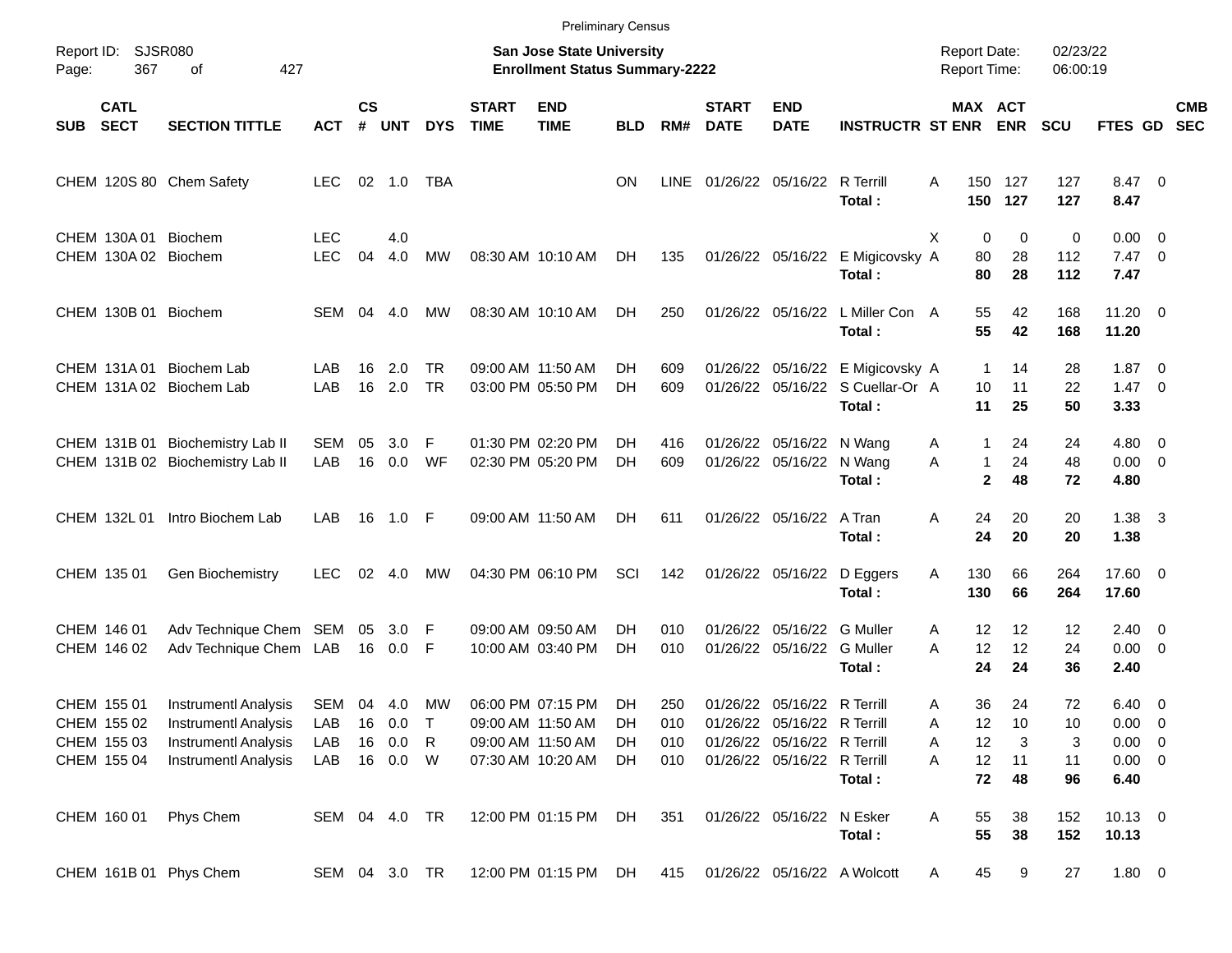Preliminary Census

Report ID: SJSR080

**San Jose State University**
**Enrollment Status Summary-2222**

Report Date: 02/23/22
Report Time: 06:00:19

| SUB | CATL SECT | SECTION TITTLE | ACT | CS # | UNT | DYS | START TIME | END TIME | BLD | RM# | START DATE | END DATE | INSTRUCTR | ST | MAX ENR | ACT ENR | SCU | FTES | GD | CMB SEC |
|---|---|---|---|---|---|---|---|---|---|---|---|---|---|---|---|---|---|---|---|---|
| CHEM | 120S 80 | Chem Safety | LEC | 02 | 1.0 | TBA | | | ON | LINE | 01/26/22 | 05/16/22 | R Terrill | A | 150 | 127 | 127 | 8.47 | 0 | |
| | | | | | | | | | | | | | **Total :** | | **150** | **127** | **127** | **8.47** | | |
| CHEM | 130A 01 | Biochem | LEC | | 4.0 | | | | | | | | | X | 0 | 0 | 0 | 0.00 | 0 | |
| CHEM | 130A 02 | Biochem | LEC | 04 | 4.0 | MW | 08:30 AM | 10:10 AM | DH | 135 | 01/26/22 | 05/16/22 | E Migicovsky | A | 80 | 28 | 112 | 7.47 | 0 | |
| | | | | | | | | | | | | | **Total :** | | **80** | **28** | **112** | **7.47** | | |
| CHEM | 130B 01 | Biochem | SEM | 04 | 4.0 | MW | 08:30 AM | 10:10 AM | DH | 250 | 01/26/22 | 05/16/22 | L Miller Con | A | 55 | 42 | 168 | 11.20 | 0 | |
| | | | | | | | | | | | | | **Total :** | | **55** | **42** | **168** | **11.20** | | |
| CHEM | 131A 01 | Biochem Lab | LAB | 16 | 2.0 | TR | 09:00 AM | 11:50 AM | DH | 609 | 01/26/22 | 05/16/22 | E Migicovsky | A | 1 | 14 | 28 | 1.87 | 0 | |
| CHEM | 131A 02 | Biochem Lab | LAB | 16 | 2.0 | TR | 03:00 PM | 05:50 PM | DH | 609 | 01/26/22 | 05/16/22 | S Cuellar-Or | A | 10 | 11 | 22 | 1.47 | 0 | |
| | | | | | | | | | | | | | **Total :** | | **11** | **25** | **50** | **3.33** | | |
| CHEM | 131B 01 | Biochemistry Lab II | SEM | 05 | 3.0 | F | 01:30 PM | 02:20 PM | DH | 416 | 01/26/22 | 05/16/22 | N Wang | A | 1 | 24 | 24 | 4.80 | 0 | |
| CHEM | 131B 02 | Biochemistry Lab II | LAB | 16 | 0.0 | WF | 02:30 PM | 05:20 PM | DH | 609 | 01/26/22 | 05/16/22 | N Wang | A | 1 | 24 | 48 | 0.00 | 0 | |
| | | | | | | | | | | | | | **Total :** | | **2** | **48** | **72** | **4.80** | | |
| CHEM | 132L 01 | Intro Biochem Lab | LAB | 16 | 1.0 | F | 09:00 AM | 11:50 AM | DH | 611 | 01/26/22 | 05/16/22 | A Tran | A | 24 | 20 | 20 | 1.38 | 3 | |
| | | | | | | | | | | | | | **Total :** | | **24** | **20** | **20** | **1.38** | | |
| CHEM | 135 01 | Gen Biochemistry | LEC | 02 | 4.0 | MW | 04:30 PM | 06:10 PM | SCI | 142 | 01/26/22 | 05/16/22 | D Eggers | A | 130 | 66 | 264 | 17.60 | 0 | |
| | | | | | | | | | | | | | **Total :** | | **130** | **66** | **264** | **17.60** | | |
| CHEM | 146 01 | Adv Technique Chem | SEM | 05 | 3.0 | F | 09:00 AM | 09:50 AM | DH | 010 | 01/26/22 | 05/16/22 | G Muller | A | 12 | 12 | 12 | 2.40 | 0 | |
| CHEM | 146 02 | Adv Technique Chem | LAB | 16 | 0.0 | F | 10:00 AM | 03:40 PM | DH | 010 | 01/26/22 | 05/16/22 | G Muller | A | 12 | 12 | 24 | 0.00 | 0 | |
| | | | | | | | | | | | | | **Total :** | | **24** | **24** | **36** | **2.40** | | |
| CHEM | 155 01 | Instrumentl Analysis | SEM | 04 | 4.0 | MW | 06:00 PM | 07:15 PM | DH | 250 | 01/26/22 | 05/16/22 | R Terrill | A | 36 | 24 | 72 | 6.40 | 0 | |
| CHEM | 155 02 | Instrumentl Analysis | LAB | 16 | 0.0 | T | 09:00 AM | 11:50 AM | DH | 010 | 01/26/22 | 05/16/22 | R Terrill | A | 12 | 10 | 10 | 0.00 | 0 | |
| CHEM | 155 03 | Instrumentl Analysis | LAB | 16 | 0.0 | R | 09:00 AM | 11:50 AM | DH | 010 | 01/26/22 | 05/16/22 | R Terrill | A | 12 | 3 | 3 | 0.00 | 0 | |
| CHEM | 155 04 | Instrumentl Analysis | LAB | 16 | 0.0 | W | 07:30 AM | 10:20 AM | DH | 010 | 01/26/22 | 05/16/22 | R Terrill | A | 12 | 11 | 11 | 0.00 | 0 | |
| | | | | | | | | | | | | | **Total :** | | **72** | **48** | **96** | **6.40** | | |
| CHEM | 160 01 | Phys Chem | SEM | 04 | 4.0 | TR | 12:00 PM | 01:15 PM | DH | 351 | 01/26/22 | 05/16/22 | N Esker | A | 55 | 38 | 152 | 10.13 | 0 | |
| | | | | | | | | | | | | | **Total :** | | **55** | **38** | **152** | **10.13** | | |
| CHEM | 161B 01 | Phys Chem | SEM | 04 | 3.0 | TR | 12:00 PM | 01:15 PM | DH | 415 | 01/26/22 | 05/16/22 | A Wolcott | A | 45 | 9 | 27 | 1.80 | 0 | |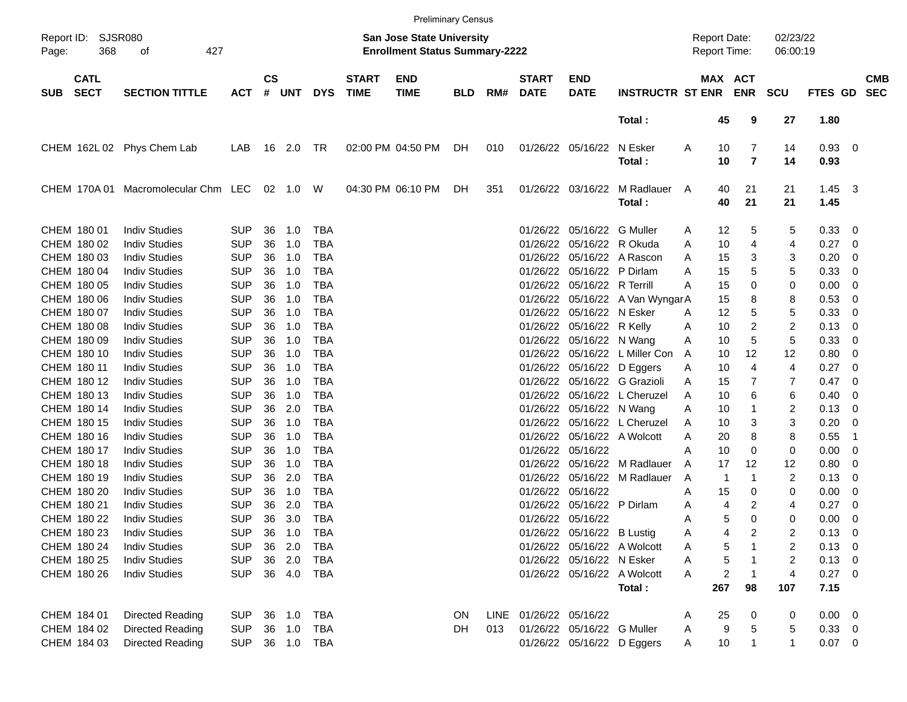Preliminary Census

Report ID: SJSR080
Page: 368 of 427

**San Jose State University**
**Enrollment Status Summary-2222**

Report Date: 02/23/22
Report Time: 06:00:19

| SUB | CATL SECT | SECTION TITTLE | ACT | CS # | UNT | DYS | START TIME | END TIME | BLD | RM# | START DATE | END DATE | INSTRUCTR | ST | MAX ENR | ACT ENR | SCU | FTES | GD | CMB SEC |
|---|---|---|---|---|---|---|---|---|---|---|---|---|---|---|---|---|---|---|---|---|
| | | | | | | | | | | | | | **Total :** | | **45** | **9** | **27** | **1.80** | | |
| CHEM | 162L 02 | Phys Chem Lab | LAB | 16 | 2.0 | TR | 02:00 PM | 04:50 PM | DH | 010 | 01/26/22 | 05/16/22 | N Esker | A | 10 | 7 | 14 | 0.93 | 0 | |
| | | | | | | | | | | | | | **Total :** | | **10** | **7** | **14** | **0.93** | | |
| CHEM | 170A 01 | Macromolecular Chm | LEC | 02 | 1.0 | W | 04:30 PM | 06:10 PM | DH | 351 | 01/26/22 | 03/16/22 | M Radlauer | A | 40 | 21 | 21 | 1.45 | 3 | |
| | | | | | | | | | | | | | **Total :** | | **40** | **21** | **21** | **1.45** | | |
| CHEM | 180 01 | Indiv Studies | SUP | 36 | 1.0 | TBA | | | | | 01/26/22 | 05/16/22 | G Muller | A | 12 | 5 | 5 | 0.33 | 0 | |
| CHEM | 180 02 | Indiv Studies | SUP | 36 | 1.0 | TBA | | | | | 01/26/22 | 05/16/22 | R Okuda | A | 10 | 4 | 4 | 0.27 | 0 | |
| CHEM | 180 03 | Indiv Studies | SUP | 36 | 1.0 | TBA | | | | | 01/26/22 | 05/16/22 | A Rascon | A | 15 | 3 | 3 | 0.20 | 0 | |
| CHEM | 180 04 | Indiv Studies | SUP | 36 | 1.0 | TBA | | | | | 01/26/22 | 05/16/22 | P Dirlam | A | 15 | 5 | 5 | 0.33 | 0 | |
| CHEM | 180 05 | Indiv Studies | SUP | 36 | 1.0 | TBA | | | | | 01/26/22 | 05/16/22 | R Terrill | A | 15 | 0 | 0 | 0.00 | 0 | |
| CHEM | 180 06 | Indiv Studies | SUP | 36 | 1.0 | TBA | | | | | 01/26/22 | 05/16/22 | A Van Wyngar | A | 15 | 8 | 8 | 0.53 | 0 | |
| CHEM | 180 07 | Indiv Studies | SUP | 36 | 1.0 | TBA | | | | | 01/26/22 | 05/16/22 | N Esker | A | 12 | 5 | 5 | 0.33 | 0 | |
| CHEM | 180 08 | Indiv Studies | SUP | 36 | 1.0 | TBA | | | | | 01/26/22 | 05/16/22 | R Kelly | A | 10 | 2 | 2 | 0.13 | 0 | |
| CHEM | 180 09 | Indiv Studies | SUP | 36 | 1.0 | TBA | | | | | 01/26/22 | 05/16/22 | N Wang | A | 10 | 5 | 5 | 0.33 | 0 | |
| CHEM | 180 10 | Indiv Studies | SUP | 36 | 1.0 | TBA | | | | | 01/26/22 | 05/16/22 | L Miller Con | A | 10 | 12 | 12 | 0.80 | 0 | |
| CHEM | 180 11 | Indiv Studies | SUP | 36 | 1.0 | TBA | | | | | 01/26/22 | 05/16/22 | D Eggers | A | 10 | 4 | 4 | 0.27 | 0 | |
| CHEM | 180 12 | Indiv Studies | SUP | 36 | 1.0 | TBA | | | | | 01/26/22 | 05/16/22 | G Grazioli | A | 15 | 7 | 7 | 0.47 | 0 | |
| CHEM | 180 13 | Indiv Studies | SUP | 36 | 1.0 | TBA | | | | | 01/26/22 | 05/16/22 | L Cheruzel | A | 10 | 6 | 6 | 0.40 | 0 | |
| CHEM | 180 14 | Indiv Studies | SUP | 36 | 2.0 | TBA | | | | | 01/26/22 | 05/16/22 | N Wang | A | 10 | 1 | 2 | 0.13 | 0 | |
| CHEM | 180 15 | Indiv Studies | SUP | 36 | 1.0 | TBA | | | | | 01/26/22 | 05/16/22 | L Cheruzel | A | 10 | 3 | 3 | 0.20 | 0 | |
| CHEM | 180 16 | Indiv Studies | SUP | 36 | 1.0 | TBA | | | | | 01/26/22 | 05/16/22 | A Wolcott | A | 20 | 8 | 8 | 0.55 | 1 | |
| CHEM | 180 17 | Indiv Studies | SUP | 36 | 1.0 | TBA | | | | | 01/26/22 | 05/16/22 | | A | 10 | 0 | 0 | 0.00 | 0 | |
| CHEM | 180 18 | Indiv Studies | SUP | 36 | 1.0 | TBA | | | | | 01/26/22 | 05/16/22 | M Radlauer | A | 17 | 12 | 12 | 0.80 | 0 | |
| CHEM | 180 19 | Indiv Studies | SUP | 36 | 2.0 | TBA | | | | | 01/26/22 | 05/16/22 | M Radlauer | A | 1 | 1 | 2 | 0.13 | 0 | |
| CHEM | 180 20 | Indiv Studies | SUP | 36 | 1.0 | TBA | | | | | 01/26/22 | 05/16/22 | | A | 15 | 0 | 0 | 0.00 | 0 | |
| CHEM | 180 21 | Indiv Studies | SUP | 36 | 2.0 | TBA | | | | | 01/26/22 | 05/16/22 | P Dirlam | A | 4 | 2 | 4 | 0.27 | 0 | |
| CHEM | 180 22 | Indiv Studies | SUP | 36 | 3.0 | TBA | | | | | 01/26/22 | 05/16/22 | | A | 5 | 0 | 0 | 0.00 | 0 | |
| CHEM | 180 23 | Indiv Studies | SUP | 36 | 1.0 | TBA | | | | | 01/26/22 | 05/16/22 | B Lustig | A | 4 | 2 | 2 | 0.13 | 0 | |
| CHEM | 180 24 | Indiv Studies | SUP | 36 | 2.0 | TBA | | | | | 01/26/22 | 05/16/22 | A Wolcott | A | 5 | 1 | 2 | 0.13 | 0 | |
| CHEM | 180 25 | Indiv Studies | SUP | 36 | 2.0 | TBA | | | | | 01/26/22 | 05/16/22 | N Esker | A | 5 | 1 | 2 | 0.13 | 0 | |
| CHEM | 180 26 | Indiv Studies | SUP | 36 | 4.0 | TBA | | | | | 01/26/22 | 05/16/22 | A Wolcott | A | 2 | 1 | 4 | 0.27 | 0 | |
| | | | | | | | | | | | | | **Total :** | | **267** | **98** | **107** | **7.15** | | |
| CHEM | 184 01 | Directed Reading | SUP | 36 | 1.0 | TBA | | | ON | LINE | 01/26/22 | 05/16/22 | | A | 25 | 0 | 0 | 0.00 | 0 | |
| CHEM | 184 02 | Directed Reading | SUP | 36 | 1.0 | TBA | | | DH | 013 | 01/26/22 | 05/16/22 | G Muller | A | 9 | 5 | 5 | 0.33 | 0 | |
| CHEM | 184 03 | Directed Reading | SUP | 36 | 1.0 | TBA | | | | | 01/26/22 | 05/16/22 | D Eggers | A | 10 | 1 | 1 | 0.07 | 0 | |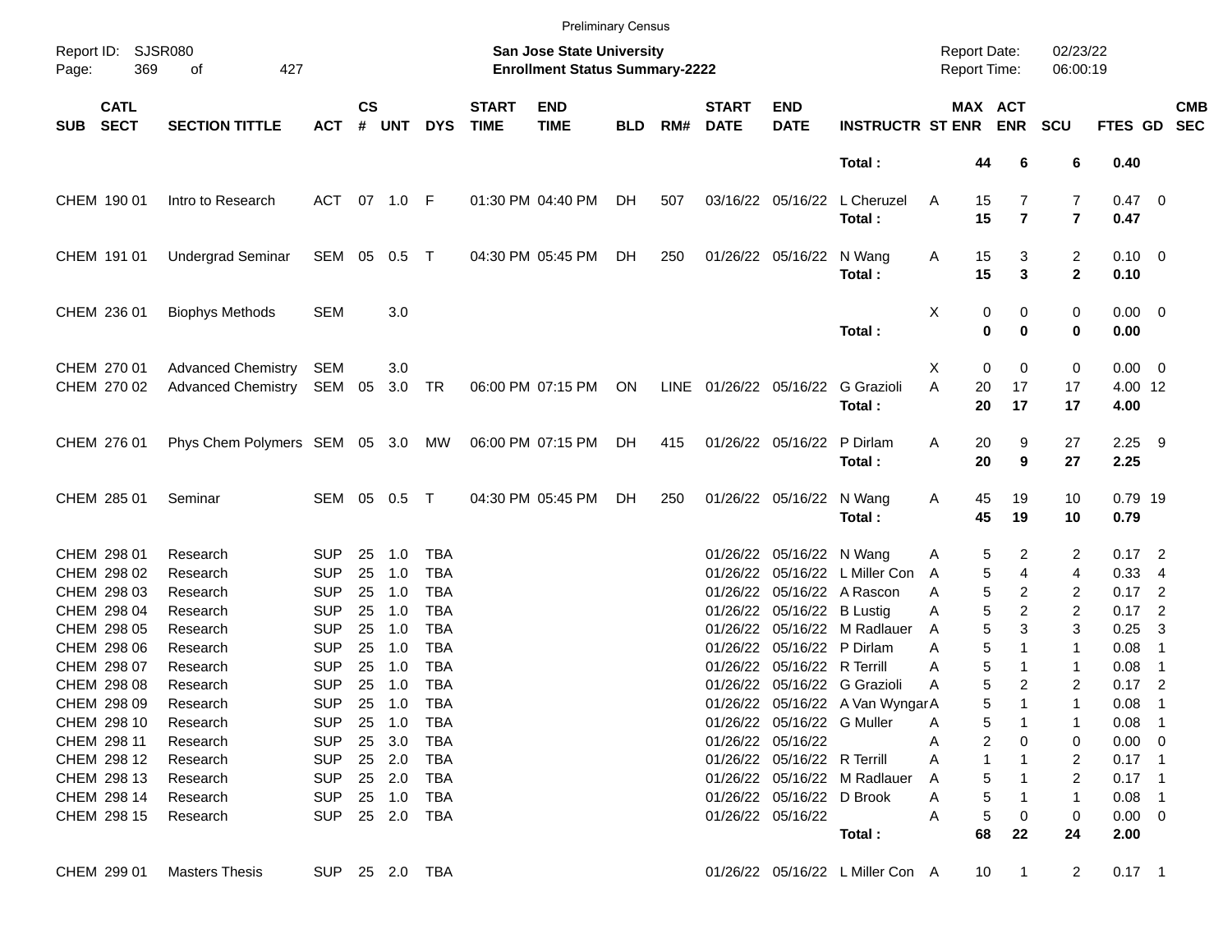Preliminary Census

Report ID: SJSR080

**San Jose State University**
**Enrollment Status Summary-2222**

Report Date: 02/23/22
Report Time: 06:00:19

| SUB | CATL SECT | SECTION TITTLE | ACT | CS # | UNT | DYS | START TIME | END TIME | BLD | RM# | START DATE | END DATE | INSTRUCTR | ST | MAX ENR | ACT ENR | SCU | FTES | GD | CMB SEC |
|---|---|---|---|---|---|---|---|---|---|---|---|---|---|---|---|---|---|---|---|---|
| | | | | | | | | | | | | | **Total :** | | **44** | **6** | **6** | **0.40** | | |
| CHEM | 190 01 | Intro to Research | ACT | 07 | 1.0 | F | 01:30 PM | 04:40 PM | DH | 507 | 03/16/22 | 05/16/22 | L Cheruzel | A | 15 | 7 | 7 | 0.47 | 0 | |
| | | | | | | | | | | | | | **Total :** | | **15** | **7** | **7** | **0.47** | | |
| CHEM | 191 01 | Undergrad Seminar | SEM | 05 | 0.5 | T | 04:30 PM | 05:45 PM | DH | 250 | 01/26/22 | 05/16/22 | N Wang | A | 15 | 3 | 2 | 0.10 | 0 | |
| | | | | | | | | | | | | | **Total :** | | **15** | **3** | **2** | **0.10** | | |
| CHEM | 236 01 | Biophys Methods | SEM | | 3.0 | | | | | | | | | X | 0 | 0 | 0 | 0.00 | 0 | |
| | | | | | | | | | | | | | **Total :** | | **0** | **0** | **0** | **0.00** | | |
| CHEM | 270 01 | Advanced Chemistry | SEM | | 3.0 | | | | | | | | | X | 0 | 0 | 0 | 0.00 | 0 | |
| CHEM | 270 02 | Advanced Chemistry | SEM | 05 | 3.0 | TR | 06:00 PM | 07:15 PM | ON | LINE | 01/26/22 | 05/16/22 | G Grazioli | A | 20 | 17 | 17 | 4.00 | 12 | |
| | | | | | | | | | | | | | **Total :** | | **20** | **17** | **17** | **4.00** | | |
| CHEM | 276 01 | Phys Chem Polymers | SEM | 05 | 3.0 | MW | 06:00 PM | 07:15 PM | DH | 415 | 01/26/22 | 05/16/22 | P Dirlam | A | 20 | 9 | 27 | 2.25 | 9 | |
| | | | | | | | | | | | | | **Total :** | | **20** | **9** | **27** | **2.25** | | |
| CHEM | 285 01 | Seminar | SEM | 05 | 0.5 | T | 04:30 PM | 05:45 PM | DH | 250 | 01/26/22 | 05/16/22 | N Wang | A | 45 | 19 | 10 | 0.79 | 19 | |
| | | | | | | | | | | | | | **Total :** | | **45** | **19** | **10** | **0.79** | | |
| CHEM | 298 01 | Research | SUP | 25 | 1.0 | TBA | | | | | 01/26/22 | 05/16/22 | N Wang | A | 5 | 2 | 2 | 0.17 | 2 | |
| CHEM | 298 02 | Research | SUP | 25 | 1.0 | TBA | | | | | 01/26/22 | 05/16/22 | L Miller Con | A | 5 | 4 | 4 | 0.33 | 4 | |
| CHEM | 298 03 | Research | SUP | 25 | 1.0 | TBA | | | | | 01/26/22 | 05/16/22 | A Rascon | A | 5 | 2 | 2 | 0.17 | 2 | |
| CHEM | 298 04 | Research | SUP | 25 | 1.0 | TBA | | | | | 01/26/22 | 05/16/22 | B Lustig | A | 5 | 2 | 2 | 0.17 | 2 | |
| CHEM | 298 05 | Research | SUP | 25 | 1.0 | TBA | | | | | 01/26/22 | 05/16/22 | M Radlauer | A | 5 | 3 | 3 | 0.25 | 3 | |
| CHEM | 298 06 | Research | SUP | 25 | 1.0 | TBA | | | | | 01/26/22 | 05/16/22 | P Dirlam | A | 5 | 1 | 1 | 0.08 | 1 | |
| CHEM | 298 07 | Research | SUP | 25 | 1.0 | TBA | | | | | 01/26/22 | 05/16/22 | R Terrill | A | 5 | 1 | 1 | 0.08 | 1 | |
| CHEM | 298 08 | Research | SUP | 25 | 1.0 | TBA | | | | | 01/26/22 | 05/16/22 | G Grazioli | A | 5 | 2 | 2 | 0.17 | 2 | |
| CHEM | 298 09 | Research | SUP | 25 | 1.0 | TBA | | | | | 01/26/22 | 05/16/22 | A Van Wyngar | A | 5 | 1 | 1 | 0.08 | 1 | |
| CHEM | 298 10 | Research | SUP | 25 | 1.0 | TBA | | | | | 01/26/22 | 05/16/22 | G Muller | A | 5 | 1 | 1 | 0.08 | 1 | |
| CHEM | 298 11 | Research | SUP | 25 | 3.0 | TBA | | | | | 01/26/22 | 05/16/22 | | A | 2 | 0 | 0 | 0.00 | 0 | |
| CHEM | 298 12 | Research | SUP | 25 | 2.0 | TBA | | | | | 01/26/22 | 05/16/22 | R Terrill | A | 1 | 1 | 2 | 0.17 | 1 | |
| CHEM | 298 13 | Research | SUP | 25 | 2.0 | TBA | | | | | 01/26/22 | 05/16/22 | M Radlauer | A | 5 | 1 | 2 | 0.17 | 1 | |
| CHEM | 298 14 | Research | SUP | 25 | 1.0 | TBA | | | | | 01/26/22 | 05/16/22 | D Brook | A | 5 | 1 | 1 | 0.08 | 1 | |
| CHEM | 298 15 | Research | SUP | 25 | 2.0 | TBA | | | | | 01/26/22 | 05/16/22 | | A | 5 | 0 | 0 | 0.00 | 0 | |
| | | | | | | | | | | | | | **Total :** | | **68** | **22** | **24** | **2.00** | | |
| CHEM | 299 01 | Masters Thesis | SUP | 25 | 2.0 | TBA | | | | | 01/26/22 | 05/16/22 | L Miller Con | A | 10 | 1 | 2 | 0.17 | 1 | |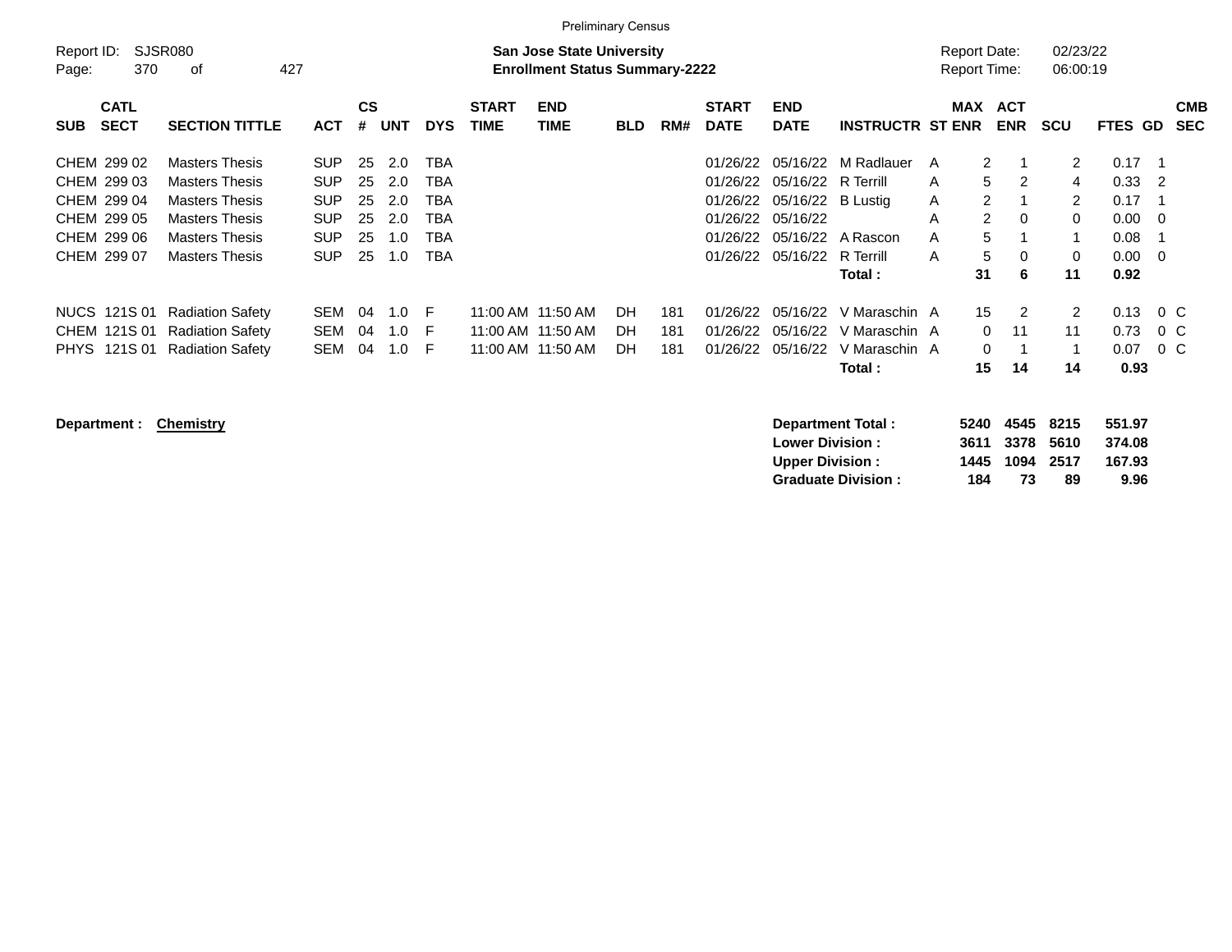Preliminary Census

Report ID: SJSR080

**San Jose State University**
**Enrollment Status Summary-2222**

Report Date: 02/23/22
Report Time: 06:00:19

| SUB | CATL SECT | SECTION TITTLE | ACT | CS # | UNT | DYS | START TIME | END TIME | BLD | RM# | START DATE | END DATE | INSTRUCTR | ST | MAX ENR | ACT ENR | SCU | FTES | GD | CMB SEC |
|---|---|---|---|---|---|---|---|---|---|---|---|---|---|---|---|---|---|---|---|---|
| CHEM | 299 02 | Masters Thesis | SUP | 25 | 2.0 | TBA | | | | | 01/26/22 | 05/16/22 | M Radlauer | A | 2 | 1 | 2 | 0.17 | 1 | |
| CHEM | 299 03 | Masters Thesis | SUP | 25 | 2.0 | TBA | | | | | 01/26/22 | 05/16/22 | R Terrill | A | 5 | 2 | 4 | 0.33 | 2 | |
| CHEM | 299 04 | Masters Thesis | SUP | 25 | 2.0 | TBA | | | | | 01/26/22 | 05/16/22 | B Lustig | A | 2 | 1 | 2 | 0.17 | 1 | |
| CHEM | 299 05 | Masters Thesis | SUP | 25 | 2.0 | TBA | | | | | 01/26/22 | 05/16/22 | | A | 2 | 0 | 0 | 0.00 | 0 | |
| CHEM | 299 06 | Masters Thesis | SUP | 25 | 1.0 | TBA | | | | | 01/26/22 | 05/16/22 | A Rascon | A | 5 | 1 | 1 | 0.08 | 1 | |
| CHEM | 299 07 | Masters Thesis | SUP | 25 | 1.0 | TBA | | | | | 01/26/22 | 05/16/22 | R Terrill | A | 5 | 0 | 0 | 0.00 | 0 | |
| | | | | | | | | | | | | | **Total :** | | **31** | **6** | **11** | **0.92** | | |
| NUCS | 121S 01 | Radiation Safety | SEM | 04 | 1.0 | F | 11:00 AM | 11:50 AM | DH | 181 | 01/26/22 | 05/16/22 | V Maraschin | A | 15 | 2 | 2 | 0.13 | 0 | C |
| CHEM | 121S 01 | Radiation Safety | SEM | 04 | 1.0 | F | 11:00 AM | 11:50 AM | DH | 181 | 01/26/22 | 05/16/22 | V Maraschin | A | 0 | 11 | 11 | 0.73 | 0 | C |
| PHYS | 121S 01 | Radiation Safety | SEM | 04 | 1.0 | F | 11:00 AM | 11:50 AM | DH | 181 | 01/26/22 | 05/16/22 | V Maraschin | A | 0 | 1 | 1 | 0.07 | 0 | C |
| | | | | | | | | | | | | | **Total :** | | **15** | **14** | **14** | **0.93** | | |

**Department : Chemistry**

| | MAX ENR | ACT ENR | SCU | FTES |
|---|---|---|---|---|
| **Department Total :** | **5240** | **4545** | **8215** | **551.97** |
| **Lower Division :** | **3611** | **3378** | **5610** | **374.08** |
| **Upper Division :** | **1445** | **1094** | **2517** | **167.93** |
| **Graduate Division :** | **184** | **73** | **89** | **9.96** |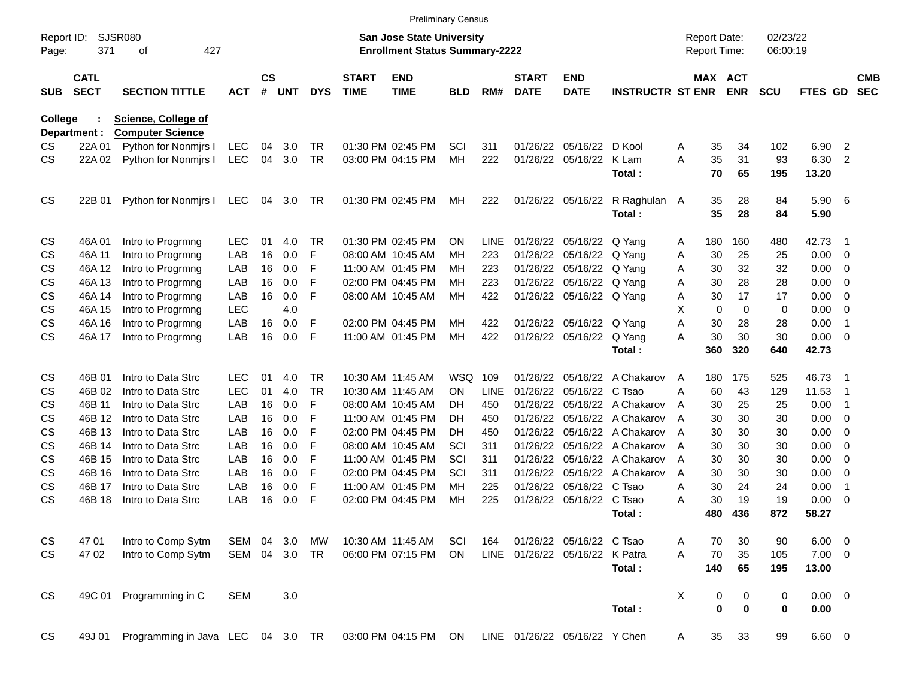Preliminary Census

Report ID: SJSR080

**San Jose State University**
**Enrollment Status Summary-2222**

Report Date: 02/23/22
Report Time: 06:00:19

**College : Science, College of**
**Department : Computer Science**

| SUB | CATL SECT | SECTION TITTLE | ACT | CS # | UNT | DYS | START TIME | END TIME | BLD | RM# | START DATE | END DATE | INSTRUCTR | ST | MAX ENR | ACT ENR | SCU | FTES | GD | CMB SEC |
|---|---|---|---|---|---|---|---|---|---|---|---|---|---|---|---|---|---|---|---|---|
| CS | 22A 01 | Python for Nonmjrs I | LEC | 04 | 3.0 | TR | 01:30 PM | 02:45 PM | SCI | 311 | 01/26/22 | 05/16/22 | D Kool | A | 35 | 34 | 102 | 6.90 | 2 | |
| CS | 22A 02 | Python for Nonmjrs I | LEC | 04 | 3.0 | TR | 03:00 PM | 04:15 PM | MH | 222 | 01/26/22 | 05/16/22 | K Lam | A | 35 | 31 | 93 | 6.30 | 2 | |
| | | | | | | | | | | | | | **Total :** | | **70** | **65** | **195** | **13.20** | | |
| CS | 22B 01 | Python for Nonmjrs I | LEC | 04 | 3.0 | TR | 01:30 PM | 02:45 PM | MH | 222 | 01/26/22 | 05/16/22 | R Raghulan | A | 35 | 28 | 84 | 5.90 | 6 | |
| | | | | | | | | | | | | | **Total :** | | **35** | **28** | **84** | **5.90** | | |
| CS | 46A 01 | Intro to Progrmng | LEC | 01 | 4.0 | TR | 01:30 PM | 02:45 PM | ON | LINE | 01/26/22 | 05/16/22 | Q Yang | A | 180 | 160 | 480 | 42.73 | 1 | |
| CS | 46A 11 | Intro to Progrmng | LAB | 16 | 0.0 | F | 08:00 AM | 10:45 AM | MH | 223 | 01/26/22 | 05/16/22 | Q Yang | A | 30 | 25 | 25 | 0.00 | 0 | |
| CS | 46A 12 | Intro to Progrmng | LAB | 16 | 0.0 | F | 11:00 AM | 01:45 PM | MH | 223 | 01/26/22 | 05/16/22 | Q Yang | A | 30 | 32 | 32 | 0.00 | 0 | |
| CS | 46A 13 | Intro to Progrmng | LAB | 16 | 0.0 | F | 02:00 PM | 04:45 PM | MH | 223 | 01/26/22 | 05/16/22 | Q Yang | A | 30 | 28 | 28 | 0.00 | 0 | |
| CS | 46A 14 | Intro to Progrmng | LAB | 16 | 0.0 | F | 08:00 AM | 10:45 AM | MH | 422 | 01/26/22 | 05/16/22 | Q Yang | A | 30 | 17 | 17 | 0.00 | 0 | |
| CS | 46A 15 | Intro to Progrmng | LEC | | 4.0 | | | | | | | | | X | 0 | 0 | 0 | 0.00 | 0 | |
| CS | 46A 16 | Intro to Progrmng | LAB | 16 | 0.0 | F | 02:00 PM | 04:45 PM | MH | 422 | 01/26/22 | 05/16/22 | Q Yang | A | 30 | 28 | 28 | 0.00 | 1 | |
| CS | 46A 17 | Intro to Progrmng | LAB | 16 | 0.0 | F | 11:00 AM | 01:45 PM | MH | 422 | 01/26/22 | 05/16/22 | Q Yang | A | 30 | 30 | 30 | 0.00 | 0 | |
| | | | | | | | | | | | | | **Total :** | | **360** | **320** | **640** | **42.73** | | |
| CS | 46B 01 | Intro to Data Strc | LEC | 01 | 4.0 | TR | 10:30 AM | 11:45 AM | WSQ | 109 | 01/26/22 | 05/16/22 | A Chakarov | A | 180 | 175 | 525 | 46.73 | 1 | |
| CS | 46B 02 | Intro to Data Strc | LEC | 01 | 4.0 | TR | 10:30 AM | 11:45 AM | ON | LINE | 01/26/22 | 05/16/22 | C Tsao | A | 60 | 43 | 129 | 11.53 | 1 | |
| CS | 46B 11 | Intro to Data Strc | LAB | 16 | 0.0 | F | 08:00 AM | 10:45 AM | DH | 450 | 01/26/22 | 05/16/22 | A Chakarov | A | 30 | 25 | 25 | 0.00 | 1 | |
| CS | 46B 12 | Intro to Data Strc | LAB | 16 | 0.0 | F | 11:00 AM | 01:45 PM | DH | 450 | 01/26/22 | 05/16/22 | A Chakarov | A | 30 | 30 | 30 | 0.00 | 0 | |
| CS | 46B 13 | Intro to Data Strc | LAB | 16 | 0.0 | F | 02:00 PM | 04:45 PM | DH | 450 | 01/26/22 | 05/16/22 | A Chakarov | A | 30 | 30 | 30 | 0.00 | 0 | |
| CS | 46B 14 | Intro to Data Strc | LAB | 16 | 0.0 | F | 08:00 AM | 10:45 AM | SCI | 311 | 01/26/22 | 05/16/22 | A Chakarov | A | 30 | 30 | 30 | 0.00 | 0 | |
| CS | 46B 15 | Intro to Data Strc | LAB | 16 | 0.0 | F | 11:00 AM | 01:45 PM | SCI | 311 | 01/26/22 | 05/16/22 | A Chakarov | A | 30 | 30 | 30 | 0.00 | 0 | |
| CS | 46B 16 | Intro to Data Strc | LAB | 16 | 0.0 | F | 02:00 PM | 04:45 PM | SCI | 311 | 01/26/22 | 05/16/22 | A Chakarov | A | 30 | 30 | 30 | 0.00 | 0 | |
| CS | 46B 17 | Intro to Data Strc | LAB | 16 | 0.0 | F | 11:00 AM | 01:45 PM | MH | 225 | 01/26/22 | 05/16/22 | C Tsao | A | 30 | 24 | 24 | 0.00 | 1 | |
| CS | 46B 18 | Intro to Data Strc | LAB | 16 | 0.0 | F | 02:00 PM | 04:45 PM | MH | 225 | 01/26/22 | 05/16/22 | C Tsao | A | 30 | 19 | 19 | 0.00 | 0 | |
| | | | | | | | | | | | | | **Total :** | | **480** | **436** | **872** | **58.27** | | |
| CS | 47 01 | Intro to Comp Sytm | SEM | 04 | 3.0 | MW | 10:30 AM | 11:45 AM | SCI | 164 | 01/26/22 | 05/16/22 | C Tsao | A | 70 | 30 | 90 | 6.00 | 0 | |
| CS | 47 02 | Intro to Comp Sytm | SEM | 04 | 3.0 | TR | 06:00 PM | 07:15 PM | ON | LINE | 01/26/22 | 05/16/22 | K Patra | A | 70 | 35 | 105 | 7.00 | 0 | |
| | | | | | | | | | | | | | **Total :** | | **140** | **65** | **195** | **13.00** | | |
| CS | 49C 01 | Programming in C | SEM | | 3.0 | | | | | | | | | X | 0 | 0 | 0 | 0.00 | 0 | |
| | | | | | | | | | | | | | **Total :** | | **0** | **0** | **0** | **0.00** | | |
| CS | 49J 01 | Programming in Java | LEC | 04 | 3.0 | TR | 03:00 PM | 04:15 PM | ON | LINE | 01/26/22 | 05/16/22 | Y Chen | A | 35 | 33 | 99 | 6.60 | 0 | |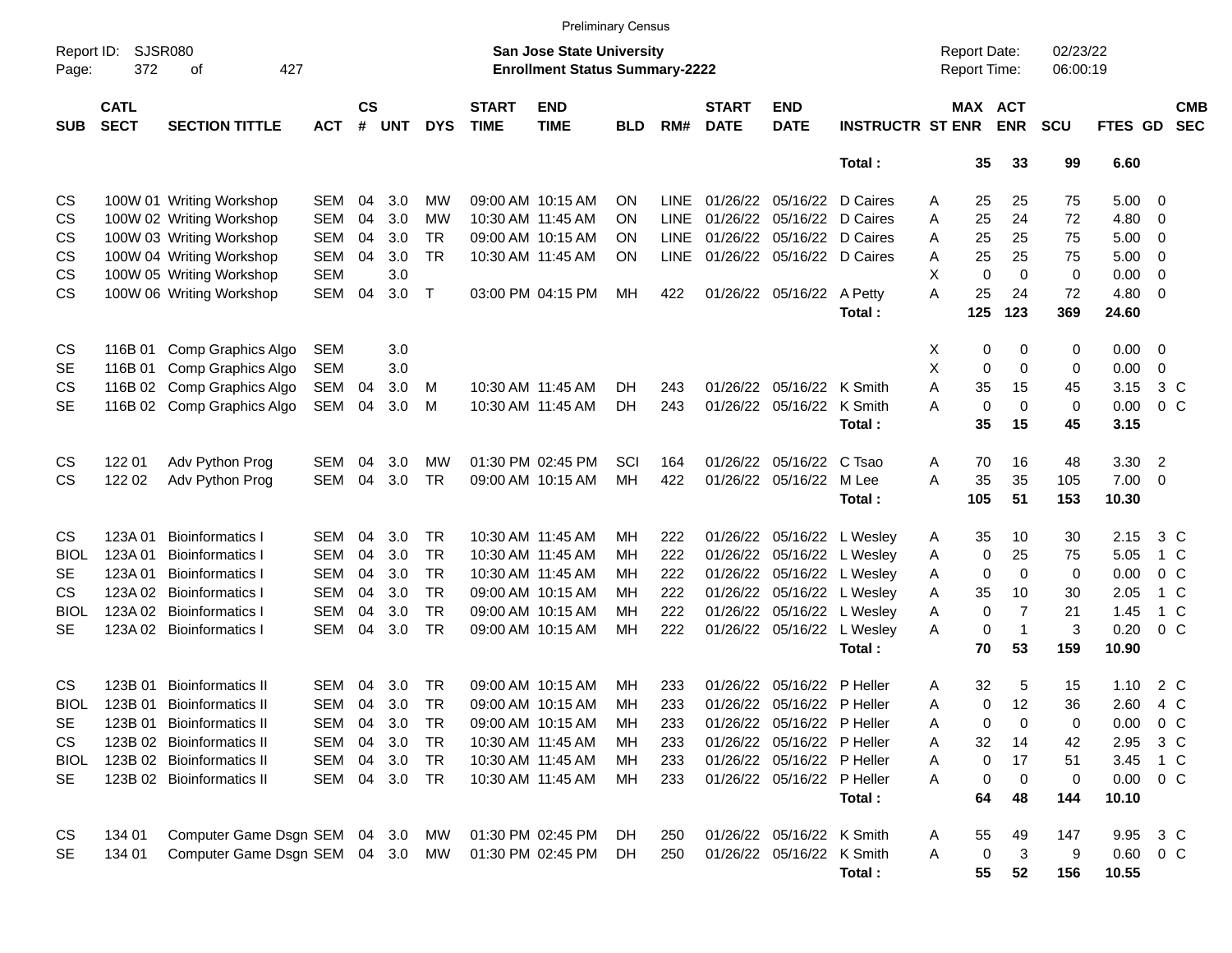Preliminary Census

Report ID: SJSR080

**San Jose State University**
**Enrollment Status Summary-2222**

Report Date: 02/23/22
Report Time: 06:00:19

| SUB | CATL SECT | SECTION TITTLE | ACT | CS # | UNT | DYS | START TIME | END TIME | BLD | RM# | START DATE | END DATE | INSTRUCTR | ST | MAX ENR | ACT ENR | SCU | FTES | GD | CMB SEC |
|---|---|---|---|---|---|---|---|---|---|---|---|---|---|---|---|---|---|---|---|---|
| | | | | | | | | | | | | | **Total :** | | **35** | **33** | **99** | **6.60** | | |
| CS | 100W 01 | Writing Workshop | SEM | 04 | 3.0 | MW | 09:00 AM | 10:15 AM | ON | LINE | 01/26/22 | 05/16/22 | D Caires | A | 25 | 25 | 75 | 5.00 | 0 | |
| CS | 100W 02 | Writing Workshop | SEM | 04 | 3.0 | MW | 10:30 AM | 11:45 AM | ON | LINE | 01/26/22 | 05/16/22 | D Caires | A | 25 | 24 | 72 | 4.80 | 0 | |
| CS | 100W 03 | Writing Workshop | SEM | 04 | 3.0 | TR | 09:00 AM | 10:15 AM | ON | LINE | 01/26/22 | 05/16/22 | D Caires | A | 25 | 25 | 75 | 5.00 | 0 | |
| CS | 100W 04 | Writing Workshop | SEM | 04 | 3.0 | TR | 10:30 AM | 11:45 AM | ON | LINE | 01/26/22 | 05/16/22 | D Caires | A | 25 | 25 | 75 | 5.00 | 0 | |
| CS | 100W 05 | Writing Workshop | SEM | | 3.0 | | | | | | | | | X | 0 | 0 | 0 | 0.00 | 0 | |
| CS | 100W 06 | Writing Workshop | SEM | 04 | 3.0 | T | 03:00 PM | 04:15 PM | MH | 422 | 01/26/22 | 05/16/22 | A Petty | A | 25 | 24 | 72 | 4.80 | 0 | |
| | | | | | | | | | | | | | **Total :** | | **125** | **123** | **369** | **24.60** | | |
| CS | 116B 01 | Comp Graphics Algo | SEM | | 3.0 | | | | | | | | | X | 0 | 0 | 0 | 0.00 | 0 | |
| SE | 116B 01 | Comp Graphics Algo | SEM | | 3.0 | | | | | | | | | X | 0 | 0 | 0 | 0.00 | 0 | |
| CS | 116B 02 | Comp Graphics Algo | SEM | 04 | 3.0 | M | 10:30 AM | 11:45 AM | DH | 243 | 01/26/22 | 05/16/22 | K Smith | A | 35 | 15 | 45 | 3.15 | 3 | C |
| SE | 116B 02 | Comp Graphics Algo | SEM | 04 | 3.0 | M | 10:30 AM | 11:45 AM | DH | 243 | 01/26/22 | 05/16/22 | K Smith | A | 0 | 0 | 0 | 0.00 | 0 | C |
| | | | | | | | | | | | | | **Total :** | | **35** | **15** | **45** | **3.15** | | |
| CS | 122 01 | Adv Python Prog | SEM | 04 | 3.0 | MW | 01:30 PM | 02:45 PM | SCI | 164 | 01/26/22 | 05/16/22 | C Tsao | A | 70 | 16 | 48 | 3.30 | 2 | |
| CS | 122 02 | Adv Python Prog | SEM | 04 | 3.0 | TR | 09:00 AM | 10:15 AM | MH | 422 | 01/26/22 | 05/16/22 | M Lee | A | 35 | 35 | 105 | 7.00 | 0 | |
| | | | | | | | | | | | | | **Total :** | | **105** | **51** | **153** | **10.30** | | |
| CS | 123A 01 | Bioinformatics I | SEM | 04 | 3.0 | TR | 10:30 AM | 11:45 AM | MH | 222 | 01/26/22 | 05/16/22 | L Wesley | A | 35 | 10 | 30 | 2.15 | 3 | C |
| BIOL | 123A 01 | Bioinformatics I | SEM | 04 | 3.0 | TR | 10:30 AM | 11:45 AM | MH | 222 | 01/26/22 | 05/16/22 | L Wesley | A | 0 | 25 | 75 | 5.05 | 1 | C |
| SE | 123A 01 | Bioinformatics I | SEM | 04 | 3.0 | TR | 10:30 AM | 11:45 AM | MH | 222 | 01/26/22 | 05/16/22 | L Wesley | A | 0 | 0 | 0 | 0.00 | 0 | C |
| CS | 123A 02 | Bioinformatics I | SEM | 04 | 3.0 | TR | 09:00 AM | 10:15 AM | MH | 222 | 01/26/22 | 05/16/22 | L Wesley | A | 35 | 10 | 30 | 2.05 | 1 | C |
| BIOL | 123A 02 | Bioinformatics I | SEM | 04 | 3.0 | TR | 09:00 AM | 10:15 AM | MH | 222 | 01/26/22 | 05/16/22 | L Wesley | A | 0 | 7 | 21 | 1.45 | 1 | C |
| SE | 123A 02 | Bioinformatics I | SEM | 04 | 3.0 | TR | 09:00 AM | 10:15 AM | MH | 222 | 01/26/22 | 05/16/22 | L Wesley | A | 0 | 1 | 3 | 0.20 | 0 | C |
| | | | | | | | | | | | | | **Total :** | | **70** | **53** | **159** | **10.90** | | |
| CS | 123B 01 | Bioinformatics II | SEM | 04 | 3.0 | TR | 09:00 AM | 10:15 AM | MH | 233 | 01/26/22 | 05/16/22 | P Heller | A | 32 | 5 | 15 | 1.10 | 2 | C |
| BIOL | 123B 01 | Bioinformatics II | SEM | 04 | 3.0 | TR | 09:00 AM | 10:15 AM | MH | 233 | 01/26/22 | 05/16/22 | P Heller | A | 0 | 12 | 36 | 2.60 | 4 | C |
| SE | 123B 01 | Bioinformatics II | SEM | 04 | 3.0 | TR | 09:00 AM | 10:15 AM | MH | 233 | 01/26/22 | 05/16/22 | P Heller | A | 0 | 0 | 0 | 0.00 | 0 | C |
| CS | 123B 02 | Bioinformatics II | SEM | 04 | 3.0 | TR | 10:30 AM | 11:45 AM | MH | 233 | 01/26/22 | 05/16/22 | P Heller | A | 32 | 14 | 42 | 2.95 | 3 | C |
| BIOL | 123B 02 | Bioinformatics II | SEM | 04 | 3.0 | TR | 10:30 AM | 11:45 AM | MH | 233 | 01/26/22 | 05/16/22 | P Heller | A | 0 | 17 | 51 | 3.45 | 1 | C |
| SE | 123B 02 | Bioinformatics II | SEM | 04 | 3.0 | TR | 10:30 AM | 11:45 AM | MH | 233 | 01/26/22 | 05/16/22 | P Heller | A | 0 | 0 | 0 | 0.00 | 0 | C |
| | | | | | | | | | | | | | **Total :** | | **64** | **48** | **144** | **10.10** | | |
| CS | 134 01 | Computer Game Dsgn | SEM | 04 | 3.0 | MW | 01:30 PM | 02:45 PM | DH | 250 | 01/26/22 | 05/16/22 | K Smith | A | 55 | 49 | 147 | 9.95 | 3 | C |
| SE | 134 01 | Computer Game Dsgn | SEM | 04 | 3.0 | MW | 01:30 PM | 02:45 PM | DH | 250 | 01/26/22 | 05/16/22 | K Smith | A | 0 | 3 | 9 | 0.60 | 0 | C |
| | | | | | | | | | | | | | **Total :** | | **55** | **52** | **156** | **10.55** | | |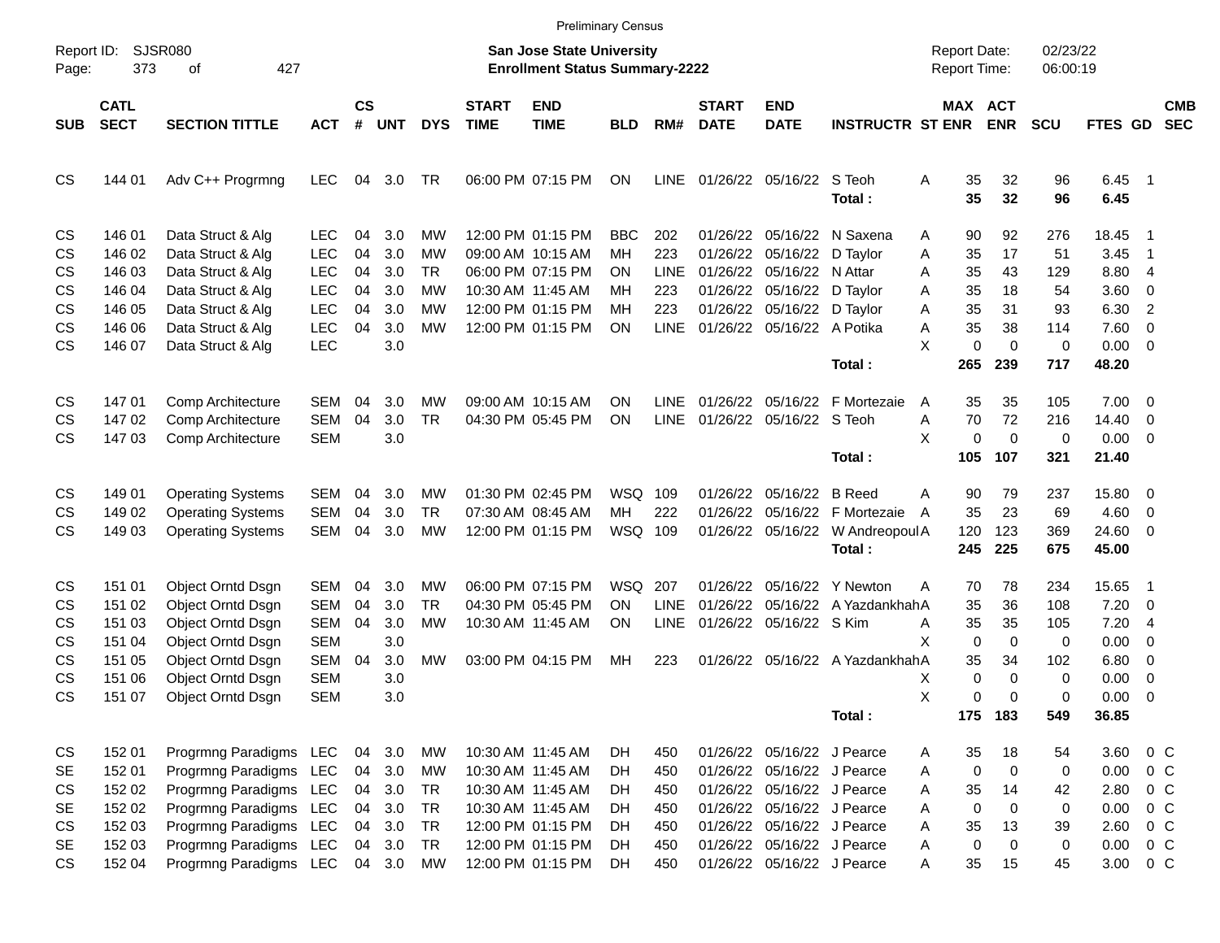Preliminary Census

Report ID: SJSR080

**San Jose State University**
**Enrollment Status Summary-2222**

Report Date: 02/23/22
Report Time: 06:00:19

| SUB | CATL SECT | SECTION TITTLE | ACT | CS # | UNT | DYS | START TIME | END TIME | BLD | RM# | START DATE | END DATE | INSTRUCTR | ST | MAX ENR | ACT ENR | SCU | FTES | GD | CMB SEC |
|---|---|---|---|---|---|---|---|---|---|---|---|---|---|---|---|---|---|---|---|---|
| CS | 144 01 | Adv C++ Progrmng | LEC | 04 | 3.0 | TR | 06:00 PM | 07:15 PM | ON | LINE | 01/26/22 | 05/16/22 | S Teoh | A | 35 | 32 | 96 | 6.45 | 1 | |
| | | | | | | | | | | | | | **Total :** | | **35** | **32** | **96** | **6.45** | | |
| CS | 146 01 | Data Struct & Alg | LEC | 04 | 3.0 | MW | 12:00 PM | 01:15 PM | BBC | 202 | 01/26/22 | 05/16/22 | N Saxena | A | 90 | 92 | 276 | 18.45 | 1 | |
| CS | 146 02 | Data Struct & Alg | LEC | 04 | 3.0 | MW | 09:00 AM | 10:15 AM | MH | 223 | 01/26/22 | 05/16/22 | D Taylor | A | 35 | 17 | 51 | 3.45 | 1 | |
| CS | 146 03 | Data Struct & Alg | LEC | 04 | 3.0 | TR | 06:00 PM | 07:15 PM | ON | LINE | 01/26/22 | 05/16/22 | N Attar | A | 35 | 43 | 129 | 8.80 | 4 | |
| CS | 146 04 | Data Struct & Alg | LEC | 04 | 3.0 | MW | 10:30 AM | 11:45 AM | MH | 223 | 01/26/22 | 05/16/22 | D Taylor | A | 35 | 18 | 54 | 3.60 | 0 | |
| CS | 146 05 | Data Struct & Alg | LEC | 04 | 3.0 | MW | 12:00 PM | 01:15 PM | MH | 223 | 01/26/22 | 05/16/22 | D Taylor | A | 35 | 31 | 93 | 6.30 | 2 | |
| CS | 146 06 | Data Struct & Alg | LEC | 04 | 3.0 | MW | 12:00 PM | 01:15 PM | ON | LINE | 01/26/22 | 05/16/22 | A Potika | A | 35 | 38 | 114 | 7.60 | 0 | |
| CS | 146 07 | Data Struct & Alg | LEC | | 3.0 | | | | | | | | | X | 0 | 0 | 0 | 0.00 | 0 | |
| | | | | | | | | | | | | | **Total :** | | **265** | **239** | **717** | **48.20** | | |
| CS | 147 01 | Comp Architecture | SEM | 04 | 3.0 | MW | 09:00 AM | 10:15 AM | ON | LINE | 01/26/22 | 05/16/22 | F Mortezaie | A | 35 | 35 | 105 | 7.00 | 0 | |
| CS | 147 02 | Comp Architecture | SEM | 04 | 3.0 | TR | 04:30 PM | 05:45 PM | ON | LINE | 01/26/22 | 05/16/22 | S Teoh | A | 70 | 72 | 216 | 14.40 | 0 | |
| CS | 147 03 | Comp Architecture | SEM | | 3.0 | | | | | | | | | X | 0 | 0 | 0 | 0.00 | 0 | |
| | | | | | | | | | | | | | **Total :** | | **105** | **107** | **321** | **21.40** | | |
| CS | 149 01 | Operating Systems | SEM | 04 | 3.0 | MW | 01:30 PM | 02:45 PM | WSQ | 109 | 01/26/22 | 05/16/22 | B Reed | A | 90 | 79 | 237 | 15.80 | 0 | |
| CS | 149 02 | Operating Systems | SEM | 04 | 3.0 | TR | 07:30 AM | 08:45 AM | MH | 222 | 01/26/22 | 05/16/22 | F Mortezaie | A | 35 | 23 | 69 | 4.60 | 0 | |
| CS | 149 03 | Operating Systems | SEM | 04 | 3.0 | MW | 12:00 PM | 01:15 PM | WSQ | 109 | 01/26/22 | 05/16/22 | W Andreopoul | A | 120 | 123 | 369 | 24.60 | 0 | |
| | | | | | | | | | | | | | **Total :** | | **245** | **225** | **675** | **45.00** | | |
| CS | 151 01 | Object Orntd Dsgn | SEM | 04 | 3.0 | MW | 06:00 PM | 07:15 PM | WSQ | 207 | 01/26/22 | 05/16/22 | Y Newton | A | 70 | 78 | 234 | 15.65 | 1 | |
| CS | 151 02 | Object Orntd Dsgn | SEM | 04 | 3.0 | TR | 04:30 PM | 05:45 PM | ON | LINE | 01/26/22 | 05/16/22 | A Yazdankhah | A | 35 | 36 | 108 | 7.20 | 0 | |
| CS | 151 03 | Object Orntd Dsgn | SEM | 04 | 3.0 | MW | 10:30 AM | 11:45 AM | ON | LINE | 01/26/22 | 05/16/22 | S Kim | A | 35 | 35 | 105 | 7.20 | 4 | |
| CS | 151 04 | Object Orntd Dsgn | SEM | | 3.0 | | | | | | | | | X | 0 | 0 | 0 | 0.00 | 0 | |
| CS | 151 05 | Object Orntd Dsgn | SEM | 04 | 3.0 | MW | 03:00 PM | 04:15 PM | MH | 223 | 01/26/22 | 05/16/22 | A Yazdankhah | A | 35 | 34 | 102 | 6.80 | 0 | |
| CS | 151 06 | Object Orntd Dsgn | SEM | | 3.0 | | | | | | | | | X | 0 | 0 | 0 | 0.00 | 0 | |
| CS | 151 07 | Object Orntd Dsgn | SEM | | 3.0 | | | | | | | | | X | 0 | 0 | 0 | 0.00 | 0 | |
| | | | | | | | | | | | | | **Total :** | | **175** | **183** | **549** | **36.85** | | |
| CS | 152 01 | Progrmng Paradigms | LEC | 04 | 3.0 | MW | 10:30 AM | 11:45 AM | DH | 450 | 01/26/22 | 05/16/22 | J Pearce | A | 35 | 18 | 54 | 3.60 | 0 | C |
| SE | 152 01 | Progrmng Paradigms | LEC | 04 | 3.0 | MW | 10:30 AM | 11:45 AM | DH | 450 | 01/26/22 | 05/16/22 | J Pearce | A | 0 | 0 | 0 | 0.00 | 0 | C |
| CS | 152 02 | Progrmng Paradigms | LEC | 04 | 3.0 | TR | 10:30 AM | 11:45 AM | DH | 450 | 01/26/22 | 05/16/22 | J Pearce | A | 35 | 14 | 42 | 2.80 | 0 | C |
| SE | 152 02 | Progrmng Paradigms | LEC | 04 | 3.0 | TR | 10:30 AM | 11:45 AM | DH | 450 | 01/26/22 | 05/16/22 | J Pearce | A | 0 | 0 | 0 | 0.00 | 0 | C |
| CS | 152 03 | Progrmng Paradigms | LEC | 04 | 3.0 | TR | 12:00 PM | 01:15 PM | DH | 450 | 01/26/22 | 05/16/22 | J Pearce | A | 35 | 13 | 39 | 2.60 | 0 | C |
| SE | 152 03 | Progrmng Paradigms | LEC | 04 | 3.0 | TR | 12:00 PM | 01:15 PM | DH | 450 | 01/26/22 | 05/16/22 | J Pearce | A | 0 | 0 | 0 | 0.00 | 0 | C |
| CS | 152 04 | Progrmng Paradigms | LEC | 04 | 3.0 | MW | 12:00 PM | 01:15 PM | DH | 450 | 01/26/22 | 05/16/22 | J Pearce | A | 35 | 15 | 45 | 3.00 | 0 | C |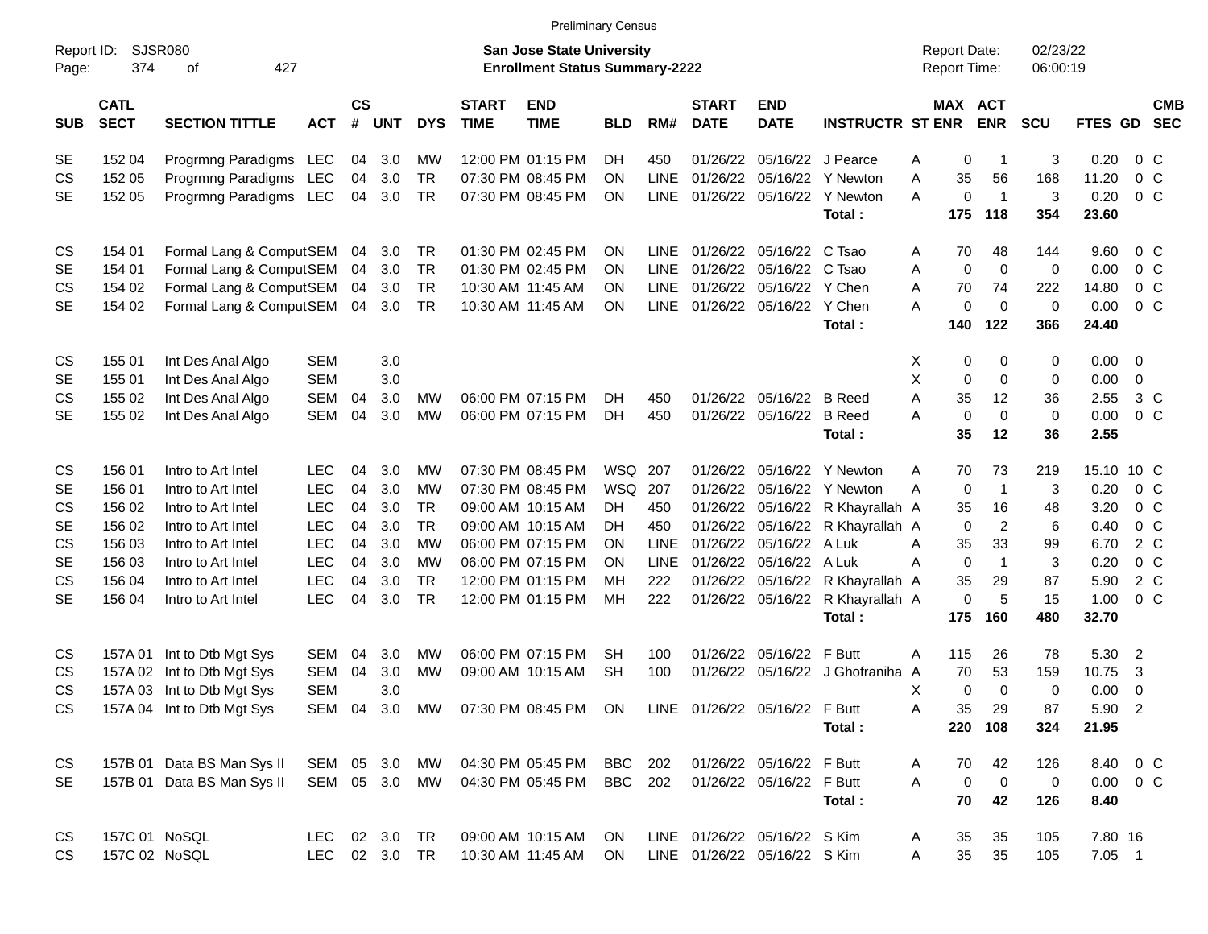Preliminary Census

Report ID: SJSR080

**San Jose State University**
**Enrollment Status Summary-2222**

Report Date: 02/23/22
Report Time: 06:00:19

| SUB | CATL SECT | SECTION TITTLE | ACT | CS # | UNT | DYS | START TIME | END TIME | BLD | RM# | START DATE | END DATE | INSTRUCTR | ST | MAX ENR | ACT ENR | SCU | FTES | GD | CMB SEC |
|---|---|---|---|---|---|---|---|---|---|---|---|---|---|---|---|---|---|---|---|---|
| SE | 152 04 | Progrmng Paradigms | LEC | 04 | 3.0 | MW | 12:00 PM | 01:15 PM | DH | 450 | 01/26/22 | 05/16/22 | J Pearce | A | 0 | 1 | 3 | 0.20 | 0 | C |
| CS | 152 05 | Progrmng Paradigms | LEC | 04 | 3.0 | TR | 07:30 PM | 08:45 PM | ON | LINE | 01/26/22 | 05/16/22 | Y Newton | A | 35 | 56 | 168 | 11.20 | 0 | C |
| SE | 152 05 | Progrmng Paradigms | LEC | 04 | 3.0 | TR | 07:30 PM | 08:45 PM | ON | LINE | 01/26/22 | 05/16/22 | Y Newton | A | 0 | 1 | 3 | 0.20 | 0 | C |
| | | | | | | | | | | | | | **Total :** | | **175** | **118** | **354** | **23.60** | | |
| CS | 154 01 | Formal Lang & Comput | SEM | 04 | 3.0 | TR | 01:30 PM | 02:45 PM | ON | LINE | 01/26/22 | 05/16/22 | C Tsao | A | 70 | 48 | 144 | 9.60 | 0 | C |
| SE | 154 01 | Formal Lang & Comput | SEM | 04 | 3.0 | TR | 01:30 PM | 02:45 PM | ON | LINE | 01/26/22 | 05/16/22 | C Tsao | A | 0 | 0 | 0 | 0.00 | 0 | C |
| CS | 154 02 | Formal Lang & Comput | SEM | 04 | 3.0 | TR | 10:30 AM | 11:45 AM | ON | LINE | 01/26/22 | 05/16/22 | Y Chen | A | 70 | 74 | 222 | 14.80 | 0 | C |
| SE | 154 02 | Formal Lang & Comput | SEM | 04 | 3.0 | TR | 10:30 AM | 11:45 AM | ON | LINE | 01/26/22 | 05/16/22 | Y Chen | A | 0 | 0 | 0 | 0.00 | 0 | C |
| | | | | | | | | | | | | | **Total :** | | **140** | **122** | **366** | **24.40** | | |
| CS | 155 01 | Int Des Anal Algo | SEM | | 3.0 | | | | | | | | | X | 0 | 0 | 0 | 0.00 | 0 | |
| SE | 155 01 | Int Des Anal Algo | SEM | | 3.0 | | | | | | | | | X | 0 | 0 | 0 | 0.00 | 0 | |
| CS | 155 02 | Int Des Anal Algo | SEM | 04 | 3.0 | MW | 06:00 PM | 07:15 PM | DH | 450 | 01/26/22 | 05/16/22 | B Reed | A | 35 | 12 | 36 | 2.55 | 3 | C |
| SE | 155 02 | Int Des Anal Algo | SEM | 04 | 3.0 | MW | 06:00 PM | 07:15 PM | DH | 450 | 01/26/22 | 05/16/22 | B Reed | A | 0 | 0 | 0 | 0.00 | 0 | C |
| | | | | | | | | | | | | | **Total :** | | **35** | **12** | **36** | **2.55** | | |
| CS | 156 01 | Intro to Art Intel | LEC | 04 | 3.0 | MW | 07:30 PM | 08:45 PM | WSQ | 207 | 01/26/22 | 05/16/22 | Y Newton | A | 70 | 73 | 219 | 15.10 | 10 | C |
| SE | 156 01 | Intro to Art Intel | LEC | 04 | 3.0 | MW | 07:30 PM | 08:45 PM | WSQ | 207 | 01/26/22 | 05/16/22 | Y Newton | A | 0 | 1 | 3 | 0.20 | 0 | C |
| CS | 156 02 | Intro to Art Intel | LEC | 04 | 3.0 | TR | 09:00 AM | 10:15 AM | DH | 450 | 01/26/22 | 05/16/22 | R Khayrallah | A | 35 | 16 | 48 | 3.20 | 0 | C |
| SE | 156 02 | Intro to Art Intel | LEC | 04 | 3.0 | TR | 09:00 AM | 10:15 AM | DH | 450 | 01/26/22 | 05/16/22 | R Khayrallah | A | 0 | 2 | 6 | 0.40 | 0 | C |
| CS | 156 03 | Intro to Art Intel | LEC | 04 | 3.0 | MW | 06:00 PM | 07:15 PM | ON | LINE | 01/26/22 | 05/16/22 | A Luk | A | 35 | 33 | 99 | 6.70 | 2 | C |
| SE | 156 03 | Intro to Art Intel | LEC | 04 | 3.0 | MW | 06:00 PM | 07:15 PM | ON | LINE | 01/26/22 | 05/16/22 | A Luk | A | 0 | 1 | 3 | 0.20 | 0 | C |
| CS | 156 04 | Intro to Art Intel | LEC | 04 | 3.0 | TR | 12:00 PM | 01:15 PM | MH | 222 | 01/26/22 | 05/16/22 | R Khayrallah | A | 35 | 29 | 87 | 5.90 | 2 | C |
| SE | 156 04 | Intro to Art Intel | LEC | 04 | 3.0 | TR | 12:00 PM | 01:15 PM | MH | 222 | 01/26/22 | 05/16/22 | R Khayrallah | A | 0 | 5 | 15 | 1.00 | 0 | C |
| | | | | | | | | | | | | | **Total :** | | **175** | **160** | **480** | **32.70** | | |
| CS | 157A 01 | Int to Dtb Mgt Sys | SEM | 04 | 3.0 | MW | 06:00 PM | 07:15 PM | SH | 100 | 01/26/22 | 05/16/22 | F Butt | A | 115 | 26 | 78 | 5.30 | 2 | |
| CS | 157A 02 | Int to Dtb Mgt Sys | SEM | 04 | 3.0 | MW | 09:00 AM | 10:15 AM | SH | 100 | 01/26/22 | 05/16/22 | J Ghofraniha | A | 70 | 53 | 159 | 10.75 | 3 | |
| CS | 157A 03 | Int to Dtb Mgt Sys | SEM | | 3.0 | | | | | | | | | X | 0 | 0 | 0 | 0.00 | 0 | |
| CS | 157A 04 | Int to Dtb Mgt Sys | SEM | 04 | 3.0 | MW | 07:30 PM | 08:45 PM | ON | LINE | 01/26/22 | 05/16/22 | F Butt | A | 35 | 29 | 87 | 5.90 | 2 | |
| | | | | | | | | | | | | | **Total :** | | **220** | **108** | **324** | **21.95** | | |
| CS | 157B 01 | Data BS Man Sys II | SEM | 05 | 3.0 | MW | 04:30 PM | 05:45 PM | BBC | 202 | 01/26/22 | 05/16/22 | F Butt | A | 70 | 42 | 126 | 8.40 | 0 | C |
| SE | 157B 01 | Data BS Man Sys II | SEM | 05 | 3.0 | MW | 04:30 PM | 05:45 PM | BBC | 202 | 01/26/22 | 05/16/22 | F Butt | A | 0 | 0 | 0 | 0.00 | 0 | C |
| | | | | | | | | | | | | | **Total :** | | **70** | **42** | **126** | **8.40** | | |
| CS | 157C 01 | NoSQL | LEC | 02 | 3.0 | TR | 09:00 AM | 10:15 AM | ON | LINE | 01/26/22 | 05/16/22 | S Kim | A | 35 | 35 | 105 | 7.80 | 16 | |
| CS | 157C 02 | NoSQL | LEC | 02 | 3.0 | TR | 10:30 AM | 11:45 AM | ON | LINE | 01/26/22 | 05/16/22 | S Kim | A | 35 | 35 | 105 | 7.05 | 1 | |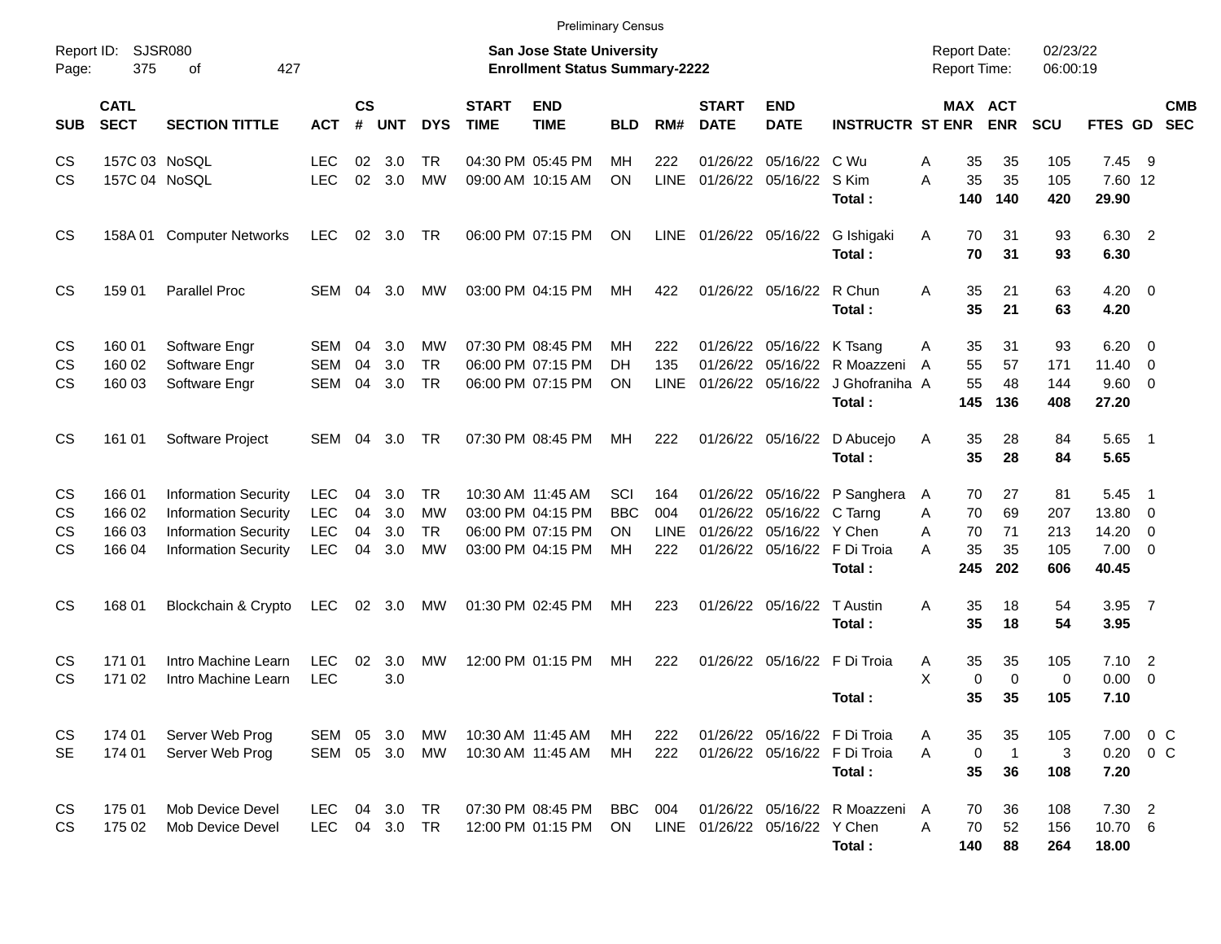Preliminary Census

Report ID: SJSR080

**San Jose State University**
**Enrollment Status Summary-2222**

Report Date: 02/23/22
Report Time: 06:00:19

| SUB | CATL SECT | SECTION TITTLE | ACT | CS # | UNT | DYS | START TIME | END TIME | BLD | RM# | START DATE | END DATE | INSTRUCTR | ST | MAX ENR | ACT ENR | SCU | FTES | GD | CMB SEC |
|---|---|---|---|---|---|---|---|---|---|---|---|---|---|---|---|---|---|---|---|---|
| CS | 157C 03 | NoSQL | LEC | 02 | 3.0 | TR | 04:30 PM | 05:45 PM | MH | 222 | 01/26/22 | 05/16/22 | C Wu | A | 35 | 35 | 105 | 7.45 | 9 | |
| CS | 157C 04 | NoSQL | LEC | 02 | 3.0 | MW | 09:00 AM | 10:15 AM | ON | LINE | 01/26/22 | 05/16/22 | S Kim | A | 35 | 35 | 105 | 7.60 | 12 | |
| | | | | | | | | | | | | | **Total :** | | **140** | **140** | **420** | **29.90** | | |
| CS | 158A 01 | Computer Networks | LEC | 02 | 3.0 | TR | 06:00 PM | 07:15 PM | ON | LINE | 01/26/22 | 05/16/22 | G Ishigaki | A | 70 | 31 | 93 | 6.30 | 2 | |
| | | | | | | | | | | | | | **Total :** | | **70** | **31** | **93** | **6.30** | | |
| CS | 159 01 | Parallel Proc | SEM | 04 | 3.0 | MW | 03:00 PM | 04:15 PM | MH | 422 | 01/26/22 | 05/16/22 | R Chun | A | 35 | 21 | 63 | 4.20 | 0 | |
| | | | | | | | | | | | | | **Total :** | | **35** | **21** | **63** | **4.20** | | |
| CS | 160 01 | Software Engr | SEM | 04 | 3.0 | MW | 07:30 PM | 08:45 PM | MH | 222 | 01/26/22 | 05/16/22 | K Tsang | A | 35 | 31 | 93 | 6.20 | 0 | |
| CS | 160 02 | Software Engr | SEM | 04 | 3.0 | TR | 06:00 PM | 07:15 PM | DH | 135 | 01/26/22 | 05/16/22 | R Moazzeni | A | 55 | 57 | 171 | 11.40 | 0 | |
| CS | 160 03 | Software Engr | SEM | 04 | 3.0 | TR | 06:00 PM | 07:15 PM | ON | LINE | 01/26/22 | 05/16/22 | J Ghofraniha | A | 55 | 48 | 144 | 9.60 | 0 | |
| | | | | | | | | | | | | | **Total :** | | **145** | **136** | **408** | **27.20** | | |
| CS | 161 01 | Software Project | SEM | 04 | 3.0 | TR | 07:30 PM | 08:45 PM | MH | 222 | 01/26/22 | 05/16/22 | D Abucejo | A | 35 | 28 | 84 | 5.65 | 1 | |
| | | | | | | | | | | | | | **Total :** | | **35** | **28** | **84** | **5.65** | | |
| CS | 166 01 | Information Security | LEC | 04 | 3.0 | TR | 10:30 AM | 11:45 AM | SCI | 164 | 01/26/22 | 05/16/22 | P Sanghera | A | 70 | 27 | 81 | 5.45 | 1 | |
| CS | 166 02 | Information Security | LEC | 04 | 3.0 | MW | 03:00 PM | 04:15 PM | BBC | 004 | 01/26/22 | 05/16/22 | C Tarng | A | 70 | 69 | 207 | 13.80 | 0 | |
| CS | 166 03 | Information Security | LEC | 04 | 3.0 | TR | 06:00 PM | 07:15 PM | ON | LINE | 01/26/22 | 05/16/22 | Y Chen | A | 70 | 71 | 213 | 14.20 | 0 | |
| CS | 166 04 | Information Security | LEC | 04 | 3.0 | MW | 03:00 PM | 04:15 PM | MH | 222 | 01/26/22 | 05/16/22 | F Di Troia | A | 35 | 35 | 105 | 7.00 | 0 | |
| | | | | | | | | | | | | | **Total :** | | **245** | **202** | **606** | **40.45** | | |
| CS | 168 01 | Blockchain & Crypto | LEC | 02 | 3.0 | MW | 01:30 PM | 02:45 PM | MH | 223 | 01/26/22 | 05/16/22 | T Austin | A | 35 | 18 | 54 | 3.95 | 7 | |
| | | | | | | | | | | | | | **Total :** | | **35** | **18** | **54** | **3.95** | | |
| CS | 171 01 | Intro Machine Learn | LEC | 02 | 3.0 | MW | 12:00 PM | 01:15 PM | MH | 222 | 01/26/22 | 05/16/22 | F Di Troia | A | 35 | 35 | 105 | 7.10 | 2 | |
| CS | 171 02 | Intro Machine Learn | LEC | | 3.0 | | | | | | | | | X | 0 | 0 | 0 | 0.00 | 0 | |
| | | | | | | | | | | | | | **Total :** | | **35** | **35** | **105** | **7.10** | | |
| CS | 174 01 | Server Web Prog | SEM | 05 | 3.0 | MW | 10:30 AM | 11:45 AM | MH | 222 | 01/26/22 | 05/16/22 | F Di Troia | A | 35 | 35 | 105 | 7.00 | 0 | C |
| SE | 174 01 | Server Web Prog | SEM | 05 | 3.0 | MW | 10:30 AM | 11:45 AM | MH | 222 | 01/26/22 | 05/16/22 | F Di Troia | A | 0 | 1 | 3 | 0.20 | 0 | C |
| | | | | | | | | | | | | | **Total :** | | **35** | **36** | **108** | **7.20** | | |
| CS | 175 01 | Mob Device Devel | LEC | 04 | 3.0 | TR | 07:30 PM | 08:45 PM | BBC | 004 | 01/26/22 | 05/16/22 | R Moazzeni | A | 70 | 36 | 108 | 7.30 | 2 | |
| CS | 175 02 | Mob Device Devel | LEC | 04 | 3.0 | TR | 12:00 PM | 01:15 PM | ON | LINE | 01/26/22 | 05/16/22 | Y Chen | A | 70 | 52 | 156 | 10.70 | 6 | |
| | | | | | | | | | | | | | **Total :** | | **140** | **88** | **264** | **18.00** | | |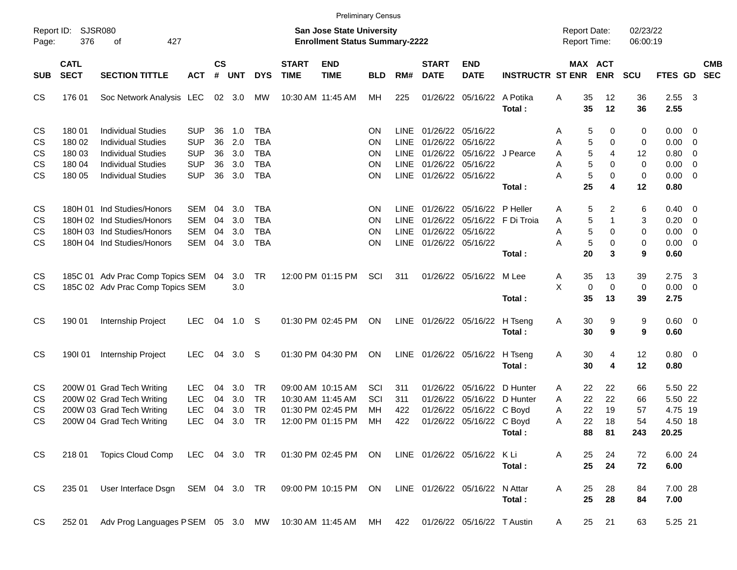Preliminary Census

Report ID: SJSR080
Page: 376 of 427

**San Jose State University**
**Enrollment Status Summary-2222**

Report Date: 02/23/22
Report Time: 06:00:19

| SUB | CATL SECT | SECTION TITTLE | ACT | CS # | UNT | DYS | START TIME | END TIME | BLD | RM# | START DATE | END DATE | INSTRUCTR | ST | MAX ENR | ACT ENR | SCU | FTES | GD | CMB SEC |
|---|---|---|---|---|---|---|---|---|---|---|---|---|---|---|---|---|---|---|---|---|
| CS | 176 01 | Soc Network Analysis | LEC | 02 | 3.0 | MW | 10:30 AM | 11:45 AM | MH | 225 | 01/26/22 | 05/16/22 | A Potika | A | 35 | 12 | 36 | 2.55 | 3 | |
| | | | | | | | | | | | | | **Total :** | | **35** | **12** | **36** | **2.55** | | |
| CS | 180 01 | Individual Studies | SUP | 36 | 1.0 | TBA | | | ON | LINE | 01/26/22 | 05/16/22 | | A | 5 | 0 | 0 | 0.00 | 0 | |
| CS | 180 02 | Individual Studies | SUP | 36 | 2.0 | TBA | | | ON | LINE | 01/26/22 | 05/16/22 | | A | 5 | 0 | 0 | 0.00 | 0 | |
| CS | 180 03 | Individual Studies | SUP | 36 | 3.0 | TBA | | | ON | LINE | 01/26/22 | 05/16/22 | J Pearce | A | 5 | 4 | 12 | 0.80 | 0 | |
| CS | 180 04 | Individual Studies | SUP | 36 | 3.0 | TBA | | | ON | LINE | 01/26/22 | 05/16/22 | | A | 5 | 0 | 0 | 0.00 | 0 | |
| CS | 180 05 | Individual Studies | SUP | 36 | 3.0 | TBA | | | ON | LINE | 01/26/22 | 05/16/22 | | A | 5 | 0 | 0 | 0.00 | 0 | |
| | | | | | | | | | | | | | **Total :** | | **25** | **4** | **12** | **0.80** | | |
| CS | 180H 01 | Ind Studies/Honors | SEM | 04 | 3.0 | TBA | | | ON | LINE | 01/26/22 | 05/16/22 | P Heller | A | 5 | 2 | 6 | 0.40 | 0 | |
| CS | 180H 02 | Ind Studies/Honors | SEM | 04 | 3.0 | TBA | | | ON | LINE | 01/26/22 | 05/16/22 | F Di Troia | A | 5 | 1 | 3 | 0.20 | 0 | |
| CS | 180H 03 | Ind Studies/Honors | SEM | 04 | 3.0 | TBA | | | ON | LINE | 01/26/22 | 05/16/22 | | A | 5 | 0 | 0 | 0.00 | 0 | |
| CS | 180H 04 | Ind Studies/Honors | SEM | 04 | 3.0 | TBA | | | ON | LINE | 01/26/22 | 05/16/22 | | A | 5 | 0 | 0 | 0.00 | 0 | |
| | | | | | | | | | | | | | **Total :** | | **20** | **3** | **9** | **0.60** | | |
| CS | 185C 01 | Adv Prac Comp Topics | SEM | 04 | 3.0 | TR | 12:00 PM | 01:15 PM | SCI | 311 | 01/26/22 | 05/16/22 | M Lee | A | 35 | 13 | 39 | 2.75 | 3 | |
| CS | 185C 02 | Adv Prac Comp Topics | SEM | | 3.0 | | | | | | | | | X | 0 | 0 | 0 | 0.00 | 0 | |
| | | | | | | | | | | | | | **Total :** | | **35** | **13** | **39** | **2.75** | | |
| CS | 190 01 | Internship Project | LEC | 04 | 1.0 | S | 01:30 PM | 02:45 PM | ON | LINE | 01/26/22 | 05/16/22 | H Tseng | A | 30 | 9 | 9 | 0.60 | 0 | |
| | | | | | | | | | | | | | **Total :** | | **30** | **9** | **9** | **0.60** | | |
| CS | 190I 01 | Internship Project | LEC | 04 | 3.0 | S | 01:30 PM | 04:30 PM | ON | LINE | 01/26/22 | 05/16/22 | H Tseng | A | 30 | 4 | 12 | 0.80 | 0 | |
| | | | | | | | | | | | | | **Total :** | | **30** | **4** | **12** | **0.80** | | |
| CS | 200W 01 | Grad Tech Writing | LEC | 04 | 3.0 | TR | 09:00 AM | 10:15 AM | SCI | 311 | 01/26/22 | 05/16/22 | D Hunter | A | 22 | 22 | 66 | 5.50 | 22 | |
| CS | 200W 02 | Grad Tech Writing | LEC | 04 | 3.0 | TR | 10:30 AM | 11:45 AM | SCI | 311 | 01/26/22 | 05/16/22 | D Hunter | A | 22 | 22 | 66 | 5.50 | 22 | |
| CS | 200W 03 | Grad Tech Writing | LEC | 04 | 3.0 | TR | 01:30 PM | 02:45 PM | MH | 422 | 01/26/22 | 05/16/22 | C Boyd | A | 22 | 19 | 57 | 4.75 | 19 | |
| CS | 200W 04 | Grad Tech Writing | LEC | 04 | 3.0 | TR | 12:00 PM | 01:15 PM | MH | 422 | 01/26/22 | 05/16/22 | C Boyd | A | 22 | 18 | 54 | 4.50 | 18 | |
| | | | | | | | | | | | | | **Total :** | | **88** | **81** | **243** | **20.25** | | |
| CS | 218 01 | Topics Cloud Comp | LEC | 04 | 3.0 | TR | 01:30 PM | 02:45 PM | ON | LINE | 01/26/22 | 05/16/22 | K Li | A | 25 | 24 | 72 | 6.00 | 24 | |
| | | | | | | | | | | | | | **Total :** | | **25** | **24** | **72** | **6.00** | | |
| CS | 235 01 | User Interface Dsgn | SEM | 04 | 3.0 | TR | 09:00 PM | 10:15 PM | ON | LINE | 01/26/22 | 05/16/22 | N Attar | A | 25 | 28 | 84 | 7.00 | 28 | |
| | | | | | | | | | | | | | **Total :** | | **25** | **28** | **84** | **7.00** | | |
| CS | 252 01 | Adv Prog Languages P | SEM | 05 | 3.0 | MW | 10:30 AM | 11:45 AM | MH | 422 | 01/26/22 | 05/16/22 | T Austin | A | 25 | 21 | 63 | 5.25 | 21 | |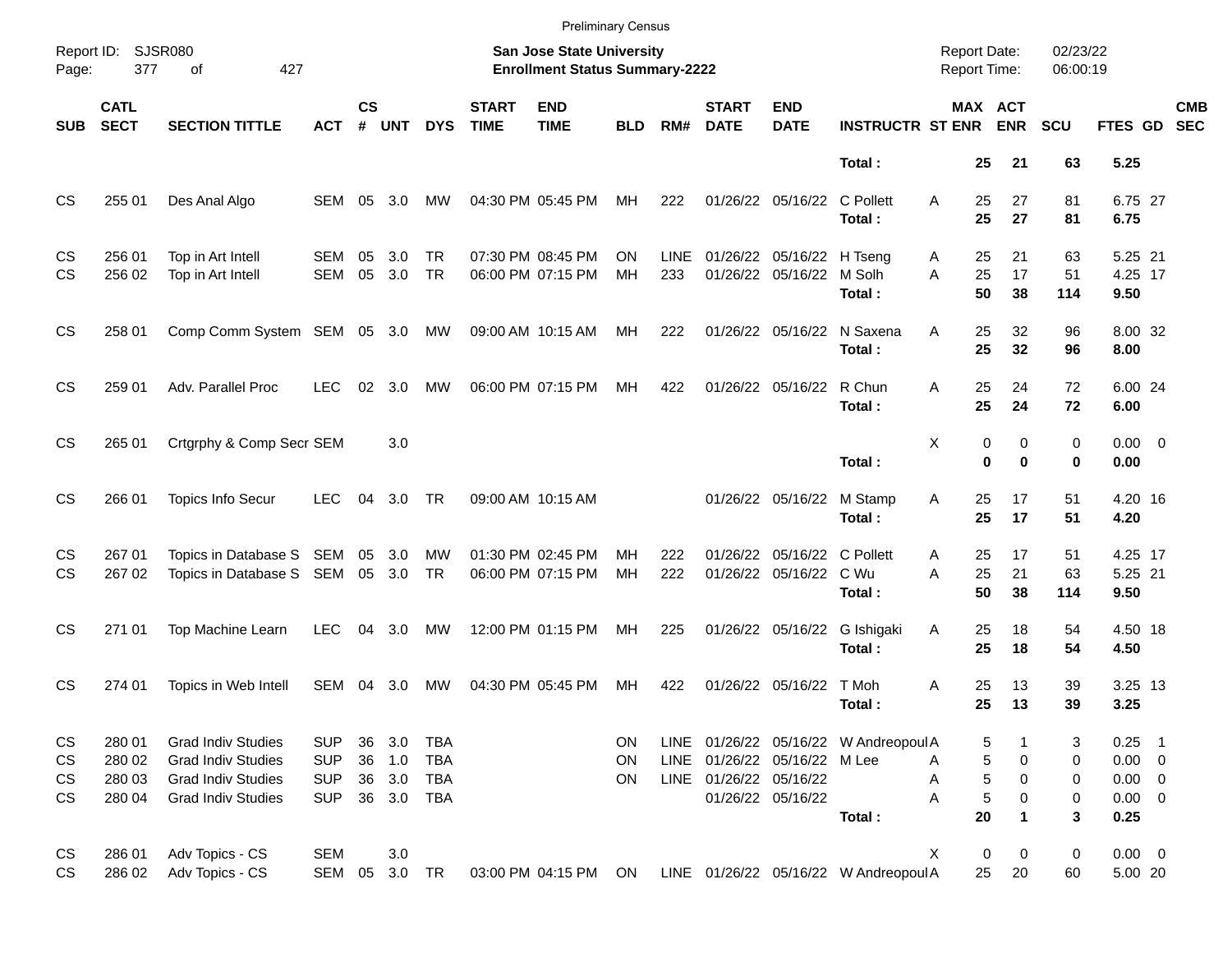Preliminary Census

Report ID: SJSR080

**San Jose State University**
**Enrollment Status Summary-2222**

Report Date: 02/23/22
Report Time: 06:00:19

| SUB | CATL SECT | SECTION TITTLE | ACT | CS # | UNT | DYS | START TIME | END TIME | BLD | RM# | START DATE | END DATE | INSTRUCTR | ST | MAX ENR | ACT ENR | SCU | FTES | GD | CMB SEC |
|---|---|---|---|---|---|---|---|---|---|---|---|---|---|---|---|---|---|---|---|---|
| | | | | | | | | | | | | | **Total :** | | **25** | **21** | **63** | **5.25** | | |
| CS | 255 01 | Des Anal Algo | SEM | 05 | 3.0 | MW | 04:30 PM | 05:45 PM | MH | 222 | 01/26/22 | 05/16/22 | C Pollett | A | 25 | 27 | 81 | 6.75 | 27 | |
| | | | | | | | | | | | | | **Total :** | | **25** | **27** | **81** | **6.75** | | |
| CS | 256 01 | Top in Art Intell | SEM | 05 | 3.0 | TR | 07:30 PM | 08:45 PM | ON | LINE | 01/26/22 | 05/16/22 | H Tseng | A | 25 | 21 | 63 | 5.25 | 21 | |
| CS | 256 02 | Top in Art Intell | SEM | 05 | 3.0 | TR | 06:00 PM | 07:15 PM | MH | 233 | 01/26/22 | 05/16/22 | M Solh | A | 25 | 17 | 51 | 4.25 | 17 | |
| | | | | | | | | | | | | | **Total :** | | **50** | **38** | **114** | **9.50** | | |
| CS | 258 01 | Comp Comm System | SEM | 05 | 3.0 | MW | 09:00 AM | 10:15 AM | MH | 222 | 01/26/22 | 05/16/22 | N Saxena | A | 25 | 32 | 96 | 8.00 | 32 | |
| | | | | | | | | | | | | | **Total :** | | **25** | **32** | **96** | **8.00** | | |
| CS | 259 01 | Adv. Parallel Proc | LEC | 02 | 3.0 | MW | 06:00 PM | 07:15 PM | MH | 422 | 01/26/22 | 05/16/22 | R Chun | A | 25 | 24 | 72 | 6.00 | 24 | |
| | | | | | | | | | | | | | **Total :** | | **25** | **24** | **72** | **6.00** | | |
| CS | 265 01 | Crtgrphy & Comp Secr | SEM | | 3.0 | | | | | | | | | X | 0 | 0 | 0 | 0.00 | 0 | |
| | | | | | | | | | | | | | **Total :** | | **0** | **0** | **0** | **0.00** | | |
| CS | 266 01 | Topics Info Secur | LEC | 04 | 3.0 | TR | 09:00 AM | 10:15 AM | | | 01/26/22 | 05/16/22 | M Stamp | A | 25 | 17 | 51 | 4.20 | 16 | |
| | | | | | | | | | | | | | **Total :** | | **25** | **17** | **51** | **4.20** | | |
| CS | 267 01 | Topics in Database S | SEM | 05 | 3.0 | MW | 01:30 PM | 02:45 PM | MH | 222 | 01/26/22 | 05/16/22 | C Pollett | A | 25 | 17 | 51 | 4.25 | 17 | |
| CS | 267 02 | Topics in Database S | SEM | 05 | 3.0 | TR | 06:00 PM | 07:15 PM | MH | 222 | 01/26/22 | 05/16/22 | C Wu | A | 25 | 21 | 63 | 5.25 | 21 | |
| | | | | | | | | | | | | | **Total :** | | **50** | **38** | **114** | **9.50** | | |
| CS | 271 01 | Top Machine Learn | LEC | 04 | 3.0 | MW | 12:00 PM | 01:15 PM | MH | 225 | 01/26/22 | 05/16/22 | G Ishigaki | A | 25 | 18 | 54 | 4.50 | 18 | |
| | | | | | | | | | | | | | **Total :** | | **25** | **18** | **54** | **4.50** | | |
| CS | 274 01 | Topics in Web Intell | SEM | 04 | 3.0 | MW | 04:30 PM | 05:45 PM | MH | 422 | 01/26/22 | 05/16/22 | T Moh | A | 25 | 13 | 39 | 3.25 | 13 | |
| | | | | | | | | | | | | | **Total :** | | **25** | **13** | **39** | **3.25** | | |
| CS | 280 01 | Grad Indiv Studies | SUP | 36 | 3.0 | TBA | | | ON | LINE | 01/26/22 | 05/16/22 | W Andreopoul | A | 5 | 1 | 3 | 0.25 | 1 | |
| CS | 280 02 | Grad Indiv Studies | SUP | 36 | 1.0 | TBA | | | ON | LINE | 01/26/22 | 05/16/22 | M Lee | A | 5 | 0 | 0 | 0.00 | 0 | |
| CS | 280 03 | Grad Indiv Studies | SUP | 36 | 3.0 | TBA | | | ON | LINE | 01/26/22 | 05/16/22 | | A | 5 | 0 | 0 | 0.00 | 0 | |
| CS | 280 04 | Grad Indiv Studies | SUP | 36 | 3.0 | TBA | | | | | 01/26/22 | 05/16/22 | | A | 5 | 0 | 0 | 0.00 | 0 | |
| | | | | | | | | | | | | | **Total :** | | **20** | **1** | **3** | **0.25** | | |
| CS | 286 01 | Adv Topics - CS | SEM | | 3.0 | | | | | | | | | X | 0 | 0 | 0 | 0.00 | 0 | |
| CS | 286 02 | Adv Topics - CS | SEM | 05 | 3.0 | TR | 03:00 PM | 04:15 PM | ON | LINE | 01/26/22 | 05/16/22 | W Andreopoul | A | 25 | 20 | 60 | 5.00 | 20 | |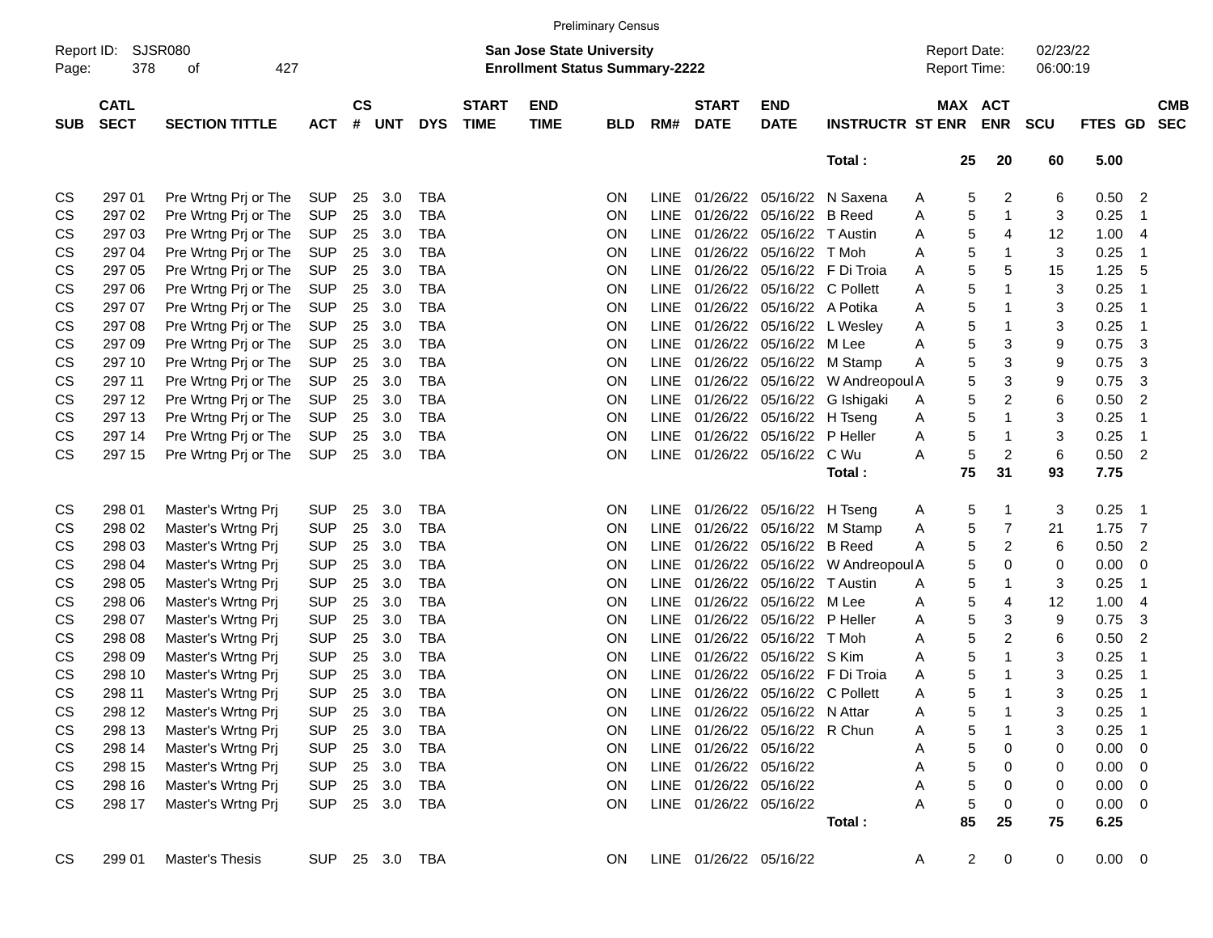Preliminary Census

Report ID: SJSR080

**San Jose State University**
**Enrollment Status Summary-2222**

Report Date: 02/23/22
Report Time: 06:00:19

| SUB | CATL SECT | SECTION TITTLE | ACT | CS # | UNT | DYS | START TIME | END TIME | BLD | RM# | START DATE | END DATE | INSTRUCTR | ST | MAX ENR | ACT ENR | SCU | FTES | GD | CMB SEC |
|---|---|---|---|---|---|---|---|---|---|---|---|---|---|---|---|---|---|---|---|---|
| | | | | | | | | | | | | | Total : | | 25 | 20 | 60 | 5.00 | | |
| CS | 297 01 | Pre Wrtng Prj or The | SUP | 25 | 3.0 | TBA | | | ON | LINE | 01/26/22 | 05/16/22 | N Saxena | A | 5 | 2 | 6 | 0.50 | 2 | |
| CS | 297 02 | Pre Wrtng Prj or The | SUP | 25 | 3.0 | TBA | | | ON | LINE | 01/26/22 | 05/16/22 | B Reed | A | 5 | 1 | 3 | 0.25 | 1 | |
| CS | 297 03 | Pre Wrtng Prj or The | SUP | 25 | 3.0 | TBA | | | ON | LINE | 01/26/22 | 05/16/22 | T Austin | A | 5 | 4 | 12 | 1.00 | 4 | |
| CS | 297 04 | Pre Wrtng Prj or The | SUP | 25 | 3.0 | TBA | | | ON | LINE | 01/26/22 | 05/16/22 | T Moh | A | 5 | 1 | 3 | 0.25 | 1 | |
| CS | 297 05 | Pre Wrtng Prj or The | SUP | 25 | 3.0 | TBA | | | ON | LINE | 01/26/22 | 05/16/22 | F Di Troia | A | 5 | 5 | 15 | 1.25 | 5 | |
| CS | 297 06 | Pre Wrtng Prj or The | SUP | 25 | 3.0 | TBA | | | ON | LINE | 01/26/22 | 05/16/22 | C Pollett | A | 5 | 1 | 3 | 0.25 | 1 | |
| CS | 297 07 | Pre Wrtng Prj or The | SUP | 25 | 3.0 | TBA | | | ON | LINE | 01/26/22 | 05/16/22 | A Potika | A | 5 | 1 | 3 | 0.25 | 1 | |
| CS | 297 08 | Pre Wrtng Prj or The | SUP | 25 | 3.0 | TBA | | | ON | LINE | 01/26/22 | 05/16/22 | L Wesley | A | 5 | 1 | 3 | 0.25 | 1 | |
| CS | 297 09 | Pre Wrtng Prj or The | SUP | 25 | 3.0 | TBA | | | ON | LINE | 01/26/22 | 05/16/22 | M Lee | A | 5 | 3 | 9 | 0.75 | 3 | |
| CS | 297 10 | Pre Wrtng Prj or The | SUP | 25 | 3.0 | TBA | | | ON | LINE | 01/26/22 | 05/16/22 | M Stamp | A | 5 | 3 | 9 | 0.75 | 3 | |
| CS | 297 11 | Pre Wrtng Prj or The | SUP | 25 | 3.0 | TBA | | | ON | LINE | 01/26/22 | 05/16/22 | W Andreopoul | A | 5 | 3 | 9 | 0.75 | 3 | |
| CS | 297 12 | Pre Wrtng Prj or The | SUP | 25 | 3.0 | TBA | | | ON | LINE | 01/26/22 | 05/16/22 | G Ishigaki | A | 5 | 2 | 6 | 0.50 | 2 | |
| CS | 297 13 | Pre Wrtng Prj or The | SUP | 25 | 3.0 | TBA | | | ON | LINE | 01/26/22 | 05/16/22 | H Tseng | A | 5 | 1 | 3 | 0.25 | 1 | |
| CS | 297 14 | Pre Wrtng Prj or The | SUP | 25 | 3.0 | TBA | | | ON | LINE | 01/26/22 | 05/16/22 | P Heller | A | 5 | 1 | 3 | 0.25 | 1 | |
| CS | 297 15 | Pre Wrtng Prj or The | SUP | 25 | 3.0 | TBA | | | ON | LINE | 01/26/22 | 05/16/22 | C Wu | A | 5 | 2 | 6 | 0.50 | 2 | |
| | | | | | | | | | | | | | Total : | | 75 | 31 | 93 | 7.75 | | |
| CS | 298 01 | Master's Wrtng Prj | SUP | 25 | 3.0 | TBA | | | ON | LINE | 01/26/22 | 05/16/22 | H Tseng | A | 5 | 1 | 3 | 0.25 | 1 | |
| CS | 298 02 | Master's Wrtng Prj | SUP | 25 | 3.0 | TBA | | | ON | LINE | 01/26/22 | 05/16/22 | M Stamp | A | 5 | 7 | 21 | 1.75 | 7 | |
| CS | 298 03 | Master's Wrtng Prj | SUP | 25 | 3.0 | TBA | | | ON | LINE | 01/26/22 | 05/16/22 | B Reed | A | 5 | 2 | 6 | 0.50 | 2 | |
| CS | 298 04 | Master's Wrtng Prj | SUP | 25 | 3.0 | TBA | | | ON | LINE | 01/26/22 | 05/16/22 | W Andreopoul | A | 5 | 0 | 0 | 0.00 | 0 | |
| CS | 298 05 | Master's Wrtng Prj | SUP | 25 | 3.0 | TBA | | | ON | LINE | 01/26/22 | 05/16/22 | T Austin | A | 5 | 1 | 3 | 0.25 | 1 | |
| CS | 298 06 | Master's Wrtng Prj | SUP | 25 | 3.0 | TBA | | | ON | LINE | 01/26/22 | 05/16/22 | M Lee | A | 5 | 4 | 12 | 1.00 | 4 | |
| CS | 298 07 | Master's Wrtng Prj | SUP | 25 | 3.0 | TBA | | | ON | LINE | 01/26/22 | 05/16/22 | P Heller | A | 5 | 3 | 9 | 0.75 | 3 | |
| CS | 298 08 | Master's Wrtng Prj | SUP | 25 | 3.0 | TBA | | | ON | LINE | 01/26/22 | 05/16/22 | T Moh | A | 5 | 2 | 6 | 0.50 | 2 | |
| CS | 298 09 | Master's Wrtng Prj | SUP | 25 | 3.0 | TBA | | | ON | LINE | 01/26/22 | 05/16/22 | S Kim | A | 5 | 1 | 3 | 0.25 | 1 | |
| CS | 298 10 | Master's Wrtng Prj | SUP | 25 | 3.0 | TBA | | | ON | LINE | 01/26/22 | 05/16/22 | F Di Troia | A | 5 | 1 | 3 | 0.25 | 1 | |
| CS | 298 11 | Master's Wrtng Prj | SUP | 25 | 3.0 | TBA | | | ON | LINE | 01/26/22 | 05/16/22 | C Pollett | A | 5 | 1 | 3 | 0.25 | 1 | |
| CS | 298 12 | Master's Wrtng Prj | SUP | 25 | 3.0 | TBA | | | ON | LINE | 01/26/22 | 05/16/22 | N Attar | A | 5 | 1 | 3 | 0.25 | 1 | |
| CS | 298 13 | Master's Wrtng Prj | SUP | 25 | 3.0 | TBA | | | ON | LINE | 01/26/22 | 05/16/22 | R Chun | A | 5 | 1 | 3 | 0.25 | 1 | |
| CS | 298 14 | Master's Wrtng Prj | SUP | 25 | 3.0 | TBA | | | ON | LINE | 01/26/22 | 05/16/22 | | A | 5 | 0 | 0 | 0.00 | 0 | |
| CS | 298 15 | Master's Wrtng Prj | SUP | 25 | 3.0 | TBA | | | ON | LINE | 01/26/22 | 05/16/22 | | A | 5 | 0 | 0 | 0.00 | 0 | |
| CS | 298 16 | Master's Wrtng Prj | SUP | 25 | 3.0 | TBA | | | ON | LINE | 01/26/22 | 05/16/22 | | A | 5 | 0 | 0 | 0.00 | 0 | |
| CS | 298 17 | Master's Wrtng Prj | SUP | 25 | 3.0 | TBA | | | ON | LINE | 01/26/22 | 05/16/22 | | A | 5 | 0 | 0 | 0.00 | 0 | |
| | | | | | | | | | | | | | Total : | | 85 | 25 | 75 | 6.25 | | |
| CS | 299 01 | Master's Thesis | SUP | 25 | 3.0 | TBA | | | ON | LINE | 01/26/22 | 05/16/22 | | A | 2 | 0 | 0 | 0.00 | 0 | |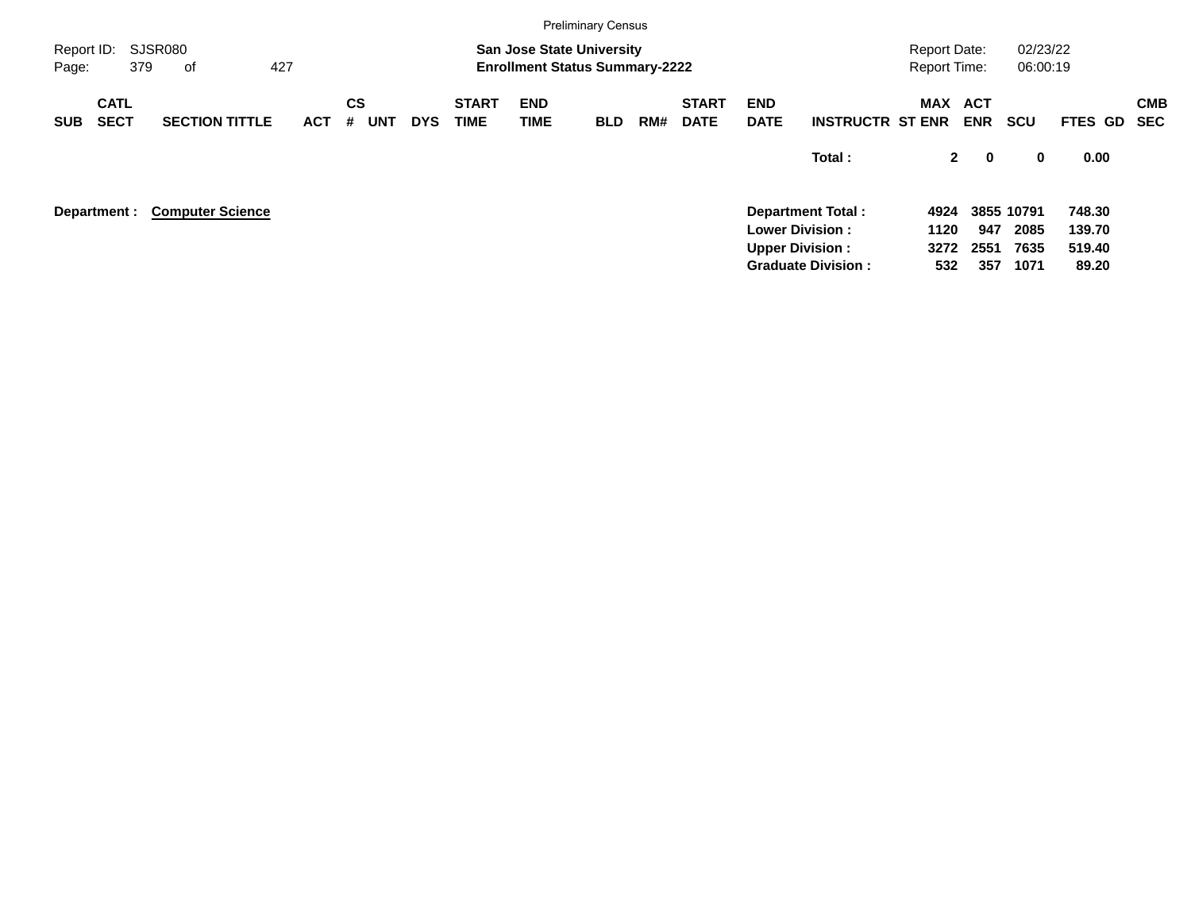Preliminary Census

Report ID: SJSR080
Page: 379 of 427

**San Jose State University**
**Enrollment Status Summary-2222**

Report Date: 02/23/22
Report Time: 06:00:19

| SUB | CATL SECT | SECTION TITTLE | ACT | CS # | UNT | DYS | START TIME | END TIME | BLD | RM# | START DATE | END DATE | INSTRUCTR | MAX ST ENR | ACT ENR | SCU | FTES | GD | CMB SEC |
|---|---|---|---|---|---|---|---|---|---|---|---|---|---|---|---|---|---|---|---|
| | | | | | | | | | | | | | **Total :** | **2** | **0** | **0** | **0.00** | | |

**Department : Computer Science**

| | MAX ST ENR | ACT ENR | SCU | FTES |
|---|---|---|---|---|
| **Department Total :** | **4924** | **3855** | **10791** | **748.30** |
| **Lower Division :** | **1120** | **947** | **2085** | **139.70** |
| **Upper Division :** | **3272** | **2551** | **7635** | **519.40** |
| **Graduate Division :** | **532** | **357** | **1071** | **89.20** |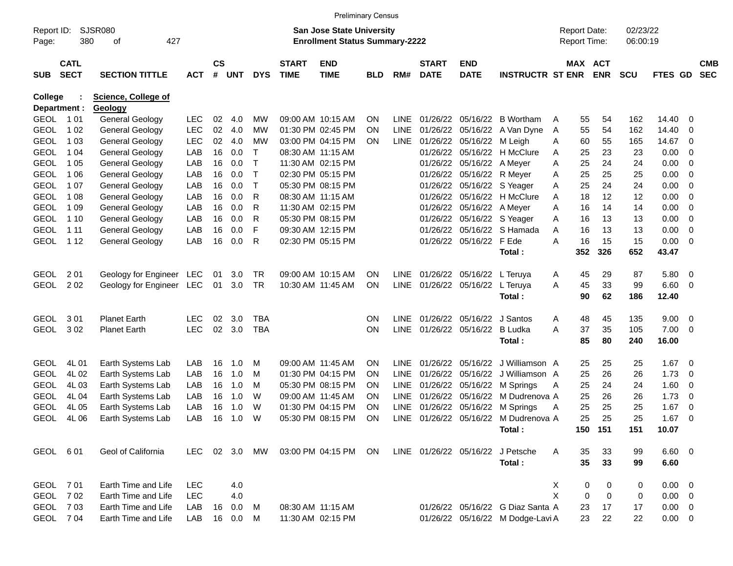Preliminary Census

Report ID: SJSR080

**San Jose State University**
**Enrollment Status Summary-2222**

Report Date: 02/23/22
Report Time: 06:00:19

**College : Science, College of**
**Department : Geology**

| SUB | CATL SECT | SECTION TITTLE | ACT | CS # | UNT | DYS | START TIME | END TIME | BLD | RM# | START DATE | END DATE | INSTRUCTR | ST | MAX ENR | ACT ENR | SCU | FTES | GD | CMB SEC |
|---|---|---|---|---|---|---|---|---|---|---|---|---|---|---|---|---|---|---|---|---|
| GEOL | 1 01 | General Geology | LEC | 02 | 4.0 | MW | 09:00 AM | 10:15 AM | ON | LINE | 01/26/22 | 05/16/22 | B Wortham | A | 55 | 54 | 162 | 14.40 | 0 | |
| GEOL | 1 02 | General Geology | LEC | 02 | 4.0 | MW | 01:30 PM | 02:45 PM | ON | LINE | 01/26/22 | 05/16/22 | A Van Dyne | A | 55 | 54 | 162 | 14.40 | 0 | |
| GEOL | 1 03 | General Geology | LEC | 02 | 4.0 | MW | 03:00 PM | 04:15 PM | ON | LINE | 01/26/22 | 05/16/22 | M Leigh | A | 60 | 55 | 165 | 14.67 | 0 | |
| GEOL | 1 04 | General Geology | LAB | 16 | 0.0 | T | 08:30 AM | 11:15 AM | | | 01/26/22 | 05/16/22 | H McClure | A | 25 | 23 | 23 | 0.00 | 0 | |
| GEOL | 1 05 | General Geology | LAB | 16 | 0.0 | T | 11:30 AM | 02:15 PM | | | 01/26/22 | 05/16/22 | A Meyer | A | 25 | 24 | 24 | 0.00 | 0 | |
| GEOL | 1 06 | General Geology | LAB | 16 | 0.0 | T | 02:30 PM | 05:15 PM | | | 01/26/22 | 05/16/22 | R Meyer | A | 25 | 25 | 25 | 0.00 | 0 | |
| GEOL | 1 07 | General Geology | LAB | 16 | 0.0 | T | 05:30 PM | 08:15 PM | | | 01/26/22 | 05/16/22 | S Yeager | A | 25 | 24 | 24 | 0.00 | 0 | |
| GEOL | 1 08 | General Geology | LAB | 16 | 0.0 | R | 08:30 AM | 11:15 AM | | | 01/26/22 | 05/16/22 | H McClure | A | 18 | 12 | 12 | 0.00 | 0 | |
| GEOL | 1 09 | General Geology | LAB | 16 | 0.0 | R | 11:30 AM | 02:15 PM | | | 01/26/22 | 05/16/22 | A Meyer | A | 16 | 14 | 14 | 0.00 | 0 | |
| GEOL | 1 10 | General Geology | LAB | 16 | 0.0 | R | 05:30 PM | 08:15 PM | | | 01/26/22 | 05/16/22 | S Yeager | A | 16 | 13 | 13 | 0.00 | 0 | |
| GEOL | 1 11 | General Geology | LAB | 16 | 0.0 | F | 09:30 AM | 12:15 PM | | | 01/26/22 | 05/16/22 | S Hamada | A | 16 | 13 | 13 | 0.00 | 0 | |
| GEOL | 1 12 | General Geology | LAB | 16 | 0.0 | R | 02:30 PM | 05:15 PM | | | 01/26/22 | 05/16/22 | F Ede | A | 16 | 15 | 15 | 0.00 | 0 | |
| | | | | | | | | | | | | | **Total :** | | **352** | **326** | **652** | **43.47** | | |
| GEOL | 2 01 | Geology for Engineer | LEC | 01 | 3.0 | TR | 09:00 AM | 10:15 AM | ON | LINE | 01/26/22 | 05/16/22 | L Teruya | A | 45 | 29 | 87 | 5.80 | 0 | |
| GEOL | 2 02 | Geology for Engineer | LEC | 01 | 3.0 | TR | 10:30 AM | 11:45 AM | ON | LINE | 01/26/22 | 05/16/22 | L Teruya | A | 45 | 33 | 99 | 6.60 | 0 | |
| | | | | | | | | | | | | | **Total :** | | **90** | **62** | **186** | **12.40** | | |
| GEOL | 3 01 | Planet Earth | LEC | 02 | 3.0 | TBA | | | ON | LINE | 01/26/22 | 05/16/22 | J Santos | A | 48 | 45 | 135 | 9.00 | 0 | |
| GEOL | 3 02 | Planet Earth | LEC | 02 | 3.0 | TBA | | | ON | LINE | 01/26/22 | 05/16/22 | B Ludka | A | 37 | 35 | 105 | 7.00 | 0 | |
| | | | | | | | | | | | | | **Total :** | | **85** | **80** | **240** | **16.00** | | |
| GEOL | 4L 01 | Earth Systems Lab | LAB | 16 | 1.0 | M | 09:00 AM | 11:45 AM | ON | LINE | 01/26/22 | 05/16/22 | J Williamson | A | 25 | 25 | 25 | 1.67 | 0 | |
| GEOL | 4L 02 | Earth Systems Lab | LAB | 16 | 1.0 | M | 01:30 PM | 04:15 PM | ON | LINE | 01/26/22 | 05/16/22 | J Williamson | A | 25 | 26 | 26 | 1.73 | 0 | |
| GEOL | 4L 03 | Earth Systems Lab | LAB | 16 | 1.0 | M | 05:30 PM | 08:15 PM | ON | LINE | 01/26/22 | 05/16/22 | M Springs | A | 25 | 24 | 24 | 1.60 | 0 | |
| GEOL | 4L 04 | Earth Systems Lab | LAB | 16 | 1.0 | W | 09:00 AM | 11:45 AM | ON | LINE | 01/26/22 | 05/16/22 | M Dudrenova | A | 25 | 26 | 26 | 1.73 | 0 | |
| GEOL | 4L 05 | Earth Systems Lab | LAB | 16 | 1.0 | W | 01:30 PM | 04:15 PM | ON | LINE | 01/26/22 | 05/16/22 | M Springs | A | 25 | 25 | 25 | 1.67 | 0 | |
| GEOL | 4L 06 | Earth Systems Lab | LAB | 16 | 1.0 | W | 05:30 PM | 08:15 PM | ON | LINE | 01/26/22 | 05/16/22 | M Dudrenova | A | 25 | 25 | 25 | 1.67 | 0 | |
| | | | | | | | | | | | | | **Total :** | | **150** | **151** | **151** | **10.07** | | |
| GEOL | 6 01 | Geol of California | LEC | 02 | 3.0 | MW | 03:00 PM | 04:15 PM | ON | LINE | 01/26/22 | 05/16/22 | J Petsche | A | 35 | 33 | 99 | 6.60 | 0 | |
| | | | | | | | | | | | | | **Total :** | | **35** | **33** | **99** | **6.60** | | |
| GEOL | 7 01 | Earth Time and Life | LEC | | 4.0 | | | | | | | | | X | 0 | 0 | 0 | 0.00 | 0 | |
| GEOL | 7 02 | Earth Time and Life | LEC | | 4.0 | | | | | | | | | X | 0 | 0 | 0 | 0.00 | 0 | |
| GEOL | 7 03 | Earth Time and Life | LAB | 16 | 0.0 | M | 08:30 AM | 11:15 AM | | | 01/26/22 | 05/16/22 | G Diaz Santa | A | 23 | 17 | 17 | 0.00 | 0 | |
| GEOL | 7 04 | Earth Time and Life | LAB | 16 | 0.0 | M | 11:30 AM | 02:15 PM | | | 01/26/22 | 05/16/22 | M Dodge-Lavi | A | 23 | 22 | 22 | 0.00 | 0 | |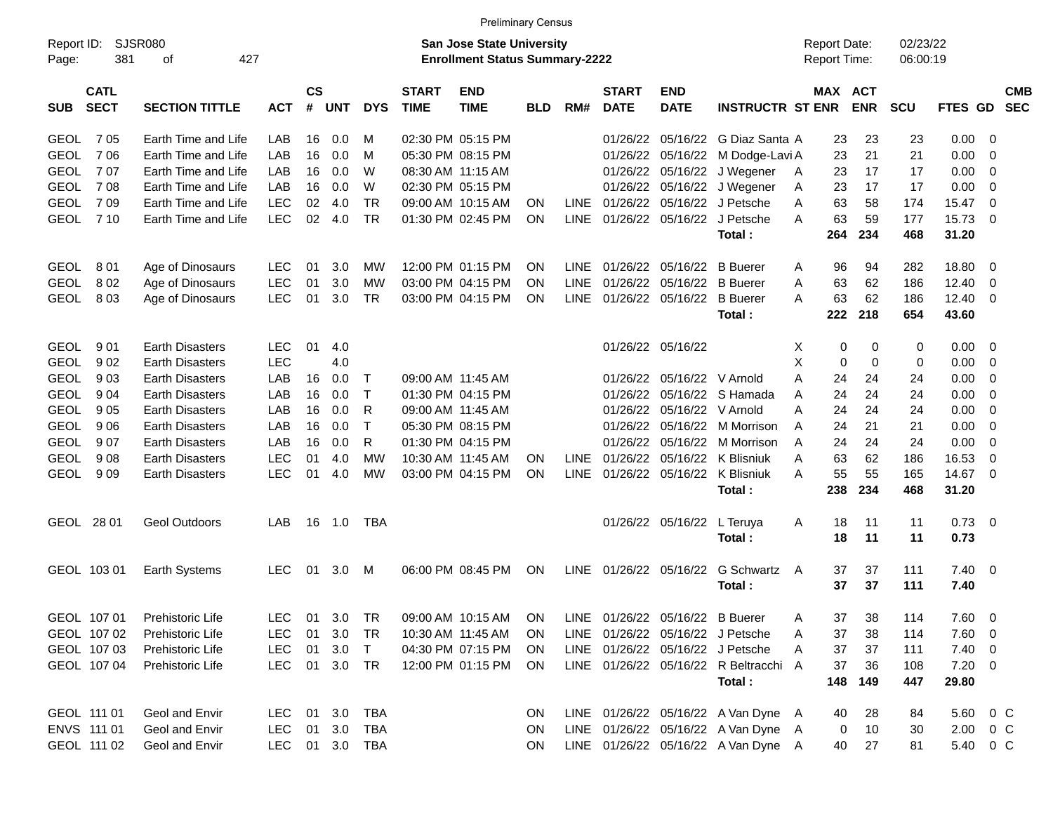Preliminary Census

Report ID: SJSR080
Page: 381 of 427

**San Jose State University**
**Enrollment Status Summary-2222**

Report Date: 02/23/22
Report Time: 06:00:19

| SUB | CATL SECT | SECTION TITTLE | ACT | CS # | UNT | DYS | START TIME | END TIME | BLD | RM# | START DATE | END DATE | INSTRUCTR | ST | MAX ENR | ACT ENR | SCU | FTES | GD | CMB SEC |
|---|---|---|---|---|---|---|---|---|---|---|---|---|---|---|---|---|---|---|---|---|
| GEOL | 7 05 | Earth Time and Life | LAB | 16 | 0.0 | M | 02:30 PM | 05:15 PM | | | 01/26/22 | 05/16/22 | G Diaz Santa | A | 23 | 23 | 23 | 0.00 | 0 | |
| GEOL | 7 06 | Earth Time and Life | LAB | 16 | 0.0 | M | 05:30 PM | 08:15 PM | | | 01/26/22 | 05/16/22 | M Dodge-Lavi | A | 23 | 21 | 21 | 0.00 | 0 | |
| GEOL | 7 07 | Earth Time and Life | LAB | 16 | 0.0 | W | 08:30 AM | 11:15 AM | | | 01/26/22 | 05/16/22 | J Wegener | A | 23 | 17 | 17 | 0.00 | 0 | |
| GEOL | 7 08 | Earth Time and Life | LAB | 16 | 0.0 | W | 02:30 PM | 05:15 PM | | | 01/26/22 | 05/16/22 | J Wegener | A | 23 | 17 | 17 | 0.00 | 0 | |
| GEOL | 7 09 | Earth Time and Life | LEC | 02 | 4.0 | TR | 09:00 AM | 10:15 AM | ON | LINE | 01/26/22 | 05/16/22 | J Petsche | A | 63 | 58 | 174 | 15.47 | 0 | |
| GEOL | 7 10 | Earth Time and Life | LEC | 02 | 4.0 | TR | 01:30 PM | 02:45 PM | ON | LINE | 01/26/22 | 05/16/22 | J Petsche | A | 63 | 59 | 177 | 15.73 | 0 | |
| | | | | | | | | | | | | | **Total :** | | **264** | **234** | **468** | **31.20** | | |
| GEOL | 8 01 | Age of Dinosaurs | LEC | 01 | 3.0 | MW | 12:00 PM | 01:15 PM | ON | LINE | 01/26/22 | 05/16/22 | B Buerer | A | 96 | 94 | 282 | 18.80 | 0 | |
| GEOL | 8 02 | Age of Dinosaurs | LEC | 01 | 3.0 | MW | 03:00 PM | 04:15 PM | ON | LINE | 01/26/22 | 05/16/22 | B Buerer | A | 63 | 62 | 186 | 12.40 | 0 | |
| GEOL | 8 03 | Age of Dinosaurs | LEC | 01 | 3.0 | TR | 03:00 PM | 04:15 PM | ON | LINE | 01/26/22 | 05/16/22 | B Buerer | A | 63 | 62 | 186 | 12.40 | 0 | |
| | | | | | | | | | | | | | **Total :** | | **222** | **218** | **654** | **43.60** | | |
| GEOL | 9 01 | Earth Disasters | LEC | 01 | 4.0 | | | | | | 01/26/22 | 05/16/22 | | X | 0 | 0 | 0 | 0.00 | 0 | |
| GEOL | 9 02 | Earth Disasters | LEC | | 4.0 | | | | | | | | | X | 0 | 0 | 0 | 0.00 | 0 | |
| GEOL | 9 03 | Earth Disasters | LAB | 16 | 0.0 | T | 09:00 AM | 11:45 AM | | | 01/26/22 | 05/16/22 | V Arnold | A | 24 | 24 | 24 | 0.00 | 0 | |
| GEOL | 9 04 | Earth Disasters | LAB | 16 | 0.0 | T | 01:30 PM | 04:15 PM | | | 01/26/22 | 05/16/22 | S Hamada | A | 24 | 24 | 24 | 0.00 | 0 | |
| GEOL | 9 05 | Earth Disasters | LAB | 16 | 0.0 | R | 09:00 AM | 11:45 AM | | | 01/26/22 | 05/16/22 | V Arnold | A | 24 | 24 | 24 | 0.00 | 0 | |
| GEOL | 9 06 | Earth Disasters | LAB | 16 | 0.0 | T | 05:30 PM | 08:15 PM | | | 01/26/22 | 05/16/22 | M Morrison | A | 24 | 21 | 21 | 0.00 | 0 | |
| GEOL | 9 07 | Earth Disasters | LAB | 16 | 0.0 | R | 01:30 PM | 04:15 PM | | | 01/26/22 | 05/16/22 | M Morrison | A | 24 | 24 | 24 | 0.00 | 0 | |
| GEOL | 9 08 | Earth Disasters | LEC | 01 | 4.0 | MW | 10:30 AM | 11:45 AM | ON | LINE | 01/26/22 | 05/16/22 | K Blisniuk | A | 63 | 62 | 186 | 16.53 | 0 | |
| GEOL | 9 09 | Earth Disasters | LEC | 01 | 4.0 | MW | 03:00 PM | 04:15 PM | ON | LINE | 01/26/22 | 05/16/22 | K Blisniuk | A | 55 | 55 | 165 | 14.67 | 0 | |
| | | | | | | | | | | | | | **Total :** | | **238** | **234** | **468** | **31.20** | | |
| GEOL | 28 01 | Geol Outdoors | LAB | 16 | 1.0 | TBA | | | | | 01/26/22 | 05/16/22 | L Teruya | A | 18 | 11 | 11 | 0.73 | 0 | |
| | | | | | | | | | | | | | **Total :** | | **18** | **11** | **11** | **0.73** | | |
| GEOL | 103 01 | Earth Systems | LEC | 01 | 3.0 | M | 06:00 PM | 08:45 PM | ON | LINE | 01/26/22 | 05/16/22 | G Schwartz | A | 37 | 37 | 111 | 7.40 | 0 | |
| | | | | | | | | | | | | | **Total :** | | **37** | **37** | **111** | **7.40** | | |
| GEOL | 107 01 | Prehistoric Life | LEC | 01 | 3.0 | TR | 09:00 AM | 10:15 AM | ON | LINE | 01/26/22 | 05/16/22 | B Buerer | A | 37 | 38 | 114 | 7.60 | 0 | |
| GEOL | 107 02 | Prehistoric Life | LEC | 01 | 3.0 | TR | 10:30 AM | 11:45 AM | ON | LINE | 01/26/22 | 05/16/22 | J Petsche | A | 37 | 38 | 114 | 7.60 | 0 | |
| GEOL | 107 03 | Prehistoric Life | LEC | 01 | 3.0 | T | 04:30 PM | 07:15 PM | ON | LINE | 01/26/22 | 05/16/22 | J Petsche | A | 37 | 37 | 111 | 7.40 | 0 | |
| GEOL | 107 04 | Prehistoric Life | LEC | 01 | 3.0 | TR | 12:00 PM | 01:15 PM | ON | LINE | 01/26/22 | 05/16/22 | R Beltracchi | A | 37 | 36 | 108 | 7.20 | 0 | |
| | | | | | | | | | | | | | **Total :** | | **148** | **149** | **447** | **29.80** | | |
| GEOL | 111 01 | Geol and Envir | LEC | 01 | 3.0 | TBA | | | ON | LINE | 01/26/22 | 05/16/22 | A Van Dyne | A | 40 | 28 | 84 | 5.60 | 0 | C |
| ENVS | 111 01 | Geol and Envir | LEC | 01 | 3.0 | TBA | | | ON | LINE | 01/26/22 | 05/16/22 | A Van Dyne | A | 0 | 10 | 30 | 2.00 | 0 | C |
| GEOL | 111 02 | Geol and Envir | LEC | 01 | 3.0 | TBA | | | ON | LINE | 01/26/22 | 05/16/22 | A Van Dyne | A | 40 | 27 | 81 | 5.40 | 0 | C |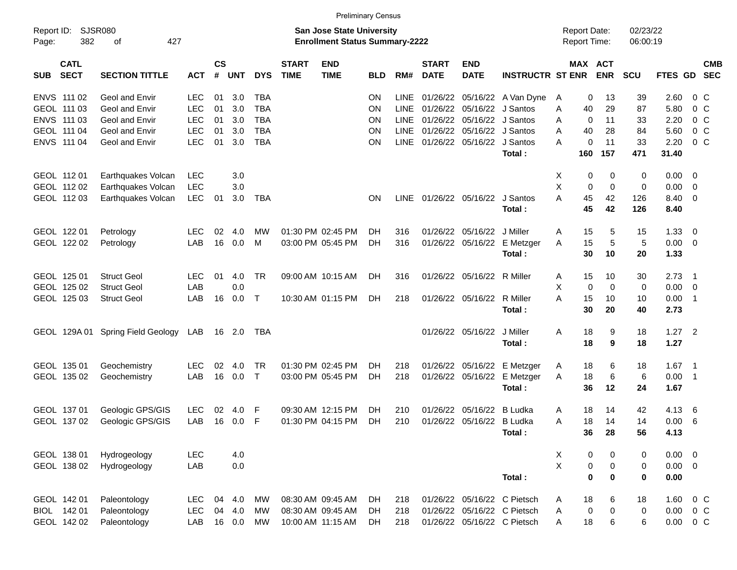Preliminary Census

Report ID: SJSR080

**San Jose State University**
**Enrollment Status Summary-2222**

Report Date: 02/23/22
Report Time: 06:00:19

| SUB | CATL SECT | SECTION TITTLE | ACT | CS # | UNT | DYS | START TIME | END TIME | BLD | RM# | START DATE | END DATE | INSTRUCTR | ST | MAX ENR | ACT ENR | SCU | FTES | GD | CMB SEC |
|---|---|---|---|---|---|---|---|---|---|---|---|---|---|---|---|---|---|---|---|---|
| ENVS | 111 02 | Geol and Envir | LEC | 01 | 3.0 | TBA | | | ON | LINE | 01/26/22 | 05/16/22 | A Van Dyne | A | 0 | 13 | 39 | 2.60 | 0 | C |
| GEOL | 111 03 | Geol and Envir | LEC | 01 | 3.0 | TBA | | | ON | LINE | 01/26/22 | 05/16/22 | J Santos | A | 40 | 29 | 87 | 5.80 | 0 | C |
| ENVS | 111 03 | Geol and Envir | LEC | 01 | 3.0 | TBA | | | ON | LINE | 01/26/22 | 05/16/22 | J Santos | A | 0 | 11 | 33 | 2.20 | 0 | C |
| GEOL | 111 04 | Geol and Envir | LEC | 01 | 3.0 | TBA | | | ON | LINE | 01/26/22 | 05/16/22 | J Santos | A | 40 | 28 | 84 | 5.60 | 0 | C |
| ENVS | 111 04 | Geol and Envir | LEC | 01 | 3.0 | TBA | | | ON | LINE | 01/26/22 | 05/16/22 | J Santos | A | 0 | 11 | 33 | 2.20 | 0 | C |
| | | | | | | | | | | | | | **Total :** | | **160** | **157** | **471** | **31.40** | | |
| GEOL | 112 01 | Earthquakes Volcan | LEC | | 3.0 | | | | | | | | | X | 0 | 0 | 0 | 0.00 | 0 | |
| GEOL | 112 02 | Earthquakes Volcan | LEC | | 3.0 | | | | | | | | | X | 0 | 0 | 0 | 0.00 | 0 | |
| GEOL | 112 03 | Earthquakes Volcan | LEC | 01 | 3.0 | TBA | | | ON | LINE | 01/26/22 | 05/16/22 | J Santos | A | 45 | 42 | 126 | 8.40 | 0 | |
| | | | | | | | | | | | | | **Total :** | | **45** | **42** | **126** | **8.40** | | |
| GEOL | 122 01 | Petrology | LEC | 02 | 4.0 | MW | 01:30 PM | 02:45 PM | DH | 316 | 01/26/22 | 05/16/22 | J Miller | A | 15 | 5 | 15 | 1.33 | 0 | |
| GEOL | 122 02 | Petrology | LAB | 16 | 0.0 | M | 03:00 PM | 05:45 PM | DH | 316 | 01/26/22 | 05/16/22 | E Metzger | A | 15 | 5 | 5 | 0.00 | 0 | |
| | | | | | | | | | | | | | **Total :** | | **30** | **10** | **20** | **1.33** | | |
| GEOL | 125 01 | Struct Geol | LEC | 01 | 4.0 | TR | 09:00 AM | 10:15 AM | DH | 316 | 01/26/22 | 05/16/22 | R Miller | A | 15 | 10 | 30 | 2.73 | 1 | |
| GEOL | 125 02 | Struct Geol | LAB | | 0.0 | | | | | | | | | X | 0 | 0 | 0 | 0.00 | 0 | |
| GEOL | 125 03 | Struct Geol | LAB | 16 | 0.0 | T | 10:30 AM | 01:15 PM | DH | 218 | 01/26/22 | 05/16/22 | R Miller | A | 15 | 10 | 10 | 0.00 | 1 | |
| | | | | | | | | | | | | | **Total :** | | **30** | **20** | **40** | **2.73** | | |
| GEOL | 129A 01 | Spring Field Geology | LAB | 16 | 2.0 | TBA | | | | | 01/26/22 | 05/16/22 | J Miller | A | 18 | 9 | 18 | 1.27 | 2 | |
| | | | | | | | | | | | | | **Total :** | | **18** | **9** | **18** | **1.27** | | |
| GEOL | 135 01 | Geochemistry | LEC | 02 | 4.0 | TR | 01:30 PM | 02:45 PM | DH | 218 | 01/26/22 | 05/16/22 | E Metzger | A | 18 | 6 | 18 | 1.67 | 1 | |
| GEOL | 135 02 | Geochemistry | LAB | 16 | 0.0 | T | 03:00 PM | 05:45 PM | DH | 218 | 01/26/22 | 05/16/22 | E Metzger | A | 18 | 6 | 6 | 0.00 | 1 | |
| | | | | | | | | | | | | | **Total :** | | **36** | **12** | **24** | **1.67** | | |
| GEOL | 137 01 | Geologic GPS/GIS | LEC | 02 | 4.0 | F | 09:30 AM | 12:15 PM | DH | 210 | 01/26/22 | 05/16/22 | B Ludka | A | 18 | 14 | 42 | 4.13 | 6 | |
| GEOL | 137 02 | Geologic GPS/GIS | LAB | 16 | 0.0 | F | 01:30 PM | 04:15 PM | DH | 210 | 01/26/22 | 05/16/22 | B Ludka | A | 18 | 14 | 14 | 0.00 | 6 | |
| | | | | | | | | | | | | | **Total :** | | **36** | **28** | **56** | **4.13** | | |
| GEOL | 138 01 | Hydrogeology | LEC | | 4.0 | | | | | | | | | X | 0 | 0 | 0 | 0.00 | 0 | |
| GEOL | 138 02 | Hydrogeology | LAB | | 0.0 | | | | | | | | | X | 0 | 0 | 0 | 0.00 | 0 | |
| | | | | | | | | | | | | | **Total :** | | **0** | **0** | **0** | **0.00** | | |
| GEOL | 142 01 | Paleontology | LEC | 04 | 4.0 | MW | 08:30 AM | 09:45 AM | DH | 218 | 01/26/22 | 05/16/22 | C Pietsch | A | 18 | 6 | 18 | 1.60 | 0 | C |
| BIOL | 142 01 | Paleontology | LEC | 04 | 4.0 | MW | 08:30 AM | 09:45 AM | DH | 218 | 01/26/22 | 05/16/22 | C Pietsch | A | 0 | 0 | 0 | 0.00 | 0 | C |
| GEOL | 142 02 | Paleontology | LAB | 16 | 0.0 | MW | 10:00 AM | 11:15 AM | DH | 218 | 01/26/22 | 05/16/22 | C Pietsch | A | 18 | 6 | 6 | 0.00 | 0 | C |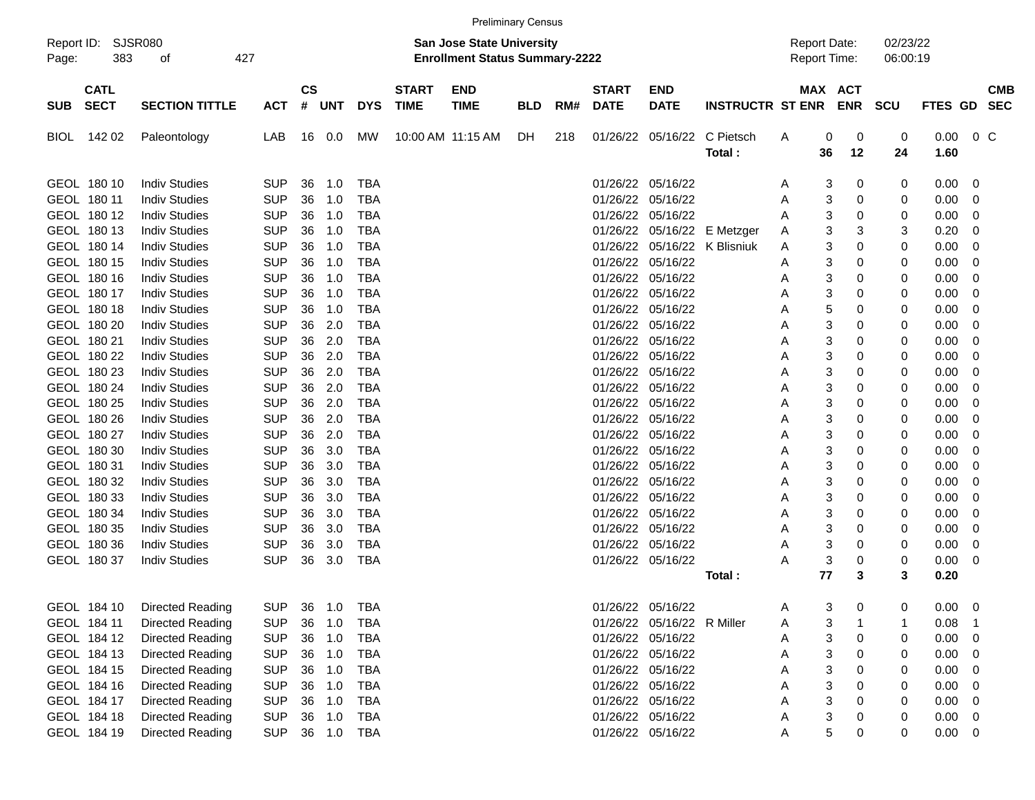Preliminary Census

Report ID: SJSR080
Page: 383 of 427

**San Jose State University**
**Enrollment Status Summary-2222**

Report Date: 02/23/22
Report Time: 06:00:19

| SUB | CATL SECT | SECTION TITTLE | ACT | CS # | UNT | DYS | START TIME | END TIME | BLD | RM# | START DATE | END DATE | INSTRUCTR | ST | MAX ENR | ACT ENR | SCU | FTES | GD | CMB SEC |
|---|---|---|---|---|---|---|---|---|---|---|---|---|---|---|---|---|---|---|---|---|
| BIOL | 142 02 | Paleontology | LAB | 16 | 0.0 | MW | 10:00 AM | 11:15 AM | DH | 218 | 01/26/22 | 05/16/22 | C Pietsch | A | 0 | 0 | 0 | 0.00 | 0 | C |
| | | | | | | | | | | | | | **Total :** | | **36** | **12** | **24** | **1.60** | | |
| GEOL | 180 10 | Indiv Studies | SUP | 36 | 1.0 | TBA | | | | | 01/26/22 | 05/16/22 | | A | 3 | 0 | 0 | 0.00 | 0 | |
| GEOL | 180 11 | Indiv Studies | SUP | 36 | 1.0 | TBA | | | | | 01/26/22 | 05/16/22 | | A | 3 | 0 | 0 | 0.00 | 0 | |
| GEOL | 180 12 | Indiv Studies | SUP | 36 | 1.0 | TBA | | | | | 01/26/22 | 05/16/22 | | A | 3 | 0 | 0 | 0.00 | 0 | |
| GEOL | 180 13 | Indiv Studies | SUP | 36 | 1.0 | TBA | | | | | 01/26/22 | 05/16/22 | E Metzger | A | 3 | 3 | 3 | 0.20 | 0 | |
| GEOL | 180 14 | Indiv Studies | SUP | 36 | 1.0 | TBA | | | | | 01/26/22 | 05/16/22 | K Blisniuk | A | 3 | 0 | 0 | 0.00 | 0 | |
| GEOL | 180 15 | Indiv Studies | SUP | 36 | 1.0 | TBA | | | | | 01/26/22 | 05/16/22 | | A | 3 | 0 | 0 | 0.00 | 0 | |
| GEOL | 180 16 | Indiv Studies | SUP | 36 | 1.0 | TBA | | | | | 01/26/22 | 05/16/22 | | A | 3 | 0 | 0 | 0.00 | 0 | |
| GEOL | 180 17 | Indiv Studies | SUP | 36 | 1.0 | TBA | | | | | 01/26/22 | 05/16/22 | | A | 3 | 0 | 0 | 0.00 | 0 | |
| GEOL | 180 18 | Indiv Studies | SUP | 36 | 1.0 | TBA | | | | | 01/26/22 | 05/16/22 | | A | 5 | 0 | 0 | 0.00 | 0 | |
| GEOL | 180 20 | Indiv Studies | SUP | 36 | 2.0 | TBA | | | | | 01/26/22 | 05/16/22 | | A | 3 | 0 | 0 | 0.00 | 0 | |
| GEOL | 180 21 | Indiv Studies | SUP | 36 | 2.0 | TBA | | | | | 01/26/22 | 05/16/22 | | A | 3 | 0 | 0 | 0.00 | 0 | |
| GEOL | 180 22 | Indiv Studies | SUP | 36 | 2.0 | TBA | | | | | 01/26/22 | 05/16/22 | | A | 3 | 0 | 0 | 0.00 | 0 | |
| GEOL | 180 23 | Indiv Studies | SUP | 36 | 2.0 | TBA | | | | | 01/26/22 | 05/16/22 | | A | 3 | 0 | 0 | 0.00 | 0 | |
| GEOL | 180 24 | Indiv Studies | SUP | 36 | 2.0 | TBA | | | | | 01/26/22 | 05/16/22 | | A | 3 | 0 | 0 | 0.00 | 0 | |
| GEOL | 180 25 | Indiv Studies | SUP | 36 | 2.0 | TBA | | | | | 01/26/22 | 05/16/22 | | A | 3 | 0 | 0 | 0.00 | 0 | |
| GEOL | 180 26 | Indiv Studies | SUP | 36 | 2.0 | TBA | | | | | 01/26/22 | 05/16/22 | | A | 3 | 0 | 0 | 0.00 | 0 | |
| GEOL | 180 27 | Indiv Studies | SUP | 36 | 2.0 | TBA | | | | | 01/26/22 | 05/16/22 | | A | 3 | 0 | 0 | 0.00 | 0 | |
| GEOL | 180 30 | Indiv Studies | SUP | 36 | 3.0 | TBA | | | | | 01/26/22 | 05/16/22 | | A | 3 | 0 | 0 | 0.00 | 0 | |
| GEOL | 180 31 | Indiv Studies | SUP | 36 | 3.0 | TBA | | | | | 01/26/22 | 05/16/22 | | A | 3 | 0 | 0 | 0.00 | 0 | |
| GEOL | 180 32 | Indiv Studies | SUP | 36 | 3.0 | TBA | | | | | 01/26/22 | 05/16/22 | | A | 3 | 0 | 0 | 0.00 | 0 | |
| GEOL | 180 33 | Indiv Studies | SUP | 36 | 3.0 | TBA | | | | | 01/26/22 | 05/16/22 | | A | 3 | 0 | 0 | 0.00 | 0 | |
| GEOL | 180 34 | Indiv Studies | SUP | 36 | 3.0 | TBA | | | | | 01/26/22 | 05/16/22 | | A | 3 | 0 | 0 | 0.00 | 0 | |
| GEOL | 180 35 | Indiv Studies | SUP | 36 | 3.0 | TBA | | | | | 01/26/22 | 05/16/22 | | A | 3 | 0 | 0 | 0.00 | 0 | |
| GEOL | 180 36 | Indiv Studies | SUP | 36 | 3.0 | TBA | | | | | 01/26/22 | 05/16/22 | | A | 3 | 0 | 0 | 0.00 | 0 | |
| GEOL | 180 37 | Indiv Studies | SUP | 36 | 3.0 | TBA | | | | | 01/26/22 | 05/16/22 | | A | 3 | 0 | 0 | 0.00 | 0 | |
| | | | | | | | | | | | | | **Total :** | | **77** | **3** | **3** | **0.20** | | |
| GEOL | 184 10 | Directed Reading | SUP | 36 | 1.0 | TBA | | | | | 01/26/22 | 05/16/22 | | A | 3 | 0 | 0 | 0.00 | 0 | |
| GEOL | 184 11 | Directed Reading | SUP | 36 | 1.0 | TBA | | | | | 01/26/22 | 05/16/22 | R Miller | A | 3 | 1 | 1 | 0.08 | 1 | |
| GEOL | 184 12 | Directed Reading | SUP | 36 | 1.0 | TBA | | | | | 01/26/22 | 05/16/22 | | A | 3 | 0 | 0 | 0.00 | 0 | |
| GEOL | 184 13 | Directed Reading | SUP | 36 | 1.0 | TBA | | | | | 01/26/22 | 05/16/22 | | A | 3 | 0 | 0 | 0.00 | 0 | |
| GEOL | 184 15 | Directed Reading | SUP | 36 | 1.0 | TBA | | | | | 01/26/22 | 05/16/22 | | A | 3 | 0 | 0 | 0.00 | 0 | |
| GEOL | 184 16 | Directed Reading | SUP | 36 | 1.0 | TBA | | | | | 01/26/22 | 05/16/22 | | A | 3 | 0 | 0 | 0.00 | 0 | |
| GEOL | 184 17 | Directed Reading | SUP | 36 | 1.0 | TBA | | | | | 01/26/22 | 05/16/22 | | A | 3 | 0 | 0 | 0.00 | 0 | |
| GEOL | 184 18 | Directed Reading | SUP | 36 | 1.0 | TBA | | | | | 01/26/22 | 05/16/22 | | A | 3 | 0 | 0 | 0.00 | 0 | |
| GEOL | 184 19 | Directed Reading | SUP | 36 | 1.0 | TBA | | | | | 01/26/22 | 05/16/22 | | A | 5 | 0 | 0 | 0.00 | 0 | |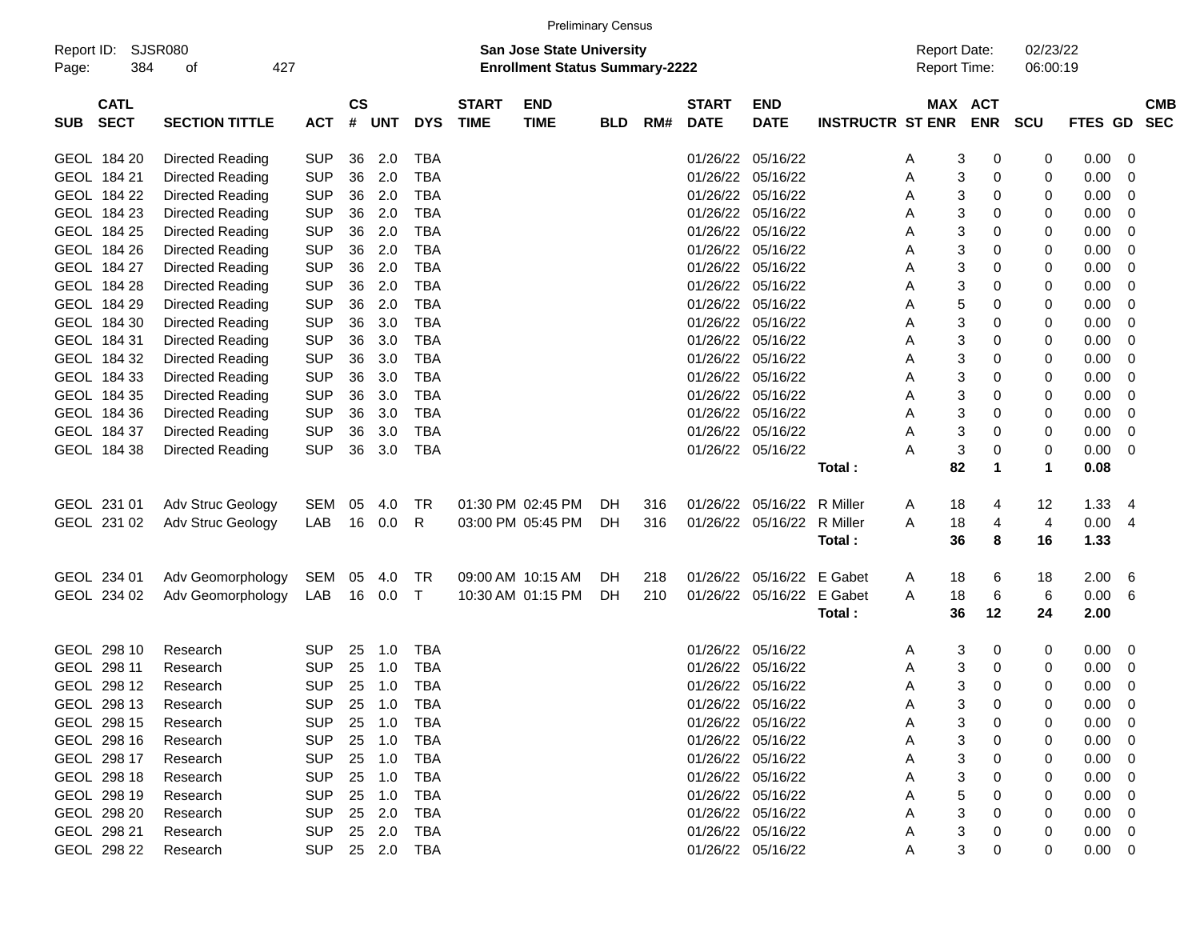Preliminary Census

Report ID: SJSR080
**San Jose State University**
**Enrollment Status Summary-2222**
Report Date: 02/23/22
Report Time: 06:00:19

| SUB | CATL SECT | SECTION TITTLE | ACT | CS # | UNT | DYS | START TIME | END TIME | BLD | RM# | START DATE | END DATE | INSTRUCTR | ST | MAX ENR | ACT ENR | SCU | FTES | GD | CMB SEC |
|---|---|---|---|---|---|---|---|---|---|---|---|---|---|---|---|---|---|---|---|---|
| GEOL | 184 20 | Directed Reading | SUP | 36 | 2.0 | TBA | | | | | 01/26/22 | 05/16/22 | | A | 3 | 0 | 0 | 0.00 | 0 | |
| GEOL | 184 21 | Directed Reading | SUP | 36 | 2.0 | TBA | | | | | 01/26/22 | 05/16/22 | | A | 3 | 0 | 0 | 0.00 | 0 | |
| GEOL | 184 22 | Directed Reading | SUP | 36 | 2.0 | TBA | | | | | 01/26/22 | 05/16/22 | | A | 3 | 0 | 0 | 0.00 | 0 | |
| GEOL | 184 23 | Directed Reading | SUP | 36 | 2.0 | TBA | | | | | 01/26/22 | 05/16/22 | | A | 3 | 0 | 0 | 0.00 | 0 | |
| GEOL | 184 25 | Directed Reading | SUP | 36 | 2.0 | TBA | | | | | 01/26/22 | 05/16/22 | | A | 3 | 0 | 0 | 0.00 | 0 | |
| GEOL | 184 26 | Directed Reading | SUP | 36 | 2.0 | TBA | | | | | 01/26/22 | 05/16/22 | | A | 3 | 0 | 0 | 0.00 | 0 | |
| GEOL | 184 27 | Directed Reading | SUP | 36 | 2.0 | TBA | | | | | 01/26/22 | 05/16/22 | | A | 3 | 0 | 0 | 0.00 | 0 | |
| GEOL | 184 28 | Directed Reading | SUP | 36 | 2.0 | TBA | | | | | 01/26/22 | 05/16/22 | | A | 3 | 0 | 0 | 0.00 | 0 | |
| GEOL | 184 29 | Directed Reading | SUP | 36 | 2.0 | TBA | | | | | 01/26/22 | 05/16/22 | | A | 5 | 0 | 0 | 0.00 | 0 | |
| GEOL | 184 30 | Directed Reading | SUP | 36 | 3.0 | TBA | | | | | 01/26/22 | 05/16/22 | | A | 3 | 0 | 0 | 0.00 | 0 | |
| GEOL | 184 31 | Directed Reading | SUP | 36 | 3.0 | TBA | | | | | 01/26/22 | 05/16/22 | | A | 3 | 0 | 0 | 0.00 | 0 | |
| GEOL | 184 32 | Directed Reading | SUP | 36 | 3.0 | TBA | | | | | 01/26/22 | 05/16/22 | | A | 3 | 0 | 0 | 0.00 | 0 | |
| GEOL | 184 33 | Directed Reading | SUP | 36 | 3.0 | TBA | | | | | 01/26/22 | 05/16/22 | | A | 3 | 0 | 0 | 0.00 | 0 | |
| GEOL | 184 35 | Directed Reading | SUP | 36 | 3.0 | TBA | | | | | 01/26/22 | 05/16/22 | | A | 3 | 0 | 0 | 0.00 | 0 | |
| GEOL | 184 36 | Directed Reading | SUP | 36 | 3.0 | TBA | | | | | 01/26/22 | 05/16/22 | | A | 3 | 0 | 0 | 0.00 | 0 | |
| GEOL | 184 37 | Directed Reading | SUP | 36 | 3.0 | TBA | | | | | 01/26/22 | 05/16/22 | | A | 3 | 0 | 0 | 0.00 | 0 | |
| GEOL | 184 38 | Directed Reading | SUP | 36 | 3.0 | TBA | | | | | 01/26/22 | 05/16/22 | | A | 3 | 0 | 0 | 0.00 | 0 | |
| | | | | | | | | | | | | | **Total :** | | **82** | **1** | **1** | **0.08** | | |
| GEOL | 231 01 | Adv Struc Geology | SEM | 05 | 4.0 | TR | 01:30 PM | 02:45 PM | DH | 316 | 01/26/22 | 05/16/22 | R Miller | A | 18 | 4 | 12 | 1.33 | 4 | |
| GEOL | 231 02 | Adv Struc Geology | LAB | 16 | 0.0 | R | 03:00 PM | 05:45 PM | DH | 316 | 01/26/22 | 05/16/22 | R Miller | A | 18 | 4 | 4 | 0.00 | 4 | |
| | | | | | | | | | | | | | **Total :** | | **36** | **8** | **16** | **1.33** | | |
| GEOL | 234 01 | Adv Geomorphology | SEM | 05 | 4.0 | TR | 09:00 AM | 10:15 AM | DH | 218 | 01/26/22 | 05/16/22 | E Gabet | A | 18 | 6 | 18 | 2.00 | 6 | |
| GEOL | 234 02 | Adv Geomorphology | LAB | 16 | 0.0 | T | 10:30 AM | 01:15 PM | DH | 210 | 01/26/22 | 05/16/22 | E Gabet | A | 18 | 6 | 6 | 0.00 | 6 | |
| | | | | | | | | | | | | | **Total :** | | **36** | **12** | **24** | **2.00** | | |
| GEOL | 298 10 | Research | SUP | 25 | 1.0 | TBA | | | | | 01/26/22 | 05/16/22 | | A | 3 | 0 | 0 | 0.00 | 0 | |
| GEOL | 298 11 | Research | SUP | 25 | 1.0 | TBA | | | | | 01/26/22 | 05/16/22 | | A | 3 | 0 | 0 | 0.00 | 0 | |
| GEOL | 298 12 | Research | SUP | 25 | 1.0 | TBA | | | | | 01/26/22 | 05/16/22 | | A | 3 | 0 | 0 | 0.00 | 0 | |
| GEOL | 298 13 | Research | SUP | 25 | 1.0 | TBA | | | | | 01/26/22 | 05/16/22 | | A | 3 | 0 | 0 | 0.00 | 0 | |
| GEOL | 298 15 | Research | SUP | 25 | 1.0 | TBA | | | | | 01/26/22 | 05/16/22 | | A | 3 | 0 | 0 | 0.00 | 0 | |
| GEOL | 298 16 | Research | SUP | 25 | 1.0 | TBA | | | | | 01/26/22 | 05/16/22 | | A | 3 | 0 | 0 | 0.00 | 0 | |
| GEOL | 298 17 | Research | SUP | 25 | 1.0 | TBA | | | | | 01/26/22 | 05/16/22 | | A | 3 | 0 | 0 | 0.00 | 0 | |
| GEOL | 298 18 | Research | SUP | 25 | 1.0 | TBA | | | | | 01/26/22 | 05/16/22 | | A | 3 | 0 | 0 | 0.00 | 0 | |
| GEOL | 298 19 | Research | SUP | 25 | 1.0 | TBA | | | | | 01/26/22 | 05/16/22 | | A | 5 | 0 | 0 | 0.00 | 0 | |
| GEOL | 298 20 | Research | SUP | 25 | 2.0 | TBA | | | | | 01/26/22 | 05/16/22 | | A | 3 | 0 | 0 | 0.00 | 0 | |
| GEOL | 298 21 | Research | SUP | 25 | 2.0 | TBA | | | | | 01/26/22 | 05/16/22 | | A | 3 | 0 | 0 | 0.00 | 0 | |
| GEOL | 298 22 | Research | SUP | 25 | 2.0 | TBA | | | | | 01/26/22 | 05/16/22 | | A | 3 | 0 | 0 | 0.00 | 0 | |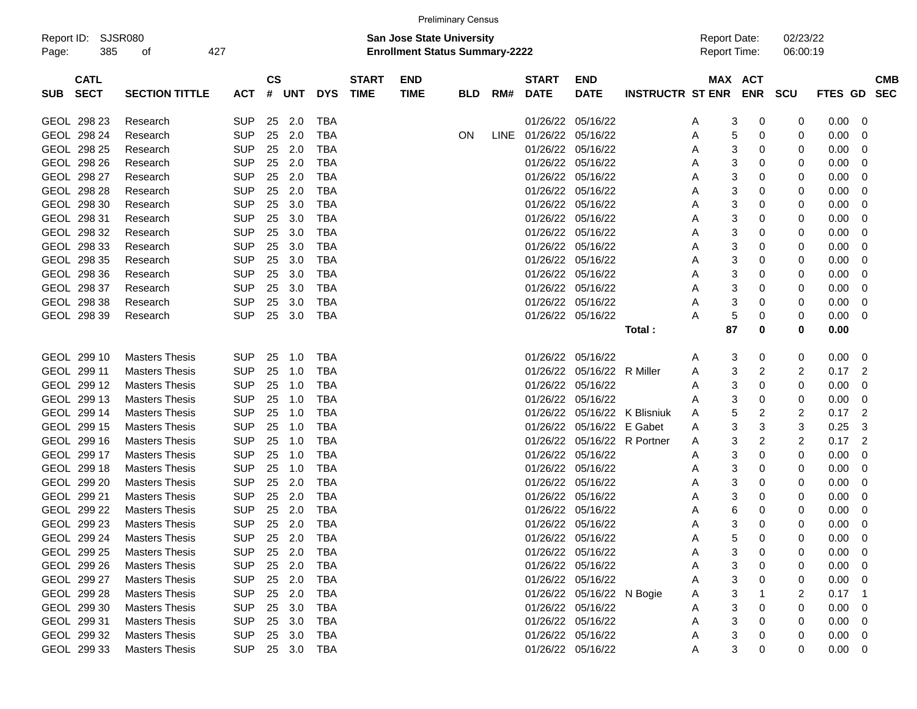Preliminary Census

Report ID: SJSR080
Page: 385 of 427

**San Jose State University**
**Enrollment Status Summary-2222**

Report Date: 02/23/22
Report Time: 06:00:19

| SUB | CATL SECT | SECTION TITTLE | ACT | CS # | UNT | DYS | START TIME | END TIME | BLD | RM# | START DATE | END DATE | INSTRUCTR | ST | MAX ENR | ACT ENR | SCU | FTES | GD | CMB SEC |
|---|---|---|---|---|---|---|---|---|---|---|---|---|---|---|---|---|---|---|---|---|
| GEOL | 298 23 | Research | SUP | 25 | 2.0 | TBA | | | | | 01/26/22 | 05/16/22 | | A | 3 | 0 | 0 | 0.00 | 0 | |
| GEOL | 298 24 | Research | SUP | 25 | 2.0 | TBA | | | ON | LINE | 01/26/22 | 05/16/22 | | A | 5 | 0 | 0 | 0.00 | 0 | |
| GEOL | 298 25 | Research | SUP | 25 | 2.0 | TBA | | | | | 01/26/22 | 05/16/22 | | A | 3 | 0 | 0 | 0.00 | 0 | |
| GEOL | 298 26 | Research | SUP | 25 | 2.0 | TBA | | | | | 01/26/22 | 05/16/22 | | A | 3 | 0 | 0 | 0.00 | 0 | |
| GEOL | 298 27 | Research | SUP | 25 | 2.0 | TBA | | | | | 01/26/22 | 05/16/22 | | A | 3 | 0 | 0 | 0.00 | 0 | |
| GEOL | 298 28 | Research | SUP | 25 | 2.0 | TBA | | | | | 01/26/22 | 05/16/22 | | A | 3 | 0 | 0 | 0.00 | 0 | |
| GEOL | 298 30 | Research | SUP | 25 | 3.0 | TBA | | | | | 01/26/22 | 05/16/22 | | A | 3 | 0 | 0 | 0.00 | 0 | |
| GEOL | 298 31 | Research | SUP | 25 | 3.0 | TBA | | | | | 01/26/22 | 05/16/22 | | A | 3 | 0 | 0 | 0.00 | 0 | |
| GEOL | 298 32 | Research | SUP | 25 | 3.0 | TBA | | | | | 01/26/22 | 05/16/22 | | A | 3 | 0 | 0 | 0.00 | 0 | |
| GEOL | 298 33 | Research | SUP | 25 | 3.0 | TBA | | | | | 01/26/22 | 05/16/22 | | A | 3 | 0 | 0 | 0.00 | 0 | |
| GEOL | 298 35 | Research | SUP | 25 | 3.0 | TBA | | | | | 01/26/22 | 05/16/22 | | A | 3 | 0 | 0 | 0.00 | 0 | |
| GEOL | 298 36 | Research | SUP | 25 | 3.0 | TBA | | | | | 01/26/22 | 05/16/22 | | A | 3 | 0 | 0 | 0.00 | 0 | |
| GEOL | 298 37 | Research | SUP | 25 | 3.0 | TBA | | | | | 01/26/22 | 05/16/22 | | A | 3 | 0 | 0 | 0.00 | 0 | |
| GEOL | 298 38 | Research | SUP | 25 | 3.0 | TBA | | | | | 01/26/22 | 05/16/22 | | A | 3 | 0 | 0 | 0.00 | 0 | |
| GEOL | 298 39 | Research | SUP | 25 | 3.0 | TBA | | | | | 01/26/22 | 05/16/22 | | A | 5 | 0 | 0 | 0.00 | 0 | |
| | | | | | | | | | | | | | **Total :** | | **87** | **0** | **0** | **0.00** | | |
| GEOL | 299 10 | Masters Thesis | SUP | 25 | 1.0 | TBA | | | | | 01/26/22 | 05/16/22 | | A | 3 | 0 | 0 | 0.00 | 0 | |
| GEOL | 299 11 | Masters Thesis | SUP | 25 | 1.0 | TBA | | | | | 01/26/22 | 05/16/22 | R Miller | A | 3 | 2 | 2 | 0.17 | 2 | |
| GEOL | 299 12 | Masters Thesis | SUP | 25 | 1.0 | TBA | | | | | 01/26/22 | 05/16/22 | | A | 3 | 0 | 0 | 0.00 | 0 | |
| GEOL | 299 13 | Masters Thesis | SUP | 25 | 1.0 | TBA | | | | | 01/26/22 | 05/16/22 | | A | 3 | 0 | 0 | 0.00 | 0 | |
| GEOL | 299 14 | Masters Thesis | SUP | 25 | 1.0 | TBA | | | | | 01/26/22 | 05/16/22 | K Blisniuk | A | 5 | 2 | 2 | 0.17 | 2 | |
| GEOL | 299 15 | Masters Thesis | SUP | 25 | 1.0 | TBA | | | | | 01/26/22 | 05/16/22 | E Gabet | A | 3 | 3 | 3 | 0.25 | 3 | |
| GEOL | 299 16 | Masters Thesis | SUP | 25 | 1.0 | TBA | | | | | 01/26/22 | 05/16/22 | R Portner | A | 3 | 2 | 2 | 0.17 | 2 | |
| GEOL | 299 17 | Masters Thesis | SUP | 25 | 1.0 | TBA | | | | | 01/26/22 | 05/16/22 | | A | 3 | 0 | 0 | 0.00 | 0 | |
| GEOL | 299 18 | Masters Thesis | SUP | 25 | 1.0 | TBA | | | | | 01/26/22 | 05/16/22 | | A | 3 | 0 | 0 | 0.00 | 0 | |
| GEOL | 299 20 | Masters Thesis | SUP | 25 | 2.0 | TBA | | | | | 01/26/22 | 05/16/22 | | A | 3 | 0 | 0 | 0.00 | 0 | |
| GEOL | 299 21 | Masters Thesis | SUP | 25 | 2.0 | TBA | | | | | 01/26/22 | 05/16/22 | | A | 3 | 0 | 0 | 0.00 | 0 | |
| GEOL | 299 22 | Masters Thesis | SUP | 25 | 2.0 | TBA | | | | | 01/26/22 | 05/16/22 | | A | 6 | 0 | 0 | 0.00 | 0 | |
| GEOL | 299 23 | Masters Thesis | SUP | 25 | 2.0 | TBA | | | | | 01/26/22 | 05/16/22 | | A | 3 | 0 | 0 | 0.00 | 0 | |
| GEOL | 299 24 | Masters Thesis | SUP | 25 | 2.0 | TBA | | | | | 01/26/22 | 05/16/22 | | A | 5 | 0 | 0 | 0.00 | 0 | |
| GEOL | 299 25 | Masters Thesis | SUP | 25 | 2.0 | TBA | | | | | 01/26/22 | 05/16/22 | | A | 3 | 0 | 0 | 0.00 | 0 | |
| GEOL | 299 26 | Masters Thesis | SUP | 25 | 2.0 | TBA | | | | | 01/26/22 | 05/16/22 | | A | 3 | 0 | 0 | 0.00 | 0 | |
| GEOL | 299 27 | Masters Thesis | SUP | 25 | 2.0 | TBA | | | | | 01/26/22 | 05/16/22 | | A | 3 | 0 | 0 | 0.00 | 0 | |
| GEOL | 299 28 | Masters Thesis | SUP | 25 | 2.0 | TBA | | | | | 01/26/22 | 05/16/22 | N Bogie | A | 3 | 1 | 2 | 0.17 | 1 | |
| GEOL | 299 30 | Masters Thesis | SUP | 25 | 3.0 | TBA | | | | | 01/26/22 | 05/16/22 | | A | 3 | 0 | 0 | 0.00 | 0 | |
| GEOL | 299 31 | Masters Thesis | SUP | 25 | 3.0 | TBA | | | | | 01/26/22 | 05/16/22 | | A | 3 | 0 | 0 | 0.00 | 0 | |
| GEOL | 299 32 | Masters Thesis | SUP | 25 | 3.0 | TBA | | | | | 01/26/22 | 05/16/22 | | A | 3 | 0 | 0 | 0.00 | 0 | |
| GEOL | 299 33 | Masters Thesis | SUP | 25 | 3.0 | TBA | | | | | 01/26/22 | 05/16/22 | | A | 3 | 0 | 0 | 0.00 | 0 | |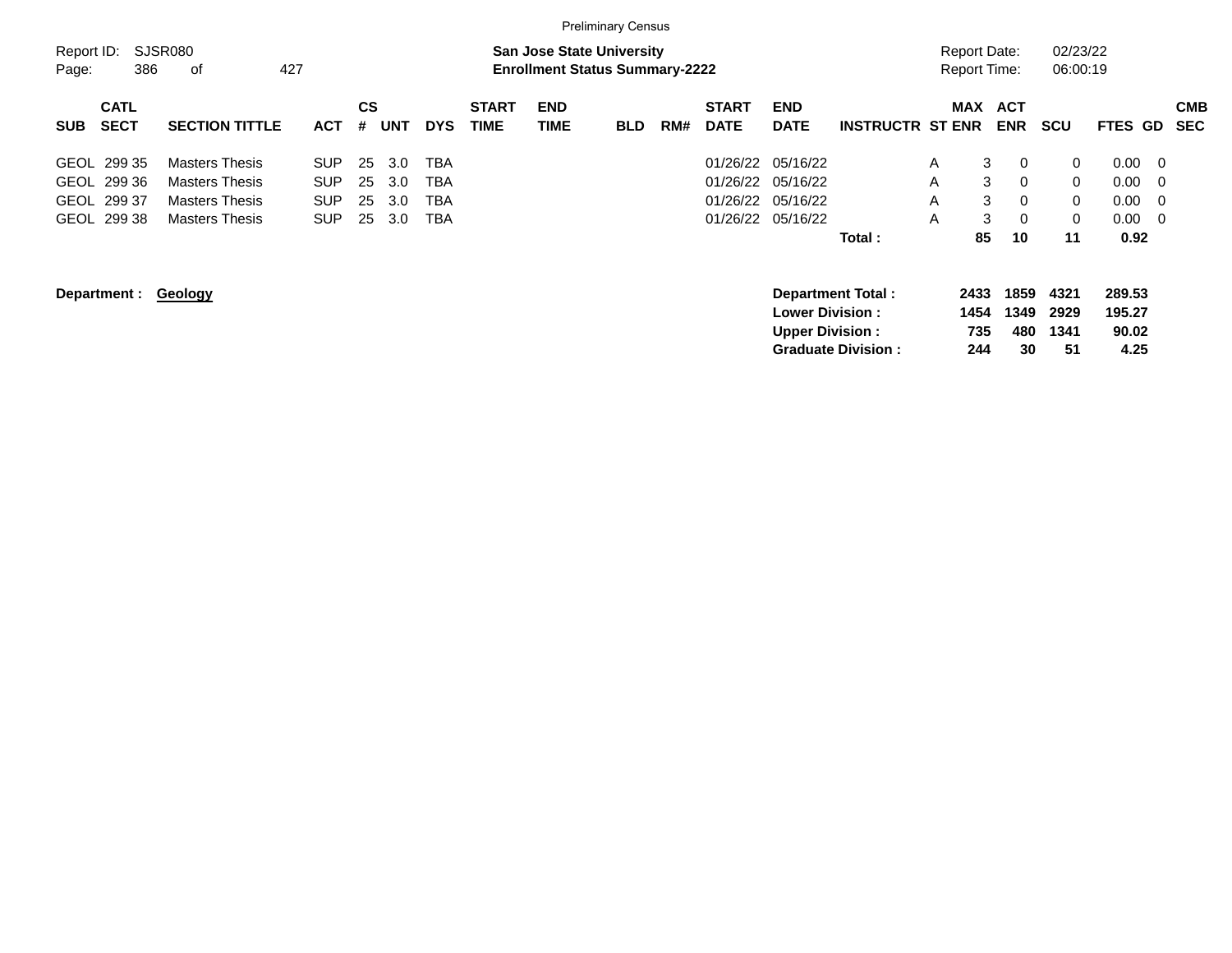Preliminary Census

Report ID: SJSR080

**San Jose State University**
**Enrollment Status Summary-2222**

Report Date: 02/23/22
Report Time: 06:00:19

| SUB | CATL SECT | SECTION TITTLE | ACT | CS # | UNT | DYS | START TIME | END TIME | BLD | RM# | START DATE | END DATE | INSTRUCTR | ST | MAX ENR | ACT ENR | SCU | FTES | GD | CMB SEC |
|---|---|---|---|---|---|---|---|---|---|---|---|---|---|---|---|---|---|---|---|---|
| GEOL | 299 35 | Masters Thesis | SUP | 25 | 3.0 | TBA | | | | | 01/26/22 | 05/16/22 | | A | 3 | 0 | 0 | 0.00 | 0 | |
| GEOL | 299 36 | Masters Thesis | SUP | 25 | 3.0 | TBA | | | | | 01/26/22 | 05/16/22 | | A | 3 | 0 | 0 | 0.00 | 0 | |
| GEOL | 299 37 | Masters Thesis | SUP | 25 | 3.0 | TBA | | | | | 01/26/22 | 05/16/22 | | A | 3 | 0 | 0 | 0.00 | 0 | |
| GEOL | 299 38 | Masters Thesis | SUP | 25 | 3.0 | TBA | | | | | 01/26/22 | 05/16/22 | | A | 3 | 0 | 0 | 0.00 | 0 | |
| | | | | | | | | | | | | | **Total :** | | **85** | **10** | **11** | **0.92** | | |

**Department : Geology**

| | MAX ENR | ACT ENR | SCU | FTES |
|---|---|---|---|---|
| **Department Total :** | **2433** | **1859** | **4321** | **289.53** |
| **Lower Division :** | **1454** | **1349** | **2929** | **195.27** |
| **Upper Division :** | **735** | **480** | **1341** | **90.02** |
| **Graduate Division :** | **244** | **30** | **51** | **4.25** |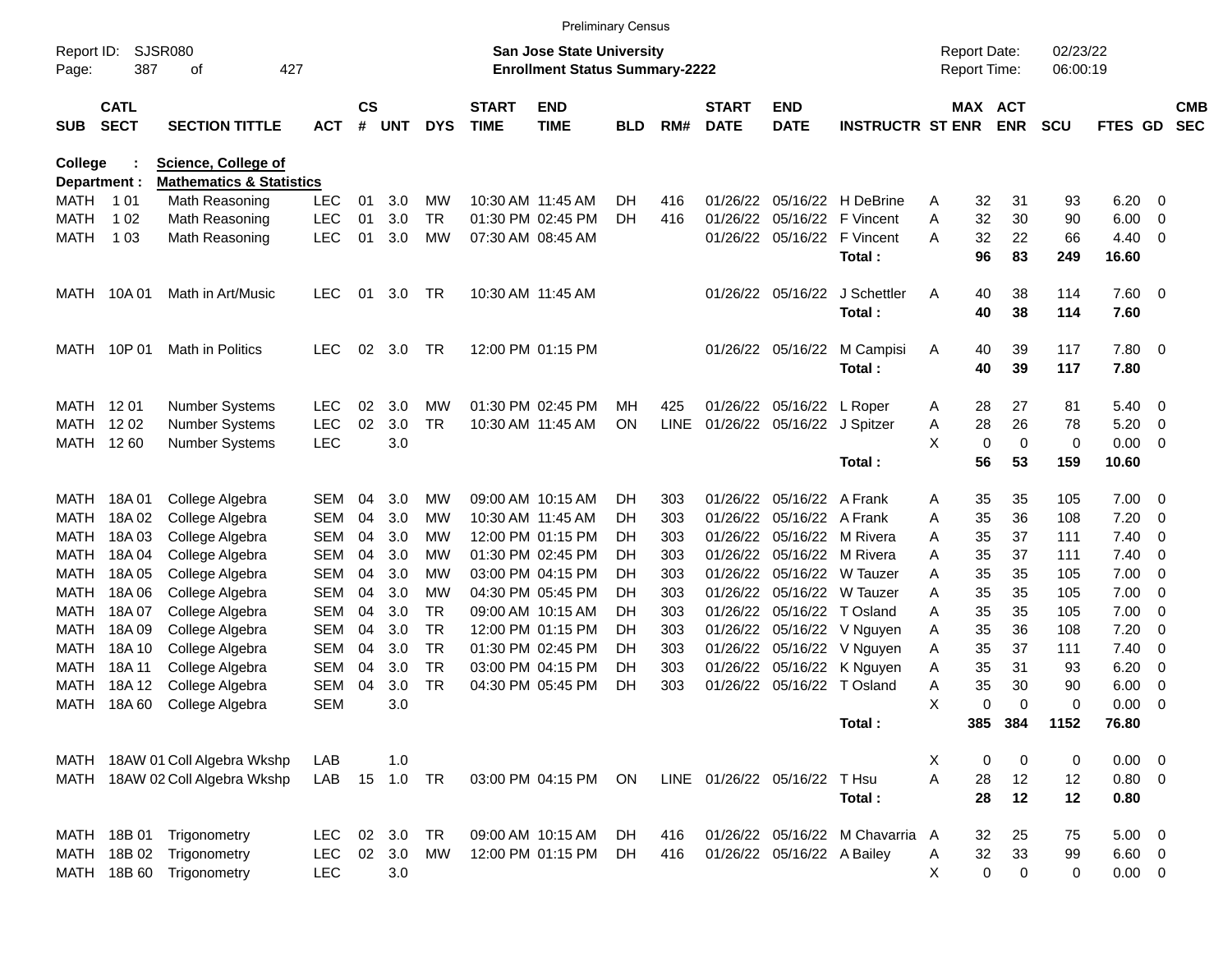Preliminary Census

Report ID: SJSR080

**San Jose State University**
**Enrollment Status Summary-2222**

Report Date: 02/23/22
Report Time: 06:00:19

College : **Science, College of**
Department : **Mathematics & Statistics**

| SUB | CATL SECT | SECTION TITTLE | ACT | CS # | UNT | DYS | START TIME | END TIME | BLD | RM# | START DATE | END DATE | INSTRUCTR | ST | MAX ENR | ACT ENR | SCU | FTES | GD | CMB SEC |
|---|---|---|---|---|---|---|---|---|---|---|---|---|---|---|---|---|---|---|---|---|
| MATH | 1 01 | Math Reasoning | LEC | 01 | 3.0 | MW | 10:30 AM | 11:45 AM | DH | 416 | 01/26/22 | 05/16/22 | H DeBrine | A | 32 | 31 | 93 | 6.20 | 0 | |
| MATH | 1 02 | Math Reasoning | LEC | 01 | 3.0 | TR | 01:30 PM | 02:45 PM | DH | 416 | 01/26/22 | 05/16/22 | F Vincent | A | 32 | 30 | 90 | 6.00 | 0 | |
| MATH | 1 03 | Math Reasoning | LEC | 01 | 3.0 | MW | 07:30 AM | 08:45 AM | | | 01/26/22 | 05/16/22 | F Vincent | A | 32 | 22 | 66 | 4.40 | 0 | |
| | | | | | | | | | | | | | **Total :** | | **96** | **83** | **249** | **16.60** | | |
| MATH | 10A 01 | Math in Art/Music | LEC | 01 | 3.0 | TR | 10:30 AM | 11:45 AM | | | 01/26/22 | 05/16/22 | J Schettler | A | 40 | 38 | 114 | 7.60 | 0 | |
| | | | | | | | | | | | | | **Total :** | | **40** | **38** | **114** | **7.60** | | |
| MATH | 10P 01 | Math in Politics | LEC | 02 | 3.0 | TR | 12:00 PM | 01:15 PM | | | 01/26/22 | 05/16/22 | M Campisi | A | 40 | 39 | 117 | 7.80 | 0 | |
| | | | | | | | | | | | | | **Total :** | | **40** | **39** | **117** | **7.80** | | |
| MATH | 12 01 | Number Systems | LEC | 02 | 3.0 | MW | 01:30 PM | 02:45 PM | MH | 425 | 01/26/22 | 05/16/22 | L Roper | A | 28 | 27 | 81 | 5.40 | 0 | |
| MATH | 12 02 | Number Systems | LEC | 02 | 3.0 | TR | 10:30 AM | 11:45 AM | ON | LINE | 01/26/22 | 05/16/22 | J Spitzer | A | 28 | 26 | 78 | 5.20 | 0 | |
| MATH | 12 60 | Number Systems | LEC | | 3.0 | | | | | | | | | X | 0 | 0 | 0 | 0.00 | 0 | |
| | | | | | | | | | | | | | **Total :** | | **56** | **53** | **159** | **10.60** | | |
| MATH | 18A 01 | College Algebra | SEM | 04 | 3.0 | MW | 09:00 AM | 10:15 AM | DH | 303 | 01/26/22 | 05/16/22 | A Frank | A | 35 | 35 | 105 | 7.00 | 0 | |
| MATH | 18A 02 | College Algebra | SEM | 04 | 3.0 | MW | 10:30 AM | 11:45 AM | DH | 303 | 01/26/22 | 05/16/22 | A Frank | A | 35 | 36 | 108 | 7.20 | 0 | |
| MATH | 18A 03 | College Algebra | SEM | 04 | 3.0 | MW | 12:00 PM | 01:15 PM | DH | 303 | 01/26/22 | 05/16/22 | M Rivera | A | 35 | 37 | 111 | 7.40 | 0 | |
| MATH | 18A 04 | College Algebra | SEM | 04 | 3.0 | MW | 01:30 PM | 02:45 PM | DH | 303 | 01/26/22 | 05/16/22 | M Rivera | A | 35 | 37 | 111 | 7.40 | 0 | |
| MATH | 18A 05 | College Algebra | SEM | 04 | 3.0 | MW | 03:00 PM | 04:15 PM | DH | 303 | 01/26/22 | 05/16/22 | W Tauzer | A | 35 | 35 | 105 | 7.00 | 0 | |
| MATH | 18A 06 | College Algebra | SEM | 04 | 3.0 | MW | 04:30 PM | 05:45 PM | DH | 303 | 01/26/22 | 05/16/22 | W Tauzer | A | 35 | 35 | 105 | 7.00 | 0 | |
| MATH | 18A 07 | College Algebra | SEM | 04 | 3.0 | TR | 09:00 AM | 10:15 AM | DH | 303 | 01/26/22 | 05/16/22 | T Osland | A | 35 | 35 | 105 | 7.00 | 0 | |
| MATH | 18A 09 | College Algebra | SEM | 04 | 3.0 | TR | 12:00 PM | 01:15 PM | DH | 303 | 01/26/22 | 05/16/22 | V Nguyen | A | 35 | 36 | 108 | 7.20 | 0 | |
| MATH | 18A 10 | College Algebra | SEM | 04 | 3.0 | TR | 01:30 PM | 02:45 PM | DH | 303 | 01/26/22 | 05/16/22 | V Nguyen | A | 35 | 37 | 111 | 7.40 | 0 | |
| MATH | 18A 11 | College Algebra | SEM | 04 | 3.0 | TR | 03:00 PM | 04:15 PM | DH | 303 | 01/26/22 | 05/16/22 | K Nguyen | A | 35 | 31 | 93 | 6.20 | 0 | |
| MATH | 18A 12 | College Algebra | SEM | 04 | 3.0 | TR | 04:30 PM | 05:45 PM | DH | 303 | 01/26/22 | 05/16/22 | T Osland | A | 35 | 30 | 90 | 6.00 | 0 | |
| MATH | 18A 60 | College Algebra | SEM | | 3.0 | | | | | | | | | X | 0 | 0 | 0 | 0.00 | 0 | |
| | | | | | | | | | | | | | **Total :** | | **385** | **384** | **1152** | **76.80** | | |
| MATH | 18AW 01 | Coll Algebra Wkshp | LAB | | 1.0 | | | | | | | | | X | 0 | 0 | 0 | 0.00 | 0 | |
| MATH | 18AW 02 | Coll Algebra Wkshp | LAB | 15 | 1.0 | TR | 03:00 PM | 04:15 PM | ON | LINE | 01/26/22 | 05/16/22 | T Hsu | A | 28 | 12 | 12 | 0.80 | 0 | |
| | | | | | | | | | | | | | **Total :** | | **28** | **12** | **12** | **0.80** | | |
| MATH | 18B 01 | Trigonometry | LEC | 02 | 3.0 | TR | 09:00 AM | 10:15 AM | DH | 416 | 01/26/22 | 05/16/22 | M Chavarria | A | 32 | 25 | 75 | 5.00 | 0 | |
| MATH | 18B 02 | Trigonometry | LEC | 02 | 3.0 | MW | 12:00 PM | 01:15 PM | DH | 416 | 01/26/22 | 05/16/22 | A Bailey | A | 32 | 33 | 99 | 6.60 | 0 | |
| MATH | 18B 60 | Trigonometry | LEC | | 3.0 | | | | | | | | | X | 0 | 0 | 0 | 0.00 | 0 | |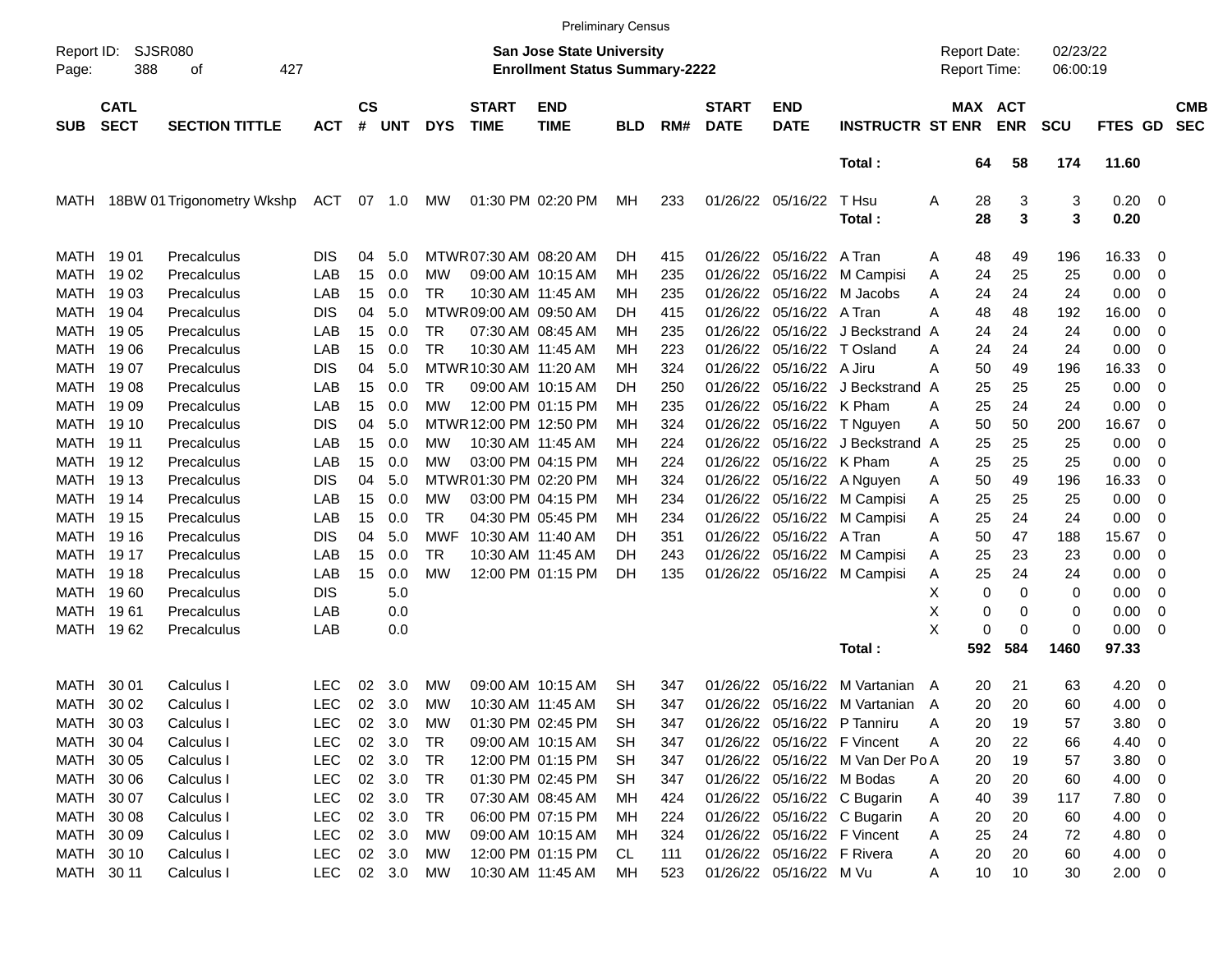Preliminary Census

Report ID: SJSR080

**San Jose State University**
**Enrollment Status Summary-2222**

Report Date: 02/23/22
Report Time: 06:00:19

| SUB | CATL SECT | SECTION TITTLE | ACT | CS # | UNT | DYS | START TIME | END TIME | BLD | RM# | START DATE | END DATE | INSTRUCTR | ST | MAX ENR | ACT ENR | SCU | FTES | GD | CMB SEC |
|---|---|---|---|---|---|---|---|---|---|---|---|---|---|---|---|---|---|---|---|---|
| | | | | | | | | | | | | | **Total :** | | **64** | **58** | **174** | **11.60** | | |
| MATH | 18BW 01 | Trigonometry Wkshp | ACT | 07 | 1.0 | MW | 01:30 PM | 02:20 PM | MH | 233 | 01/26/22 | 05/16/22 | T Hsu | A | 28 | 3 | 3 | 0.20 | 0 | |
| | | | | | | | | | | | | | **Total :** | | **28** | **3** | **3** | **0.20** | | |
| MATH | 19 01 | Precalculus | DIS | 04 | 5.0 | MTWR | 07:30 AM | 08:20 AM | DH | 415 | 01/26/22 | 05/16/22 | A Tran | A | 48 | 49 | 196 | 16.33 | 0 | |
| MATH | 19 02 | Precalculus | LAB | 15 | 0.0 | MW | 09:00 AM | 10:15 AM | MH | 235 | 01/26/22 | 05/16/22 | M Campisi | A | 24 | 25 | 25 | 0.00 | 0 | |
| MATH | 19 03 | Precalculus | LAB | 15 | 0.0 | TR | 10:30 AM | 11:45 AM | MH | 235 | 01/26/22 | 05/16/22 | M Jacobs | A | 24 | 24 | 24 | 0.00 | 0 | |
| MATH | 19 04 | Precalculus | DIS | 04 | 5.0 | MTWR | 09:00 AM | 09:50 AM | DH | 415 | 01/26/22 | 05/16/22 | A Tran | A | 48 | 48 | 192 | 16.00 | 0 | |
| MATH | 19 05 | Precalculus | LAB | 15 | 0.0 | TR | 07:30 AM | 08:45 AM | MH | 235 | 01/26/22 | 05/16/22 | J Beckstrand | A | 24 | 24 | 24 | 0.00 | 0 | |
| MATH | 19 06 | Precalculus | LAB | 15 | 0.0 | TR | 10:30 AM | 11:45 AM | MH | 223 | 01/26/22 | 05/16/22 | T Osland | A | 24 | 24 | 24 | 0.00 | 0 | |
| MATH | 19 07 | Precalculus | DIS | 04 | 5.0 | MTWR | 10:30 AM | 11:20 AM | MH | 324 | 01/26/22 | 05/16/22 | A Jiru | A | 50 | 49 | 196 | 16.33 | 0 | |
| MATH | 19 08 | Precalculus | LAB | 15 | 0.0 | TR | 09:00 AM | 10:15 AM | DH | 250 | 01/26/22 | 05/16/22 | J Beckstrand | A | 25 | 25 | 25 | 0.00 | 0 | |
| MATH | 19 09 | Precalculus | LAB | 15 | 0.0 | MW | 12:00 PM | 01:15 PM | MH | 235 | 01/26/22 | 05/16/22 | K Pham | A | 25 | 24 | 24 | 0.00 | 0 | |
| MATH | 19 10 | Precalculus | DIS | 04 | 5.0 | MTWR | 12:00 PM | 12:50 PM | MH | 324 | 01/26/22 | 05/16/22 | T Nguyen | A | 50 | 50 | 200 | 16.67 | 0 | |
| MATH | 19 11 | Precalculus | LAB | 15 | 0.0 | MW | 10:30 AM | 11:45 AM | MH | 224 | 01/26/22 | 05/16/22 | J Beckstrand | A | 25 | 25 | 25 | 0.00 | 0 | |
| MATH | 19 12 | Precalculus | LAB | 15 | 0.0 | MW | 03:00 PM | 04:15 PM | MH | 224 | 01/26/22 | 05/16/22 | K Pham | A | 25 | 25 | 25 | 0.00 | 0 | |
| MATH | 19 13 | Precalculus | DIS | 04 | 5.0 | MTWR | 01:30 PM | 02:20 PM | MH | 324 | 01/26/22 | 05/16/22 | A Nguyen | A | 50 | 49 | 196 | 16.33 | 0 | |
| MATH | 19 14 | Precalculus | LAB | 15 | 0.0 | MW | 03:00 PM | 04:15 PM | MH | 234 | 01/26/22 | 05/16/22 | M Campisi | A | 25 | 25 | 25 | 0.00 | 0 | |
| MATH | 19 15 | Precalculus | LAB | 15 | 0.0 | TR | 04:30 PM | 05:45 PM | MH | 234 | 01/26/22 | 05/16/22 | M Campisi | A | 25 | 24 | 24 | 0.00 | 0 | |
| MATH | 19 16 | Precalculus | DIS | 04 | 5.0 | MWF | 10:30 AM | 11:40 AM | DH | 351 | 01/26/22 | 05/16/22 | A Tran | A | 50 | 47 | 188 | 15.67 | 0 | |
| MATH | 19 17 | Precalculus | LAB | 15 | 0.0 | TR | 10:30 AM | 11:45 AM | DH | 243 | 01/26/22 | 05/16/22 | M Campisi | A | 25 | 23 | 23 | 0.00 | 0 | |
| MATH | 19 18 | Precalculus | LAB | 15 | 0.0 | MW | 12:00 PM | 01:15 PM | DH | 135 | 01/26/22 | 05/16/22 | M Campisi | A | 25 | 24 | 24 | 0.00 | 0 | |
| MATH | 19 60 | Precalculus | DIS | | 5.0 | | | | | | | | | X | 0 | 0 | 0 | 0.00 | 0 | |
| MATH | 19 61 | Precalculus | LAB | | 0.0 | | | | | | | | | X | 0 | 0 | 0 | 0.00 | 0 | |
| MATH | 19 62 | Precalculus | LAB | | 0.0 | | | | | | | | | X | 0 | 0 | 0 | 0.00 | 0 | |
| | | | | | | | | | | | | | **Total :** | | **592** | **584** | **1460** | **97.33** | | |
| MATH | 30 01 | Calculus I | LEC | 02 | 3.0 | MW | 09:00 AM | 10:15 AM | SH | 347 | 01/26/22 | 05/16/22 | M Vartanian | A | 20 | 21 | 63 | 4.20 | 0 | |
| MATH | 30 02 | Calculus I | LEC | 02 | 3.0 | MW | 10:30 AM | 11:45 AM | SH | 347 | 01/26/22 | 05/16/22 | M Vartanian | A | 20 | 20 | 60 | 4.00 | 0 | |
| MATH | 30 03 | Calculus I | LEC | 02 | 3.0 | MW | 01:30 PM | 02:45 PM | SH | 347 | 01/26/22 | 05/16/22 | P Tanniru | A | 20 | 19 | 57 | 3.80 | 0 | |
| MATH | 30 04 | Calculus I | LEC | 02 | 3.0 | TR | 09:00 AM | 10:15 AM | SH | 347 | 01/26/22 | 05/16/22 | F Vincent | A | 20 | 22 | 66 | 4.40 | 0 | |
| MATH | 30 05 | Calculus I | LEC | 02 | 3.0 | TR | 12:00 PM | 01:15 PM | SH | 347 | 01/26/22 | 05/16/22 | M Van Der Po | A | 20 | 19 | 57 | 3.80 | 0 | |
| MATH | 30 06 | Calculus I | LEC | 02 | 3.0 | TR | 01:30 PM | 02:45 PM | SH | 347 | 01/26/22 | 05/16/22 | M Bodas | A | 20 | 20 | 60 | 4.00 | 0 | |
| MATH | 30 07 | Calculus I | LEC | 02 | 3.0 | TR | 07:30 AM | 08:45 AM | MH | 424 | 01/26/22 | 05/16/22 | C Bugarin | A | 40 | 39 | 117 | 7.80 | 0 | |
| MATH | 30 08 | Calculus I | LEC | 02 | 3.0 | TR | 06:00 PM | 07:15 PM | MH | 224 | 01/26/22 | 05/16/22 | C Bugarin | A | 20 | 20 | 60 | 4.00 | 0 | |
| MATH | 30 09 | Calculus I | LEC | 02 | 3.0 | MW | 09:00 AM | 10:15 AM | MH | 324 | 01/26/22 | 05/16/22 | F Vincent | A | 25 | 24 | 72 | 4.80 | 0 | |
| MATH | 30 10 | Calculus I | LEC | 02 | 3.0 | MW | 12:00 PM | 01:15 PM | CL | 111 | 01/26/22 | 05/16/22 | F Rivera | A | 20 | 20 | 60 | 4.00 | 0 | |
| MATH | 30 11 | Calculus I | LEC | 02 | 3.0 | MW | 10:30 AM | 11:45 AM | MH | 523 | 01/26/22 | 05/16/22 | M Vu | A | 10 | 10 | 30 | 2.00 | 0 | |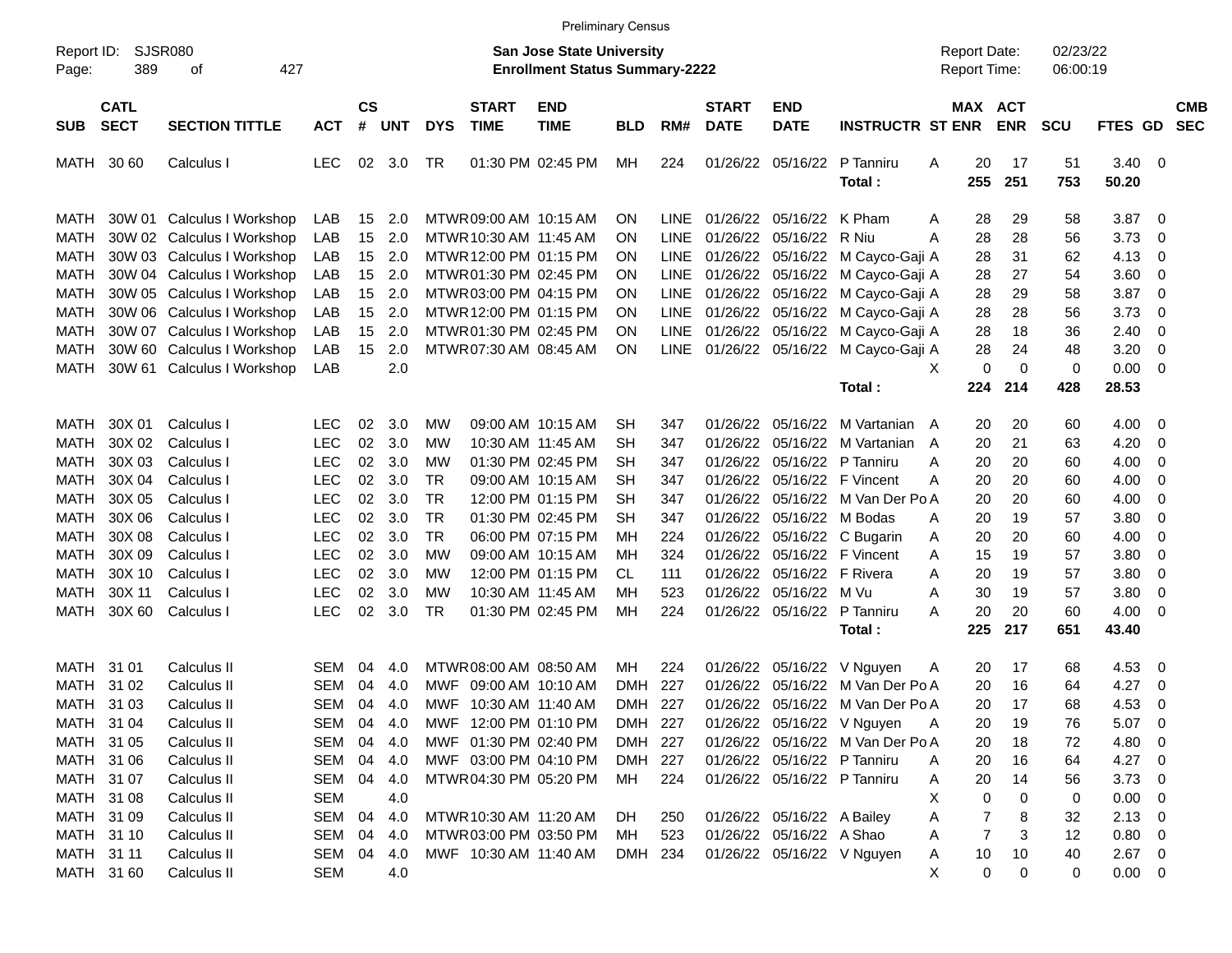Preliminary Census

Report ID: SJSR080

**San Jose State University**
**Enrollment Status Summary-2222**

Report Date: 02/23/22
Report Time: 06:00:19

| SUB | CATL SECT | SECTION TITTLE | ACT | CS # | UNT | DYS | START TIME | END TIME | BLD | RM# | START DATE | END DATE | INSTRUCTR | ST | MAX ENR | ACT ENR | SCU | FTES | GD | CMB SEC |
|---|---|---|---|---|---|---|---|---|---|---|---|---|---|---|---|---|---|---|---|---|
| MATH | 30 60 | Calculus I | LEC | 02 | 3.0 | TR | 01:30 PM | 02:45 PM | MH | 224 | 01/26/22 | 05/16/22 | P Tanniru | A | 20 | 17 | 51 | 3.40 | 0 | |
| | | | | | | | | | | | | | **Total :** | | **255** | **251** | **753** | **50.20** | | |
| MATH | 30W 01 | Calculus I Workshop | LAB | 15 | 2.0 | MTWR | 09:00 AM | 10:15 AM | ON | LINE | 01/26/22 | 05/16/22 | K Pham | A | 28 | 29 | 58 | 3.87 | 0 | |
| MATH | 30W 02 | Calculus I Workshop | LAB | 15 | 2.0 | MTWR | 10:30 AM | 11:45 AM | ON | LINE | 01/26/22 | 05/16/22 | R Niu | A | 28 | 28 | 56 | 3.73 | 0 | |
| MATH | 30W 03 | Calculus I Workshop | LAB | 15 | 2.0 | MTWR | 12:00 PM | 01:15 PM | ON | LINE | 01/26/22 | 05/16/22 | M Cayco-Gaji | A | 28 | 31 | 62 | 4.13 | 0 | |
| MATH | 30W 04 | Calculus I Workshop | LAB | 15 | 2.0 | MTWR | 01:30 PM | 02:45 PM | ON | LINE | 01/26/22 | 05/16/22 | M Cayco-Gaji | A | 28 | 27 | 54 | 3.60 | 0 | |
| MATH | 30W 05 | Calculus I Workshop | LAB | 15 | 2.0 | MTWR | 03:00 PM | 04:15 PM | ON | LINE | 01/26/22 | 05/16/22 | M Cayco-Gaji | A | 28 | 29 | 58 | 3.87 | 0 | |
| MATH | 30W 06 | Calculus I Workshop | LAB | 15 | 2.0 | MTWR | 12:00 PM | 01:15 PM | ON | LINE | 01/26/22 | 05/16/22 | M Cayco-Gaji | A | 28 | 28 | 56 | 3.73 | 0 | |
| MATH | 30W 07 | Calculus I Workshop | LAB | 15 | 2.0 | MTWR | 01:30 PM | 02:45 PM | ON | LINE | 01/26/22 | 05/16/22 | M Cayco-Gaji | A | 28 | 18 | 36 | 2.40 | 0 | |
| MATH | 30W 60 | Calculus I Workshop | LAB | 15 | 2.0 | MTWR | 07:30 AM | 08:45 AM | ON | LINE | 01/26/22 | 05/16/22 | M Cayco-Gaji | A | 28 | 24 | 48 | 3.20 | 0 | |
| MATH | 30W 61 | Calculus I Workshop | LAB | | 2.0 | | | | | | | | | X | 0 | 0 | 0 | 0.00 | 0 | |
| | | | | | | | | | | | | | **Total :** | | **224** | **214** | **428** | **28.53** | | |
| MATH | 30X 01 | Calculus I | LEC | 02 | 3.0 | MW | 09:00 AM | 10:15 AM | SH | 347 | 01/26/22 | 05/16/22 | M Vartanian | A | 20 | 20 | 60 | 4.00 | 0 | |
| MATH | 30X 02 | Calculus I | LEC | 02 | 3.0 | MW | 10:30 AM | 11:45 AM | SH | 347 | 01/26/22 | 05/16/22 | M Vartanian | A | 20 | 21 | 63 | 4.20 | 0 | |
| MATH | 30X 03 | Calculus I | LEC | 02 | 3.0 | MW | 01:30 PM | 02:45 PM | SH | 347 | 01/26/22 | 05/16/22 | P Tanniru | A | 20 | 20 | 60 | 4.00 | 0 | |
| MATH | 30X 04 | Calculus I | LEC | 02 | 3.0 | TR | 09:00 AM | 10:15 AM | SH | 347 | 01/26/22 | 05/16/22 | F Vincent | A | 20 | 20 | 60 | 4.00 | 0 | |
| MATH | 30X 05 | Calculus I | LEC | 02 | 3.0 | TR | 12:00 PM | 01:15 PM | SH | 347 | 01/26/22 | 05/16/22 | M Van Der Po | A | 20 | 20 | 60 | 4.00 | 0 | |
| MATH | 30X 06 | Calculus I | LEC | 02 | 3.0 | TR | 01:30 PM | 02:45 PM | SH | 347 | 01/26/22 | 05/16/22 | M Bodas | A | 20 | 19 | 57 | 3.80 | 0 | |
| MATH | 30X 08 | Calculus I | LEC | 02 | 3.0 | TR | 06:00 PM | 07:15 PM | MH | 224 | 01/26/22 | 05/16/22 | C Bugarin | A | 20 | 20 | 60 | 4.00 | 0 | |
| MATH | 30X 09 | Calculus I | LEC | 02 | 3.0 | MW | 09:00 AM | 10:15 AM | MH | 324 | 01/26/22 | 05/16/22 | F Vincent | A | 15 | 19 | 57 | 3.80 | 0 | |
| MATH | 30X 10 | Calculus I | LEC | 02 | 3.0 | MW | 12:00 PM | 01:15 PM | CL | 111 | 01/26/22 | 05/16/22 | F Rivera | A | 20 | 19 | 57 | 3.80 | 0 | |
| MATH | 30X 11 | Calculus I | LEC | 02 | 3.0 | MW | 10:30 AM | 11:45 AM | MH | 523 | 01/26/22 | 05/16/22 | M Vu | A | 30 | 19 | 57 | 3.80 | 0 | |
| MATH | 30X 60 | Calculus I | LEC | 02 | 3.0 | TR | 01:30 PM | 02:45 PM | MH | 224 | 01/26/22 | 05/16/22 | P Tanniru | A | 20 | 20 | 60 | 4.00 | 0 | |
| | | | | | | | | | | | | | **Total :** | | **225** | **217** | **651** | **43.40** | | |
| MATH | 31 01 | Calculus II | SEM | 04 | 4.0 | MTWR | 08:00 AM | 08:50 AM | MH | 224 | 01/26/22 | 05/16/22 | V Nguyen | A | 20 | 17 | 68 | 4.53 | 0 | |
| MATH | 31 02 | Calculus II | SEM | 04 | 4.0 | MWF | 09:00 AM | 10:10 AM | DMH | 227 | 01/26/22 | 05/16/22 | M Van Der Po | A | 20 | 16 | 64 | 4.27 | 0 | |
| MATH | 31 03 | Calculus II | SEM | 04 | 4.0 | MWF | 10:30 AM | 11:40 AM | DMH | 227 | 01/26/22 | 05/16/22 | M Van Der Po | A | 20 | 17 | 68 | 4.53 | 0 | |
| MATH | 31 04 | Calculus II | SEM | 04 | 4.0 | MWF | 12:00 PM | 01:10 PM | DMH | 227 | 01/26/22 | 05/16/22 | V Nguyen | A | 20 | 19 | 76 | 5.07 | 0 | |
| MATH | 31 05 | Calculus II | SEM | 04 | 4.0 | MWF | 01:30 PM | 02:40 PM | DMH | 227 | 01/26/22 | 05/16/22 | M Van Der Po | A | 20 | 18 | 72 | 4.80 | 0 | |
| MATH | 31 06 | Calculus II | SEM | 04 | 4.0 | MWF | 03:00 PM | 04:10 PM | DMH | 227 | 01/26/22 | 05/16/22 | P Tanniru | A | 20 | 16 | 64 | 4.27 | 0 | |
| MATH | 31 07 | Calculus II | SEM | 04 | 4.0 | MTWR | 04:30 PM | 05:20 PM | MH | 224 | 01/26/22 | 05/16/22 | P Tanniru | A | 20 | 14 | 56 | 3.73 | 0 | |
| MATH | 31 08 | Calculus II | SEM | | 4.0 | | | | | | | | | X | 0 | 0 | 0 | 0.00 | 0 | |
| MATH | 31 09 | Calculus II | SEM | 04 | 4.0 | MTWR | 10:30 AM | 11:20 AM | DH | 250 | 01/26/22 | 05/16/22 | A Bailey | A | 7 | 8 | 32 | 2.13 | 0 | |
| MATH | 31 10 | Calculus II | SEM | 04 | 4.0 | MTWR | 03:00 PM | 03:50 PM | MH | 523 | 01/26/22 | 05/16/22 | A Shao | A | 7 | 3 | 12 | 0.80 | 0 | |
| MATH | 31 11 | Calculus II | SEM | 04 | 4.0 | MWF | 10:30 AM | 11:40 AM | DMH | 234 | 01/26/22 | 05/16/22 | V Nguyen | A | 10 | 10 | 40 | 2.67 | 0 | |
| MATH | 31 60 | Calculus II | SEM | | 4.0 | | | | | | | | | X | 0 | 0 | 0 | 0.00 | 0 | |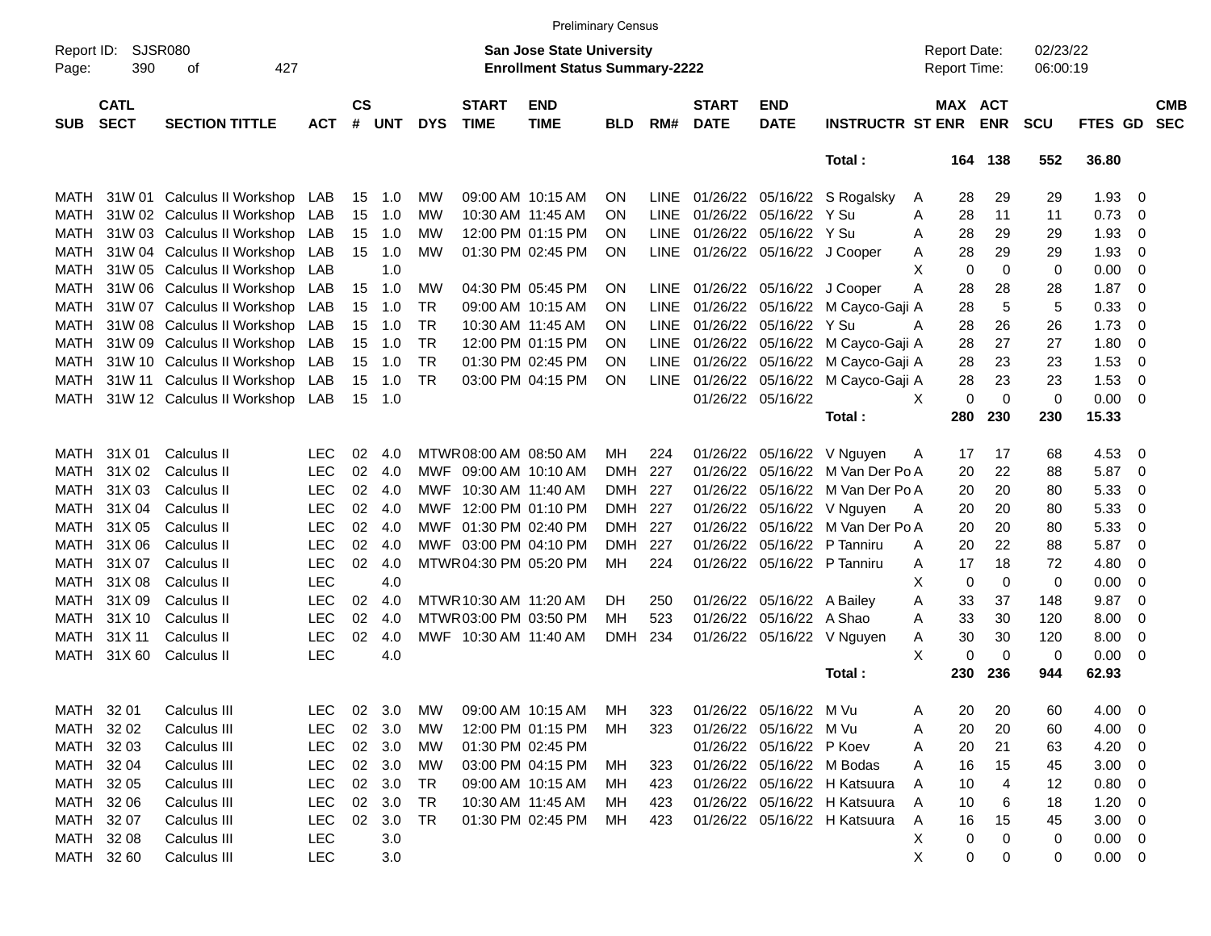Preliminary Census

Report ID: SJSR080
Page: 390 of 427

**San Jose State University**
**Enrollment Status Summary-2222**

Report Date: 02/23/22
Report Time: 06:00:19

| SUB | CATL SECT | SECTION TITTLE | ACT | CS # | UNT | DYS | START TIME | END TIME | BLD | RM# | START DATE | END DATE | INSTRUCTR | ST | MAX ENR | ACT ENR | SCU | FTES | GD | CMB SEC |
|---|---|---|---|---|---|---|---|---|---|---|---|---|---|---|---|---|---|---|---|---|
| | | | | | | | | | | | | | Total : | | 164 | 138 | 552 | 36.80 | | |
| MATH | 31W 01 | Calculus II Workshop | LAB | 15 | 1.0 | MW | 09:00 AM | 10:15 AM | ON | LINE | 01/26/22 | 05/16/22 | S Rogalsky | A | 28 | 29 | 29 | 1.93 | 0 | |
| MATH | 31W 02 | Calculus II Workshop | LAB | 15 | 1.0 | MW | 10:30 AM | 11:45 AM | ON | LINE | 01/26/22 | 05/16/22 | Y Su | A | 28 | 11 | 11 | 0.73 | 0 | |
| MATH | 31W 03 | Calculus II Workshop | LAB | 15 | 1.0 | MW | 12:00 PM | 01:15 PM | ON | LINE | 01/26/22 | 05/16/22 | Y Su | A | 28 | 29 | 29 | 1.93 | 0 | |
| MATH | 31W 04 | Calculus II Workshop | LAB | 15 | 1.0 | MW | 01:30 PM | 02:45 PM | ON | LINE | 01/26/22 | 05/16/22 | J Cooper | A | 28 | 29 | 29 | 1.93 | 0 | |
| MATH | 31W 05 | Calculus II Workshop | LAB | | 1.0 | | | | | | | | | X | 0 | 0 | 0 | 0.00 | 0 | |
| MATH | 31W 06 | Calculus II Workshop | LAB | 15 | 1.0 | MW | 04:30 PM | 05:45 PM | ON | LINE | 01/26/22 | 05/16/22 | J Cooper | A | 28 | 28 | 28 | 1.87 | 0 | |
| MATH | 31W 07 | Calculus II Workshop | LAB | 15 | 1.0 | TR | 09:00 AM | 10:15 AM | ON | LINE | 01/26/22 | 05/16/22 | M Cayco-Gaji | A | 28 | 5 | 5 | 0.33 | 0 | |
| MATH | 31W 08 | Calculus II Workshop | LAB | 15 | 1.0 | TR | 10:30 AM | 11:45 AM | ON | LINE | 01/26/22 | 05/16/22 | Y Su | A | 28 | 26 | 26 | 1.73 | 0 | |
| MATH | 31W 09 | Calculus II Workshop | LAB | 15 | 1.0 | TR | 12:00 PM | 01:15 PM | ON | LINE | 01/26/22 | 05/16/22 | M Cayco-Gaji | A | 28 | 27 | 27 | 1.80 | 0 | |
| MATH | 31W 10 | Calculus II Workshop | LAB | 15 | 1.0 | TR | 01:30 PM | 02:45 PM | ON | LINE | 01/26/22 | 05/16/22 | M Cayco-Gaji | A | 28 | 23 | 23 | 1.53 | 0 | |
| MATH | 31W 11 | Calculus II Workshop | LAB | 15 | 1.0 | TR | 03:00 PM | 04:15 PM | ON | LINE | 01/26/22 | 05/16/22 | M Cayco-Gaji | A | 28 | 23 | 23 | 1.53 | 0 | |
| MATH | 31W 12 | Calculus II Workshop | LAB | 15 | 1.0 | | | | | | 01/26/22 | 05/16/22 | | X | 0 | 0 | 0 | 0.00 | 0 | |
| | | | | | | | | | | | | | Total : | | 280 | 230 | 230 | 15.33 | | |
| MATH | 31X 01 | Calculus II | LEC | 02 | 4.0 | MTWR | 08:00 AM | 08:50 AM | MH | 224 | 01/26/22 | 05/16/22 | V Nguyen | A | 17 | 17 | 68 | 4.53 | 0 | |
| MATH | 31X 02 | Calculus II | LEC | 02 | 4.0 | MWF | 09:00 AM | 10:10 AM | DMH | 227 | 01/26/22 | 05/16/22 | M Van Der Po | A | 20 | 22 | 88 | 5.87 | 0 | |
| MATH | 31X 03 | Calculus II | LEC | 02 | 4.0 | MWF | 10:30 AM | 11:40 AM | DMH | 227 | 01/26/22 | 05/16/22 | M Van Der Po | A | 20 | 20 | 80 | 5.33 | 0 | |
| MATH | 31X 04 | Calculus II | LEC | 02 | 4.0 | MWF | 12:00 PM | 01:10 PM | DMH | 227 | 01/26/22 | 05/16/22 | V Nguyen | A | 20 | 20 | 80 | 5.33 | 0 | |
| MATH | 31X 05 | Calculus II | LEC | 02 | 4.0 | MWF | 01:30 PM | 02:40 PM | DMH | 227 | 01/26/22 | 05/16/22 | M Van Der Po | A | 20 | 20 | 80 | 5.33 | 0 | |
| MATH | 31X 06 | Calculus II | LEC | 02 | 4.0 | MWF | 03:00 PM | 04:10 PM | DMH | 227 | 01/26/22 | 05/16/22 | P Tanniru | A | 20 | 22 | 88 | 5.87 | 0 | |
| MATH | 31X 07 | Calculus II | LEC | 02 | 4.0 | MTWR | 04:30 PM | 05:20 PM | MH | 224 | 01/26/22 | 05/16/22 | P Tanniru | A | 17 | 18 | 72 | 4.80 | 0 | |
| MATH | 31X 08 | Calculus II | LEC | | 4.0 | | | | | | | | | X | 0 | 0 | 0 | 0.00 | 0 | |
| MATH | 31X 09 | Calculus II | LEC | 02 | 4.0 | MTWR | 10:30 AM | 11:20 AM | DH | 250 | 01/26/22 | 05/16/22 | A Bailey | A | 33 | 37 | 148 | 9.87 | 0 | |
| MATH | 31X 10 | Calculus II | LEC | 02 | 4.0 | MTWR | 03:00 PM | 03:50 PM | MH | 523 | 01/26/22 | 05/16/22 | A Shao | A | 33 | 30 | 120 | 8.00 | 0 | |
| MATH | 31X 11 | Calculus II | LEC | 02 | 4.0 | MWF | 10:30 AM | 11:40 AM | DMH | 234 | 01/26/22 | 05/16/22 | V Nguyen | A | 30 | 30 | 120 | 8.00 | 0 | |
| MATH | 31X 60 | Calculus II | LEC | | 4.0 | | | | | | | | | X | 0 | 0 | 0 | 0.00 | 0 | |
| | | | | | | | | | | | | | Total : | | 230 | 236 | 944 | 62.93 | | |
| MATH | 32 01 | Calculus III | LEC | 02 | 3.0 | MW | 09:00 AM | 10:15 AM | MH | 323 | 01/26/22 | 05/16/22 | M Vu | A | 20 | 20 | 60 | 4.00 | 0 | |
| MATH | 32 02 | Calculus III | LEC | 02 | 3.0 | MW | 12:00 PM | 01:15 PM | MH | 323 | 01/26/22 | 05/16/22 | M Vu | A | 20 | 20 | 60 | 4.00 | 0 | |
| MATH | 32 03 | Calculus III | LEC | 02 | 3.0 | MW | 01:30 PM | 02:45 PM | | | 01/26/22 | 05/16/22 | P Koev | A | 20 | 21 | 63 | 4.20 | 0 | |
| MATH | 32 04 | Calculus III | LEC | 02 | 3.0 | MW | 03:00 PM | 04:15 PM | MH | 323 | 01/26/22 | 05/16/22 | M Bodas | A | 16 | 15 | 45 | 3.00 | 0 | |
| MATH | 32 05 | Calculus III | LEC | 02 | 3.0 | TR | 09:00 AM | 10:15 AM | MH | 423 | 01/26/22 | 05/16/22 | H Katsuura | A | 10 | 4 | 12 | 0.80 | 0 | |
| MATH | 32 06 | Calculus III | LEC | 02 | 3.0 | TR | 10:30 AM | 11:45 AM | MH | 423 | 01/26/22 | 05/16/22 | H Katsuura | A | 10 | 6 | 18 | 1.20 | 0 | |
| MATH | 32 07 | Calculus III | LEC | 02 | 3.0 | TR | 01:30 PM | 02:45 PM | MH | 423 | 01/26/22 | 05/16/22 | H Katsuura | A | 16 | 15 | 45 | 3.00 | 0 | |
| MATH | 32 08 | Calculus III | LEC | | 3.0 | | | | | | | | | X | 0 | 0 | 0 | 0.00 | 0 | |
| MATH | 32 60 | Calculus III | LEC | | 3.0 | | | | | | | | | X | 0 | 0 | 0 | 0.00 | 0 | |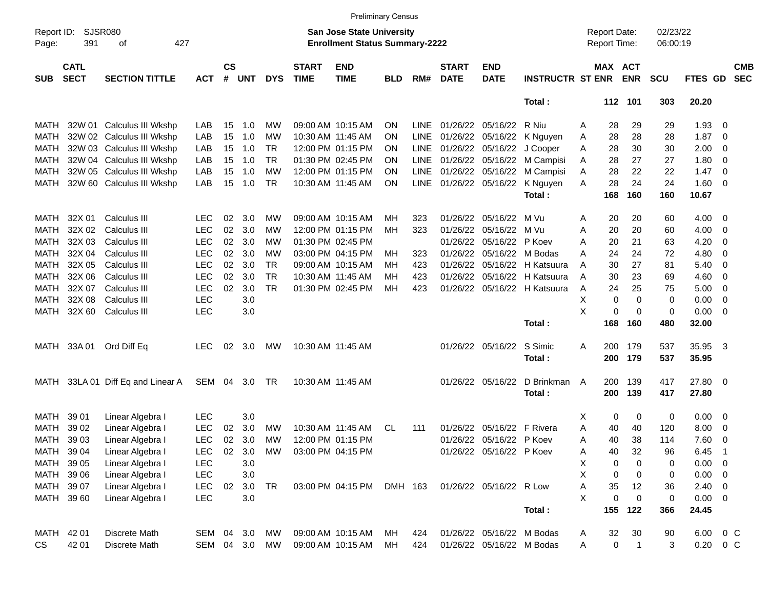Preliminary Census

Report ID: SJSR080

**San Jose State University**
**Enrollment Status Summary-2222**

Report Date: 02/23/22
Report Time: 06:00:19

| SUB | CATL SECT | SECTION TITTLE | ACT | CS # | UNT | DYS | START TIME | END TIME | BLD | RM# | START DATE | END DATE | INSTRUCTR | ST | MAX ENR | ACT ENR | SCU | FTES | GD | CMB SEC |
|---|---|---|---|---|---|---|---|---|---|---|---|---|---|---|---|---|---|---|---|---|
| | | | | | | | | | | | | | Total : | | 112 | 101 | 303 | 20.20 | | |
| MATH | 32W 01 | Calculus III Wkshp | LAB | 15 | 1.0 | MW | 09:00 AM | 10:15 AM | ON | LINE | 01/26/22 | 05/16/22 | R Niu | A | 28 | 29 | 29 | 1.93 | 0 | |
| MATH | 32W 02 | Calculus III Wkshp | LAB | 15 | 1.0 | MW | 10:30 AM | 11:45 AM | ON | LINE | 01/26/22 | 05/16/22 | K Nguyen | A | 28 | 28 | 28 | 1.87 | 0 | |
| MATH | 32W 03 | Calculus III Wkshp | LAB | 15 | 1.0 | TR | 12:00 PM | 01:15 PM | ON | LINE | 01/26/22 | 05/16/22 | J Cooper | A | 28 | 30 | 30 | 2.00 | 0 | |
| MATH | 32W 04 | Calculus III Wkshp | LAB | 15 | 1.0 | TR | 01:30 PM | 02:45 PM | ON | LINE | 01/26/22 | 05/16/22 | M Campisi | A | 28 | 27 | 27 | 1.80 | 0 | |
| MATH | 32W 05 | Calculus III Wkshp | LAB | 15 | 1.0 | MW | 12:00 PM | 01:15 PM | ON | LINE | 01/26/22 | 05/16/22 | M Campisi | A | 28 | 22 | 22 | 1.47 | 0 | |
| MATH | 32W 60 | Calculus III Wkshp | LAB | 15 | 1.0 | TR | 10:30 AM | 11:45 AM | ON | LINE | 01/26/22 | 05/16/22 | K Nguyen | A | 28 | 24 | 24 | 1.60 | 0 | |
| | | | | | | | | | | | | | Total : | | 168 | 160 | 160 | 10.67 | | |
| MATH | 32X 01 | Calculus III | LEC | 02 | 3.0 | MW | 09:00 AM | 10:15 AM | MH | 323 | 01/26/22 | 05/16/22 | M Vu | A | 20 | 20 | 60 | 4.00 | 0 | |
| MATH | 32X 02 | Calculus III | LEC | 02 | 3.0 | MW | 12:00 PM | 01:15 PM | MH | 323 | 01/26/22 | 05/16/22 | M Vu | A | 20 | 20 | 60 | 4.00 | 0 | |
| MATH | 32X 03 | Calculus III | LEC | 02 | 3.0 | MW | 01:30 PM | 02:45 PM | | | 01/26/22 | 05/16/22 | P Koev | A | 20 | 21 | 63 | 4.20 | 0 | |
| MATH | 32X 04 | Calculus III | LEC | 02 | 3.0 | MW | 03:00 PM | 04:15 PM | MH | 323 | 01/26/22 | 05/16/22 | M Bodas | A | 24 | 24 | 72 | 4.80 | 0 | |
| MATH | 32X 05 | Calculus III | LEC | 02 | 3.0 | TR | 09:00 AM | 10:15 AM | MH | 423 | 01/26/22 | 05/16/22 | H Katsuura | A | 30 | 27 | 81 | 5.40 | 0 | |
| MATH | 32X 06 | Calculus III | LEC | 02 | 3.0 | TR | 10:30 AM | 11:45 AM | MH | 423 | 01/26/22 | 05/16/22 | H Katsuura | A | 30 | 23 | 69 | 4.60 | 0 | |
| MATH | 32X 07 | Calculus III | LEC | 02 | 3.0 | TR | 01:30 PM | 02:45 PM | MH | 423 | 01/26/22 | 05/16/22 | H Katsuura | A | 24 | 25 | 75 | 5.00 | 0 | |
| MATH | 32X 08 | Calculus III | LEC | | 3.0 | | | | | | | | | X | 0 | 0 | 0 | 0.00 | 0 | |
| MATH | 32X 60 | Calculus III | LEC | | 3.0 | | | | | | | | | X | 0 | 0 | 0 | 0.00 | 0 | |
| | | | | | | | | | | | | | Total : | | 168 | 160 | 480 | 32.00 | | |
| MATH | 33A 01 | Ord Diff Eq | LEC | 02 | 3.0 | MW | 10:30 AM | 11:45 AM | | | 01/26/22 | 05/16/22 | S Simic | A | 200 | 179 | 537 | 35.95 | 3 | |
| | | | | | | | | | | | | | Total : | | 200 | 179 | 537 | 35.95 | | |
| MATH | 33LA 01 | Diff Eq and Linear A | SEM | 04 | 3.0 | TR | 10:30 AM | 11:45 AM | | | 01/26/22 | 05/16/22 | D Brinkman | A | 200 | 139 | 417 | 27.80 | 0 | |
| | | | | | | | | | | | | | Total : | | 200 | 139 | 417 | 27.80 | | |
| MATH | 39 01 | Linear Algebra I | LEC | | 3.0 | | | | | | | | | X | 0 | 0 | 0 | 0.00 | 0 | |
| MATH | 39 02 | Linear Algebra I | LEC | 02 | 3.0 | MW | 10:30 AM | 11:45 AM | CL | 111 | 01/26/22 | 05/16/22 | F Rivera | A | 40 | 40 | 120 | 8.00 | 0 | |
| MATH | 39 03 | Linear Algebra I | LEC | 02 | 3.0 | MW | 12:00 PM | 01:15 PM | | | 01/26/22 | 05/16/22 | P Koev | A | 40 | 38 | 114 | 7.60 | 0 | |
| MATH | 39 04 | Linear Algebra I | LEC | 02 | 3.0 | MW | 03:00 PM | 04:15 PM | | | 01/26/22 | 05/16/22 | P Koev | A | 40 | 32 | 96 | 6.45 | 1 | |
| MATH | 39 05 | Linear Algebra I | LEC | | 3.0 | | | | | | | | | X | 0 | 0 | 0 | 0.00 | 0 | |
| MATH | 39 06 | Linear Algebra I | LEC | | 3.0 | | | | | | | | | X | 0 | 0 | 0 | 0.00 | 0 | |
| MATH | 39 07 | Linear Algebra I | LEC | 02 | 3.0 | TR | 03:00 PM | 04:15 PM | DMH | 163 | 01/26/22 | 05/16/22 | R Low | A | 35 | 12 | 36 | 2.40 | 0 | |
| MATH | 39 60 | Linear Algebra I | LEC | | 3.0 | | | | | | | | | X | 0 | 0 | 0 | 0.00 | 0 | |
| | | | | | | | | | | | | | Total : | | 155 | 122 | 366 | 24.45 | | |
| MATH | 42 01 | Discrete Math | SEM | 04 | 3.0 | MW | 09:00 AM | 10:15 AM | MH | 424 | 01/26/22 | 05/16/22 | M Bodas | A | 32 | 30 | 90 | 6.00 | 0 | C |
| CS | 42 01 | Discrete Math | SEM | 04 | 3.0 | MW | 09:00 AM | 10:15 AM | MH | 424 | 01/26/22 | 05/16/22 | M Bodas | A | 0 | 1 | 3 | 0.20 | 0 | C |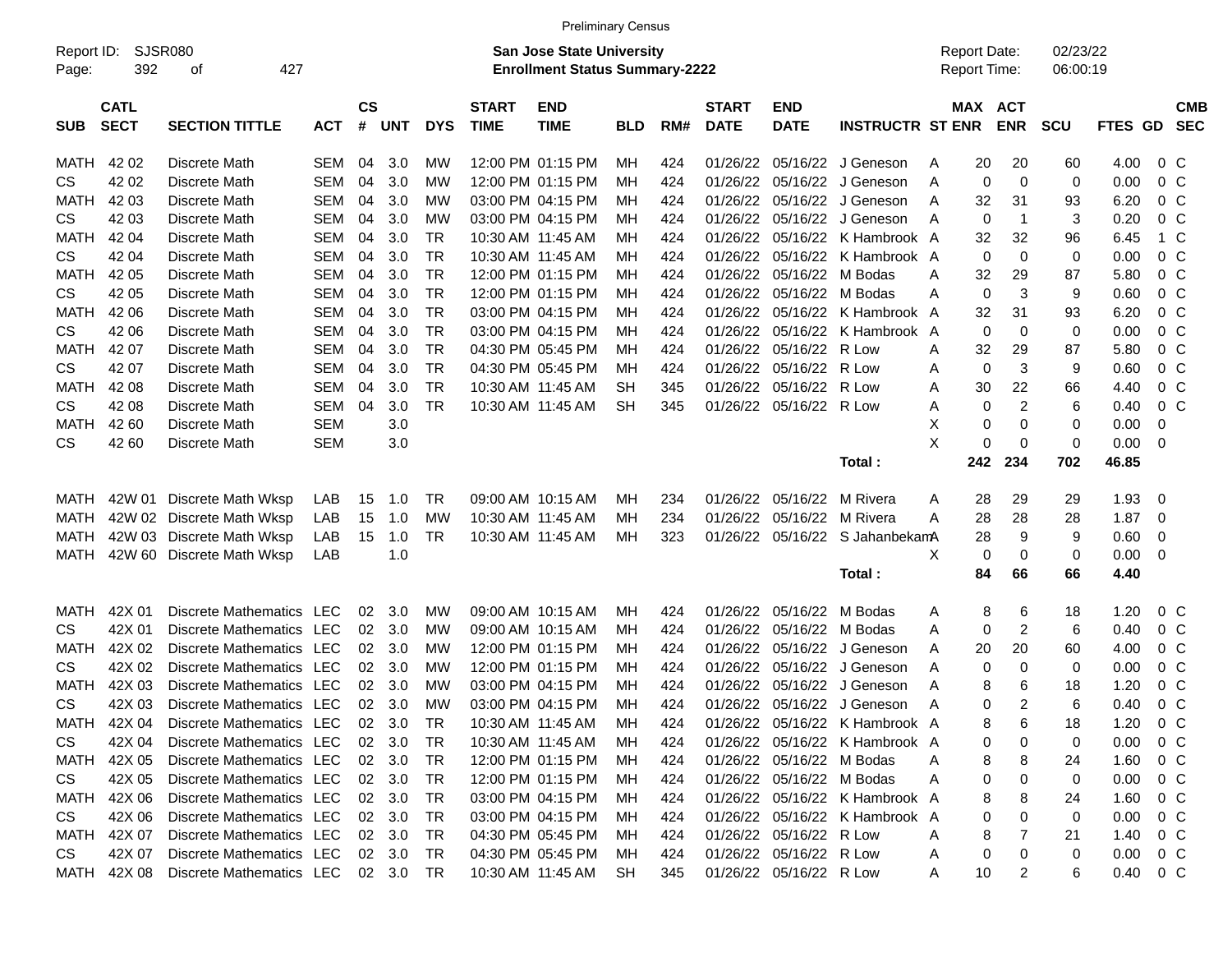Preliminary Census

Report ID: SJSR080
Page: 392 of 427

**San Jose State University**
**Enrollment Status Summary-2222**

Report Date: 02/23/22
Report Time: 06:00:19

| SUB | CATL SECT | SECTION TITTLE | ACT | CS # | UNT | DYS | START TIME | END TIME | BLD | RM# | START DATE | END DATE | INSTRUCTR | ST | MAX ENR | ACT ENR | SCU | FTES | GD | CMB SEC |
|---|---|---|---|---|---|---|---|---|---|---|---|---|---|---|---|---|---|---|---|---|
| MATH | 42 02 | Discrete Math | SEM | 04 | 3.0 | MW | 12:00 PM | 01:15 PM | MH | 424 | 01/26/22 | 05/16/22 | J Geneson | A | 20 | 20 | 60 | 4.00 | 0 | C |
| CS | 42 02 | Discrete Math | SEM | 04 | 3.0 | MW | 12:00 PM | 01:15 PM | MH | 424 | 01/26/22 | 05/16/22 | J Geneson | A | 0 | 0 | 0 | 0.00 | 0 | C |
| MATH | 42 03 | Discrete Math | SEM | 04 | 3.0 | MW | 03:00 PM | 04:15 PM | MH | 424 | 01/26/22 | 05/16/22 | J Geneson | A | 32 | 31 | 93 | 6.20 | 0 | C |
| CS | 42 03 | Discrete Math | SEM | 04 | 3.0 | MW | 03:00 PM | 04:15 PM | MH | 424 | 01/26/22 | 05/16/22 | J Geneson | A | 0 | 1 | 3 | 0.20 | 0 | C |
| MATH | 42 04 | Discrete Math | SEM | 04 | 3.0 | TR | 10:30 AM | 11:45 AM | MH | 424 | 01/26/22 | 05/16/22 | K Hambrook | A | 32 | 32 | 96 | 6.45 | 1 | C |
| CS | 42 04 | Discrete Math | SEM | 04 | 3.0 | TR | 10:30 AM | 11:45 AM | MH | 424 | 01/26/22 | 05/16/22 | K Hambrook | A | 0 | 0 | 0 | 0.00 | 0 | C |
| MATH | 42 05 | Discrete Math | SEM | 04 | 3.0 | TR | 12:00 PM | 01:15 PM | MH | 424 | 01/26/22 | 05/16/22 | M Bodas | A | 32 | 29 | 87 | 5.80 | 0 | C |
| CS | 42 05 | Discrete Math | SEM | 04 | 3.0 | TR | 12:00 PM | 01:15 PM | MH | 424 | 01/26/22 | 05/16/22 | M Bodas | A | 0 | 3 | 9 | 0.60 | 0 | C |
| MATH | 42 06 | Discrete Math | SEM | 04 | 3.0 | TR | 03:00 PM | 04:15 PM | MH | 424 | 01/26/22 | 05/16/22 | K Hambrook | A | 32 | 31 | 93 | 6.20 | 0 | C |
| CS | 42 06 | Discrete Math | SEM | 04 | 3.0 | TR | 03:00 PM | 04:15 PM | MH | 424 | 01/26/22 | 05/16/22 | K Hambrook | A | 0 | 0 | 0 | 0.00 | 0 | C |
| MATH | 42 07 | Discrete Math | SEM | 04 | 3.0 | TR | 04:30 PM | 05:45 PM | MH | 424 | 01/26/22 | 05/16/22 | R Low | A | 32 | 29 | 87 | 5.80 | 0 | C |
| CS | 42 07 | Discrete Math | SEM | 04 | 3.0 | TR | 04:30 PM | 05:45 PM | MH | 424 | 01/26/22 | 05/16/22 | R Low | A | 0 | 3 | 9 | 0.60 | 0 | C |
| MATH | 42 08 | Discrete Math | SEM | 04 | 3.0 | TR | 10:30 AM | 11:45 AM | SH | 345 | 01/26/22 | 05/16/22 | R Low | A | 30 | 22 | 66 | 4.40 | 0 | C |
| CS | 42 08 | Discrete Math | SEM | 04 | 3.0 | TR | 10:30 AM | 11:45 AM | SH | 345 | 01/26/22 | 05/16/22 | R Low | A | 0 | 2 | 6 | 0.40 | 0 | C |
| MATH | 42 60 | Discrete Math | SEM | | 3.0 | | | | | | | | | X | 0 | 0 | 0 | 0.00 | 0 | |
| CS | 42 60 | Discrete Math | SEM | | 3.0 | | | | | | | | | X | 0 | 0 | 0 | 0.00 | 0 | |
| | | | | | | | | | | | | | **Total :** | | **242** | **234** | **702** | **46.85** | | |
| MATH | 42W 01 | Discrete Math Wksp | LAB | 15 | 1.0 | TR | 09:00 AM | 10:15 AM | MH | 234 | 01/26/22 | 05/16/22 | M Rivera | A | 28 | 29 | 29 | 1.93 | 0 | |
| MATH | 42W 02 | Discrete Math Wksp | LAB | 15 | 1.0 | MW | 10:30 AM | 11:45 AM | MH | 234 | 01/26/22 | 05/16/22 | M Rivera | A | 28 | 28 | 28 | 1.87 | 0 | |
| MATH | 42W 03 | Discrete Math Wksp | LAB | 15 | 1.0 | TR | 10:30 AM | 11:45 AM | MH | 323 | 01/26/22 | 05/16/22 | S Jahanbekam | A | 28 | 9 | 9 | 0.60 | 0 | |
| MATH | 42W 60 | Discrete Math Wksp | LAB | | 1.0 | | | | | | | | | X | 0 | 0 | 0 | 0.00 | 0 | |
| | | | | | | | | | | | | | **Total :** | | **84** | **66** | **66** | **4.40** | | |
| MATH | 42X 01 | Discrete Mathematics | LEC | 02 | 3.0 | MW | 09:00 AM | 10:15 AM | MH | 424 | 01/26/22 | 05/16/22 | M Bodas | A | 8 | 6 | 18 | 1.20 | 0 | C |
| CS | 42X 01 | Discrete Mathematics | LEC | 02 | 3.0 | MW | 09:00 AM | 10:15 AM | MH | 424 | 01/26/22 | 05/16/22 | M Bodas | A | 0 | 2 | 6 | 0.40 | 0 | C |
| MATH | 42X 02 | Discrete Mathematics | LEC | 02 | 3.0 | MW | 12:00 PM | 01:15 PM | MH | 424 | 01/26/22 | 05/16/22 | J Geneson | A | 20 | 20 | 60 | 4.00 | 0 | C |
| CS | 42X 02 | Discrete Mathematics | LEC | 02 | 3.0 | MW | 12:00 PM | 01:15 PM | MH | 424 | 01/26/22 | 05/16/22 | J Geneson | A | 0 | 0 | 0 | 0.00 | 0 | C |
| MATH | 42X 03 | Discrete Mathematics | LEC | 02 | 3.0 | MW | 03:00 PM | 04:15 PM | MH | 424 | 01/26/22 | 05/16/22 | J Geneson | A | 8 | 6 | 18 | 1.20 | 0 | C |
| CS | 42X 03 | Discrete Mathematics | LEC | 02 | 3.0 | MW | 03:00 PM | 04:15 PM | MH | 424 | 01/26/22 | 05/16/22 | J Geneson | A | 0 | 2 | 6 | 0.40 | 0 | C |
| MATH | 42X 04 | Discrete Mathematics | LEC | 02 | 3.0 | TR | 10:30 AM | 11:45 AM | MH | 424 | 01/26/22 | 05/16/22 | K Hambrook | A | 8 | 6 | 18 | 1.20 | 0 | C |
| CS | 42X 04 | Discrete Mathematics | LEC | 02 | 3.0 | TR | 10:30 AM | 11:45 AM | MH | 424 | 01/26/22 | 05/16/22 | K Hambrook | A | 0 | 0 | 0 | 0.00 | 0 | C |
| MATH | 42X 05 | Discrete Mathematics | LEC | 02 | 3.0 | TR | 12:00 PM | 01:15 PM | MH | 424 | 01/26/22 | 05/16/22 | M Bodas | A | 8 | 8 | 24 | 1.60 | 0 | C |
| CS | 42X 05 | Discrete Mathematics | LEC | 02 | 3.0 | TR | 12:00 PM | 01:15 PM | MH | 424 | 01/26/22 | 05/16/22 | M Bodas | A | 0 | 0 | 0 | 0.00 | 0 | C |
| MATH | 42X 06 | Discrete Mathematics | LEC | 02 | 3.0 | TR | 03:00 PM | 04:15 PM | MH | 424 | 01/26/22 | 05/16/22 | K Hambrook | A | 8 | 8 | 24 | 1.60 | 0 | C |
| CS | 42X 06 | Discrete Mathematics | LEC | 02 | 3.0 | TR | 03:00 PM | 04:15 PM | MH | 424 | 01/26/22 | 05/16/22 | K Hambrook | A | 0 | 0 | 0 | 0.00 | 0 | C |
| MATH | 42X 07 | Discrete Mathematics | LEC | 02 | 3.0 | TR | 04:30 PM | 05:45 PM | MH | 424 | 01/26/22 | 05/16/22 | R Low | A | 8 | 7 | 21 | 1.40 | 0 | C |
| CS | 42X 07 | Discrete Mathematics | LEC | 02 | 3.0 | TR | 04:30 PM | 05:45 PM | MH | 424 | 01/26/22 | 05/16/22 | R Low | A | 0 | 0 | 0 | 0.00 | 0 | C |
| MATH | 42X 08 | Discrete Mathematics | LEC | 02 | 3.0 | TR | 10:30 AM | 11:45 AM | SH | 345 | 01/26/22 | 05/16/22 | R Low | A | 10 | 2 | 6 | 0.40 | 0 | C |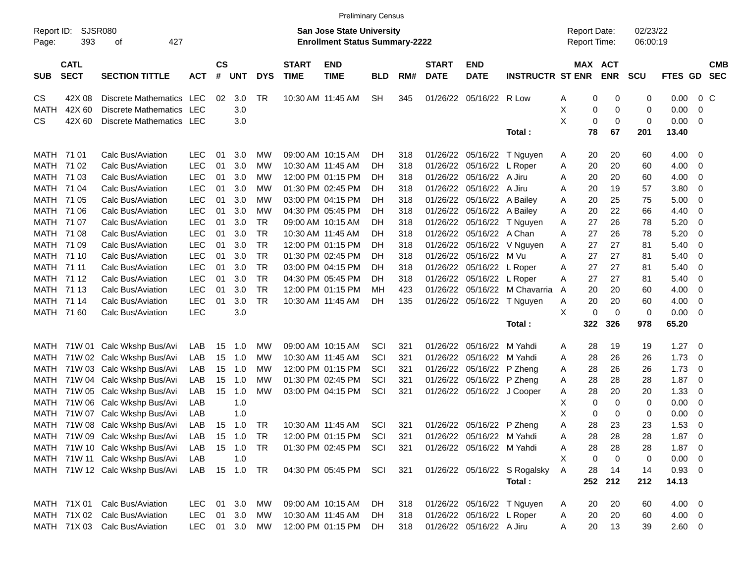Preliminary Census

Report ID: SJSR080
**San Jose State University**
**Enrollment Status Summary-2222**
Report Date: 02/23/22
Report Time: 06:00:19

| SUB | CATL SECT | SECTION TITTLE | ACT | CS # | UNT | DYS | START TIME | END TIME | BLD | RM# | START DATE | END DATE | INSTRUCTR | ST | MAX ENR | ACT ENR | SCU | FTES | GD | CMB SEC |
|---|---|---|---|---|---|---|---|---|---|---|---|---|---|---|---|---|---|---|---|---|
| CS | 42X 08 | Discrete Mathematics | LEC | 02 | 3.0 | TR | 10:30 AM | 11:45 AM | SH | 345 | 01/26/22 | 05/16/22 | R Low | A | 0 | 0 | 0 | 0.00 | 0 | C |
| MATH | 42X 60 | Discrete Mathematics | LEC | | 3.0 | | | | | | | | | X | 0 | 0 | 0 | 0.00 | 0 | |
| CS | 42X 60 | Discrete Mathematics | LEC | | 3.0 | | | | | | | | | X | 0 | 0 | 0 | 0.00 | 0 | |
| | | | | | | | | | | | | | **Total :** | | **78** | **67** | **201** | **13.40** | | |
| MATH | 71 01 | Calc Bus/Aviation | LEC | 01 | 3.0 | MW | 09:00 AM | 10:15 AM | DH | 318 | 01/26/22 | 05/16/22 | T Nguyen | A | 20 | 20 | 60 | 4.00 | 0 | |
| MATH | 71 02 | Calc Bus/Aviation | LEC | 01 | 3.0 | MW | 10:30 AM | 11:45 AM | DH | 318 | 01/26/22 | 05/16/22 | L Roper | A | 20 | 20 | 60 | 4.00 | 0 | |
| MATH | 71 03 | Calc Bus/Aviation | LEC | 01 | 3.0 | MW | 12:00 PM | 01:15 PM | DH | 318 | 01/26/22 | 05/16/22 | A Jiru | A | 20 | 20 | 60 | 4.00 | 0 | |
| MATH | 71 04 | Calc Bus/Aviation | LEC | 01 | 3.0 | MW | 01:30 PM | 02:45 PM | DH | 318 | 01/26/22 | 05/16/22 | A Jiru | A | 20 | 19 | 57 | 3.80 | 0 | |
| MATH | 71 05 | Calc Bus/Aviation | LEC | 01 | 3.0 | MW | 03:00 PM | 04:15 PM | DH | 318 | 01/26/22 | 05/16/22 | A Bailey | A | 20 | 25 | 75 | 5.00 | 0 | |
| MATH | 71 06 | Calc Bus/Aviation | LEC | 01 | 3.0 | MW | 04:30 PM | 05:45 PM | DH | 318 | 01/26/22 | 05/16/22 | A Bailey | A | 20 | 22 | 66 | 4.40 | 0 | |
| MATH | 71 07 | Calc Bus/Aviation | LEC | 01 | 3.0 | TR | 09:00 AM | 10:15 AM | DH | 318 | 01/26/22 | 05/16/22 | T Nguyen | A | 27 | 26 | 78 | 5.20 | 0 | |
| MATH | 71 08 | Calc Bus/Aviation | LEC | 01 | 3.0 | TR | 10:30 AM | 11:45 AM | DH | 318 | 01/26/22 | 05/16/22 | A Chan | A | 27 | 26 | 78 | 5.20 | 0 | |
| MATH | 71 09 | Calc Bus/Aviation | LEC | 01 | 3.0 | TR | 12:00 PM | 01:15 PM | DH | 318 | 01/26/22 | 05/16/22 | V Nguyen | A | 27 | 27 | 81 | 5.40 | 0 | |
| MATH | 71 10 | Calc Bus/Aviation | LEC | 01 | 3.0 | TR | 01:30 PM | 02:45 PM | DH | 318 | 01/26/22 | 05/16/22 | M Vu | A | 27 | 27 | 81 | 5.40 | 0 | |
| MATH | 71 11 | Calc Bus/Aviation | LEC | 01 | 3.0 | TR | 03:00 PM | 04:15 PM | DH | 318 | 01/26/22 | 05/16/22 | L Roper | A | 27 | 27 | 81 | 5.40 | 0 | |
| MATH | 71 12 | Calc Bus/Aviation | LEC | 01 | 3.0 | TR | 04:30 PM | 05:45 PM | DH | 318 | 01/26/22 | 05/16/22 | L Roper | A | 27 | 27 | 81 | 5.40 | 0 | |
| MATH | 71 13 | Calc Bus/Aviation | LEC | 01 | 3.0 | TR | 12:00 PM | 01:15 PM | MH | 423 | 01/26/22 | 05/16/22 | M Chavarria | A | 20 | 20 | 60 | 4.00 | 0 | |
| MATH | 71 14 | Calc Bus/Aviation | LEC | 01 | 3.0 | TR | 10:30 AM | 11:45 AM | DH | 135 | 01/26/22 | 05/16/22 | T Nguyen | A | 20 | 20 | 60 | 4.00 | 0 | |
| MATH | 71 60 | Calc Bus/Aviation | LEC | | 3.0 | | | | | | | | | X | 0 | 0 | 0 | 0.00 | 0 | |
| | | | | | | | | | | | | | **Total :** | | **322** | **326** | **978** | **65.20** | | |
| MATH | 71W 01 | Calc Wkshp Bus/Avi | LAB | 15 | 1.0 | MW | 09:00 AM | 10:15 AM | SCI | 321 | 01/26/22 | 05/16/22 | M Yahdi | A | 28 | 19 | 19 | 1.27 | 0 | |
| MATH | 71W 02 | Calc Wkshp Bus/Avi | LAB | 15 | 1.0 | MW | 10:30 AM | 11:45 AM | SCI | 321 | 01/26/22 | 05/16/22 | M Yahdi | A | 28 | 26 | 26 | 1.73 | 0 | |
| MATH | 71W 03 | Calc Wkshp Bus/Avi | LAB | 15 | 1.0 | MW | 12:00 PM | 01:15 PM | SCI | 321 | 01/26/22 | 05/16/22 | P Zheng | A | 28 | 26 | 26 | 1.73 | 0 | |
| MATH | 71W 04 | Calc Wkshp Bus/Avi | LAB | 15 | 1.0 | MW | 01:30 PM | 02:45 PM | SCI | 321 | 01/26/22 | 05/16/22 | P Zheng | A | 28 | 28 | 28 | 1.87 | 0 | |
| MATH | 71W 05 | Calc Wkshp Bus/Avi | LAB | 15 | 1.0 | MW | 03:00 PM | 04:15 PM | SCI | 321 | 01/26/22 | 05/16/22 | J Cooper | A | 28 | 20 | 20 | 1.33 | 0 | |
| MATH | 71W 06 | Calc Wkshp Bus/Avi | LAB | | 1.0 | | | | | | | | | X | 0 | 0 | 0 | 0.00 | 0 | |
| MATH | 71W 07 | Calc Wkshp Bus/Avi | LAB | | 1.0 | | | | | | | | | X | 0 | 0 | 0 | 0.00 | 0 | |
| MATH | 71W 08 | Calc Wkshp Bus/Avi | LAB | 15 | 1.0 | TR | 10:30 AM | 11:45 AM | SCI | 321 | 01/26/22 | 05/16/22 | P Zheng | A | 28 | 23 | 23 | 1.53 | 0 | |
| MATH | 71W 09 | Calc Wkshp Bus/Avi | LAB | 15 | 1.0 | TR | 12:00 PM | 01:15 PM | SCI | 321 | 01/26/22 | 05/16/22 | M Yahdi | A | 28 | 28 | 28 | 1.87 | 0 | |
| MATH | 71W 10 | Calc Wkshp Bus/Avi | LAB | 15 | 1.0 | TR | 01:30 PM | 02:45 PM | SCI | 321 | 01/26/22 | 05/16/22 | M Yahdi | A | 28 | 28 | 28 | 1.87 | 0 | |
| MATH | 71W 11 | Calc Wkshp Bus/Avi | LAB | | 1.0 | | | | | | | | | X | 0 | 0 | 0 | 0.00 | 0 | |
| MATH | 71W 12 | Calc Wkshp Bus/Avi | LAB | 15 | 1.0 | TR | 04:30 PM | 05:45 PM | SCI | 321 | 01/26/22 | 05/16/22 | S Rogalsky | A | 28 | 14 | 14 | 0.93 | 0 | |
| | | | | | | | | | | | | | **Total :** | | **252** | **212** | **212** | **14.13** | | |
| MATH | 71X 01 | Calc Bus/Aviation | LEC | 01 | 3.0 | MW | 09:00 AM | 10:15 AM | DH | 318 | 01/26/22 | 05/16/22 | T Nguyen | A | 20 | 20 | 60 | 4.00 | 0 | |
| MATH | 71X 02 | Calc Bus/Aviation | LEC | 01 | 3.0 | MW | 10:30 AM | 11:45 AM | DH | 318 | 01/26/22 | 05/16/22 | L Roper | A | 20 | 20 | 60 | 4.00 | 0 | |
| MATH | 71X 03 | Calc Bus/Aviation | LEC | 01 | 3.0 | MW | 12:00 PM | 01:15 PM | DH | 318 | 01/26/22 | 05/16/22 | A Jiru | A | 20 | 13 | 39 | 2.60 | 0 | |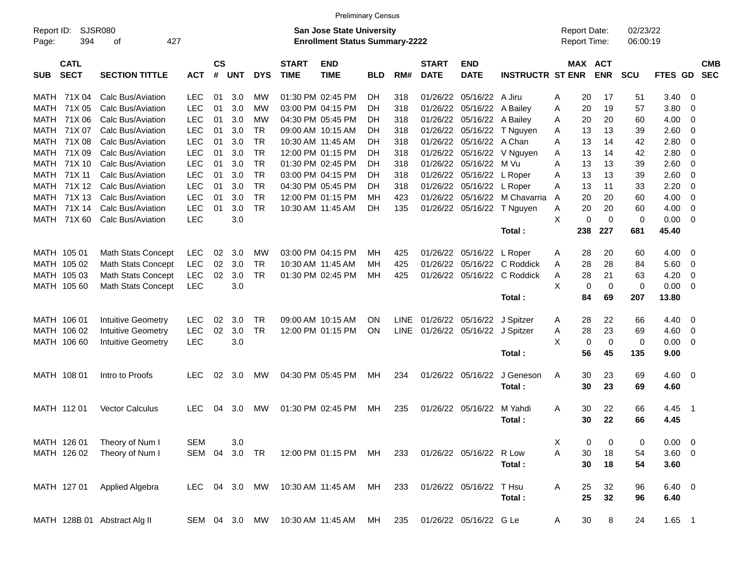Preliminary Census

Report ID: SJSR080

**San Jose State University**
**Enrollment Status Summary-2222**

Report Date: 02/23/22
Report Time: 06:00:19

| SUB | CATL SECT | SECTION TITTLE | ACT | CS # | UNT | DYS | START TIME | END TIME | BLD | RM# | START DATE | END DATE | INSTRUCTR | ST | MAX ENR | ACT ENR | SCU | FTES | GD | CMB SEC |
|---|---|---|---|---|---|---|---|---|---|---|---|---|---|---|---|---|---|---|---|---|
| MATH | 71X 04 | Calc Bus/Aviation | LEC | 01 | 3.0 | MW | 01:30 PM | 02:45 PM | DH | 318 | 01/26/22 | 05/16/22 | A Jiru | A | 20 | 17 | 51 | 3.40 | 0 | |
| MATH | 71X 05 | Calc Bus/Aviation | LEC | 01 | 3.0 | MW | 03:00 PM | 04:15 PM | DH | 318 | 01/26/22 | 05/16/22 | A Bailey | A | 20 | 19 | 57 | 3.80 | 0 | |
| MATH | 71X 06 | Calc Bus/Aviation | LEC | 01 | 3.0 | MW | 04:30 PM | 05:45 PM | DH | 318 | 01/26/22 | 05/16/22 | A Bailey | A | 20 | 20 | 60 | 4.00 | 0 | |
| MATH | 71X 07 | Calc Bus/Aviation | LEC | 01 | 3.0 | TR | 09:00 AM | 10:15 AM | DH | 318 | 01/26/22 | 05/16/22 | T Nguyen | A | 13 | 13 | 39 | 2.60 | 0 | |
| MATH | 71X 08 | Calc Bus/Aviation | LEC | 01 | 3.0 | TR | 10:30 AM | 11:45 AM | DH | 318 | 01/26/22 | 05/16/22 | A Chan | A | 13 | 14 | 42 | 2.80 | 0 | |
| MATH | 71X 09 | Calc Bus/Aviation | LEC | 01 | 3.0 | TR | 12:00 PM | 01:15 PM | DH | 318 | 01/26/22 | 05/16/22 | V Nguyen | A | 13 | 14 | 42 | 2.80 | 0 | |
| MATH | 71X 10 | Calc Bus/Aviation | LEC | 01 | 3.0 | TR | 01:30 PM | 02:45 PM | DH | 318 | 01/26/22 | 05/16/22 | M Vu | A | 13 | 13 | 39 | 2.60 | 0 | |
| MATH | 71X 11 | Calc Bus/Aviation | LEC | 01 | 3.0 | TR | 03:00 PM | 04:15 PM | DH | 318 | 01/26/22 | 05/16/22 | L Roper | A | 13 | 13 | 39 | 2.60 | 0 | |
| MATH | 71X 12 | Calc Bus/Aviation | LEC | 01 | 3.0 | TR | 04:30 PM | 05:45 PM | DH | 318 | 01/26/22 | 05/16/22 | L Roper | A | 13 | 11 | 33 | 2.20 | 0 | |
| MATH | 71X 13 | Calc Bus/Aviation | LEC | 01 | 3.0 | TR | 12:00 PM | 01:15 PM | MH | 423 | 01/26/22 | 05/16/22 | M Chavarria | A | 20 | 20 | 60 | 4.00 | 0 | |
| MATH | 71X 14 | Calc Bus/Aviation | LEC | 01 | 3.0 | TR | 10:30 AM | 11:45 AM | DH | 135 | 01/26/22 | 05/16/22 | T Nguyen | A | 20 | 20 | 60 | 4.00 | 0 | |
| MATH | 71X 60 | Calc Bus/Aviation | LEC | | 3.0 | | | | | | | | | X | 0 | 0 | 0 | 0.00 | 0 | |
| | | | | | | | | | | | | | **Total :** | | **238** | **227** | **681** | **45.40** | | |
| MATH | 105 01 | Math Stats Concept | LEC | 02 | 3.0 | MW | 03:00 PM | 04:15 PM | MH | 425 | 01/26/22 | 05/16/22 | L Roper | A | 28 | 20 | 60 | 4.00 | 0 | |
| MATH | 105 02 | Math Stats Concept | LEC | 02 | 3.0 | TR | 10:30 AM | 11:45 AM | MH | 425 | 01/26/22 | 05/16/22 | C Roddick | A | 28 | 28 | 84 | 5.60 | 0 | |
| MATH | 105 03 | Math Stats Concept | LEC | 02 | 3.0 | TR | 01:30 PM | 02:45 PM | MH | 425 | 01/26/22 | 05/16/22 | C Roddick | A | 28 | 21 | 63 | 4.20 | 0 | |
| MATH | 105 60 | Math Stats Concept | LEC | | 3.0 | | | | | | | | | X | 0 | 0 | 0 | 0.00 | 0 | |
| | | | | | | | | | | | | | **Total :** | | **84** | **69** | **207** | **13.80** | | |
| MATH | 106 01 | Intuitive Geometry | LEC | 02 | 3.0 | TR | 09:00 AM | 10:15 AM | ON | LINE | 01/26/22 | 05/16/22 | J Spitzer | A | 28 | 22 | 66 | 4.40 | 0 | |
| MATH | 106 02 | Intuitive Geometry | LEC | 02 | 3.0 | TR | 12:00 PM | 01:15 PM | ON | LINE | 01/26/22 | 05/16/22 | J Spitzer | A | 28 | 23 | 69 | 4.60 | 0 | |
| MATH | 106 60 | Intuitive Geometry | LEC | | 3.0 | | | | | | | | | X | 0 | 0 | 0 | 0.00 | 0 | |
| | | | | | | | | | | | | | **Total :** | | **56** | **45** | **135** | **9.00** | | |
| MATH | 108 01 | Intro to Proofs | LEC | 02 | 3.0 | MW | 04:30 PM | 05:45 PM | MH | 234 | 01/26/22 | 05/16/22 | J Geneson | A | 30 | 23 | 69 | 4.60 | 0 | |
| | | | | | | | | | | | | | **Total :** | | **30** | **23** | **69** | **4.60** | | |
| MATH | 112 01 | Vector Calculus | LEC | 04 | 3.0 | MW | 01:30 PM | 02:45 PM | MH | 235 | 01/26/22 | 05/16/22 | M Yahdi | A | 30 | 22 | 66 | 4.45 | 1 | |
| | | | | | | | | | | | | | **Total :** | | **30** | **22** | **66** | **4.45** | | |
| MATH | 126 01 | Theory of Num I | SEM | | 3.0 | | | | | | | | | X | 0 | 0 | 0 | 0.00 | 0 | |
| MATH | 126 02 | Theory of Num I | SEM | 04 | 3.0 | TR | 12:00 PM | 01:15 PM | MH | 233 | 01/26/22 | 05/16/22 | R Low | A | 30 | 18 | 54 | 3.60 | 0 | |
| | | | | | | | | | | | | | **Total :** | | **30** | **18** | **54** | **3.60** | | |
| MATH | 127 01 | Applied Algebra | LEC | 04 | 3.0 | MW | 10:30 AM | 11:45 AM | MH | 233 | 01/26/22 | 05/16/22 | T Hsu | A | 25 | 32 | 96 | 6.40 | 0 | |
| | | | | | | | | | | | | | **Total :** | | **25** | **32** | **96** | **6.40** | | |
| MATH | 128B 01 | Abstract Alg II | SEM | 04 | 3.0 | MW | 10:30 AM | 11:45 AM | MH | 235 | 01/26/22 | 05/16/22 | G Le | A | 30 | 8 | 24 | 1.65 | 1 | |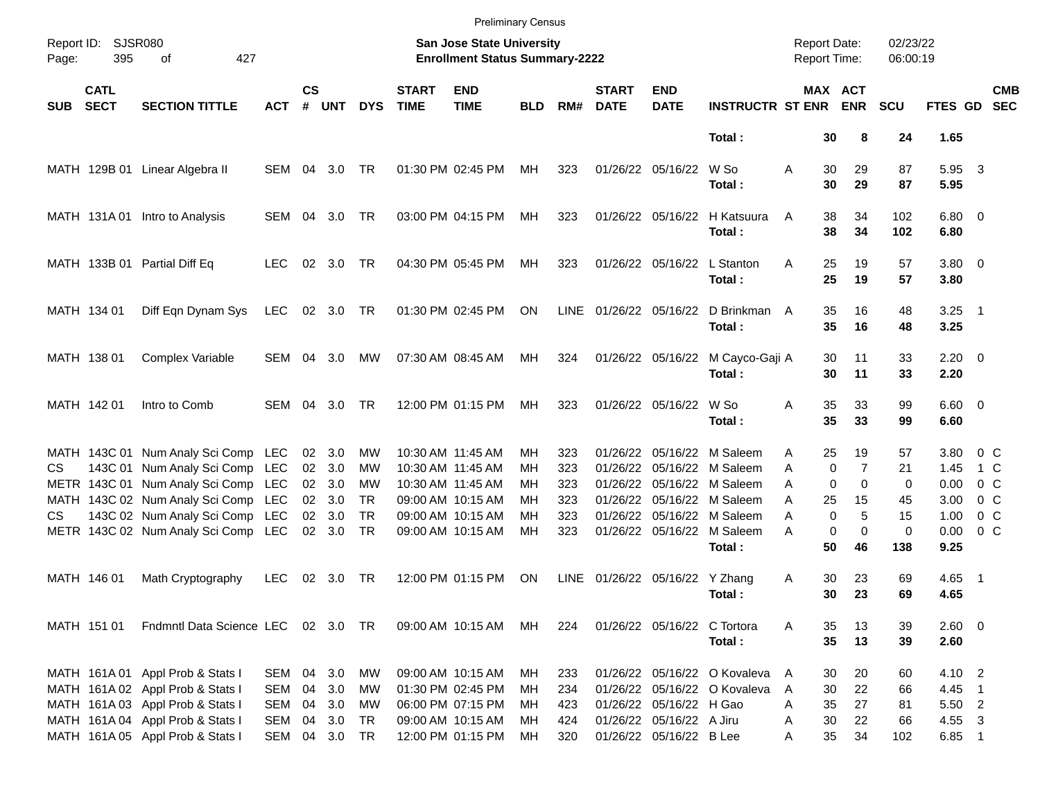Preliminary Census

Report ID: SJSR080
Page: 395 of 427

**San Jose State University**
**Enrollment Status Summary-2222**

Report Date: 02/23/22
Report Time: 06:00:19

| SUB | CATL SECT | SECTION TITTLE | ACT | CS # | UNT | DYS | START TIME | END TIME | BLD | RM# | START DATE | END DATE | INSTRUCTR | ST | MAX ENR | ACT ENR | SCU | FTES | GD | CMB SEC |
|---|---|---|---|---|---|---|---|---|---|---|---|---|---|---|---|---|---|---|---|---|
| | | | | | | | | | | | | | **Total :** | | **30** | **8** | **24** | **1.65** | | |
| MATH | 129B 01 | Linear Algebra II | SEM | 04 | 3.0 | TR | 01:30 PM | 02:45 PM | MH | 323 | 01/26/22 | 05/16/22 | W So | A | 30 | 29 | 87 | 5.95 | 3 | |
| | | | | | | | | | | | | | **Total :** | | **30** | **29** | **87** | **5.95** | | |
| MATH | 131A 01 | Intro to Analysis | SEM | 04 | 3.0 | TR | 03:00 PM | 04:15 PM | MH | 323 | 01/26/22 | 05/16/22 | H Katsuura | A | 38 | 34 | 102 | 6.80 | 0 | |
| | | | | | | | | | | | | | **Total :** | | **38** | **34** | **102** | **6.80** | | |
| MATH | 133B 01 | Partial Diff Eq | LEC | 02 | 3.0 | TR | 04:30 PM | 05:45 PM | MH | 323 | 01/26/22 | 05/16/22 | L Stanton | A | 25 | 19 | 57 | 3.80 | 0 | |
| | | | | | | | | | | | | | **Total :** | | **25** | **19** | **57** | **3.80** | | |
| MATH | 134 01 | Diff Eqn Dynam Sys | LEC | 02 | 3.0 | TR | 01:30 PM | 02:45 PM | ON | LINE | 01/26/22 | 05/16/22 | D Brinkman | A | 35 | 16 | 48 | 3.25 | 1 | |
| | | | | | | | | | | | | | **Total :** | | **35** | **16** | **48** | **3.25** | | |
| MATH | 138 01 | Complex Variable | SEM | 04 | 3.0 | MW | 07:30 AM | 08:45 AM | MH | 324 | 01/26/22 | 05/16/22 | M Cayco-Gaji | A | 30 | 11 | 33 | 2.20 | 0 | |
| | | | | | | | | | | | | | **Total :** | | **30** | **11** | **33** | **2.20** | | |
| MATH | 142 01 | Intro to Comb | SEM | 04 | 3.0 | TR | 12:00 PM | 01:15 PM | MH | 323 | 01/26/22 | 05/16/22 | W So | A | 35 | 33 | 99 | 6.60 | 0 | |
| | | | | | | | | | | | | | **Total :** | | **35** | **33** | **99** | **6.60** | | |
| MATH | 143C 01 | Num Analy Sci Comp | LEC | 02 | 3.0 | MW | 10:30 AM | 11:45 AM | MH | 323 | 01/26/22 | 05/16/22 | M Saleem | A | 25 | 19 | 57 | 3.80 | 0 | C |
| CS | 143C 01 | Num Analy Sci Comp | LEC | 02 | 3.0 | MW | 10:30 AM | 11:45 AM | MH | 323 | 01/26/22 | 05/16/22 | M Saleem | A | 0 | 7 | 21 | 1.45 | 1 | C |
| METR | 143C 01 | Num Analy Sci Comp | LEC | 02 | 3.0 | MW | 10:30 AM | 11:45 AM | MH | 323 | 01/26/22 | 05/16/22 | M Saleem | A | 0 | 0 | 0 | 0.00 | 0 | C |
| MATH | 143C 02 | Num Analy Sci Comp | LEC | 02 | 3.0 | TR | 09:00 AM | 10:15 AM | MH | 323 | 01/26/22 | 05/16/22 | M Saleem | A | 25 | 15 | 45 | 3.00 | 0 | C |
| CS | 143C 02 | Num Analy Sci Comp | LEC | 02 | 3.0 | TR | 09:00 AM | 10:15 AM | MH | 323 | 01/26/22 | 05/16/22 | M Saleem | A | 0 | 5 | 15 | 1.00 | 0 | C |
| METR | 143C 02 | Num Analy Sci Comp | LEC | 02 | 3.0 | TR | 09:00 AM | 10:15 AM | MH | 323 | 01/26/22 | 05/16/22 | M Saleem | A | 0 | 0 | 0 | 0.00 | 0 | C |
| | | | | | | | | | | | | | **Total :** | | **50** | **46** | **138** | **9.25** | | |
| MATH | 146 01 | Math Cryptography | LEC | 02 | 3.0 | TR | 12:00 PM | 01:15 PM | ON | LINE | 01/26/22 | 05/16/22 | Y Zhang | A | 30 | 23 | 69 | 4.65 | 1 | |
| | | | | | | | | | | | | | **Total :** | | **30** | **23** | **69** | **4.65** | | |
| MATH | 151 01 | Fndmntl Data Science | LEC | 02 | 3.0 | TR | 09:00 AM | 10:15 AM | MH | 224 | 01/26/22 | 05/16/22 | C Tortora | A | 35 | 13 | 39 | 2.60 | 0 | |
| | | | | | | | | | | | | | **Total :** | | **35** | **13** | **39** | **2.60** | | |
| MATH | 161A 01 | Appl Prob & Stats I | SEM | 04 | 3.0 | MW | 09:00 AM | 10:15 AM | MH | 233 | 01/26/22 | 05/16/22 | O Kovaleva | A | 30 | 20 | 60 | 4.10 | 2 | |
| MATH | 161A 02 | Appl Prob & Stats I | SEM | 04 | 3.0 | MW | 01:30 PM | 02:45 PM | MH | 234 | 01/26/22 | 05/16/22 | O Kovaleva | A | 30 | 22 | 66 | 4.45 | 1 | |
| MATH | 161A 03 | Appl Prob & Stats I | SEM | 04 | 3.0 | MW | 06:00 PM | 07:15 PM | MH | 423 | 01/26/22 | 05/16/22 | H Gao | A | 35 | 27 | 81 | 5.50 | 2 | |
| MATH | 161A 04 | Appl Prob & Stats I | SEM | 04 | 3.0 | TR | 09:00 AM | 10:15 AM | MH | 424 | 01/26/22 | 05/16/22 | A Jiru | A | 30 | 22 | 66 | 4.55 | 3 | |
| MATH | 161A 05 | Appl Prob & Stats I | SEM | 04 | 3.0 | TR | 12:00 PM | 01:15 PM | MH | 320 | 01/26/22 | 05/16/22 | B Lee | A | 35 | 34 | 102 | 6.85 | 1 | |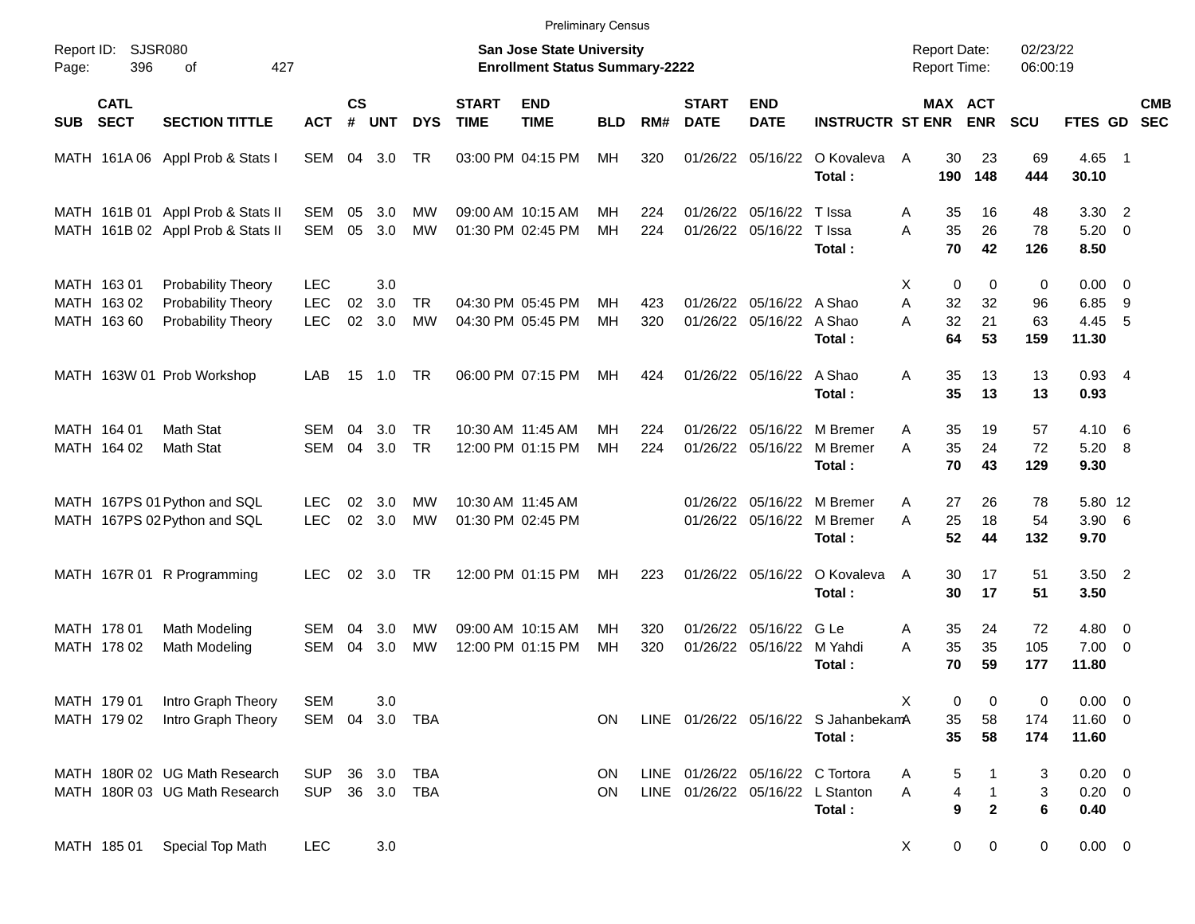Preliminary Census

Report ID: SJSR080

**San Jose State University**
**Enrollment Status Summary-2222**

Report Date: 02/23/22
Report Time: 06:00:19

| SUB | CATL SECT | SECTION TITTLE | ACT | CS # | UNT | DYS | START TIME | END TIME | BLD | RM# | START DATE | END DATE | INSTRUCTR | ST | MAX ENR | ACT ENR | SCU | FTES | GD | CMB SEC |
|---|---|---|---|---|---|---|---|---|---|---|---|---|---|---|---|---|---|---|---|---|
| MATH | 161A 06 | Appl Prob & Stats I | SEM | 04 | 3.0 | TR | 03:00 PM | 04:15 PM | MH | 320 | 01/26/22 | 05/16/22 | O Kovaleva | A | 30 | 23 | 69 | 4.65 | 1 | |
| | | | | | | | | | | | | | **Total :** | | **190** | **148** | **444** | **30.10** | | |
| MATH | 161B 01 | Appl Prob & Stats II | SEM | 05 | 3.0 | MW | 09:00 AM | 10:15 AM | MH | 224 | 01/26/22 | 05/16/22 | T Issa | A | 35 | 16 | 48 | 3.30 | 2 | |
| MATH | 161B 02 | Appl Prob & Stats II | SEM | 05 | 3.0 | MW | 01:30 PM | 02:45 PM | MH | 224 | 01/26/22 | 05/16/22 | T Issa | A | 35 | 26 | 78 | 5.20 | 0 | |
| | | | | | | | | | | | | | **Total :** | | **70** | **42** | **126** | **8.50** | | |
| MATH | 163 01 | Probability Theory | LEC | | 3.0 | | | | | | | | | X | 0 | 0 | 0 | 0.00 | 0 | |
| MATH | 163 02 | Probability Theory | LEC | 02 | 3.0 | TR | 04:30 PM | 05:45 PM | MH | 423 | 01/26/22 | 05/16/22 | A Shao | A | 32 | 32 | 96 | 6.85 | 9 | |
| MATH | 163 60 | Probability Theory | LEC | 02 | 3.0 | MW | 04:30 PM | 05:45 PM | MH | 320 | 01/26/22 | 05/16/22 | A Shao | A | 32 | 21 | 63 | 4.45 | 5 | |
| | | | | | | | | | | | | | **Total :** | | **64** | **53** | **159** | **11.30** | | |
| MATH | 163W 01 | Prob Workshop | LAB | 15 | 1.0 | TR | 06:00 PM | 07:15 PM | MH | 424 | 01/26/22 | 05/16/22 | A Shao | A | 35 | 13 | 13 | 0.93 | 4 | |
| | | | | | | | | | | | | | **Total :** | | **35** | **13** | **13** | **0.93** | | |
| MATH | 164 01 | Math Stat | SEM | 04 | 3.0 | TR | 10:30 AM | 11:45 AM | MH | 224 | 01/26/22 | 05/16/22 | M Bremer | A | 35 | 19 | 57 | 4.10 | 6 | |
| MATH | 164 02 | Math Stat | SEM | 04 | 3.0 | TR | 12:00 PM | 01:15 PM | MH | 224 | 01/26/22 | 05/16/22 | M Bremer | A | 35 | 24 | 72 | 5.20 | 8 | |
| | | | | | | | | | | | | | **Total :** | | **70** | **43** | **129** | **9.30** | | |
| MATH | 167PS 01 | Python and SQL | LEC | 02 | 3.0 | MW | 10:30 AM | 11:45 AM | | | 01/26/22 | 05/16/22 | M Bremer | A | 27 | 26 | 78 | 5.80 | 12 | |
| MATH | 167PS 02 | Python and SQL | LEC | 02 | 3.0 | MW | 01:30 PM | 02:45 PM | | | 01/26/22 | 05/16/22 | M Bremer | A | 25 | 18 | 54 | 3.90 | 6 | |
| | | | | | | | | | | | | | **Total :** | | **52** | **44** | **132** | **9.70** | | |
| MATH | 167R 01 | R Programming | LEC | 02 | 3.0 | TR | 12:00 PM | 01:15 PM | MH | 223 | 01/26/22 | 05/16/22 | O Kovaleva | A | 30 | 17 | 51 | 3.50 | 2 | |
| | | | | | | | | | | | | | **Total :** | | **30** | **17** | **51** | **3.50** | | |
| MATH | 178 01 | Math Modeling | SEM | 04 | 3.0 | MW | 09:00 AM | 10:15 AM | MH | 320 | 01/26/22 | 05/16/22 | G Le | A | 35 | 24 | 72 | 4.80 | 0 | |
| MATH | 178 02 | Math Modeling | SEM | 04 | 3.0 | MW | 12:00 PM | 01:15 PM | MH | 320 | 01/26/22 | 05/16/22 | M Yahdi | A | 35 | 35 | 105 | 7.00 | 0 | |
| | | | | | | | | | | | | | **Total :** | | **70** | **59** | **177** | **11.80** | | |
| MATH | 179 01 | Intro Graph Theory | SEM | | 3.0 | | | | | | | | | X | 0 | 0 | 0 | 0.00 | 0 | |
| MATH | 179 02 | Intro Graph Theory | SEM | 04 | 3.0 | TBA | | | ON | LINE | 01/26/22 | 05/16/22 | S Jahanbekam | A | 35 | 58 | 174 | 11.60 | 0 | |
| | | | | | | | | | | | | | **Total :** | | **35** | **58** | **174** | **11.60** | | |
| MATH | 180R 02 | UG Math Research | SUP | 36 | 3.0 | TBA | | | ON | LINE | 01/26/22 | 05/16/22 | C Tortora | A | 5 | 1 | 3 | 0.20 | 0 | |
| MATH | 180R 03 | UG Math Research | SUP | 36 | 3.0 | TBA | | | ON | LINE | 01/26/22 | 05/16/22 | L Stanton | A | 4 | 1 | 3 | 0.20 | 0 | |
| | | | | | | | | | | | | | **Total :** | | **9** | **2** | **6** | **0.40** | | |
| MATH | 185 01 | Special Top Math | LEC | | 3.0 | | | | | | | | | X | 0 | 0 | 0 | 0.00 | 0 | |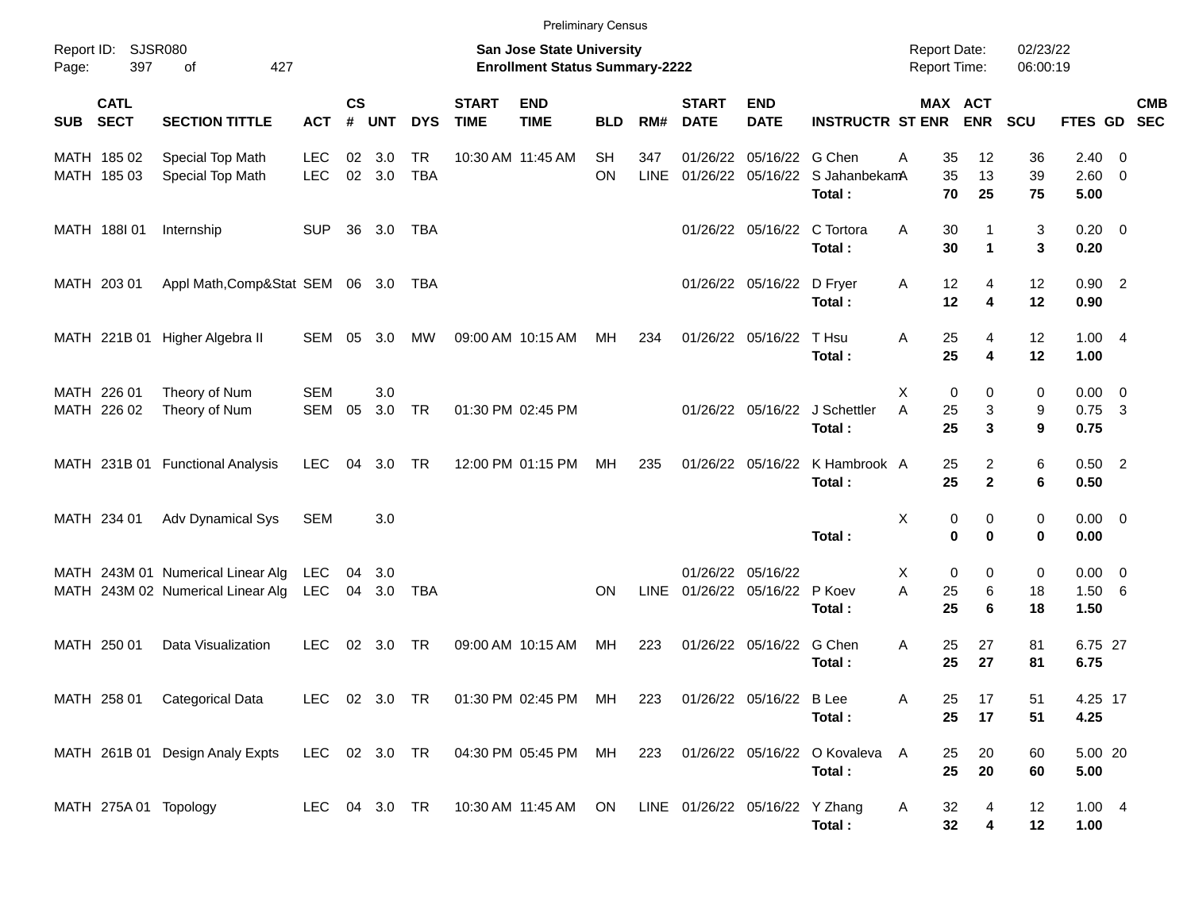Preliminary Census

Report ID: SJSR080

**San Jose State University**
**Enrollment Status Summary-2222**

Report Date: 02/23/22
Report Time: 06:00:19

| SUB | CATL SECT | SECTION TITTLE | ACT | CS # | UNT | DYS | START TIME | END TIME | BLD | RM# | START DATE | END DATE | INSTRUCTR | ST | MAX ENR | ACT ENR | SCU | FTES | GD | CMB SEC |
|---|---|---|---|---|---|---|---|---|---|---|---|---|---|---|---|---|---|---|---|---|
| MATH | 185 02 | Special Top Math | LEC | 02 | 3.0 | TR | 10:30 AM | 11:45 AM | SH | 347 | 01/26/22 | 05/16/22 | G Chen | A | 35 | 12 | 36 | 2.40 | 0 | |
| MATH | 185 03 | Special Top Math | LEC | 02 | 3.0 | TBA | | | ON | LINE | 01/26/22 | 05/16/22 | S Jahanbekam | A | 35 | 13 | 39 | 2.60 | 0 | |
| | | | | | | | | | | | | | **Total :** | | **70** | **25** | **75** | **5.00** | | |
| MATH | 188I 01 | Internship | SUP | 36 | 3.0 | TBA | | | | | 01/26/22 | 05/16/22 | C Tortora | A | 30 | 1 | 3 | 0.20 | 0 | |
| | | | | | | | | | | | | | **Total :** | | **30** | **1** | **3** | **0.20** | | |
| MATH | 203 01 | Appl Math,Comp&Stat | SEM | 06 | 3.0 | TBA | | | | | 01/26/22 | 05/16/22 | D Fryer | A | 12 | 4 | 12 | 0.90 | 2 | |
| | | | | | | | | | | | | | **Total :** | | **12** | **4** | **12** | **0.90** | | |
| MATH | 221B 01 | Higher Algebra II | SEM | 05 | 3.0 | MW | 09:00 AM | 10:15 AM | MH | 234 | 01/26/22 | 05/16/22 | T Hsu | A | 25 | 4 | 12 | 1.00 | 4 | |
| | | | | | | | | | | | | | **Total :** | | **25** | **4** | **12** | **1.00** | | |
| MATH | 226 01 | Theory of Num | SEM | | 3.0 | | | | | | | | | X | 0 | 0 | 0 | 0.00 | 0 | |
| MATH | 226 02 | Theory of Num | SEM | 05 | 3.0 | TR | 01:30 PM | 02:45 PM | | | 01/26/22 | 05/16/22 | J Schettler | A | 25 | 3 | 9 | 0.75 | 3 | |
| | | | | | | | | | | | | | **Total :** | | **25** | **3** | **9** | **0.75** | | |
| MATH | 231B 01 | Functional Analysis | LEC | 04 | 3.0 | TR | 12:00 PM | 01:15 PM | MH | 235 | 01/26/22 | 05/16/22 | K Hambrook | A | 25 | 2 | 6 | 0.50 | 2 | |
| | | | | | | | | | | | | | **Total :** | | **25** | **2** | **6** | **0.50** | | |
| MATH | 234 01 | Adv Dynamical Sys | SEM | | 3.0 | | | | | | | | | X | 0 | 0 | 0 | 0.00 | 0 | |
| | | | | | | | | | | | | | **Total :** | | **0** | **0** | **0** | **0.00** | | |
| MATH | 243M 01 | Numerical Linear Alg | LEC | 04 | 3.0 | | | | | | 01/26/22 | 05/16/22 | | X | 0 | 0 | 0 | 0.00 | 0 | |
| MATH | 243M 02 | Numerical Linear Alg | LEC | 04 | 3.0 | TBA | | | ON | LINE | 01/26/22 | 05/16/22 | P Koev | A | 25 | 6 | 18 | 1.50 | 6 | |
| | | | | | | | | | | | | | **Total :** | | **25** | **6** | **18** | **1.50** | | |
| MATH | 250 01 | Data Visualization | LEC | 02 | 3.0 | TR | 09:00 AM | 10:15 AM | MH | 223 | 01/26/22 | 05/16/22 | G Chen | A | 25 | 27 | 81 | 6.75 | 27 | |
| | | | | | | | | | | | | | **Total :** | | **25** | **27** | **81** | **6.75** | | |
| MATH | 258 01 | Categorical Data | LEC | 02 | 3.0 | TR | 01:30 PM | 02:45 PM | MH | 223 | 01/26/22 | 05/16/22 | B Lee | A | 25 | 17 | 51 | 4.25 | 17 | |
| | | | | | | | | | | | | | **Total :** | | **25** | **17** | **51** | **4.25** | | |
| MATH | 261B 01 | Design Analy Expts | LEC | 02 | 3.0 | TR | 04:30 PM | 05:45 PM | MH | 223 | 01/26/22 | 05/16/22 | O Kovaleva | A | 25 | 20 | 60 | 5.00 | 20 | |
| | | | | | | | | | | | | | **Total :** | | **25** | **20** | **60** | **5.00** | | |
| MATH | 275A 01 | Topology | LEC | 04 | 3.0 | TR | 10:30 AM | 11:45 AM | ON | LINE | 01/26/22 | 05/16/22 | Y Zhang | A | 32 | 4 | 12 | 1.00 | 4 | |
| | | | | | | | | | | | | | **Total :** | | **32** | **4** | **12** | **1.00** | | |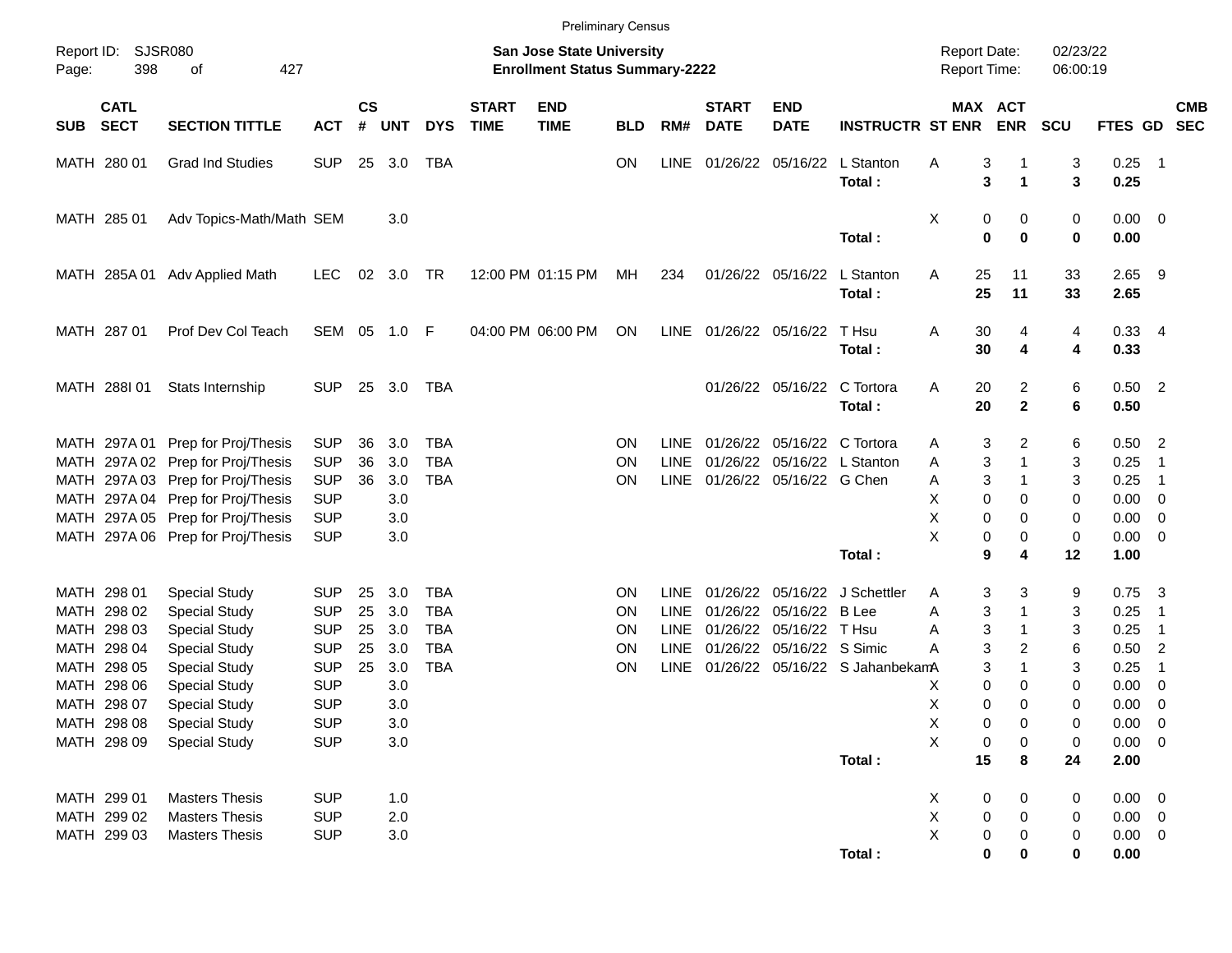Preliminary Census

Report ID: SJSR080

**San Jose State University**
**Enrollment Status Summary-2222**

Report Date: 02/23/22
Report Time: 06:00:19

| SUB | CATL SECT | SECTION TITTLE | ACT | CS # | UNT | DYS | START TIME | END TIME | BLD | RM# | START DATE | END DATE | INSTRUCTR | ST | MAX ENR | ACT ENR | SCU | FTES | GD | CMB SEC |
|---|---|---|---|---|---|---|---|---|---|---|---|---|---|---|---|---|---|---|---|---|
| MATH | 280 01 | Grad Ind Studies | SUP | 25 | 3.0 | TBA | | | ON | LINE | 01/26/22 | 05/16/22 | L Stanton | A | 3 | 1 | 3 | 0.25 | 1 | |
| | | | | | | | | | | | | | **Total :** | | **3** | **1** | **3** | **0.25** | | |
| MATH | 285 01 | Adv Topics-Math/Math | SEM | | 3.0 | | | | | | | | | X | 0 | 0 | 0 | 0.00 | 0 | |
| | | | | | | | | | | | | | **Total :** | | **0** | **0** | **0** | **0.00** | | |
| MATH | 285A 01 | Adv Applied Math | LEC | 02 | 3.0 | TR | 12:00 PM | 01:15 PM | MH | 234 | 01/26/22 | 05/16/22 | L Stanton | A | 25 | 11 | 33 | 2.65 | 9 | |
| | | | | | | | | | | | | | **Total :** | | **25** | **11** | **33** | **2.65** | | |
| MATH | 287 01 | Prof Dev Col Teach | SEM | 05 | 1.0 | F | 04:00 PM | 06:00 PM | ON | LINE | 01/26/22 | 05/16/22 | T Hsu | A | 30 | 4 | 4 | 0.33 | 4 | |
| | | | | | | | | | | | | | **Total :** | | **30** | **4** | **4** | **0.33** | | |
| MATH | 288I 01 | Stats Internship | SUP | 25 | 3.0 | TBA | | | | | 01/26/22 | 05/16/22 | C Tortora | A | 20 | 2 | 6 | 0.50 | 2 | |
| | | | | | | | | | | | | | **Total :** | | **20** | **2** | **6** | **0.50** | | |
| MATH | 297A 01 | Prep for Proj/Thesis | SUP | 36 | 3.0 | TBA | | | ON | LINE | 01/26/22 | 05/16/22 | C Tortora | A | 3 | 2 | 6 | 0.50 | 2 | |
| MATH | 297A 02 | Prep for Proj/Thesis | SUP | 36 | 3.0 | TBA | | | ON | LINE | 01/26/22 | 05/16/22 | L Stanton | A | 3 | 1 | 3 | 0.25 | 1 | |
| MATH | 297A 03 | Prep for Proj/Thesis | SUP | 36 | 3.0 | TBA | | | ON | LINE | 01/26/22 | 05/16/22 | G Chen | A | 3 | 1 | 3 | 0.25 | 1 | |
| MATH | 297A 04 | Prep for Proj/Thesis | SUP | | 3.0 | | | | | | | | | X | 0 | 0 | 0 | 0.00 | 0 | |
| MATH | 297A 05 | Prep for Proj/Thesis | SUP | | 3.0 | | | | | | | | | X | 0 | 0 | 0 | 0.00 | 0 | |
| MATH | 297A 06 | Prep for Proj/Thesis | SUP | | 3.0 | | | | | | | | | X | 0 | 0 | 0 | 0.00 | 0 | |
| | | | | | | | | | | | | | **Total :** | | **9** | **4** | **12** | **1.00** | | |
| MATH | 298 01 | Special Study | SUP | 25 | 3.0 | TBA | | | ON | LINE | 01/26/22 | 05/16/22 | J Schettler | A | 3 | 3 | 9 | 0.75 | 3 | |
| MATH | 298 02 | Special Study | SUP | 25 | 3.0 | TBA | | | ON | LINE | 01/26/22 | 05/16/22 | B Lee | A | 3 | 1 | 3 | 0.25 | 1 | |
| MATH | 298 03 | Special Study | SUP | 25 | 3.0 | TBA | | | ON | LINE | 01/26/22 | 05/16/22 | T Hsu | A | 3 | 1 | 3 | 0.25 | 1 | |
| MATH | 298 04 | Special Study | SUP | 25 | 3.0 | TBA | | | ON | LINE | 01/26/22 | 05/16/22 | S Simic | A | 3 | 2 | 6 | 0.50 | 2 | |
| MATH | 298 05 | Special Study | SUP | 25 | 3.0 | TBA | | | ON | LINE | 01/26/22 | 05/16/22 | S Jahanbekam | A | 3 | 1 | 3 | 0.25 | 1 | |
| MATH | 298 06 | Special Study | SUP | | 3.0 | | | | | | | | | X | 0 | 0 | 0 | 0.00 | 0 | |
| MATH | 298 07 | Special Study | SUP | | 3.0 | | | | | | | | | X | 0 | 0 | 0 | 0.00 | 0 | |
| MATH | 298 08 | Special Study | SUP | | 3.0 | | | | | | | | | X | 0 | 0 | 0 | 0.00 | 0 | |
| MATH | 298 09 | Special Study | SUP | | 3.0 | | | | | | | | | X | 0 | 0 | 0 | 0.00 | 0 | |
| | | | | | | | | | | | | | **Total :** | | **15** | **8** | **24** | **2.00** | | |
| MATH | 299 01 | Masters Thesis | SUP | | 1.0 | | | | | | | | | X | 0 | 0 | 0 | 0.00 | 0 | |
| MATH | 299 02 | Masters Thesis | SUP | | 2.0 | | | | | | | | | X | 0 | 0 | 0 | 0.00 | 0 | |
| MATH | 299 03 | Masters Thesis | SUP | | 3.0 | | | | | | | | | X | 0 | 0 | 0 | 0.00 | 0 | |
| | | | | | | | | | | | | | **Total :** | | **0** | **0** | **0** | **0.00** | | |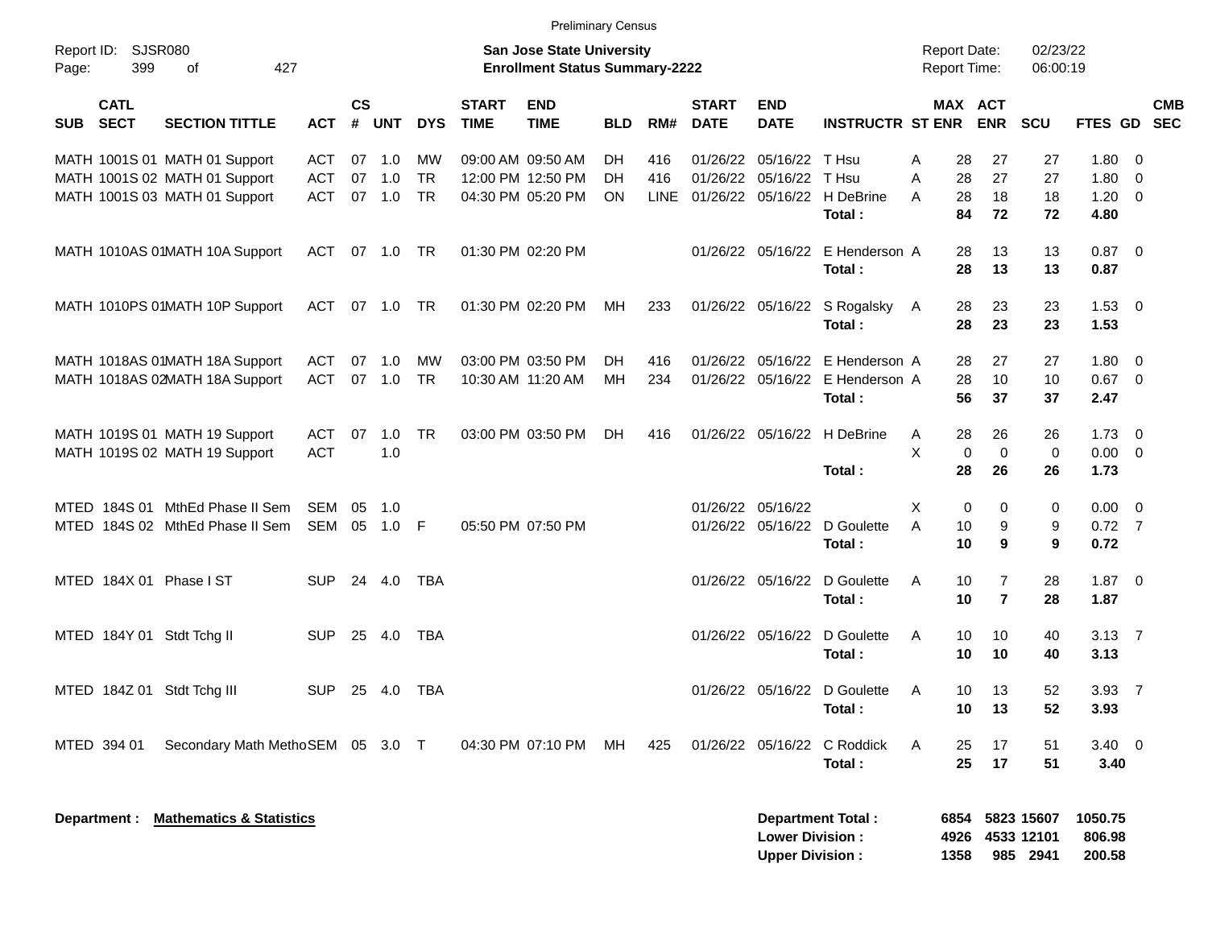Preliminary Census

Report ID: SJSR080

**San Jose State University**
**Enrollment Status Summary-2222**

Report Date: 02/23/22
Report Time: 06:00:19

| SUB | CATL SECT | SECTION TITTLE | ACT | CS # | UNT | DYS | START TIME | END TIME | BLD | RM# | START DATE | END DATE | INSTRUCTR | ST | MAX ENR | ACT ENR | SCU | FTES | GD | CMB SEC |
|---|---|---|---|---|---|---|---|---|---|---|---|---|---|---|---|---|---|---|---|---|
| MATH | 1001S 01 | MATH 01 Support | ACT | 07 | 1.0 | MW | 09:00 AM | 09:50 AM | DH | 416 | 01/26/22 | 05/16/22 | T Hsu | A | 28 | 27 | 27 | 1.80 | 0 | |
| MATH | 1001S 02 | MATH 01 Support | ACT | 07 | 1.0 | TR | 12:00 PM | 12:50 PM | DH | 416 | 01/26/22 | 05/16/22 | T Hsu | A | 28 | 27 | 27 | 1.80 | 0 | |
| MATH | 1001S 03 | MATH 01 Support | ACT | 07 | 1.0 | TR | 04:30 PM | 05:20 PM | ON | LINE | 01/26/22 | 05/16/22 | H DeBrine | A | 28 | 18 | 18 | 1.20 | 0 | |
| | | | | | | | | | | | | | **Total :** | | **84** | **72** | **72** | **4.80** | | |
| MATH | 1010AS 01 | MATH 10A Support | ACT | 07 | 1.0 | TR | 01:30 PM | 02:20 PM | | | 01/26/22 | 05/16/22 | E Henderson | A | 28 | 13 | 13 | 0.87 | 0 | |
| | | | | | | | | | | | | | **Total :** | | **28** | **13** | **13** | **0.87** | | |
| MATH | 1010PS 01 | MATH 10P Support | ACT | 07 | 1.0 | TR | 01:30 PM | 02:20 PM | MH | 233 | 01/26/22 | 05/16/22 | S Rogalsky | A | 28 | 23 | 23 | 1.53 | 0 | |
| | | | | | | | | | | | | | **Total :** | | **28** | **23** | **23** | **1.53** | | |
| MATH | 1018AS 01 | MATH 18A Support | ACT | 07 | 1.0 | MW | 03:00 PM | 03:50 PM | DH | 416 | 01/26/22 | 05/16/22 | E Henderson | A | 28 | 27 | 27 | 1.80 | 0 | |
| MATH | 1018AS 02 | MATH 18A Support | ACT | 07 | 1.0 | TR | 10:30 AM | 11:20 AM | MH | 234 | 01/26/22 | 05/16/22 | E Henderson | A | 28 | 10 | 10 | 0.67 | 0 | |
| | | | | | | | | | | | | | **Total :** | | **56** | **37** | **37** | **2.47** | | |
| MATH | 1019S 01 | MATH 19 Support | ACT | 07 | 1.0 | TR | 03:00 PM | 03:50 PM | DH | 416 | 01/26/22 | 05/16/22 | H DeBrine | A | 28 | 26 | 26 | 1.73 | 0 | |
| MATH | 1019S 02 | MATH 19 Support | ACT | | 1.0 | | | | | | | | | X | 0 | 0 | 0 | 0.00 | 0 | |
| | | | | | | | | | | | | | **Total :** | | **28** | **26** | **26** | **1.73** | | |
| MTED | 184S 01 | MthEd Phase II Sem | SEM | 05 | 1.0 | | | | | | 01/26/22 | 05/16/22 | | X | 0 | 0 | 0 | 0.00 | 0 | |
| MTED | 184S 02 | MthEd Phase II Sem | SEM | 05 | 1.0 | F | 05:50 PM | 07:50 PM | | | 01/26/22 | 05/16/22 | D Goulette | A | 10 | 9 | 9 | 0.72 | 7 | |
| | | | | | | | | | | | | | **Total :** | | **10** | **9** | **9** | **0.72** | | |
| MTED | 184X 01 | Phase I ST | SUP | 24 | 4.0 | TBA | | | | | 01/26/22 | 05/16/22 | D Goulette | A | 10 | 7 | 28 | 1.87 | 0 | |
| | | | | | | | | | | | | | **Total :** | | **10** | **7** | **28** | **1.87** | | |
| MTED | 184Y 01 | Stdt Tchg II | SUP | 25 | 4.0 | TBA | | | | | 01/26/22 | 05/16/22 | D Goulette | A | 10 | 10 | 40 | 3.13 | 7 | |
| | | | | | | | | | | | | | **Total :** | | **10** | **10** | **40** | **3.13** | | |
| MTED | 184Z 01 | Stdt Tchg III | SUP | 25 | 4.0 | TBA | | | | | 01/26/22 | 05/16/22 | D Goulette | A | 10 | 13 | 52 | 3.93 | 7 | |
| | | | | | | | | | | | | | **Total :** | | **10** | **13** | **52** | **3.93** | | |
| MTED | 394 01 | Secondary Math Metho | SEM | 05 | 3.0 | T | 04:30 PM | 07:10 PM | MH | 425 | 01/26/22 | 05/16/22 | C Roddick | A | 25 | 17 | 51 | 3.40 | 0 | |
| | | | | | | | | | | | | | **Total :** | | **25** | **17** | **51** | **3.40** | | |

**Department :** **Mathematics & Statistics**

| | MAX ENR | ACT ENR | SCU | FTES |
|---|---|---|---|---|
| **Department Total :** | **6854** | **5823** | **15607** | **1050.75** |
| **Lower Division :** | **4926** | **4533** | **12101** | **806.98** |
| **Upper Division :** | **1358** | **985** | **2941** | **200.58** |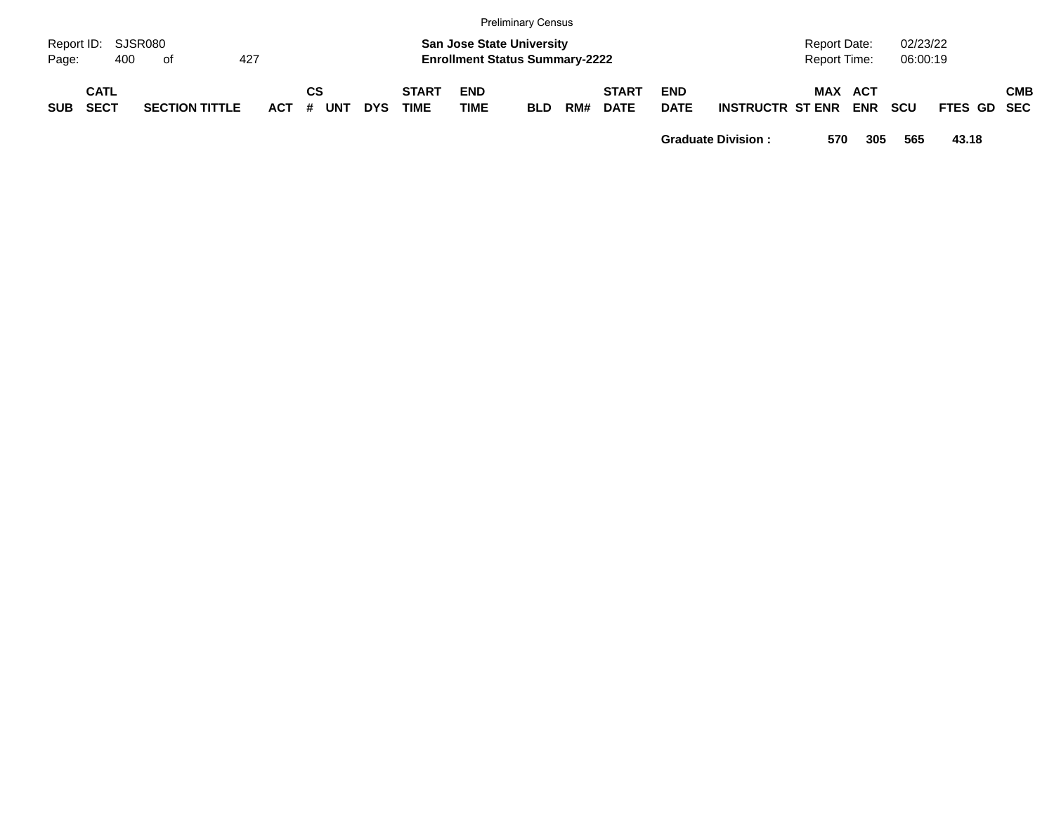Preliminary Census

Report ID: SJSR080
Page: 400 of 427

**San Jose State University**
**Enrollment Status Summary-2222**

Report Date: 02/23/22
Report Time: 06:00:19

| SUB | CATL SECT | SECTION TITTLE | ACT | CS # | UNT | DYS | START TIME | END TIME | BLD | RM# | START DATE | END DATE | INSTRUCTR | ST | MAX ENR | ACT ENR | SCU | FTES | GD | CMB SEC |
|---|---|---|---|---|---|---|---|---|---|---|---|---|---|---|---|---|---|---|---|---|
| | | | | | | | | | | | | **Graduate Division :** | | | **570** | **305** | **565** | **43.18** | | |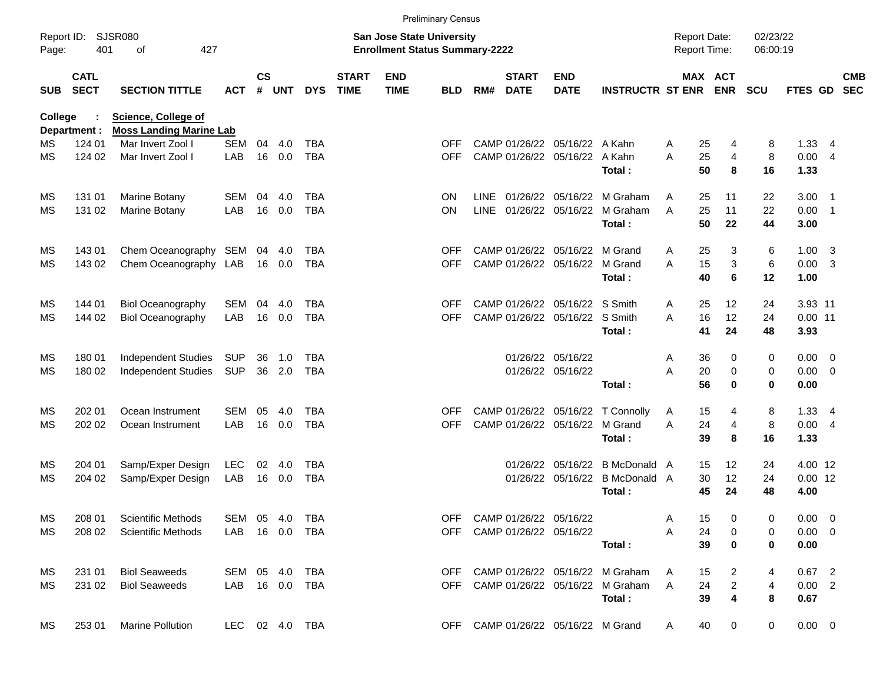Preliminary Census

Report ID: SJSR080

**San Jose State University**
**Enrollment Status Summary-2222**

Report Date: 02/23/22
Report Time: 06:00:19

**College : Science, College of**
**Department : Moss Landing Marine Lab**

| SUB | CATL SECT | SECTION TITTLE | ACT | CS # | UNT | DYS | START TIME | END TIME | BLD | RM# | START DATE | END DATE | INSTRUCTR | ST | MAX ENR | ACT ENR | SCU | FTES | GD | CMB SEC |
|---|---|---|---|---|---|---|---|---|---|---|---|---|---|---|---|---|---|---|---|---|
| MS | 124 01 | Mar Invert Zool I | SEM | 04 | 4.0 | TBA | | | OFF | CAMP | 01/26/22 | 05/16/22 | A Kahn | A | 25 | 4 | 8 | 1.33 | 4 | |
| MS | 124 02 | Mar Invert Zool I | LAB | 16 | 0.0 | TBA | | | OFF | CAMP | 01/26/22 | 05/16/22 | A Kahn | A | 25 | 4 | 8 | 0.00 | 4 | |
| | | | | | | | | | | | | | **Total :** | | **50** | **8** | **16** | **1.33** | | |
| MS | 131 01 | Marine Botany | SEM | 04 | 4.0 | TBA | | | ON | LINE | 01/26/22 | 05/16/22 | M Graham | A | 25 | 11 | 22 | 3.00 | 1 | |
| MS | 131 02 | Marine Botany | LAB | 16 | 0.0 | TBA | | | ON | LINE | 01/26/22 | 05/16/22 | M Graham | A | 25 | 11 | 22 | 0.00 | 1 | |
| | | | | | | | | | | | | | **Total :** | | **50** | **22** | **44** | **3.00** | | |
| MS | 143 01 | Chem Oceanography | SEM | 04 | 4.0 | TBA | | | OFF | CAMP | 01/26/22 | 05/16/22 | M Grand | A | 25 | 3 | 6 | 1.00 | 3 | |
| MS | 143 02 | Chem Oceanography | LAB | 16 | 0.0 | TBA | | | OFF | CAMP | 01/26/22 | 05/16/22 | M Grand | A | 15 | 3 | 6 | 0.00 | 3 | |
| | | | | | | | | | | | | | **Total :** | | **40** | **6** | **12** | **1.00** | | |
| MS | 144 01 | Biol Oceanography | SEM | 04 | 4.0 | TBA | | | OFF | CAMP | 01/26/22 | 05/16/22 | S Smith | A | 25 | 12 | 24 | 3.93 | 11 | |
| MS | 144 02 | Biol Oceanography | LAB | 16 | 0.0 | TBA | | | OFF | CAMP | 01/26/22 | 05/16/22 | S Smith | A | 16 | 12 | 24 | 0.00 | 11 | |
| | | | | | | | | | | | | | **Total :** | | **41** | **24** | **48** | **3.93** | | |
| MS | 180 01 | Independent Studies | SUP | 36 | 1.0 | TBA | | | | | 01/26/22 | 05/16/22 | | A | 36 | 0 | 0 | 0.00 | 0 | |
| MS | 180 02 | Independent Studies | SUP | 36 | 2.0 | TBA | | | | | 01/26/22 | 05/16/22 | | A | 20 | 0 | 0 | 0.00 | 0 | |
| | | | | | | | | | | | | | **Total :** | | **56** | **0** | **0** | **0.00** | | |
| MS | 202 01 | Ocean Instrument | SEM | 05 | 4.0 | TBA | | | OFF | CAMP | 01/26/22 | 05/16/22 | T Connolly | A | 15 | 4 | 8 | 1.33 | 4 | |
| MS | 202 02 | Ocean Instrument | LAB | 16 | 0.0 | TBA | | | OFF | CAMP | 01/26/22 | 05/16/22 | M Grand | A | 24 | 4 | 8 | 0.00 | 4 | |
| | | | | | | | | | | | | | **Total :** | | **39** | **8** | **16** | **1.33** | | |
| MS | 204 01 | Samp/Exper Design | LEC | 02 | 4.0 | TBA | | | | | 01/26/22 | 05/16/22 | B McDonald | A | 15 | 12 | 24 | 4.00 | 12 | |
| MS | 204 02 | Samp/Exper Design | LAB | 16 | 0.0 | TBA | | | | | 01/26/22 | 05/16/22 | B McDonald | A | 30 | 12 | 24 | 0.00 | 12 | |
| | | | | | | | | | | | | | **Total :** | | **45** | **24** | **48** | **4.00** | | |
| MS | 208 01 | Scientific Methods | SEM | 05 | 4.0 | TBA | | | OFF | CAMP | 01/26/22 | 05/16/22 | | A | 15 | 0 | 0 | 0.00 | 0 | |
| MS | 208 02 | Scientific Methods | LAB | 16 | 0.0 | TBA | | | OFF | CAMP | 01/26/22 | 05/16/22 | | A | 24 | 0 | 0 | 0.00 | 0 | |
| | | | | | | | | | | | | | **Total :** | | **39** | **0** | **0** | **0.00** | | |
| MS | 231 01 | Biol Seaweeds | SEM | 05 | 4.0 | TBA | | | OFF | CAMP | 01/26/22 | 05/16/22 | M Graham | A | 15 | 2 | 4 | 0.67 | 2 | |
| MS | 231 02 | Biol Seaweeds | LAB | 16 | 0.0 | TBA | | | OFF | CAMP | 01/26/22 | 05/16/22 | M Graham | A | 24 | 2 | 4 | 0.00 | 2 | |
| | | | | | | | | | | | | | **Total :** | | **39** | **4** | **8** | **0.67** | | |
| MS | 253 01 | Marine Pollution | LEC | 02 | 4.0 | TBA | | | OFF | CAMP | 01/26/22 | 05/16/22 | M Grand | A | 40 | 0 | 0 | 0.00 | 0 | |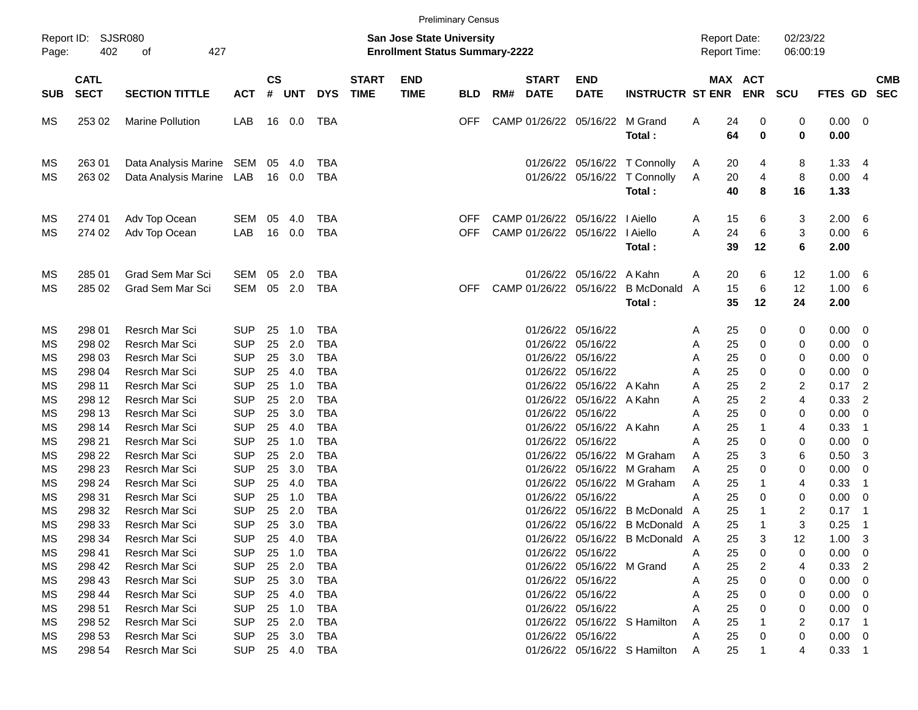Preliminary Census

Report ID: SJSR080

**San Jose State University**
**Enrollment Status Summary-2222**

Report Date: 02/23/22
Report Time: 06:00:19

| SUB | CATL SECT | SECTION TITTLE | ACT | CS # | UNT | DYS | START TIME | END TIME | BLD | RM# | START DATE | END DATE | INSTRUCTR | ST | MAX ENR | ACT ENR | SCU | FTES | GD | CMB SEC |
|---|---|---|---|---|---|---|---|---|---|---|---|---|---|---|---|---|---|---|---|---|
| MS | 253 02 | Marine Pollution | LAB | 16 | 0.0 | TBA | | | OFF | CAMP | 01/26/22 | 05/16/22 | M Grand | A | 24 | 0 | 0 | 0.00 | 0 | |
| | | | | | | | | | | | | | **Total :** | | **64** | **0** | **0** | **0.00** | | |
| MS | 263 01 | Data Analysis Marine | SEM | 05 | 4.0 | TBA | | | | | 01/26/22 | 05/16/22 | T Connolly | A | 20 | 4 | 8 | 1.33 | 4 | |
| MS | 263 02 | Data Analysis Marine | LAB | 16 | 0.0 | TBA | | | | | 01/26/22 | 05/16/22 | T Connolly | A | 20 | 4 | 8 | 0.00 | 4 | |
| | | | | | | | | | | | | | **Total :** | | **40** | **8** | **16** | **1.33** | | |
| MS | 274 01 | Adv Top Ocean | SEM | 05 | 4.0 | TBA | | | OFF | CAMP | 01/26/22 | 05/16/22 | I Aiello | A | 15 | 6 | 3 | 2.00 | 6 | |
| MS | 274 02 | Adv Top Ocean | LAB | 16 | 0.0 | TBA | | | OFF | CAMP | 01/26/22 | 05/16/22 | I Aiello | A | 24 | 6 | 3 | 0.00 | 6 | |
| | | | | | | | | | | | | | **Total :** | | **39** | **12** | **6** | **2.00** | | |
| MS | 285 01 | Grad Sem Mar Sci | SEM | 05 | 2.0 | TBA | | | | | 01/26/22 | 05/16/22 | A Kahn | A | 20 | 6 | 12 | 1.00 | 6 | |
| MS | 285 02 | Grad Sem Mar Sci | SEM | 05 | 2.0 | TBA | | | OFF | CAMP | 01/26/22 | 05/16/22 | B McDonald | A | 15 | 6 | 12 | 1.00 | 6 | |
| | | | | | | | | | | | | | **Total :** | | **35** | **12** | **24** | **2.00** | | |
| MS | 298 01 | Resrch Mar Sci | SUP | 25 | 1.0 | TBA | | | | | 01/26/22 | 05/16/22 | | A | 25 | 0 | 0 | 0.00 | 0 | |
| MS | 298 02 | Resrch Mar Sci | SUP | 25 | 2.0 | TBA | | | | | 01/26/22 | 05/16/22 | | A | 25 | 0 | 0 | 0.00 | 0 | |
| MS | 298 03 | Resrch Mar Sci | SUP | 25 | 3.0 | TBA | | | | | 01/26/22 | 05/16/22 | | A | 25 | 0 | 0 | 0.00 | 0 | |
| MS | 298 04 | Resrch Mar Sci | SUP | 25 | 4.0 | TBA | | | | | 01/26/22 | 05/16/22 | | A | 25 | 0 | 0 | 0.00 | 0 | |
| MS | 298 11 | Resrch Mar Sci | SUP | 25 | 1.0 | TBA | | | | | 01/26/22 | 05/16/22 | A Kahn | A | 25 | 2 | 2 | 0.17 | 2 | |
| MS | 298 12 | Resrch Mar Sci | SUP | 25 | 2.0 | TBA | | | | | 01/26/22 | 05/16/22 | A Kahn | A | 25 | 2 | 4 | 0.33 | 2 | |
| MS | 298 13 | Resrch Mar Sci | SUP | 25 | 3.0 | TBA | | | | | 01/26/22 | 05/16/22 | | A | 25 | 0 | 0 | 0.00 | 0 | |
| MS | 298 14 | Resrch Mar Sci | SUP | 25 | 4.0 | TBA | | | | | 01/26/22 | 05/16/22 | A Kahn | A | 25 | 1 | 4 | 0.33 | 1 | |
| MS | 298 21 | Resrch Mar Sci | SUP | 25 | 1.0 | TBA | | | | | 01/26/22 | 05/16/22 | | A | 25 | 0 | 0 | 0.00 | 0 | |
| MS | 298 22 | Resrch Mar Sci | SUP | 25 | 2.0 | TBA | | | | | 01/26/22 | 05/16/22 | M Graham | A | 25 | 3 | 6 | 0.50 | 3 | |
| MS | 298 23 | Resrch Mar Sci | SUP | 25 | 3.0 | TBA | | | | | 01/26/22 | 05/16/22 | M Graham | A | 25 | 0 | 0 | 0.00 | 0 | |
| MS | 298 24 | Resrch Mar Sci | SUP | 25 | 4.0 | TBA | | | | | 01/26/22 | 05/16/22 | M Graham | A | 25 | 1 | 4 | 0.33 | 1 | |
| MS | 298 31 | Resrch Mar Sci | SUP | 25 | 1.0 | TBA | | | | | 01/26/22 | 05/16/22 | | A | 25 | 0 | 0 | 0.00 | 0 | |
| MS | 298 32 | Resrch Mar Sci | SUP | 25 | 2.0 | TBA | | | | | 01/26/22 | 05/16/22 | B McDonald | A | 25 | 1 | 2 | 0.17 | 1 | |
| MS | 298 33 | Resrch Mar Sci | SUP | 25 | 3.0 | TBA | | | | | 01/26/22 | 05/16/22 | B McDonald | A | 25 | 1 | 3 | 0.25 | 1 | |
| MS | 298 34 | Resrch Mar Sci | SUP | 25 | 4.0 | TBA | | | | | 01/26/22 | 05/16/22 | B McDonald | A | 25 | 3 | 12 | 1.00 | 3 | |
| MS | 298 41 | Resrch Mar Sci | SUP | 25 | 1.0 | TBA | | | | | 01/26/22 | 05/16/22 | | A | 25 | 0 | 0 | 0.00 | 0 | |
| MS | 298 42 | Resrch Mar Sci | SUP | 25 | 2.0 | TBA | | | | | 01/26/22 | 05/16/22 | M Grand | A | 25 | 2 | 4 | 0.33 | 2 | |
| MS | 298 43 | Resrch Mar Sci | SUP | 25 | 3.0 | TBA | | | | | 01/26/22 | 05/16/22 | | A | 25 | 0 | 0 | 0.00 | 0 | |
| MS | 298 44 | Resrch Mar Sci | SUP | 25 | 4.0 | TBA | | | | | 01/26/22 | 05/16/22 | | A | 25 | 0 | 0 | 0.00 | 0 | |
| MS | 298 51 | Resrch Mar Sci | SUP | 25 | 1.0 | TBA | | | | | 01/26/22 | 05/16/22 | | A | 25 | 0 | 0 | 0.00 | 0 | |
| MS | 298 52 | Resrch Mar Sci | SUP | 25 | 2.0 | TBA | | | | | 01/26/22 | 05/16/22 | S Hamilton | A | 25 | 1 | 2 | 0.17 | 1 | |
| MS | 298 53 | Resrch Mar Sci | SUP | 25 | 3.0 | TBA | | | | | 01/26/22 | 05/16/22 | | A | 25 | 0 | 0 | 0.00 | 0 | |
| MS | 298 54 | Resrch Mar Sci | SUP | 25 | 4.0 | TBA | | | | | 01/26/22 | 05/16/22 | S Hamilton | A | 25 | 1 | 4 | 0.33 | 1 | |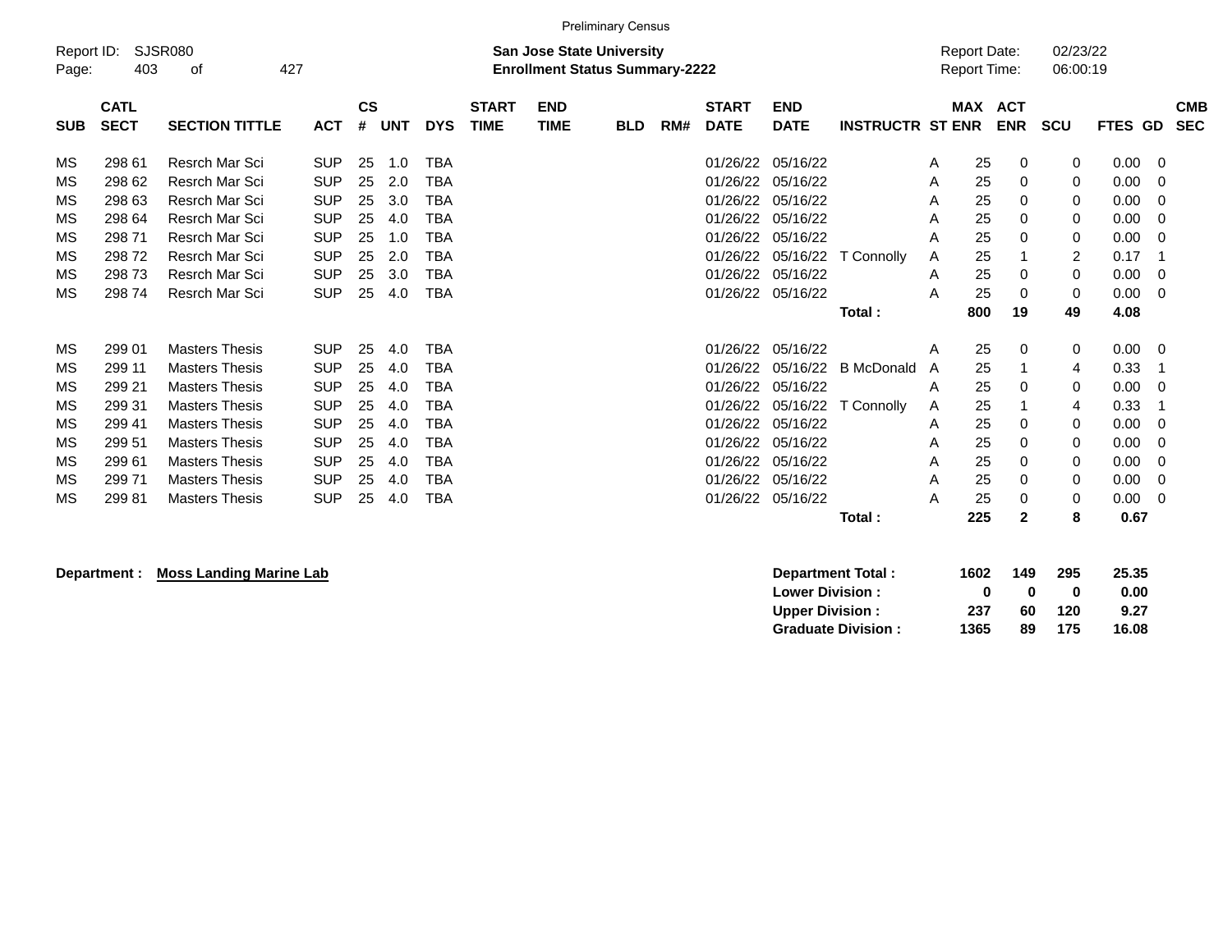Preliminary Census

Report ID: SJSR080

**San Jose State University**
**Enrollment Status Summary-2222**

Report Date: 02/23/22
Report Time: 06:00:19

| SUB | CATL SECT | SECTION TITTLE | ACT | CS # | UNT | DYS | START TIME | END TIME | BLD | RM# | START DATE | END DATE | INSTRUCTR | ST | MAX ENR | ACT ENR | SCU | FTES | GD | CMB SEC |
|---|---|---|---|---|---|---|---|---|---|---|---|---|---|---|---|---|---|---|---|---|
| MS | 298 61 | Resrch Mar Sci | SUP | 25 | 1.0 | TBA | | | | | 01/26/22 | 05/16/22 | | A | 25 | 0 | 0 | 0.00 | 0 | |
| MS | 298 62 | Resrch Mar Sci | SUP | 25 | 2.0 | TBA | | | | | 01/26/22 | 05/16/22 | | A | 25 | 0 | 0 | 0.00 | 0 | |
| MS | 298 63 | Resrch Mar Sci | SUP | 25 | 3.0 | TBA | | | | | 01/26/22 | 05/16/22 | | A | 25 | 0 | 0 | 0.00 | 0 | |
| MS | 298 64 | Resrch Mar Sci | SUP | 25 | 4.0 | TBA | | | | | 01/26/22 | 05/16/22 | | A | 25 | 0 | 0 | 0.00 | 0 | |
| MS | 298 71 | Resrch Mar Sci | SUP | 25 | 1.0 | TBA | | | | | 01/26/22 | 05/16/22 | | A | 25 | 0 | 0 | 0.00 | 0 | |
| MS | 298 72 | Resrch Mar Sci | SUP | 25 | 2.0 | TBA | | | | | 01/26/22 | 05/16/22 | T Connolly | A | 25 | 1 | 2 | 0.17 | 1 | |
| MS | 298 73 | Resrch Mar Sci | SUP | 25 | 3.0 | TBA | | | | | 01/26/22 | 05/16/22 | | A | 25 | 0 | 0 | 0.00 | 0 | |
| MS | 298 74 | Resrch Mar Sci | SUP | 25 | 4.0 | TBA | | | | | 01/26/22 | 05/16/22 | | A | 25 | 0 | 0 | 0.00 | 0 | |
| | | | | | | | | | | | | | **Total :** | | **800** | **19** | **49** | **4.08** | | |
| MS | 299 01 | Masters Thesis | SUP | 25 | 4.0 | TBA | | | | | 01/26/22 | 05/16/22 | | A | 25 | 0 | 0 | 0.00 | 0 | |
| MS | 299 11 | Masters Thesis | SUP | 25 | 4.0 | TBA | | | | | 01/26/22 | 05/16/22 | B McDonald | A | 25 | 1 | 4 | 0.33 | 1 | |
| MS | 299 21 | Masters Thesis | SUP | 25 | 4.0 | TBA | | | | | 01/26/22 | 05/16/22 | | A | 25 | 0 | 0 | 0.00 | 0 | |
| MS | 299 31 | Masters Thesis | SUP | 25 | 4.0 | TBA | | | | | 01/26/22 | 05/16/22 | T Connolly | A | 25 | 1 | 4 | 0.33 | 1 | |
| MS | 299 41 | Masters Thesis | SUP | 25 | 4.0 | TBA | | | | | 01/26/22 | 05/16/22 | | A | 25 | 0 | 0 | 0.00 | 0 | |
| MS | 299 51 | Masters Thesis | SUP | 25 | 4.0 | TBA | | | | | 01/26/22 | 05/16/22 | | A | 25 | 0 | 0 | 0.00 | 0 | |
| MS | 299 61 | Masters Thesis | SUP | 25 | 4.0 | TBA | | | | | 01/26/22 | 05/16/22 | | A | 25 | 0 | 0 | 0.00 | 0 | |
| MS | 299 71 | Masters Thesis | SUP | 25 | 4.0 | TBA | | | | | 01/26/22 | 05/16/22 | | A | 25 | 0 | 0 | 0.00 | 0 | |
| MS | 299 81 | Masters Thesis | SUP | 25 | 4.0 | TBA | | | | | 01/26/22 | 05/16/22 | | A | 25 | 0 | 0 | 0.00 | 0 | |
| | | | | | | | | | | | | | **Total :** | | **225** | **2** | **8** | **0.67** | | |

**Department :** **Moss Landing Marine Lab**

| | MAX ENR | ACT ENR | SCU | FTES |
|---|---|---|---|---|
| **Department Total :** | **1602** | **149** | **295** | **25.35** |
| **Lower Division :** | **0** | **0** | **0** | **0.00** |
| **Upper Division :** | **237** | **60** | **120** | **9.27** |
| **Graduate Division :** | **1365** | **89** | **175** | **16.08** |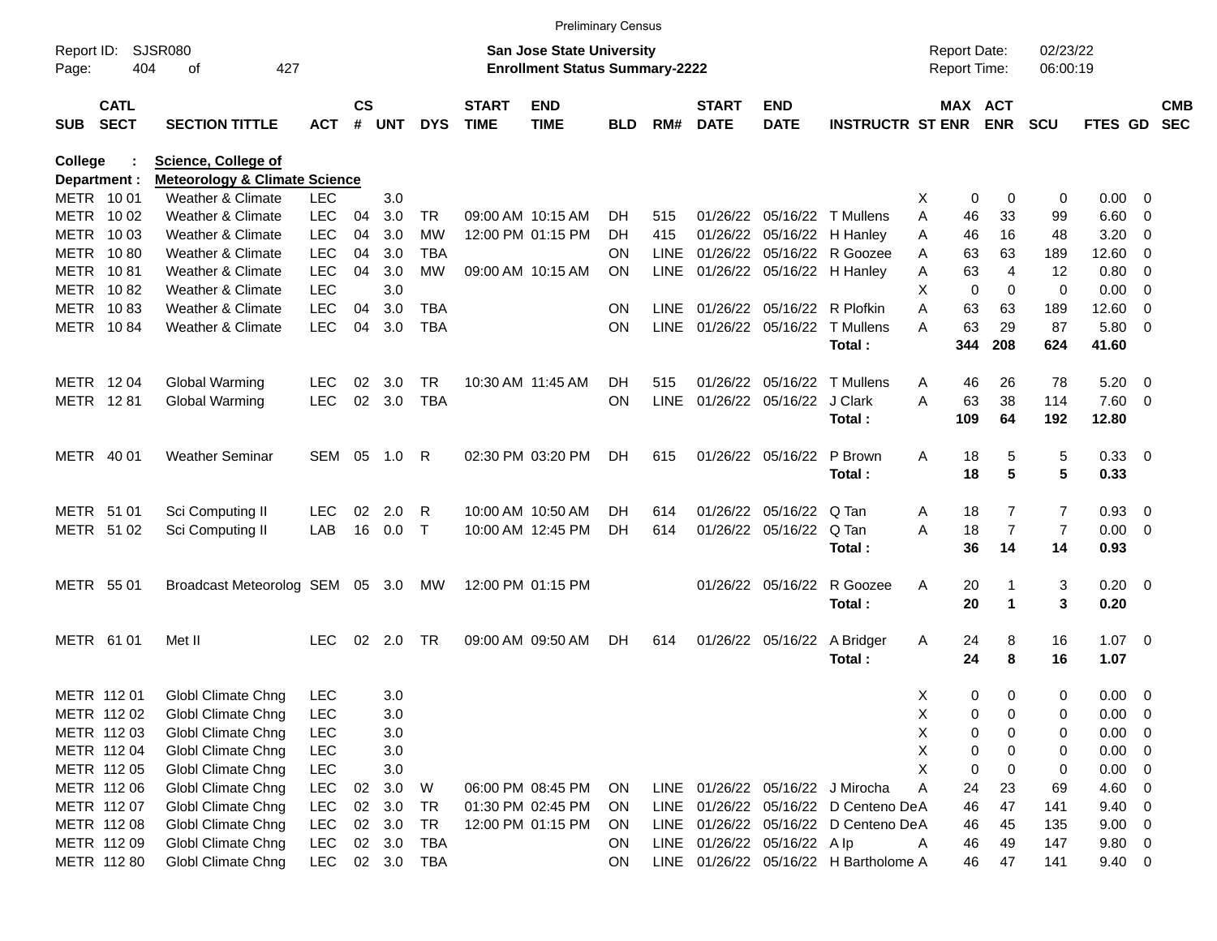Preliminary Census

Report ID: SJSR080

**San Jose State University**
**Enrollment Status Summary-2222**

Report Date: 02/23/22
Report Time: 06:00:19

**College : Science, College of**
**Department : Meteorology & Climate Science**

| SUB | CATL SECT | SECTION TITTLE | ACT | CS # | UNT | DYS | START TIME | END TIME | BLD | RM# | START DATE | END DATE | INSTRUCTR | ST | MAX ENR | ACT ENR | SCU | FTES | GD | CMB SEC |
|---|---|---|---|---|---|---|---|---|---|---|---|---|---|---|---|---|---|---|---|---|
| METR | 10 01 | Weather & Climate | LEC | | 3.0 | | | | | | | | | X | 0 | 0 | 0 | 0.00 | 0 | |
| METR | 10 02 | Weather & Climate | LEC | 04 | 3.0 | TR | 09:00 AM | 10:15 AM | DH | 515 | 01/26/22 | 05/16/22 | T Mullens | A | 46 | 33 | 99 | 6.60 | 0 | |
| METR | 10 03 | Weather & Climate | LEC | 04 | 3.0 | MW | 12:00 PM | 01:15 PM | DH | 415 | 01/26/22 | 05/16/22 | H Hanley | A | 46 | 16 | 48 | 3.20 | 0 | |
| METR | 10 80 | Weather & Climate | LEC | 04 | 3.0 | TBA | | | ON | LINE | 01/26/22 | 05/16/22 | R Goozee | A | 63 | 63 | 189 | 12.60 | 0 | |
| METR | 10 81 | Weather & Climate | LEC | 04 | 3.0 | MW | 09:00 AM | 10:15 AM | ON | LINE | 01/26/22 | 05/16/22 | H Hanley | A | 63 | 4 | 12 | 0.80 | 0 | |
| METR | 10 82 | Weather & Climate | LEC | | 3.0 | | | | | | | | | X | 0 | 0 | 0 | 0.00 | 0 | |
| METR | 10 83 | Weather & Climate | LEC | 04 | 3.0 | TBA | | | ON | LINE | 01/26/22 | 05/16/22 | R Plofkin | A | 63 | 63 | 189 | 12.60 | 0 | |
| METR | 10 84 | Weather & Climate | LEC | 04 | 3.0 | TBA | | | ON | LINE | 01/26/22 | 05/16/22 | T Mullens | A | 63 | 29 | 87 | 5.80 | 0 | |
| | | | | | | | | | | | | | **Total :** | | **344** | **208** | **624** | **41.60** | | |
| METR | 12 04 | Global Warming | LEC | 02 | 3.0 | TR | 10:30 AM | 11:45 AM | DH | 515 | 01/26/22 | 05/16/22 | T Mullens | A | 46 | 26 | 78 | 5.20 | 0 | |
| METR | 12 81 | Global Warming | LEC | 02 | 3.0 | TBA | | | ON | LINE | 01/26/22 | 05/16/22 | J Clark | A | 63 | 38 | 114 | 7.60 | 0 | |
| | | | | | | | | | | | | | **Total :** | | **109** | **64** | **192** | **12.80** | | |
| METR | 40 01 | Weather Seminar | SEM | 05 | 1.0 | R | 02:30 PM | 03:20 PM | DH | 615 | 01/26/22 | 05/16/22 | P Brown | A | 18 | 5 | 5 | 0.33 | 0 | |
| | | | | | | | | | | | | | **Total :** | | **18** | **5** | **5** | **0.33** | | |
| METR | 51 01 | Sci Computing II | LEC | 02 | 2.0 | R | 10:00 AM | 10:50 AM | DH | 614 | 01/26/22 | 05/16/22 | Q Tan | A | 18 | 7 | 7 | 0.93 | 0 | |
| METR | 51 02 | Sci Computing II | LAB | 16 | 0.0 | T | 10:00 AM | 12:45 PM | DH | 614 | 01/26/22 | 05/16/22 | Q Tan | A | 18 | 7 | 7 | 0.00 | 0 | |
| | | | | | | | | | | | | | **Total :** | | **36** | **14** | **14** | **0.93** | | |
| METR | 55 01 | Broadcast Meteorolog | SEM | 05 | 3.0 | MW | 12:00 PM | 01:15 PM | | | 01/26/22 | 05/16/22 | R Goozee | A | 20 | 1 | 3 | 0.20 | 0 | |
| | | | | | | | | | | | | | **Total :** | | **20** | **1** | **3** | **0.20** | | |
| METR | 61 01 | Met II | LEC | 02 | 2.0 | TR | 09:00 AM | 09:50 AM | DH | 614 | 01/26/22 | 05/16/22 | A Bridger | A | 24 | 8 | 16 | 1.07 | 0 | |
| | | | | | | | | | | | | | **Total :** | | **24** | **8** | **16** | **1.07** | | |
| METR | 112 01 | Globl Climate Chng | LEC | | 3.0 | | | | | | | | | X | 0 | 0 | 0 | 0.00 | 0 | |
| METR | 112 02 | Globl Climate Chng | LEC | | 3.0 | | | | | | | | | X | 0 | 0 | 0 | 0.00 | 0 | |
| METR | 112 03 | Globl Climate Chng | LEC | | 3.0 | | | | | | | | | X | 0 | 0 | 0 | 0.00 | 0 | |
| METR | 112 04 | Globl Climate Chng | LEC | | 3.0 | | | | | | | | | X | 0 | 0 | 0 | 0.00 | 0 | |
| METR | 112 05 | Globl Climate Chng | LEC | | 3.0 | | | | | | | | | X | 0 | 0 | 0 | 0.00 | 0 | |
| METR | 112 06 | Globl Climate Chng | LEC | 02 | 3.0 | W | 06:00 PM | 08:45 PM | ON | LINE | 01/26/22 | 05/16/22 | J Mirocha | A | 24 | 23 | 69 | 4.60 | 0 | |
| METR | 112 07 | Globl Climate Chng | LEC | 02 | 3.0 | TR | 01:30 PM | 02:45 PM | ON | LINE | 01/26/22 | 05/16/22 | D Centeno De | A | 46 | 47 | 141 | 9.40 | 0 | |
| METR | 112 08 | Globl Climate Chng | LEC | 02 | 3.0 | TR | 12:00 PM | 01:15 PM | ON | LINE | 01/26/22 | 05/16/22 | D Centeno De | A | 46 | 45 | 135 | 9.00 | 0 | |
| METR | 112 09 | Globl Climate Chng | LEC | 02 | 3.0 | TBA | | | ON | LINE | 01/26/22 | 05/16/22 | A Ip | A | 46 | 49 | 147 | 9.80 | 0 | |
| METR | 112 80 | Globl Climate Chng | LEC | 02 | 3.0 | TBA | | | ON | LINE | 01/26/22 | 05/16/22 | H Bartholome | A | 46 | 47 | 141 | 9.40 | 0 | |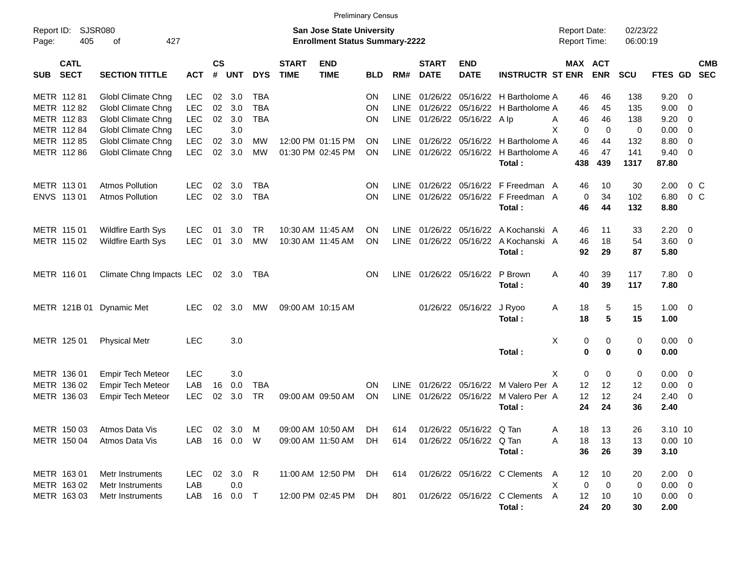Preliminary Census

Report ID: SJSR080

**San Jose State University**
**Enrollment Status Summary-2222**

Report Date: 02/23/22
Report Time: 06:00:19

| SUB | CATL SECT | SECTION TITTLE | ACT | CS # | UNT | DYS | START TIME | END TIME | BLD | RM# | START DATE | END DATE | INSTRUCTR | ST | MAX ENR | ACT ENR | SCU | FTES | GD | CMB SEC |
|---|---|---|---|---|---|---|---|---|---|---|---|---|---|---|---|---|---|---|---|---|
| METR | 112 81 | Globl Climate Chng | LEC | 02 | 3.0 | TBA | | | ON | LINE | 01/26/22 | 05/16/22 | H Bartholome | A | 46 | 46 | 138 | 9.20 | 0 | |
| METR | 112 82 | Globl Climate Chng | LEC | 02 | 3.0 | TBA | | | ON | LINE | 01/26/22 | 05/16/22 | H Bartholome | A | 46 | 45 | 135 | 9.00 | 0 | |
| METR | 112 83 | Globl Climate Chng | LEC | 02 | 3.0 | TBA | | | ON | LINE | 01/26/22 | 05/16/22 | A Ip | A | 46 | 46 | 138 | 9.20 | 0 | |
| METR | 112 84 | Globl Climate Chng | LEC | | 3.0 | | | | | | | | | X | 0 | 0 | 0 | 0.00 | 0 | |
| METR | 112 85 | Globl Climate Chng | LEC | 02 | 3.0 | MW | 12:00 PM | 01:15 PM | ON | LINE | 01/26/22 | 05/16/22 | H Bartholome | A | 46 | 44 | 132 | 8.80 | 0 | |
| METR | 112 86 | Globl Climate Chng | LEC | 02 | 3.0 | MW | 01:30 PM | 02:45 PM | ON | LINE | 01/26/22 | 05/16/22 | H Bartholome | A | 46 | 47 | 141 | 9.40 | 0 | |
| | | | | | | | | | | | | | **Total :** | | **438** | **439** | **1317** | **87.80** | | |
| METR | 113 01 | Atmos Pollution | LEC | 02 | 3.0 | TBA | | | ON | LINE | 01/26/22 | 05/16/22 | F Freedman | A | 46 | 10 | 30 | 2.00 | 0 | C |
| ENVS | 113 01 | Atmos Pollution | LEC | 02 | 3.0 | TBA | | | ON | LINE | 01/26/22 | 05/16/22 | F Freedman | A | 0 | 34 | 102 | 6.80 | 0 | C |
| | | | | | | | | | | | | | **Total :** | | **46** | **44** | **132** | **8.80** | | |
| METR | 115 01 | Wildfire Earth Sys | LEC | 01 | 3.0 | TR | 10:30 AM | 11:45 AM | ON | LINE | 01/26/22 | 05/16/22 | A Kochanski | A | 46 | 11 | 33 | 2.20 | 0 | |
| METR | 115 02 | Wildfire Earth Sys | LEC | 01 | 3.0 | MW | 10:30 AM | 11:45 AM | ON | LINE | 01/26/22 | 05/16/22 | A Kochanski | A | 46 | 18 | 54 | 3.60 | 0 | |
| | | | | | | | | | | | | | **Total :** | | **92** | **29** | **87** | **5.80** | | |
| METR | 116 01 | Climate Chng Impacts | LEC | 02 | 3.0 | TBA | | | ON | LINE | 01/26/22 | 05/16/22 | P Brown | A | 40 | 39 | 117 | 7.80 | 0 | |
| | | | | | | | | | | | | | **Total :** | | **40** | **39** | **117** | **7.80** | | |
| METR | 121B 01 | Dynamic Met | LEC | 02 | 3.0 | MW | 09:00 AM | 10:15 AM | | | 01/26/22 | 05/16/22 | J Ryoo | A | 18 | 5 | 15 | 1.00 | 0 | |
| | | | | | | | | | | | | | **Total :** | | **18** | **5** | **15** | **1.00** | | |
| METR | 125 01 | Physical Metr | LEC | | 3.0 | | | | | | | | | X | 0 | 0 | 0 | 0.00 | 0 | |
| | | | | | | | | | | | | | **Total :** | | **0** | **0** | **0** | **0.00** | | |
| METR | 136 01 | Empir Tech Meteor | LEC | | 3.0 | | | | | | | | | X | 0 | 0 | 0 | 0.00 | 0 | |
| METR | 136 02 | Empir Tech Meteor | LAB | 16 | 0.0 | TBA | | | ON | LINE | 01/26/22 | 05/16/22 | M Valero Per | A | 12 | 12 | 12 | 0.00 | 0 | |
| METR | 136 03 | Empir Tech Meteor | LEC | 02 | 3.0 | TR | 09:00 AM | 09:50 AM | ON | LINE | 01/26/22 | 05/16/22 | M Valero Per | A | 12 | 12 | 24 | 2.40 | 0 | |
| | | | | | | | | | | | | | **Total :** | | **24** | **24** | **36** | **2.40** | | |
| METR | 150 03 | Atmos Data Vis | LEC | 02 | 3.0 | M | 09:00 AM | 10:50 AM | DH | 614 | 01/26/22 | 05/16/22 | Q Tan | A | 18 | 13 | 26 | 3.10 | 10 | |
| METR | 150 04 | Atmos Data Vis | LAB | 16 | 0.0 | W | 09:00 AM | 11:50 AM | DH | 614 | 01/26/22 | 05/16/22 | Q Tan | A | 18 | 13 | 13 | 0.00 | 10 | |
| | | | | | | | | | | | | | **Total :** | | **36** | **26** | **39** | **3.10** | | |
| METR | 163 01 | Metr Instruments | LEC | 02 | 3.0 | R | 11:00 AM | 12:50 PM | DH | 614 | 01/26/22 | 05/16/22 | C Clements | A | 12 | 10 | 20 | 2.00 | 0 | |
| METR | 163 02 | Metr Instruments | LAB | | 0.0 | | | | | | | | | X | 0 | 0 | 0 | 0.00 | 0 | |
| METR | 163 03 | Metr Instruments | LAB | 16 | 0.0 | T | 12:00 PM | 02:45 PM | DH | 801 | 01/26/22 | 05/16/22 | C Clements | A | 12 | 10 | 10 | 0.00 | 0 | |
| | | | | | | | | | | | | | **Total :** | | **24** | **20** | **30** | **2.00** | | |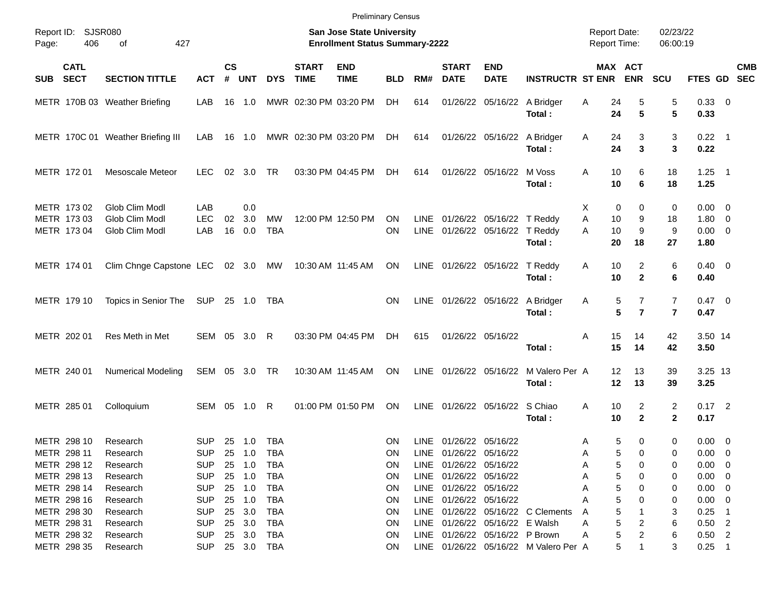Preliminary Census

Report ID: SJSR080
Page: 406 of 427

**San Jose State University**
**Enrollment Status Summary-2222**

Report Date: 02/23/22
Report Time: 06:00:19

| SUB | CATL SECT | SECTION TITTLE | ACT | CS # | UNT | DYS | START TIME | END TIME | BLD | RM# | START DATE | END DATE | INSTRUCTR | ST | MAX ENR | ACT ENR | SCU | FTES | GD | CMB SEC |
|---|---|---|---|---|---|---|---|---|---|---|---|---|---|---|---|---|---|---|---|---|
| METR | 170B 03 | Weather Briefing | LAB | 16 | 1.0 | MWR | 02:30 PM | 03:20 PM | DH | 614 | 01/26/22 | 05/16/22 | A Bridger | A | 24 | 5 | 5 | 0.33 | 0 | |
| | | | | | | | | | | | | | **Total :** | | **24** | **5** | **5** | **0.33** | | |
| METR | 170C 01 | Weather Briefing III | LAB | 16 | 1.0 | MWR | 02:30 PM | 03:20 PM | DH | 614 | 01/26/22 | 05/16/22 | A Bridger | A | 24 | 3 | 3 | 0.22 | 1 | |
| | | | | | | | | | | | | | **Total :** | | **24** | **3** | **3** | **0.22** | | |
| METR | 172 01 | Mesoscale Meteor | LEC | 02 | 3.0 | TR | 03:30 PM | 04:45 PM | DH | 614 | 01/26/22 | 05/16/22 | M Voss | A | 10 | 6 | 18 | 1.25 | 1 | |
| | | | | | | | | | | | | | **Total :** | | **10** | **6** | **18** | **1.25** | | |
| METR | 173 02 | Glob Clim Modl | LAB | | 0.0 | | | | | | | | | X | 0 | 0 | 0 | 0.00 | 0 | |
| METR | 173 03 | Glob Clim Modl | LEC | 02 | 3.0 | MW | 12:00 PM | 12:50 PM | ON | LINE | 01/26/22 | 05/16/22 | T Reddy | A | 10 | 9 | 18 | 1.80 | 0 | |
| METR | 173 04 | Glob Clim Modl | LAB | 16 | 0.0 | TBA | | | ON | LINE | 01/26/22 | 05/16/22 | T Reddy | A | 10 | 9 | 9 | 0.00 | 0 | |
| | | | | | | | | | | | | | **Total :** | | **20** | **18** | **27** | **1.80** | | |
| METR | 174 01 | Clim Chnge Capstone | LEC | 02 | 3.0 | MW | 10:30 AM | 11:45 AM | ON | LINE | 01/26/22 | 05/16/22 | T Reddy | A | 10 | 2 | 6 | 0.40 | 0 | |
| | | | | | | | | | | | | | **Total :** | | **10** | **2** | **6** | **0.40** | | |
| METR | 179 10 | Topics in Senior The | SUP | 25 | 1.0 | TBA | | | ON | LINE | 01/26/22 | 05/16/22 | A Bridger | A | 5 | 7 | 7 | 0.47 | 0 | |
| | | | | | | | | | | | | | **Total :** | | **5** | **7** | **7** | **0.47** | | |
| METR | 202 01 | Res Meth in Met | SEM | 05 | 3.0 | R | 03:30 PM | 04:45 PM | DH | 615 | 01/26/22 | 05/16/22 | | A | 15 | 14 | 42 | 3.50 | 14 | |
| | | | | | | | | | | | | | **Total :** | | **15** | **14** | **42** | **3.50** | | |
| METR | 240 01 | Numerical Modeling | SEM | 05 | 3.0 | TR | 10:30 AM | 11:45 AM | ON | LINE | 01/26/22 | 05/16/22 | M Valero Per | A | 12 | 13 | 39 | 3.25 | 13 | |
| | | | | | | | | | | | | | **Total :** | | **12** | **13** | **39** | **3.25** | | |
| METR | 285 01 | Colloquium | SEM | 05 | 1.0 | R | 01:00 PM | 01:50 PM | ON | LINE | 01/26/22 | 05/16/22 | S Chiao | A | 10 | 2 | 2 | 0.17 | 2 | |
| | | | | | | | | | | | | | **Total :** | | **10** | **2** | **2** | **0.17** | | |
| METR | 298 10 | Research | SUP | 25 | 1.0 | TBA | | | ON | LINE | 01/26/22 | 05/16/22 | | A | 5 | 0 | 0 | 0.00 | 0 | |
| METR | 298 11 | Research | SUP | 25 | 1.0 | TBA | | | ON | LINE | 01/26/22 | 05/16/22 | | A | 5 | 0 | 0 | 0.00 | 0 | |
| METR | 298 12 | Research | SUP | 25 | 1.0 | TBA | | | ON | LINE | 01/26/22 | 05/16/22 | | A | 5 | 0 | 0 | 0.00 | 0 | |
| METR | 298 13 | Research | SUP | 25 | 1.0 | TBA | | | ON | LINE | 01/26/22 | 05/16/22 | | A | 5 | 0 | 0 | 0.00 | 0 | |
| METR | 298 14 | Research | SUP | 25 | 1.0 | TBA | | | ON | LINE | 01/26/22 | 05/16/22 | | A | 5 | 0 | 0 | 0.00 | 0 | |
| METR | 298 16 | Research | SUP | 25 | 1.0 | TBA | | | ON | LINE | 01/26/22 | 05/16/22 | | A | 5 | 0 | 0 | 0.00 | 0 | |
| METR | 298 30 | Research | SUP | 25 | 3.0 | TBA | | | ON | LINE | 01/26/22 | 05/16/22 | C Clements | A | 5 | 1 | 3 | 0.25 | 1 | |
| METR | 298 31 | Research | SUP | 25 | 3.0 | TBA | | | ON | LINE | 01/26/22 | 05/16/22 | E Walsh | A | 5 | 2 | 6 | 0.50 | 2 | |
| METR | 298 32 | Research | SUP | 25 | 3.0 | TBA | | | ON | LINE | 01/26/22 | 05/16/22 | P Brown | A | 5 | 2 | 6 | 0.50 | 2 | |
| METR | 298 35 | Research | SUP | 25 | 3.0 | TBA | | | ON | LINE | 01/26/22 | 05/16/22 | M Valero Per | A | 5 | 1 | 3 | 0.25 | 1 | |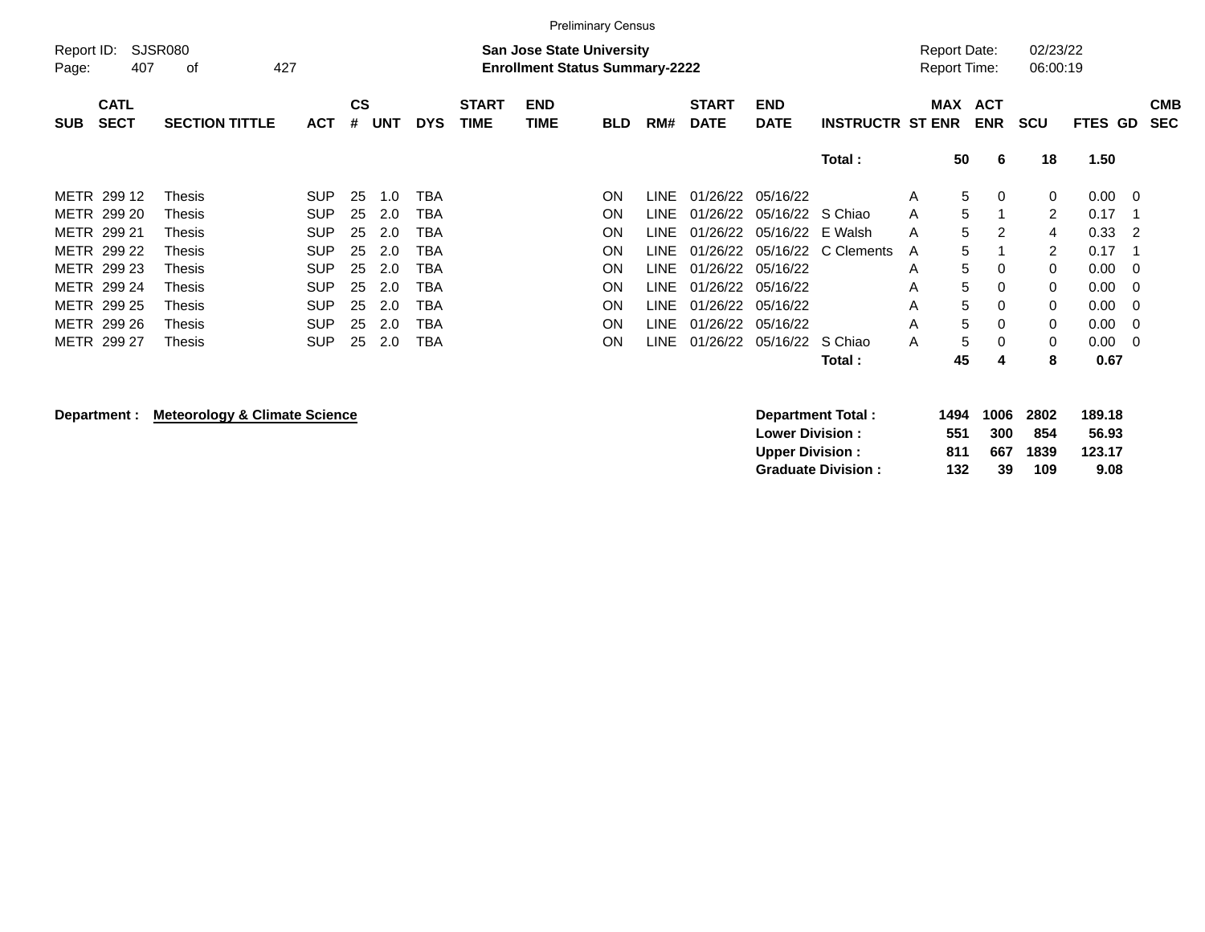Preliminary Census

Report ID: SJSR080
San Jose State University
**Enrollment Status Summary-2222**
Report Date: 02/23/22
Report Time: 06:00:19

| SUB | CATL SECT | SECTION TITTLE | ACT | CS # | UNT | DYS | START TIME | END TIME | BLD | RM# | START DATE | END DATE | INSTRUCTR | ST | MAX ENR | ACT ENR | SCU | FTES | GD | CMB SEC |
|---|---|---|---|---|---|---|---|---|---|---|---|---|---|---|---|---|---|---|---|---|
| | | | | | | | | | | | | | **Total :** | | **50** | **6** | **18** | **1.50** | | |
| METR | 299 12 | Thesis | SUP | 25 | 1.0 | TBA | | | ON | LINE | 01/26/22 | 05/16/22 | | A | 5 | 0 | 0 | 0.00 | 0 | |
| METR | 299 20 | Thesis | SUP | 25 | 2.0 | TBA | | | ON | LINE | 01/26/22 | 05/16/22 | S Chiao | A | 5 | 1 | 2 | 0.17 | 1 | |
| METR | 299 21 | Thesis | SUP | 25 | 2.0 | TBA | | | ON | LINE | 01/26/22 | 05/16/22 | E Walsh | A | 5 | 2 | 4 | 0.33 | 2 | |
| METR | 299 22 | Thesis | SUP | 25 | 2.0 | TBA | | | ON | LINE | 01/26/22 | 05/16/22 | C Clements | A | 5 | 1 | 2 | 0.17 | 1 | |
| METR | 299 23 | Thesis | SUP | 25 | 2.0 | TBA | | | ON | LINE | 01/26/22 | 05/16/22 | | A | 5 | 0 | 0 | 0.00 | 0 | |
| METR | 299 24 | Thesis | SUP | 25 | 2.0 | TBA | | | ON | LINE | 01/26/22 | 05/16/22 | | A | 5 | 0 | 0 | 0.00 | 0 | |
| METR | 299 25 | Thesis | SUP | 25 | 2.0 | TBA | | | ON | LINE | 01/26/22 | 05/16/22 | | A | 5 | 0 | 0 | 0.00 | 0 | |
| METR | 299 26 | Thesis | SUP | 25 | 2.0 | TBA | | | ON | LINE | 01/26/22 | 05/16/22 | | A | 5 | 0 | 0 | 0.00 | 0 | |
| METR | 299 27 | Thesis | SUP | 25 | 2.0 | TBA | | | ON | LINE | 01/26/22 | 05/16/22 | S Chiao | A | 5 | 0 | 0 | 0.00 | 0 | |
| | | | | | | | | | | | | | **Total :** | | **45** | **4** | **8** | **0.67** | | |

**Department :** **Meteorology & Climate Science**

| | MAX ENR | ACT ENR | SCU | FTES |
|---|---|---|---|---|
| **Department Total :** | **1494** | **1006** | **2802** | **189.18** |
| **Lower Division :** | **551** | **300** | **854** | **56.93** |
| **Upper Division :** | **811** | **667** | **1839** | **123.17** |
| **Graduate Division :** | **132** | **39** | **109** | **9.08** |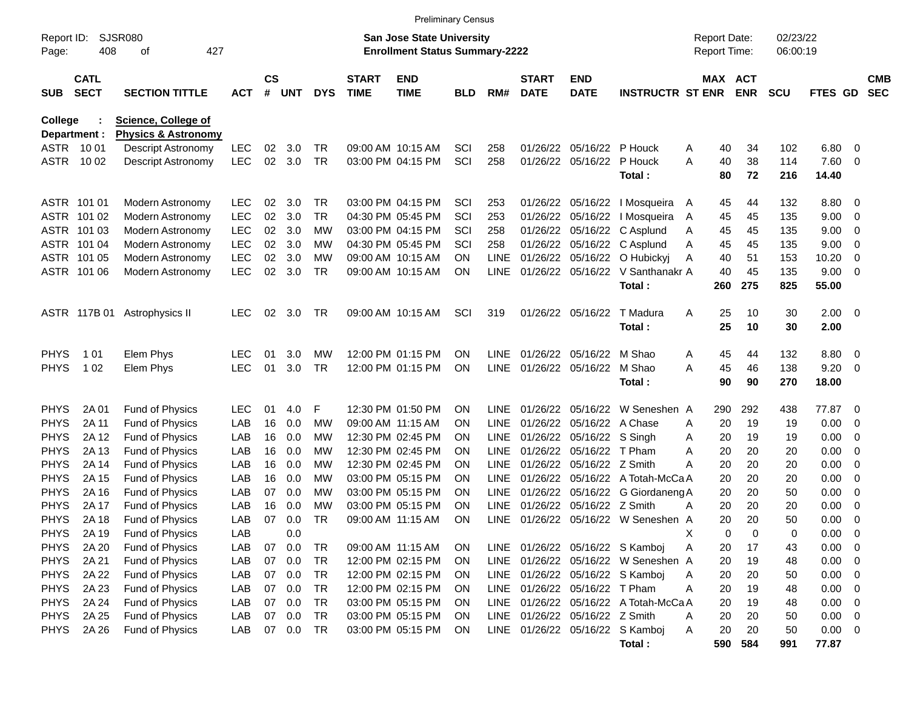Preliminary Census

Report ID: SJSR080

**San Jose State University**
**Enrollment Status Summary-2222**

Report Date: 02/23/22
Report Time: 06:00:19

**College : Science, College of**
**Department : Physics & Astronomy**

| SUB | CATL SECT | SECTION TITTLE | ACT | CS # | UNT | DYS | START TIME | END TIME | BLD | RM# | START DATE | END DATE | INSTRUCTR | ST | MAX ENR | ACT ENR | SCU | FTES | GD | CMB SEC |
|---|---|---|---|---|---|---|---|---|---|---|---|---|---|---|---|---|---|---|---|---|
| ASTR | 10 01 | Descript Astronomy | LEC | 02 | 3.0 | TR | 09:00 AM | 10:15 AM | SCI | 258 | 01/26/22 | 05/16/22 | P Houck | A | 40 | 34 | 102 | 6.80 | 0 | |
| ASTR | 10 02 | Descript Astronomy | LEC | 02 | 3.0 | TR | 03:00 PM | 04:15 PM | SCI | 258 | 01/26/22 | 05/16/22 | P Houck | A | 40 | 38 | 114 | 7.60 | 0 | |
| | | | | | | | | | | | | | **Total :** | | **80** | **72** | **216** | **14.40** | | |
| ASTR | 101 01 | Modern Astronomy | LEC | 02 | 3.0 | TR | 03:00 PM | 04:15 PM | SCI | 253 | 01/26/22 | 05/16/22 | I Mosqueira | A | 45 | 44 | 132 | 8.80 | 0 | |
| ASTR | 101 02 | Modern Astronomy | LEC | 02 | 3.0 | TR | 04:30 PM | 05:45 PM | SCI | 253 | 01/26/22 | 05/16/22 | I Mosqueira | A | 45 | 45 | 135 | 9.00 | 0 | |
| ASTR | 101 03 | Modern Astronomy | LEC | 02 | 3.0 | MW | 03:00 PM | 04:15 PM | SCI | 258 | 01/26/22 | 05/16/22 | C Asplund | A | 45 | 45 | 135 | 9.00 | 0 | |
| ASTR | 101 04 | Modern Astronomy | LEC | 02 | 3.0 | MW | 04:30 PM | 05:45 PM | SCI | 258 | 01/26/22 | 05/16/22 | C Asplund | A | 45 | 45 | 135 | 9.00 | 0 | |
| ASTR | 101 05 | Modern Astronomy | LEC | 02 | 3.0 | MW | 09:00 AM | 10:15 AM | ON | LINE | 01/26/22 | 05/16/22 | O Hubickyj | A | 40 | 51 | 153 | 10.20 | 0 | |
| ASTR | 101 06 | Modern Astronomy | LEC | 02 | 3.0 | TR | 09:00 AM | 10:15 AM | ON | LINE | 01/26/22 | 05/16/22 | V Santhanakr | A | 40 | 45 | 135 | 9.00 | 0 | |
| | | | | | | | | | | | | | **Total :** | | **260** | **275** | **825** | **55.00** | | |
| ASTR | 117B 01 | Astrophysics II | LEC | 02 | 3.0 | TR | 09:00 AM | 10:15 AM | SCI | 319 | 01/26/22 | 05/16/22 | T Madura | A | 25 | 10 | 30 | 2.00 | 0 | |
| | | | | | | | | | | | | | **Total :** | | **25** | **10** | **30** | **2.00** | | |
| PHYS | 1 01 | Elem Phys | LEC | 01 | 3.0 | MW | 12:00 PM | 01:15 PM | ON | LINE | 01/26/22 | 05/16/22 | M Shao | A | 45 | 44 | 132 | 8.80 | 0 | |
| PHYS | 1 02 | Elem Phys | LEC | 01 | 3.0 | TR | 12:00 PM | 01:15 PM | ON | LINE | 01/26/22 | 05/16/22 | M Shao | A | 45 | 46 | 138 | 9.20 | 0 | |
| | | | | | | | | | | | | | **Total :** | | **90** | **90** | **270** | **18.00** | | |
| PHYS | 2A 01 | Fund of Physics | LEC | 01 | 4.0 | F | 12:30 PM | 01:50 PM | ON | LINE | 01/26/22 | 05/16/22 | W Seneshen | A | 290 | 292 | 438 | 77.87 | 0 | |
| PHYS | 2A 11 | Fund of Physics | LAB | 16 | 0.0 | MW | 09:00 AM | 11:15 AM | ON | LINE | 01/26/22 | 05/16/22 | A Chase | A | 20 | 19 | 19 | 0.00 | 0 | |
| PHYS | 2A 12 | Fund of Physics | LAB | 16 | 0.0 | MW | 12:30 PM | 02:45 PM | ON | LINE | 01/26/22 | 05/16/22 | S Singh | A | 20 | 19 | 19 | 0.00 | 0 | |
| PHYS | 2A 13 | Fund of Physics | LAB | 16 | 0.0 | MW | 12:30 PM | 02:45 PM | ON | LINE | 01/26/22 | 05/16/22 | T Pham | A | 20 | 20 | 20 | 0.00 | 0 | |
| PHYS | 2A 14 | Fund of Physics | LAB | 16 | 0.0 | MW | 12:30 PM | 02:45 PM | ON | LINE | 01/26/22 | 05/16/22 | Z Smith | A | 20 | 20 | 20 | 0.00 | 0 | |
| PHYS | 2A 15 | Fund of Physics | LAB | 16 | 0.0 | MW | 03:00 PM | 05:15 PM | ON | LINE | 01/26/22 | 05/16/22 | A Totah-McCa | A | 20 | 20 | 20 | 0.00 | 0 | |
| PHYS | 2A 16 | Fund of Physics | LAB | 07 | 0.0 | MW | 03:00 PM | 05:15 PM | ON | LINE | 01/26/22 | 05/16/22 | G Giordaneng | A | 20 | 20 | 50 | 0.00 | 0 | |
| PHYS | 2A 17 | Fund of Physics | LAB | 16 | 0.0 | MW | 03:00 PM | 05:15 PM | ON | LINE | 01/26/22 | 05/16/22 | Z Smith | A | 20 | 20 | 20 | 0.00 | 0 | |
| PHYS | 2A 18 | Fund of Physics | LAB | 07 | 0.0 | TR | 09:00 AM | 11:15 AM | ON | LINE | 01/26/22 | 05/16/22 | W Seneshen | A | 20 | 20 | 50 | 0.00 | 0 | |
| PHYS | 2A 19 | Fund of Physics | LAB | | 0.0 | | | | | | | | | X | 0 | 0 | 0 | 0.00 | 0 | |
| PHYS | 2A 20 | Fund of Physics | LAB | 07 | 0.0 | TR | 09:00 AM | 11:15 AM | ON | LINE | 01/26/22 | 05/16/22 | S Kamboj | A | 20 | 17 | 43 | 0.00 | 0 | |
| PHYS | 2A 21 | Fund of Physics | LAB | 07 | 0.0 | TR | 12:00 PM | 02:15 PM | ON | LINE | 01/26/22 | 05/16/22 | W Seneshen | A | 20 | 19 | 48 | 0.00 | 0 | |
| PHYS | 2A 22 | Fund of Physics | LAB | 07 | 0.0 | TR | 12:00 PM | 02:15 PM | ON | LINE | 01/26/22 | 05/16/22 | S Kamboj | A | 20 | 20 | 50 | 0.00 | 0 | |
| PHYS | 2A 23 | Fund of Physics | LAB | 07 | 0.0 | TR | 12:00 PM | 02:15 PM | ON | LINE | 01/26/22 | 05/16/22 | T Pham | A | 20 | 19 | 48 | 0.00 | 0 | |
| PHYS | 2A 24 | Fund of Physics | LAB | 07 | 0.0 | TR | 03:00 PM | 05:15 PM | ON | LINE | 01/26/22 | 05/16/22 | A Totah-McCa | A | 20 | 19 | 48 | 0.00 | 0 | |
| PHYS | 2A 25 | Fund of Physics | LAB | 07 | 0.0 | TR | 03:00 PM | 05:15 PM | ON | LINE | 01/26/22 | 05/16/22 | Z Smith | A | 20 | 20 | 50 | 0.00 | 0 | |
| PHYS | 2A 26 | Fund of Physics | LAB | 07 | 0.0 | TR | 03:00 PM | 05:15 PM | ON | LINE | 01/26/22 | 05/16/22 | S Kamboj | A | 20 | 20 | 50 | 0.00 | 0 | |
| | | | | | | | | | | | | | **Total :** | | **590** | **584** | **991** | **77.87** | | |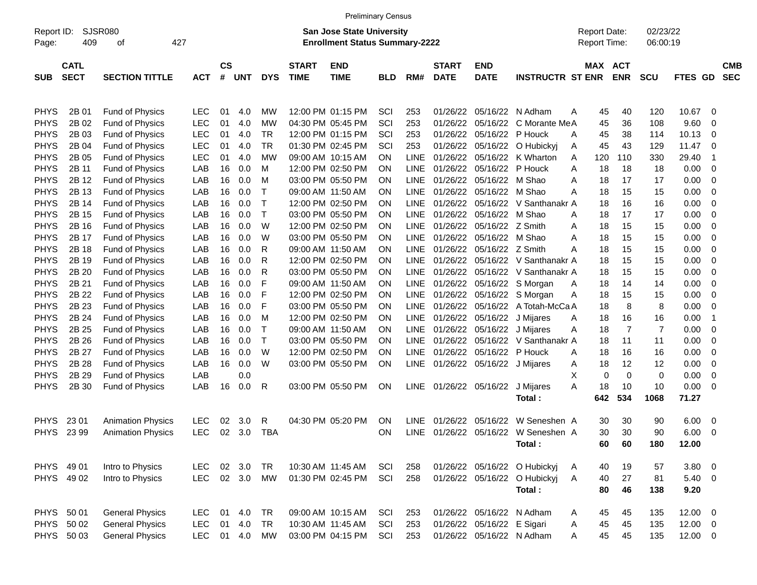Preliminary Census

Report ID: SJSR080

**San Jose State University**
**Enrollment Status Summary-2222**

Report Date: 02/23/22
Report Time: 06:00:19

| SUB | CATL SECT | SECTION TITTLE | ACT | CS # | UNT | DYS | START TIME | END TIME | BLD | RM# | START DATE | END DATE | INSTRUCTR | ST | MAX ENR | ACT ENR | SCU | FTES | GD | CMB SEC |
|---|---|---|---|---|---|---|---|---|---|---|---|---|---|---|---|---|---|---|---|---|
| PHYS | 2B 01 | Fund of Physics | LEC | 01 | 4.0 | MW | 12:00 PM | 01:15 PM | SCI | 253 | 01/26/22 | 05/16/22 | N Adham | A | 45 | 40 | 120 | 10.67 | 0 | |
| PHYS | 2B 02 | Fund of Physics | LEC | 01 | 4.0 | MW | 04:30 PM | 05:45 PM | SCI | 253 | 01/26/22 | 05/16/22 | C Morante Me | A | 45 | 36 | 108 | 9.60 | 0 | |
| PHYS | 2B 03 | Fund of Physics | LEC | 01 | 4.0 | TR | 12:00 PM | 01:15 PM | SCI | 253 | 01/26/22 | 05/16/22 | P Houck | A | 45 | 38 | 114 | 10.13 | 0 | |
| PHYS | 2B 04 | Fund of Physics | LEC | 01 | 4.0 | TR | 01:30 PM | 02:45 PM | SCI | 253 | 01/26/22 | 05/16/22 | O Hubickyj | A | 45 | 43 | 129 | 11.47 | 0 | |
| PHYS | 2B 05 | Fund of Physics | LEC | 01 | 4.0 | MW | 09:00 AM | 10:15 AM | ON | LINE | 01/26/22 | 05/16/22 | K Wharton | A | 120 | 110 | 330 | 29.40 | 1 | |
| PHYS | 2B 11 | Fund of Physics | LAB | 16 | 0.0 | M | 12:00 PM | 02:50 PM | ON | LINE | 01/26/22 | 05/16/22 | P Houck | A | 18 | 18 | 18 | 0.00 | 0 | |
| PHYS | 2B 12 | Fund of Physics | LAB | 16 | 0.0 | M | 03:00 PM | 05:50 PM | ON | LINE | 01/26/22 | 05/16/22 | M Shao | A | 18 | 17 | 17 | 0.00 | 0 | |
| PHYS | 2B 13 | Fund of Physics | LAB | 16 | 0.0 | T | 09:00 AM | 11:50 AM | ON | LINE | 01/26/22 | 05/16/22 | M Shao | A | 18 | 15 | 15 | 0.00 | 0 | |
| PHYS | 2B 14 | Fund of Physics | LAB | 16 | 0.0 | T | 12:00 PM | 02:50 PM | ON | LINE | 01/26/22 | 05/16/22 | V Santhanakr | A | 18 | 16 | 16 | 0.00 | 0 | |
| PHYS | 2B 15 | Fund of Physics | LAB | 16 | 0.0 | T | 03:00 PM | 05:50 PM | ON | LINE | 01/26/22 | 05/16/22 | M Shao | A | 18 | 17 | 17 | 0.00 | 0 | |
| PHYS | 2B 16 | Fund of Physics | LAB | 16 | 0.0 | W | 12:00 PM | 02:50 PM | ON | LINE | 01/26/22 | 05/16/22 | Z Smith | A | 18 | 15 | 15 | 0.00 | 0 | |
| PHYS | 2B 17 | Fund of Physics | LAB | 16 | 0.0 | W | 03:00 PM | 05:50 PM | ON | LINE | 01/26/22 | 05/16/22 | M Shao | A | 18 | 15 | 15 | 0.00 | 0 | |
| PHYS | 2B 18 | Fund of Physics | LAB | 16 | 0.0 | R | 09:00 AM | 11:50 AM | ON | LINE | 01/26/22 | 05/16/22 | Z Smith | A | 18 | 15 | 15 | 0.00 | 0 | |
| PHYS | 2B 19 | Fund of Physics | LAB | 16 | 0.0 | R | 12:00 PM | 02:50 PM | ON | LINE | 01/26/22 | 05/16/22 | V Santhanakr | A | 18 | 15 | 15 | 0.00 | 0 | |
| PHYS | 2B 20 | Fund of Physics | LAB | 16 | 0.0 | R | 03:00 PM | 05:50 PM | ON | LINE | 01/26/22 | 05/16/22 | V Santhanakr | A | 18 | 15 | 15 | 0.00 | 0 | |
| PHYS | 2B 21 | Fund of Physics | LAB | 16 | 0.0 | F | 09:00 AM | 11:50 AM | ON | LINE | 01/26/22 | 05/16/22 | S Morgan | A | 18 | 14 | 14 | 0.00 | 0 | |
| PHYS | 2B 22 | Fund of Physics | LAB | 16 | 0.0 | F | 12:00 PM | 02:50 PM | ON | LINE | 01/26/22 | 05/16/22 | S Morgan | A | 18 | 15 | 15 | 0.00 | 0 | |
| PHYS | 2B 23 | Fund of Physics | LAB | 16 | 0.0 | F | 03:00 PM | 05:50 PM | ON | LINE | 01/26/22 | 05/16/22 | A Totah-McCa | A | 18 | 8 | 8 | 0.00 | 0 | |
| PHYS | 2B 24 | Fund of Physics | LAB | 16 | 0.0 | M | 12:00 PM | 02:50 PM | ON | LINE | 01/26/22 | 05/16/22 | J Mijares | A | 18 | 16 | 16 | 0.00 | 1 | |
| PHYS | 2B 25 | Fund of Physics | LAB | 16 | 0.0 | T | 09:00 AM | 11:50 AM | ON | LINE | 01/26/22 | 05/16/22 | J Mijares | A | 18 | 7 | 7 | 0.00 | 0 | |
| PHYS | 2B 26 | Fund of Physics | LAB | 16 | 0.0 | T | 03:00 PM | 05:50 PM | ON | LINE | 01/26/22 | 05/16/22 | V Santhanakr | A | 18 | 11 | 11 | 0.00 | 0 | |
| PHYS | 2B 27 | Fund of Physics | LAB | 16 | 0.0 | W | 12:00 PM | 02:50 PM | ON | LINE | 01/26/22 | 05/16/22 | P Houck | A | 18 | 16 | 16 | 0.00 | 0 | |
| PHYS | 2B 28 | Fund of Physics | LAB | 16 | 0.0 | W | 03:00 PM | 05:50 PM | ON | LINE | 01/26/22 | 05/16/22 | J Mijares | A | 18 | 12 | 12 | 0.00 | 0 | |
| PHYS | 2B 29 | Fund of Physics | LAB | | 0.0 | | | | | | | | | X | 0 | 0 | 0 | 0.00 | 0 | |
| PHYS | 2B 30 | Fund of Physics | LAB | 16 | 0.0 | R | 03:00 PM | 05:50 PM | ON | LINE | 01/26/22 | 05/16/22 | J Mijares | A | 18 | 10 | 10 | 0.00 | 0 | |
| | | | | | | | | | | | | | **Total :** | | **642** | **534** | **1068** | **71.27** | | |
| PHYS | 23 01 | Animation Physics | LEC | 02 | 3.0 | R | 04:30 PM | 05:20 PM | ON | LINE | 01/26/22 | 05/16/22 | W Seneshen | A | 30 | 30 | 90 | 6.00 | 0 | |
| PHYS | 23 99 | Animation Physics | LEC | 02 | 3.0 | TBA | | | ON | LINE | 01/26/22 | 05/16/22 | W Seneshen | A | 30 | 30 | 90 | 6.00 | 0 | |
| | | | | | | | | | | | | | **Total :** | | **60** | **60** | **180** | **12.00** | | |
| PHYS | 49 01 | Intro to Physics | LEC | 02 | 3.0 | TR | 10:30 AM | 11:45 AM | SCI | 258 | 01/26/22 | 05/16/22 | O Hubickyj | A | 40 | 19 | 57 | 3.80 | 0 | |
| PHYS | 49 02 | Intro to Physics | LEC | 02 | 3.0 | MW | 01:30 PM | 02:45 PM | SCI | 258 | 01/26/22 | 05/16/22 | O Hubickyj | A | 40 | 27 | 81 | 5.40 | 0 | |
| | | | | | | | | | | | | | **Total :** | | **80** | **46** | **138** | **9.20** | | |
| PHYS | 50 01 | General Physics | LEC | 01 | 4.0 | TR | 09:00 AM | 10:15 AM | SCI | 253 | 01/26/22 | 05/16/22 | N Adham | A | 45 | 45 | 135 | 12.00 | 0 | |
| PHYS | 50 02 | General Physics | LEC | 01 | 4.0 | TR | 10:30 AM | 11:45 AM | SCI | 253 | 01/26/22 | 05/16/22 | E Sigari | A | 45 | 45 | 135 | 12.00 | 0 | |
| PHYS | 50 03 | General Physics | LEC | 01 | 4.0 | MW | 03:00 PM | 04:15 PM | SCI | 253 | 01/26/22 | 05/16/22 | N Adham | A | 45 | 45 | 135 | 12.00 | 0 | |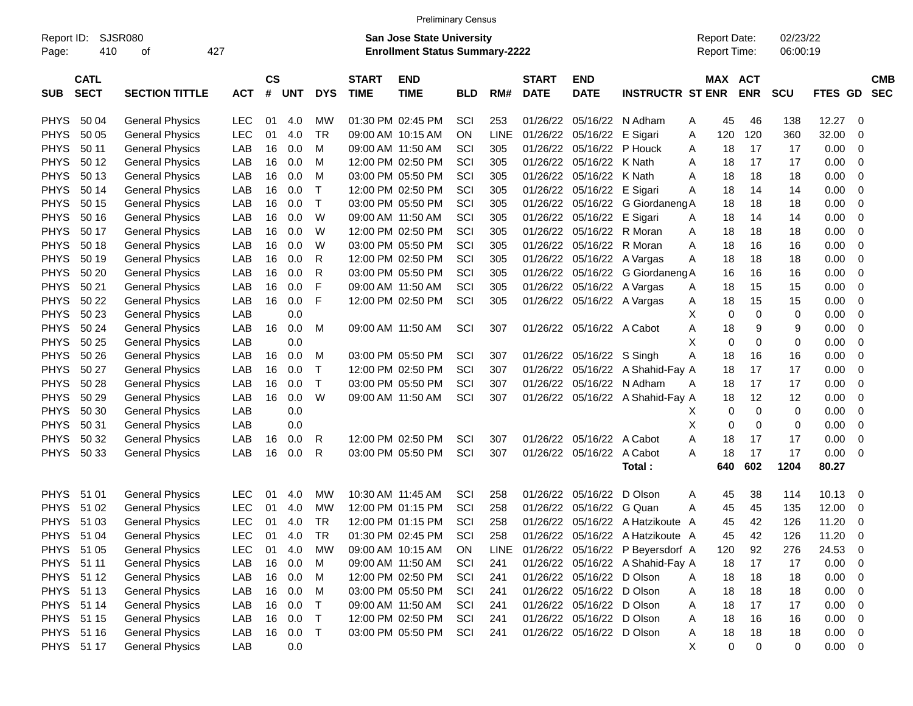Preliminary Census

Report ID: SJSR080
Page: 410 of 427

**San Jose State University**
**Enrollment Status Summary-2222**

Report Date: 02/23/22
Report Time: 06:00:19

| SUB | CATL SECT | SECTION TITTLE | ACT | CS # | UNT | DYS | START TIME | END TIME | BLD | RM# | START DATE | END DATE | INSTRUCTR | ST | MAX ENR | ACT ENR | SCU | FTES | GD | CMB SEC |
|---|---|---|---|---|---|---|---|---|---|---|---|---|---|---|---|---|---|---|---|---|
| PHYS | 50 04 | General Physics | LEC | 01 | 4.0 | MW | 01:30 PM | 02:45 PM | SCI | 253 | 01/26/22 | 05/16/22 | N Adham | A | 45 | 46 | 138 | 12.27 | 0 | |
| PHYS | 50 05 | General Physics | LEC | 01 | 4.0 | TR | 09:00 AM | 10:15 AM | ON | LINE | 01/26/22 | 05/16/22 | E Sigari | A | 120 | 120 | 360 | 32.00 | 0 | |
| PHYS | 50 11 | General Physics | LAB | 16 | 0.0 | M | 09:00 AM | 11:50 AM | SCI | 305 | 01/26/22 | 05/16/22 | P Houck | A | 18 | 17 | 17 | 0.00 | 0 | |
| PHYS | 50 12 | General Physics | LAB | 16 | 0.0 | M | 12:00 PM | 02:50 PM | SCI | 305 | 01/26/22 | 05/16/22 | K Nath | A | 18 | 17 | 17 | 0.00 | 0 | |
| PHYS | 50 13 | General Physics | LAB | 16 | 0.0 | M | 03:00 PM | 05:50 PM | SCI | 305 | 01/26/22 | 05/16/22 | K Nath | A | 18 | 18 | 18 | 0.00 | 0 | |
| PHYS | 50 14 | General Physics | LAB | 16 | 0.0 | T | 12:00 PM | 02:50 PM | SCI | 305 | 01/26/22 | 05/16/22 | E Sigari | A | 18 | 14 | 14 | 0.00 | 0 | |
| PHYS | 50 15 | General Physics | LAB | 16 | 0.0 | T | 03:00 PM | 05:50 PM | SCI | 305 | 01/26/22 | 05/16/22 | G Giordaneng | A | 18 | 18 | 18 | 0.00 | 0 | |
| PHYS | 50 16 | General Physics | LAB | 16 | 0.0 | W | 09:00 AM | 11:50 AM | SCI | 305 | 01/26/22 | 05/16/22 | E Sigari | A | 18 | 14 | 14 | 0.00 | 0 | |
| PHYS | 50 17 | General Physics | LAB | 16 | 0.0 | W | 12:00 PM | 02:50 PM | SCI | 305 | 01/26/22 | 05/16/22 | R Moran | A | 18 | 18 | 18 | 0.00 | 0 | |
| PHYS | 50 18 | General Physics | LAB | 16 | 0.0 | W | 03:00 PM | 05:50 PM | SCI | 305 | 01/26/22 | 05/16/22 | R Moran | A | 18 | 16 | 16 | 0.00 | 0 | |
| PHYS | 50 19 | General Physics | LAB | 16 | 0.0 | R | 12:00 PM | 02:50 PM | SCI | 305 | 01/26/22 | 05/16/22 | A Vargas | A | 18 | 18 | 18 | 0.00 | 0 | |
| PHYS | 50 20 | General Physics | LAB | 16 | 0.0 | R | 03:00 PM | 05:50 PM | SCI | 305 | 01/26/22 | 05/16/22 | G Giordaneng | A | 16 | 16 | 16 | 0.00 | 0 | |
| PHYS | 50 21 | General Physics | LAB | 16 | 0.0 | F | 09:00 AM | 11:50 AM | SCI | 305 | 01/26/22 | 05/16/22 | A Vargas | A | 18 | 15 | 15 | 0.00 | 0 | |
| PHYS | 50 22 | General Physics | LAB | 16 | 0.0 | F | 12:00 PM | 02:50 PM | SCI | 305 | 01/26/22 | 05/16/22 | A Vargas | A | 18 | 15 | 15 | 0.00 | 0 | |
| PHYS | 50 23 | General Physics | LAB | | 0.0 | | | | | | | | | X | 0 | 0 | 0 | 0.00 | 0 | |
| PHYS | 50 24 | General Physics | LAB | 16 | 0.0 | M | 09:00 AM | 11:50 AM | SCI | 307 | 01/26/22 | 05/16/22 | A Cabot | A | 18 | 9 | 9 | 0.00 | 0 | |
| PHYS | 50 25 | General Physics | LAB | | 0.0 | | | | | | | | | X | 0 | 0 | 0 | 0.00 | 0 | |
| PHYS | 50 26 | General Physics | LAB | 16 | 0.0 | M | 03:00 PM | 05:50 PM | SCI | 307 | 01/26/22 | 05/16/22 | S Singh | A | 18 | 16 | 16 | 0.00 | 0 | |
| PHYS | 50 27 | General Physics | LAB | 16 | 0.0 | T | 12:00 PM | 02:50 PM | SCI | 307 | 01/26/22 | 05/16/22 | A Shahid-Fay | A | 18 | 17 | 17 | 0.00 | 0 | |
| PHYS | 50 28 | General Physics | LAB | 16 | 0.0 | T | 03:00 PM | 05:50 PM | SCI | 307 | 01/26/22 | 05/16/22 | N Adham | A | 18 | 17 | 17 | 0.00 | 0 | |
| PHYS | 50 29 | General Physics | LAB | 16 | 0.0 | W | 09:00 AM | 11:50 AM | SCI | 307 | 01/26/22 | 05/16/22 | A Shahid-Fay | A | 18 | 12 | 12 | 0.00 | 0 | |
| PHYS | 50 30 | General Physics | LAB | | 0.0 | | | | | | | | | X | 0 | 0 | 0 | 0.00 | 0 | |
| PHYS | 50 31 | General Physics | LAB | | 0.0 | | | | | | | | | X | 0 | 0 | 0 | 0.00 | 0 | |
| PHYS | 50 32 | General Physics | LAB | 16 | 0.0 | R | 12:00 PM | 02:50 PM | SCI | 307 | 01/26/22 | 05/16/22 | A Cabot | A | 18 | 17 | 17 | 0.00 | 0 | |
| PHYS | 50 33 | General Physics | LAB | 16 | 0.0 | R | 03:00 PM | 05:50 PM | SCI | 307 | 01/26/22 | 05/16/22 | A Cabot | A | 18 | 17 | 17 | 0.00 | 0 | |
| | | | | | | | | | | | | | **Total :** | | **640** | **602** | **1204** | **80.27** | | |
| PHYS | 51 01 | General Physics | LEC | 01 | 4.0 | MW | 10:30 AM | 11:45 AM | SCI | 258 | 01/26/22 | 05/16/22 | D Olson | A | 45 | 38 | 114 | 10.13 | 0 | |
| PHYS | 51 02 | General Physics | LEC | 01 | 4.0 | MW | 12:00 PM | 01:15 PM | SCI | 258 | 01/26/22 | 05/16/22 | G Quan | A | 45 | 45 | 135 | 12.00 | 0 | |
| PHYS | 51 03 | General Physics | LEC | 01 | 4.0 | TR | 12:00 PM | 01:15 PM | SCI | 258 | 01/26/22 | 05/16/22 | A Hatzikoute | A | 45 | 42 | 126 | 11.20 | 0 | |
| PHYS | 51 04 | General Physics | LEC | 01 | 4.0 | TR | 01:30 PM | 02:45 PM | SCI | 258 | 01/26/22 | 05/16/22 | A Hatzikoute | A | 45 | 42 | 126 | 11.20 | 0 | |
| PHYS | 51 05 | General Physics | LEC | 01 | 4.0 | MW | 09:00 AM | 10:15 AM | ON | LINE | 01/26/22 | 05/16/22 | P Beyersdorf | A | 120 | 92 | 276 | 24.53 | 0 | |
| PHYS | 51 11 | General Physics | LAB | 16 | 0.0 | M | 09:00 AM | 11:50 AM | SCI | 241 | 01/26/22 | 05/16/22 | A Shahid-Fay | A | 18 | 17 | 17 | 0.00 | 0 | |
| PHYS | 51 12 | General Physics | LAB | 16 | 0.0 | M | 12:00 PM | 02:50 PM | SCI | 241 | 01/26/22 | 05/16/22 | D Olson | A | 18 | 18 | 18 | 0.00 | 0 | |
| PHYS | 51 13 | General Physics | LAB | 16 | 0.0 | M | 03:00 PM | 05:50 PM | SCI | 241 | 01/26/22 | 05/16/22 | D Olson | A | 18 | 18 | 18 | 0.00 | 0 | |
| PHYS | 51 14 | General Physics | LAB | 16 | 0.0 | T | 09:00 AM | 11:50 AM | SCI | 241 | 01/26/22 | 05/16/22 | D Olson | A | 18 | 17 | 17 | 0.00 | 0 | |
| PHYS | 51 15 | General Physics | LAB | 16 | 0.0 | T | 12:00 PM | 02:50 PM | SCI | 241 | 01/26/22 | 05/16/22 | D Olson | A | 18 | 16 | 16 | 0.00 | 0 | |
| PHYS | 51 16 | General Physics | LAB | 16 | 0.0 | T | 03:00 PM | 05:50 PM | SCI | 241 | 01/26/22 | 05/16/22 | D Olson | A | 18 | 18 | 18 | 0.00 | 0 | |
| PHYS | 51 17 | General Physics | LAB | | 0.0 | | | | | | | | | X | 0 | 0 | 0 | 0.00 | 0 | |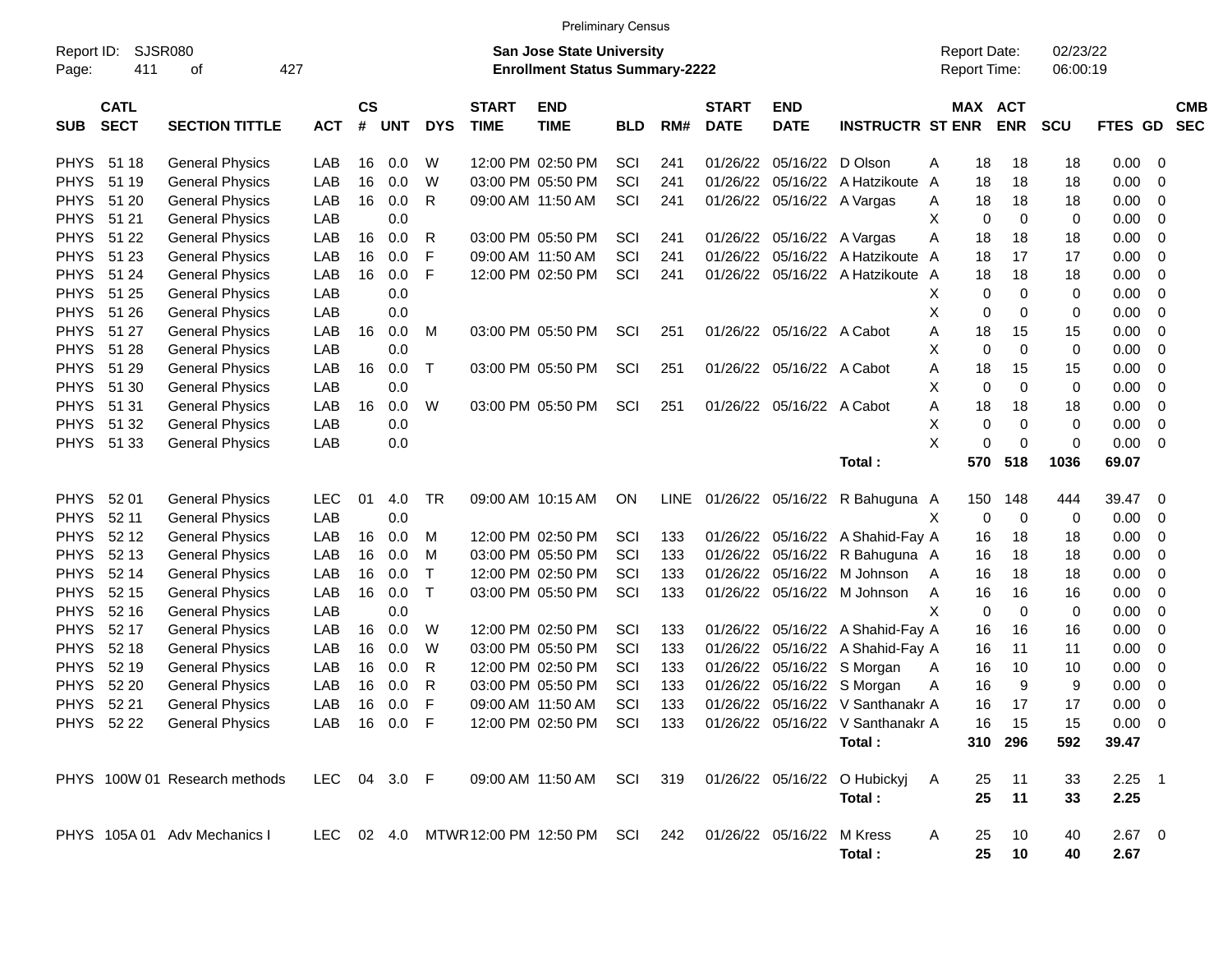Preliminary Census

Report ID: SJSR080

**San Jose State University**
**Enrollment Status Summary-2222**

Report Date: 02/23/22
Report Time: 06:00:19

| SUB | CATL SECT | SECTION TITTLE | ACT | CS # | UNT | DYS | START TIME | END TIME | BLD | RM# | START DATE | END DATE | INSTRUCTR | ST | MAX ENR | ACT ENR | SCU | FTES | GD | CMB SEC |
|---|---|---|---|---|---|---|---|---|---|---|---|---|---|---|---|---|---|---|---|---|
| PHYS | 51 18 | General Physics | LAB | 16 | 0.0 | W | 12:00 PM | 02:50 PM | SCI | 241 | 01/26/22 | 05/16/22 | D Olson | A | 18 | 18 | 18 | 0.00 | 0 | |
| PHYS | 51 19 | General Physics | LAB | 16 | 0.0 | W | 03:00 PM | 05:50 PM | SCI | 241 | 01/26/22 | 05/16/22 | A Hatzikoute | A | 18 | 18 | 18 | 0.00 | 0 | |
| PHYS | 51 20 | General Physics | LAB | 16 | 0.0 | R | 09:00 AM | 11:50 AM | SCI | 241 | 01/26/22 | 05/16/22 | A Vargas | A | 18 | 18 | 18 | 0.00 | 0 | |
| PHYS | 51 21 | General Physics | LAB | | 0.0 | | | | | | | | | X | 0 | 0 | 0 | 0.00 | 0 | |
| PHYS | 51 22 | General Physics | LAB | 16 | 0.0 | R | 03:00 PM | 05:50 PM | SCI | 241 | 01/26/22 | 05/16/22 | A Vargas | A | 18 | 18 | 18 | 0.00 | 0 | |
| PHYS | 51 23 | General Physics | LAB | 16 | 0.0 | F | 09:00 AM | 11:50 AM | SCI | 241 | 01/26/22 | 05/16/22 | A Hatzikoute | A | 18 | 17 | 17 | 0.00 | 0 | |
| PHYS | 51 24 | General Physics | LAB | 16 | 0.0 | F | 12:00 PM | 02:50 PM | SCI | 241 | 01/26/22 | 05/16/22 | A Hatzikoute | A | 18 | 18 | 18 | 0.00 | 0 | |
| PHYS | 51 25 | General Physics | LAB | | 0.0 | | | | | | | | | X | 0 | 0 | 0 | 0.00 | 0 | |
| PHYS | 51 26 | General Physics | LAB | | 0.0 | | | | | | | | | X | 0 | 0 | 0 | 0.00 | 0 | |
| PHYS | 51 27 | General Physics | LAB | 16 | 0.0 | M | 03:00 PM | 05:50 PM | SCI | 251 | 01/26/22 | 05/16/22 | A Cabot | A | 18 | 15 | 15 | 0.00 | 0 | |
| PHYS | 51 28 | General Physics | LAB | | 0.0 | | | | | | | | | X | 0 | 0 | 0 | 0.00 | 0 | |
| PHYS | 51 29 | General Physics | LAB | 16 | 0.0 | T | 03:00 PM | 05:50 PM | SCI | 251 | 01/26/22 | 05/16/22 | A Cabot | A | 18 | 15 | 15 | 0.00 | 0 | |
| PHYS | 51 30 | General Physics | LAB | | 0.0 | | | | | | | | | X | 0 | 0 | 0 | 0.00 | 0 | |
| PHYS | 51 31 | General Physics | LAB | 16 | 0.0 | W | 03:00 PM | 05:50 PM | SCI | 251 | 01/26/22 | 05/16/22 | A Cabot | A | 18 | 18 | 18 | 0.00 | 0 | |
| PHYS | 51 32 | General Physics | LAB | | 0.0 | | | | | | | | | X | 0 | 0 | 0 | 0.00 | 0 | |
| PHYS | 51 33 | General Physics | LAB | | 0.0 | | | | | | | | | X | 0 | 0 | 0 | 0.00 | 0 | |
| | | | | | | | | | | | | | **Total :** | | **570** | **518** | **1036** | **69.07** | | |
| PHYS | 52 01 | General Physics | LEC | 01 | 4.0 | TR | 09:00 AM | 10:15 AM | ON | LINE | 01/26/22 | 05/16/22 | R Bahuguna | A | 150 | 148 | 444 | 39.47 | 0 | |
| PHYS | 52 11 | General Physics | LAB | | 0.0 | | | | | | | | | X | 0 | 0 | 0 | 0.00 | 0 | |
| PHYS | 52 12 | General Physics | LAB | 16 | 0.0 | M | 12:00 PM | 02:50 PM | SCI | 133 | 01/26/22 | 05/16/22 | A Shahid-Fay | A | 16 | 18 | 18 | 0.00 | 0 | |
| PHYS | 52 13 | General Physics | LAB | 16 | 0.0 | M | 03:00 PM | 05:50 PM | SCI | 133 | 01/26/22 | 05/16/22 | R Bahuguna | A | 16 | 18 | 18 | 0.00 | 0 | |
| PHYS | 52 14 | General Physics | LAB | 16 | 0.0 | T | 12:00 PM | 02:50 PM | SCI | 133 | 01/26/22 | 05/16/22 | M Johnson | A | 16 | 18 | 18 | 0.00 | 0 | |
| PHYS | 52 15 | General Physics | LAB | 16 | 0.0 | T | 03:00 PM | 05:50 PM | SCI | 133 | 01/26/22 | 05/16/22 | M Johnson | A | 16 | 16 | 16 | 0.00 | 0 | |
| PHYS | 52 16 | General Physics | LAB | | 0.0 | | | | | | | | | X | 0 | 0 | 0 | 0.00 | 0 | |
| PHYS | 52 17 | General Physics | LAB | 16 | 0.0 | W | 12:00 PM | 02:50 PM | SCI | 133 | 01/26/22 | 05/16/22 | A Shahid-Fay | A | 16 | 16 | 16 | 0.00 | 0 | |
| PHYS | 52 18 | General Physics | LAB | 16 | 0.0 | W | 03:00 PM | 05:50 PM | SCI | 133 | 01/26/22 | 05/16/22 | A Shahid-Fay | A | 16 | 11 | 11 | 0.00 | 0 | |
| PHYS | 52 19 | General Physics | LAB | 16 | 0.0 | R | 12:00 PM | 02:50 PM | SCI | 133 | 01/26/22 | 05/16/22 | S Morgan | A | 16 | 10 | 10 | 0.00 | 0 | |
| PHYS | 52 20 | General Physics | LAB | 16 | 0.0 | R | 03:00 PM | 05:50 PM | SCI | 133 | 01/26/22 | 05/16/22 | S Morgan | A | 16 | 9 | 9 | 0.00 | 0 | |
| PHYS | 52 21 | General Physics | LAB | 16 | 0.0 | F | 09:00 AM | 11:50 AM | SCI | 133 | 01/26/22 | 05/16/22 | V Santhanakr | A | 16 | 17 | 17 | 0.00 | 0 | |
| PHYS | 52 22 | General Physics | LAB | 16 | 0.0 | F | 12:00 PM | 02:50 PM | SCI | 133 | 01/26/22 | 05/16/22 | V Santhanakr | A | 16 | 15 | 15 | 0.00 | 0 | |
| | | | | | | | | | | | | | **Total :** | | **310** | **296** | **592** | **39.47** | | |
| PHYS | 100W 01 | Research methods | LEC | 04 | 3.0 | F | 09:00 AM | 11:50 AM | SCI | 319 | 01/26/22 | 05/16/22 | O Hubickyj | A | 25 | 11 | 33 | 2.25 | 1 | |
| | | | | | | | | | | | | | **Total :** | | **25** | **11** | **33** | **2.25** | | |
| PHYS | 105A 01 | Adv Mechanics I | LEC | 02 | 4.0 | MTWR | 12:00 PM | 12:50 PM | SCI | 242 | 01/26/22 | 05/16/22 | M Kress | A | 25 | 10 | 40 | 2.67 | 0 | |
| | | | | | | | | | | | | | **Total :** | | **25** | **10** | **40** | **2.67** | | |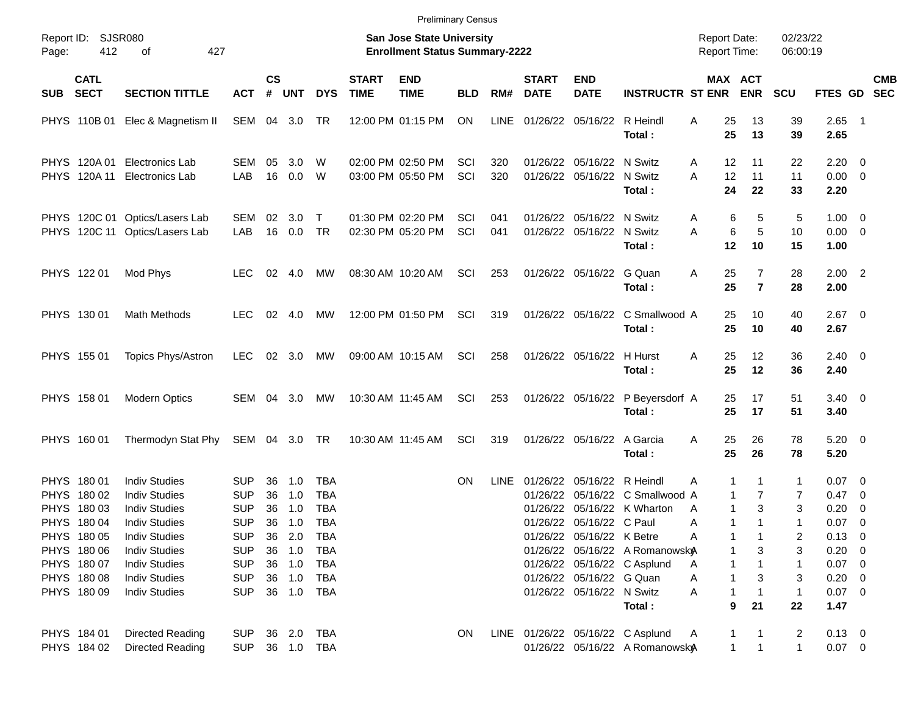Preliminary Census

Report ID: SJSR080

**San Jose State University**
**Enrollment Status Summary-2222**

Report Date: 02/23/22
Report Time: 06:00:19

| SUB | CATL SECT | SECTION TITTLE | ACT | CS # | UNT | DYS | START TIME | END TIME | BLD | RM# | START DATE | END DATE | INSTRUCTR | ST | MAX ENR | ACT ENR | SCU | FTES | GD | CMB SEC |
|---|---|---|---|---|---|---|---|---|---|---|---|---|---|---|---|---|---|---|---|---|
| PHYS | 110B 01 | Elec & Magnetism II | SEM | 04 | 3.0 | TR | 12:00 PM | 01:15 PM | ON | LINE | 01/26/22 | 05/16/22 | R Heindl | A | 25 | 13 | 39 | 2.65 | 1 | |
| | | | | | | | | | | | | | **Total :** | | **25** | **13** | **39** | **2.65** | | |
| PHYS | 120A 01 | Electronics Lab | SEM | 05 | 3.0 | W | 02:00 PM | 02:50 PM | SCI | 320 | 01/26/22 | 05/16/22 | N Switz | A | 12 | 11 | 22 | 2.20 | 0 | |
| PHYS | 120A 11 | Electronics Lab | LAB | 16 | 0.0 | W | 03:00 PM | 05:50 PM | SCI | 320 | 01/26/22 | 05/16/22 | N Switz | A | 12 | 11 | 11 | 0.00 | 0 | |
| | | | | | | | | | | | | | **Total :** | | **24** | **22** | **33** | **2.20** | | |
| PHYS | 120C 01 | Optics/Lasers Lab | SEM | 02 | 3.0 | T | 01:30 PM | 02:20 PM | SCI | 041 | 01/26/22 | 05/16/22 | N Switz | A | 6 | 5 | 5 | 1.00 | 0 | |
| PHYS | 120C 11 | Optics/Lasers Lab | LAB | 16 | 0.0 | TR | 02:30 PM | 05:20 PM | SCI | 041 | 01/26/22 | 05/16/22 | N Switz | A | 6 | 5 | 10 | 0.00 | 0 | |
| | | | | | | | | | | | | | **Total :** | | **12** | **10** | **15** | **1.00** | | |
| PHYS | 122 01 | Mod Phys | LEC | 02 | 4.0 | MW | 08:30 AM | 10:20 AM | SCI | 253 | 01/26/22 | 05/16/22 | G Quan | A | 25 | 7 | 28 | 2.00 | 2 | |
| | | | | | | | | | | | | | **Total :** | | **25** | **7** | **28** | **2.00** | | |
| PHYS | 130 01 | Math Methods | LEC | 02 | 4.0 | MW | 12:00 PM | 01:50 PM | SCI | 319 | 01/26/22 | 05/16/22 | C Smallwood | A | 25 | 10 | 40 | 2.67 | 0 | |
| | | | | | | | | | | | | | **Total :** | | **25** | **10** | **40** | **2.67** | | |
| PHYS | 155 01 | Topics Phys/Astron | LEC | 02 | 3.0 | MW | 09:00 AM | 10:15 AM | SCI | 258 | 01/26/22 | 05/16/22 | H Hurst | A | 25 | 12 | 36 | 2.40 | 0 | |
| | | | | | | | | | | | | | **Total :** | | **25** | **12** | **36** | **2.40** | | |
| PHYS | 158 01 | Modern Optics | SEM | 04 | 3.0 | MW | 10:30 AM | 11:45 AM | SCI | 253 | 01/26/22 | 05/16/22 | P Beyersdorf | A | 25 | 17 | 51 | 3.40 | 0 | |
| | | | | | | | | | | | | | **Total :** | | **25** | **17** | **51** | **3.40** | | |
| PHYS | 160 01 | Thermodyn Stat Phy | SEM | 04 | 3.0 | TR | 10:30 AM | 11:45 AM | SCI | 319 | 01/26/22 | 05/16/22 | A Garcia | A | 25 | 26 | 78 | 5.20 | 0 | |
| | | | | | | | | | | | | | **Total :** | | **25** | **26** | **78** | **5.20** | | |
| PHYS | 180 01 | Indiv Studies | SUP | 36 | 1.0 | TBA | | | ON | LINE | 01/26/22 | 05/16/22 | R Heindl | A | 1 | 1 | 1 | 0.07 | 0 | |
| PHYS | 180 02 | Indiv Studies | SUP | 36 | 1.0 | TBA | | | | | 01/26/22 | 05/16/22 | C Smallwood | A | 1 | 7 | 7 | 0.47 | 0 | |
| PHYS | 180 03 | Indiv Studies | SUP | 36 | 1.0 | TBA | | | | | 01/26/22 | 05/16/22 | K Wharton | A | 1 | 3 | 3 | 0.20 | 0 | |
| PHYS | 180 04 | Indiv Studies | SUP | 36 | 1.0 | TBA | | | | | 01/26/22 | 05/16/22 | C Paul | A | 1 | 1 | 1 | 0.07 | 0 | |
| PHYS | 180 05 | Indiv Studies | SUP | 36 | 2.0 | TBA | | | | | 01/26/22 | 05/16/22 | K Betre | A | 1 | 1 | 2 | 0.13 | 0 | |
| PHYS | 180 06 | Indiv Studies | SUP | 36 | 1.0 | TBA | | | | | 01/26/22 | 05/16/22 | A Romanowsky | A | 1 | 3 | 3 | 0.20 | 0 | |
| PHYS | 180 07 | Indiv Studies | SUP | 36 | 1.0 | TBA | | | | | 01/26/22 | 05/16/22 | C Asplund | A | 1 | 1 | 1 | 0.07 | 0 | |
| PHYS | 180 08 | Indiv Studies | SUP | 36 | 1.0 | TBA | | | | | 01/26/22 | 05/16/22 | G Quan | A | 1 | 3 | 3 | 0.20 | 0 | |
| PHYS | 180 09 | Indiv Studies | SUP | 36 | 1.0 | TBA | | | | | 01/26/22 | 05/16/22 | N Switz | A | 1 | 1 | 1 | 0.07 | 0 | |
| | | | | | | | | | | | | | **Total :** | | **9** | **21** | **22** | **1.47** | | |
| PHYS | 184 01 | Directed Reading | SUP | 36 | 2.0 | TBA | | | ON | LINE | 01/26/22 | 05/16/22 | C Asplund | A | 1 | 1 | 2 | 0.13 | 0 | |
| PHYS | 184 02 | Directed Reading | SUP | 36 | 1.0 | TBA | | | | | 01/26/22 | 05/16/22 | A Romanowsky | A | 1 | 1 | 1 | 0.07 | 0 | |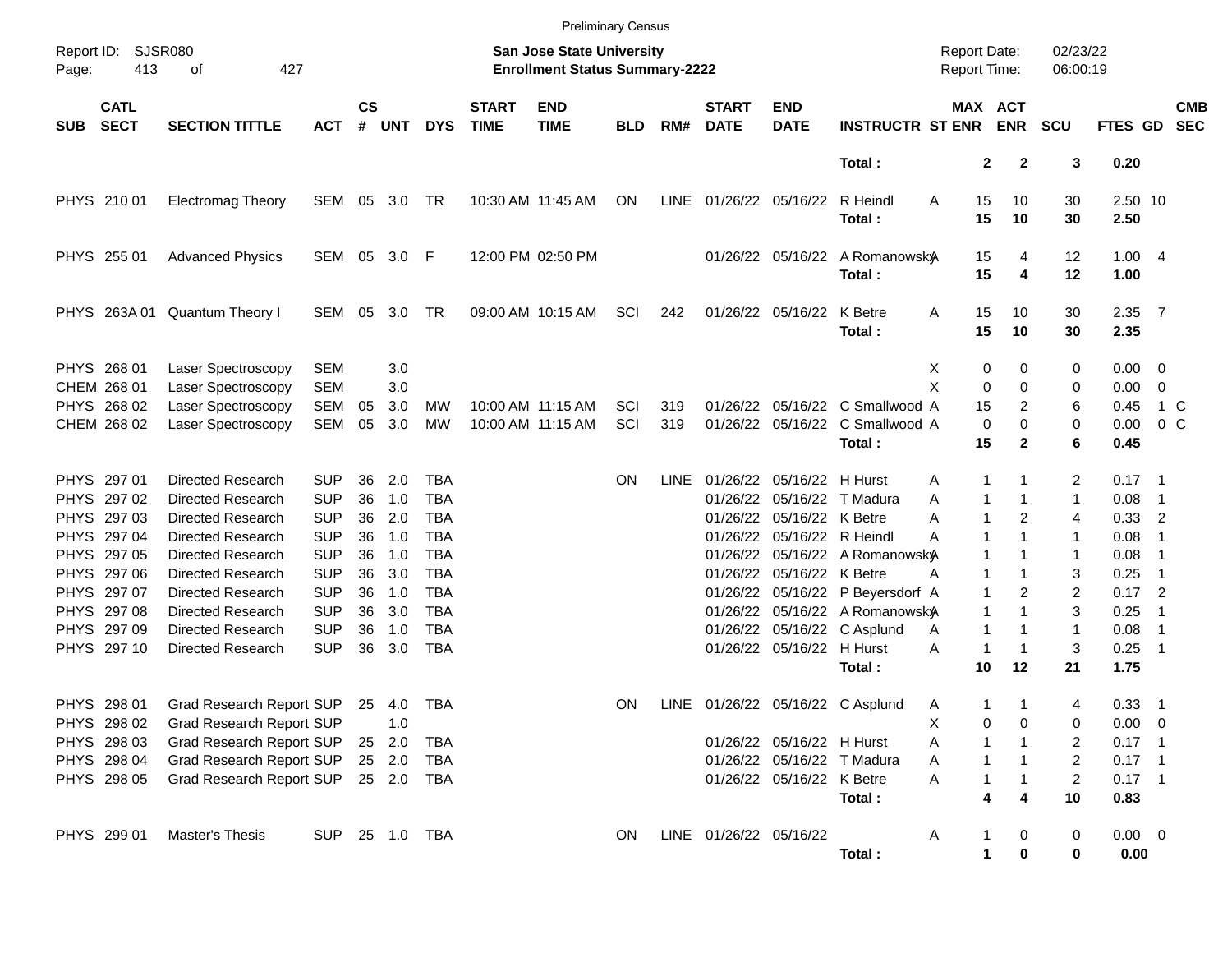Preliminary Census

Report ID: SJSR080

**San Jose State University**
**Enrollment Status Summary-2222**

Report Date: 02/23/22
Report Time: 06:00:19

| SUB | CATL SECT | SECTION TITTLE | ACT | CS # | UNT | DYS | START TIME | END TIME | BLD | RM# | START DATE | END DATE | INSTRUCTR | ST | MAX ENR | ACT ENR | SCU | FTES | GD | CMB SEC |
|---|---|---|---|---|---|---|---|---|---|---|---|---|---|---|---|---|---|---|---|---|
| | | | | | | | | | | | | | **Total :** | | **2** | **2** | **3** | **0.20** | | |
| PHYS | 210 01 | Electromag Theory | SEM | 05 | 3.0 | TR | 10:30 AM | 11:45 AM | ON | LINE | 01/26/22 | 05/16/22 | R Heindl | A | 15 | 10 | 30 | 2.50 | 10 | |
| | | | | | | | | | | | | | **Total :** | | **15** | **10** | **30** | **2.50** | | |
| PHYS | 255 01 | Advanced Physics | SEM | 05 | 3.0 | F | 12:00 PM | 02:50 PM | | | 01/26/22 | 05/16/22 | A Romanowsky | A | 15 | 4 | 12 | 1.00 | 4 | |
| | | | | | | | | | | | | | **Total :** | | **15** | **4** | **12** | **1.00** | | |
| PHYS | 263A 01 | Quantum Theory I | SEM | 05 | 3.0 | TR | 09:00 AM | 10:15 AM | SCI | 242 | 01/26/22 | 05/16/22 | K Betre | A | 15 | 10 | 30 | 2.35 | 7 | |
| | | | | | | | | | | | | | **Total :** | | **15** | **10** | **30** | **2.35** | | |
| PHYS | 268 01 | Laser Spectroscopy | SEM | | 3.0 | | | | | | | | | X | 0 | 0 | 0 | 0.00 | 0 | |
| CHEM | 268 01 | Laser Spectroscopy | SEM | | 3.0 | | | | | | | | | X | 0 | 0 | 0 | 0.00 | 0 | |
| PHYS | 268 02 | Laser Spectroscopy | SEM | 05 | 3.0 | MW | 10:00 AM | 11:15 AM | SCI | 319 | 01/26/22 | 05/16/22 | C Smallwood | A | 15 | 2 | 6 | 0.45 | 1 | C |
| CHEM | 268 02 | Laser Spectroscopy | SEM | 05 | 3.0 | MW | 10:00 AM | 11:15 AM | SCI | 319 | 01/26/22 | 05/16/22 | C Smallwood | A | 0 | 0 | 0 | 0.00 | 0 | C |
| | | | | | | | | | | | | | **Total :** | | **15** | **2** | **6** | **0.45** | | |
| PHYS | 297 01 | Directed Research | SUP | 36 | 2.0 | TBA | | | ON | LINE | 01/26/22 | 05/16/22 | H Hurst | A | 1 | 1 | 2 | 0.17 | 1 | |
| PHYS | 297 02 | Directed Research | SUP | 36 | 1.0 | TBA | | | | | 01/26/22 | 05/16/22 | T Madura | A | 1 | 1 | 1 | 0.08 | 1 | |
| PHYS | 297 03 | Directed Research | SUP | 36 | 2.0 | TBA | | | | | 01/26/22 | 05/16/22 | K Betre | A | 1 | 2 | 4 | 0.33 | 2 | |
| PHYS | 297 04 | Directed Research | SUP | 36 | 1.0 | TBA | | | | | 01/26/22 | 05/16/22 | R Heindl | A | 1 | 1 | 1 | 0.08 | 1 | |
| PHYS | 297 05 | Directed Research | SUP | 36 | 1.0 | TBA | | | | | 01/26/22 | 05/16/22 | A Romanowsky | A | 1 | 1 | 1 | 0.08 | 1 | |
| PHYS | 297 06 | Directed Research | SUP | 36 | 3.0 | TBA | | | | | 01/26/22 | 05/16/22 | K Betre | A | 1 | 1 | 3 | 0.25 | 1 | |
| PHYS | 297 07 | Directed Research | SUP | 36 | 1.0 | TBA | | | | | 01/26/22 | 05/16/22 | P Beyersdorf | A | 1 | 2 | 2 | 0.17 | 2 | |
| PHYS | 297 08 | Directed Research | SUP | 36 | 3.0 | TBA | | | | | 01/26/22 | 05/16/22 | A Romanowsky | A | 1 | 1 | 3 | 0.25 | 1 | |
| PHYS | 297 09 | Directed Research | SUP | 36 | 1.0 | TBA | | | | | 01/26/22 | 05/16/22 | C Asplund | A | 1 | 1 | 1 | 0.08 | 1 | |
| PHYS | 297 10 | Directed Research | SUP | 36 | 3.0 | TBA | | | | | 01/26/22 | 05/16/22 | H Hurst | A | 1 | 1 | 3 | 0.25 | 1 | |
| | | | | | | | | | | | | | **Total :** | | **10** | **12** | **21** | **1.75** | | |
| PHYS | 298 01 | Grad Research Report | SUP | 25 | 4.0 | TBA | | | ON | LINE | 01/26/22 | 05/16/22 | C Asplund | A | 1 | 1 | 4 | 0.33 | 1 | |
| PHYS | 298 02 | Grad Research Report | SUP | | 1.0 | | | | | | | | | X | 0 | 0 | 0 | 0.00 | 0 | |
| PHYS | 298 03 | Grad Research Report | SUP | 25 | 2.0 | TBA | | | | | 01/26/22 | 05/16/22 | H Hurst | A | 1 | 1 | 2 | 0.17 | 1 | |
| PHYS | 298 04 | Grad Research Report | SUP | 25 | 2.0 | TBA | | | | | 01/26/22 | 05/16/22 | T Madura | A | 1 | 1 | 2 | 0.17 | 1 | |
| PHYS | 298 05 | Grad Research Report | SUP | 25 | 2.0 | TBA | | | | | 01/26/22 | 05/16/22 | K Betre | A | 1 | 1 | 2 | 0.17 | 1 | |
| | | | | | | | | | | | | | **Total :** | | **4** | **4** | **10** | **0.83** | | |
| PHYS | 299 01 | Master's Thesis | SUP | 25 | 1.0 | TBA | | | ON | LINE | 01/26/22 | 05/16/22 | | A | 1 | 0 | 0 | 0.00 | 0 | |
| | | | | | | | | | | | | | **Total :** | | **1** | **0** | **0** | **0.00** | | |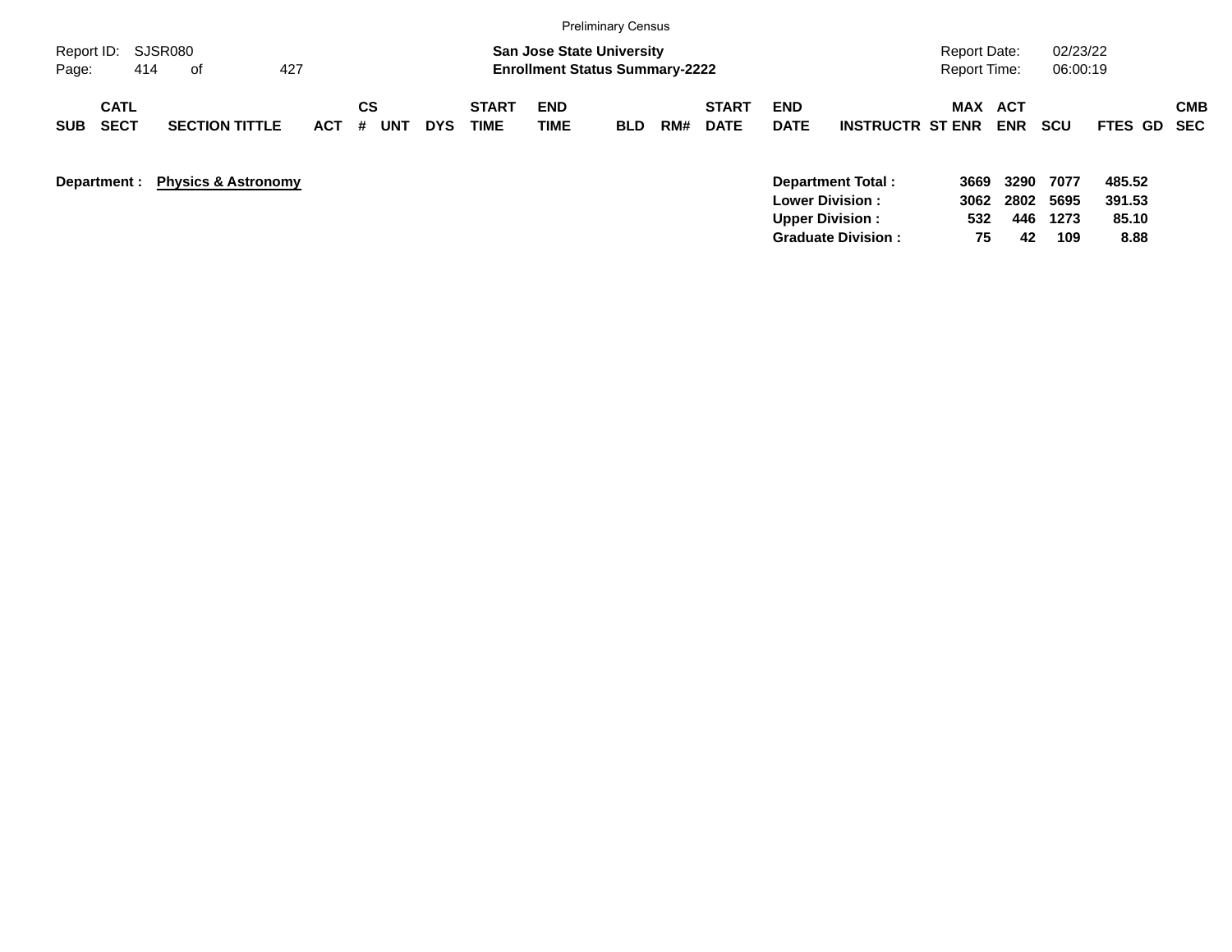Preliminary Census

**San Jose State University**
**Enrollment Status Summary-2222**

| SUB | CATL SECT | SECTION TITTLE | ACT | CS # | UNT | DYS | START TIME | END TIME | BLD | RM# | START DATE | END DATE | INSTRUCTR | ST | MAX ENR | ACT ENR | SCU | FTES | GD | CMB SEC |
|---|---|---|---|---|---|---|---|---|---|---|---|---|---|---|---|---|---|---|---|---|

**Department :** **Physics & Astronomy**

| | MAX ENR | ACT ENR | SCU | FTES |
|---|---|---|---|---|
| **Department Total :** | **3669** | **3290** | **7077** | **485.52** |
| **Lower Division :** | **3062** | **2802** | **5695** | **391.53** |
| **Upper Division :** | **532** | **446** | **1273** | **85.10** |
| **Graduate Division :** | **75** | **42** | **109** | **8.88** |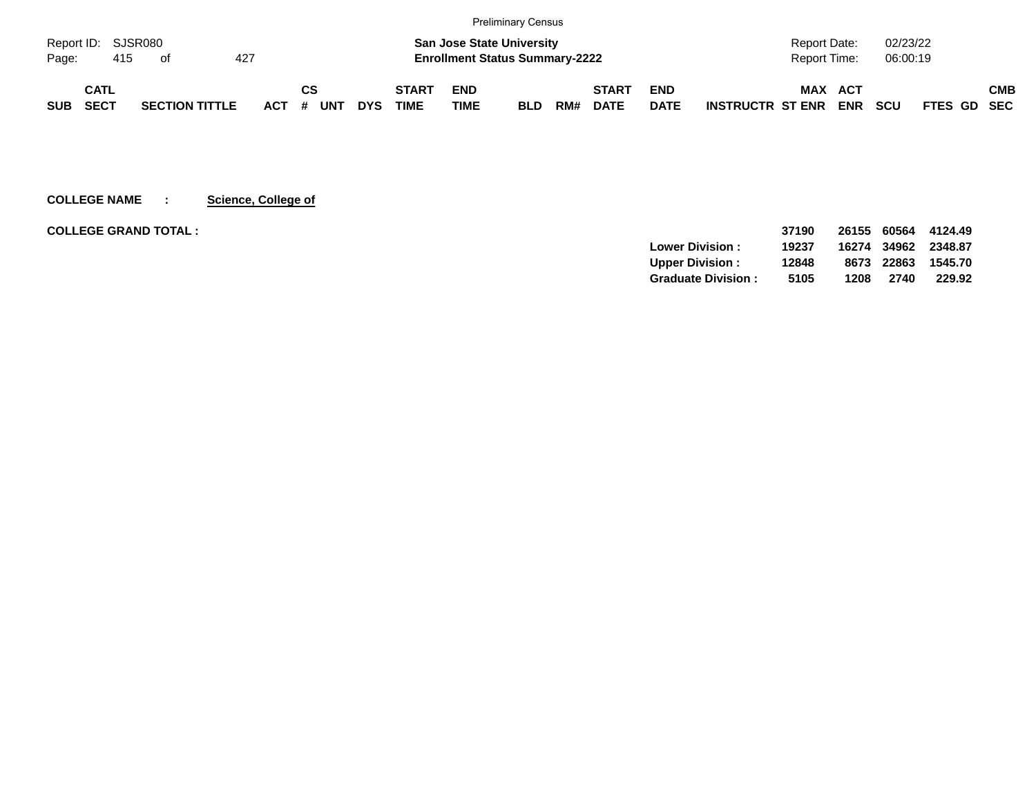Preliminary Census

Report ID: SJSR080
San Jose State University
Enrollment Status Summary-2222
Report Date: 02/23/22
Report Time: 06:00:19

| SUB | CATL SECT | SECTION TITTLE | ACT | CS # | UNT | DYS | START TIME | END TIME | BLD | RM# | START DATE | END DATE | INSTRUCTR | MAX ST ENR | ACT ENR | SCU | FTES | GD | CMB SEC |
|---|---|---|---|---|---|---|---|---|---|---|---|---|---|---|---|---|---|---|---|

**COLLEGE NAME : Science, College of**

**COLLEGE GRAND TOTAL :**

| | MAX ST ENR | ACT ENR | SCU | FTES |
|---|---|---|---|---|
| | **37190** | **26155** | **60564** | **4124.49** |
| **Lower Division :** | **19237** | **16274** | **34962** | **2348.87** |
| **Upper Division :** | **12848** | **8673** | **22863** | **1545.70** |
| **Graduate Division :** | **5105** | **1208** | **2740** | **229.92** |